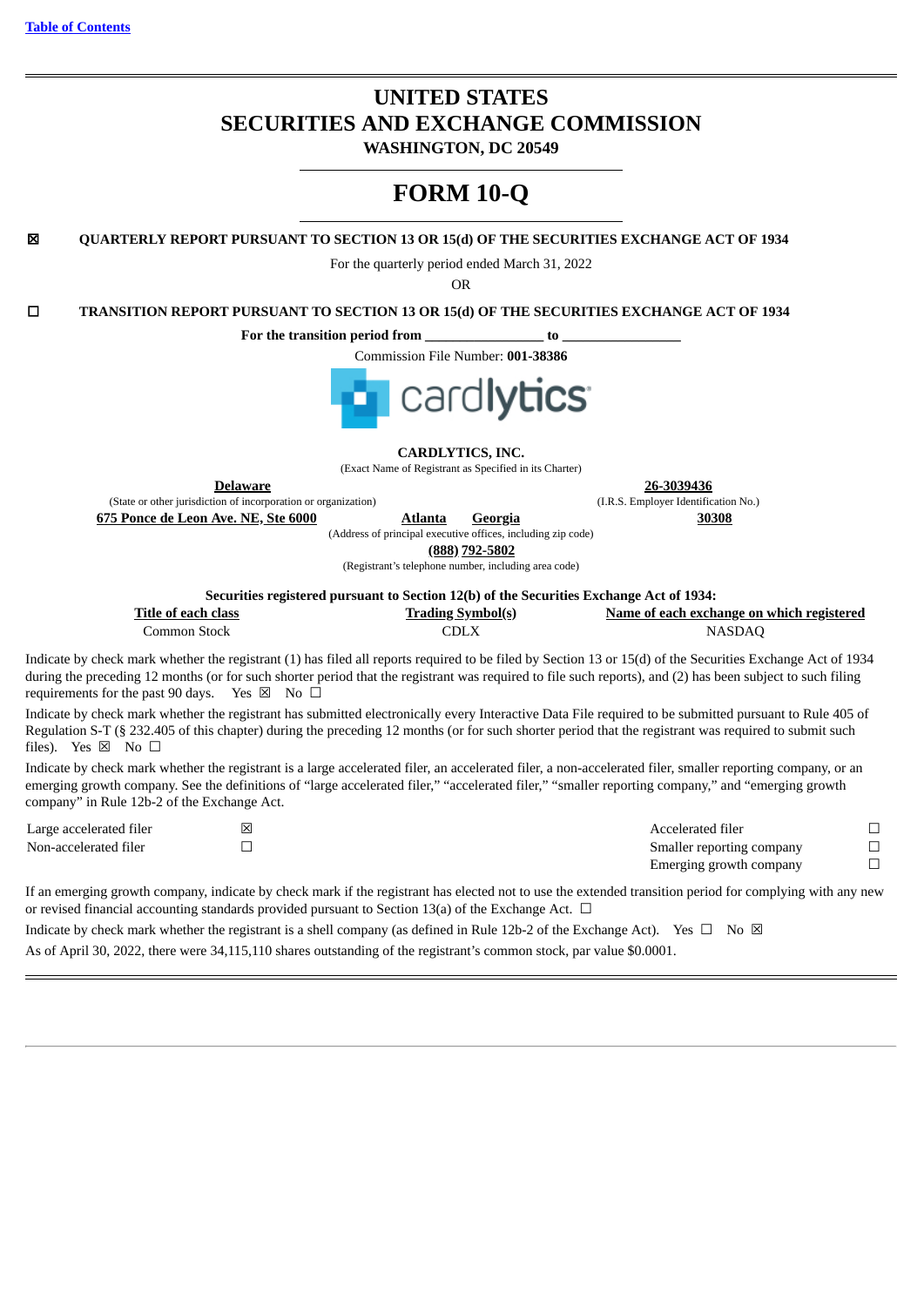Table of Contents

# UNITED STATES
# SECURITIES AND EXCHANGE COMMISSION
**WASHINGTON, DC 20549**

# FORM 10-Q

☒ **QUARTERLY REPORT PURSUANT TO SECTION 13 OR 15(d) OF THE SECURITIES EXCHANGE ACT OF 1934**

For the quarterly period ended March 31, 2022

OR

☐ **TRANSITION REPORT PURSUANT TO SECTION 13 OR 15(d) OF THE SECURITIES EXCHANGE ACT OF 1934**

**For the transition period from \_\_\_\_\_\_\_\_\_\_\_\_\_\_\_\_ to \_\_\_\_\_\_\_\_\_\_\_\_\_\_\_\_**

Commission File Number: **001-38386**

cardlytics

**CARDLYTICS, INC.**
(Exact Name of Registrant as Specified in its Charter)

| **Delaware** | **26-3039436** |
|---|---|
| (State or other jurisdiction of incorporation or organization) | (I.R.S. Employer Identification No.) |

**675 Ponce de Leon Ave. NE, Ste 6000** **Atlanta** **Georgia** **30308**
(Address of principal executive offices, including zip code)

**(888) 792-5802**
(Registrant's telephone number, including area code)

**Securities registered pursuant to Section 12(b) of the Securities Exchange Act of 1934:**

| Title of each class | Trading Symbol(s) | Name of each exchange on which registered |
|---|---|---|
| Common Stock | CDLX | NASDAQ |

Indicate by check mark whether the registrant (1) has filed all reports required to be filed by Section 13 or 15(d) of the Securities Exchange Act of 1934 during the preceding 12 months (or for such shorter period that the registrant was required to file such reports), and (2) has been subject to such filing requirements for the past 90 days. Yes ☒ No ☐

Indicate by check mark whether the registrant has submitted electronically every Interactive Data File required to be submitted pursuant to Rule 405 of Regulation S-T (§ 232.405 of this chapter) during the preceding 12 months (or for such shorter period that the registrant was required to submit such files). Yes ☒ No ☐

Indicate by check mark whether the registrant is a large accelerated filer, an accelerated filer, a non-accelerated filer, smaller reporting company, or an emerging growth company. See the definitions of "large accelerated filer," "accelerated filer," "smaller reporting company," and "emerging growth company" in Rule 12b-2 of the Exchange Act.

| | | | |
|---|---|---|---|
| Large accelerated filer | ☒ | Accelerated filer | ☐ |
| Non-accelerated filer | ☐ | Smaller reporting company | ☐ |
| | | Emerging growth company | ☐ |

If an emerging growth company, indicate by check mark if the registrant has elected not to use the extended transition period for complying with any new or revised financial accounting standards provided pursuant to Section 13(a) of the Exchange Act. ☐

Indicate by check mark whether the registrant is a shell company (as defined in Rule 12b-2 of the Exchange Act). Yes ☐ No ☒

As of April 30, 2022, there were 34,115,110 shares outstanding of the registrant's common stock, par value $0.0001.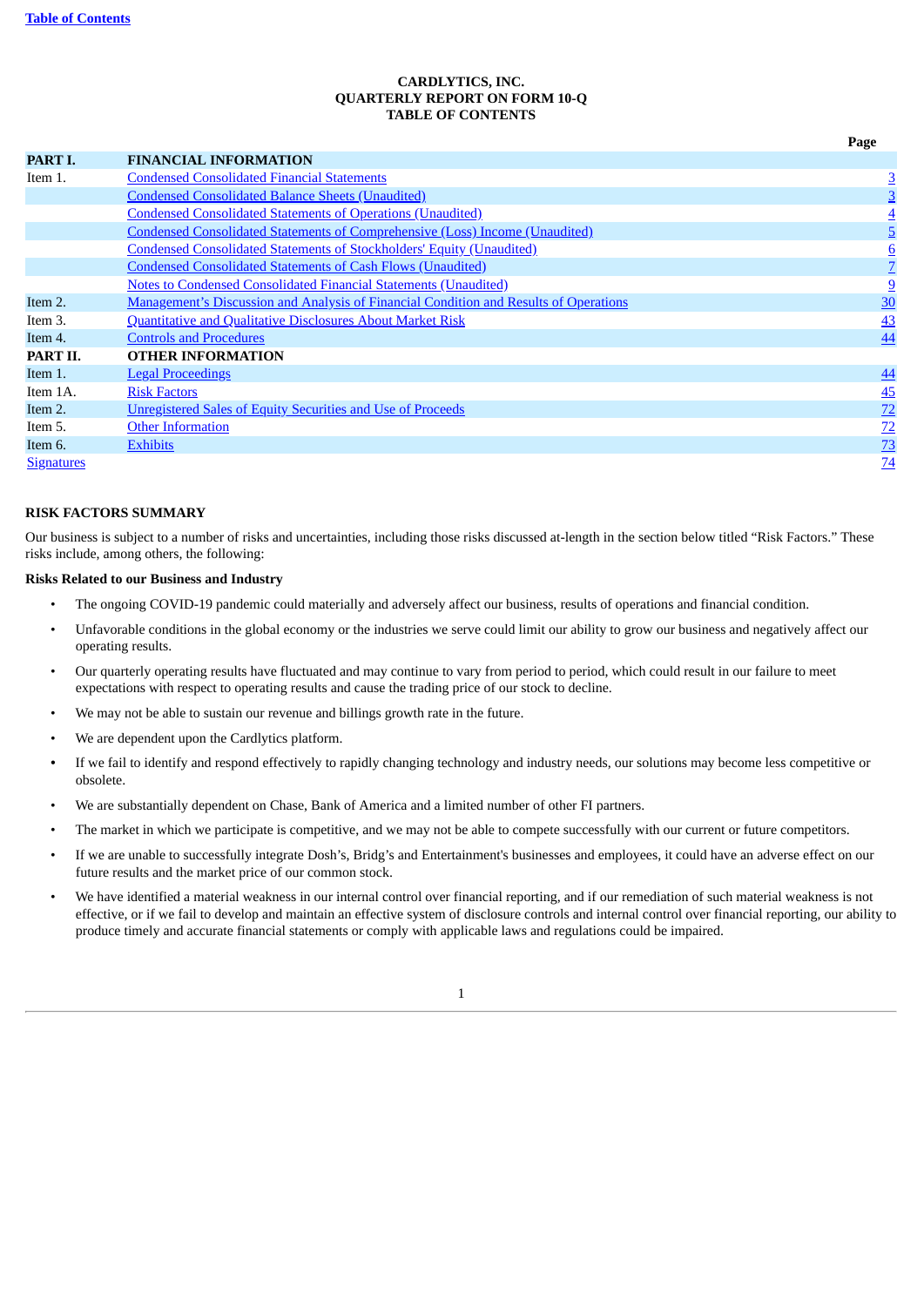**CARDLYTICS, INC.**
**QUARTERLY REPORT ON FORM 10-Q**
**TABLE OF CONTENTS**

| | | Page |
|---|---|---|
| **PART I.** | **FINANCIAL INFORMATION** | |
| Item 1. | Condensed Consolidated Financial Statements | 3 |
| | Condensed Consolidated Balance Sheets (Unaudited) | 3 |
| | Condensed Consolidated Statements of Operations (Unaudited) | 4 |
| | Condensed Consolidated Statements of Comprehensive (Loss) Income (Unaudited) | 5 |
| | Condensed Consolidated Statements of Stockholders' Equity (Unaudited) | 6 |
| | Condensed Consolidated Statements of Cash Flows (Unaudited) | 7 |
| | Notes to Condensed Consolidated Financial Statements (Unaudited) | 9 |
| Item 2. | Management's Discussion and Analysis of Financial Condition and Results of Operations | 30 |
| Item 3. | Quantitative and Qualitative Disclosures About Market Risk | 43 |
| Item 4. | Controls and Procedures | 44 |
| **PART II.** | **OTHER INFORMATION** | |
| Item 1. | Legal Proceedings | 44 |
| Item 1A. | Risk Factors | 45 |
| Item 2. | Unregistered Sales of Equity Securities and Use of Proceeds | 72 |
| Item 5. | Other Information | 72 |
| Item 6. | Exhibits | 73 |
| Signatures | | 74 |

**RISK FACTORS SUMMARY**

Our business is subject to a number of risks and uncertainties, including those risks discussed at-length in the section below titled "Risk Factors." These risks include, among others, the following:

**Risks Related to our Business and Industry**

- The ongoing COVID-19 pandemic could materially and adversely affect our business, results of operations and financial condition.
- Unfavorable conditions in the global economy or the industries we serve could limit our ability to grow our business and negatively affect our operating results.
- Our quarterly operating results have fluctuated and may continue to vary from period to period, which could result in our failure to meet expectations with respect to operating results and cause the trading price of our stock to decline.
- We may not be able to sustain our revenue and billings growth rate in the future.
- We are dependent upon the Cardlytics platform.
- If we fail to identify and respond effectively to rapidly changing technology and industry needs, our solutions may become less competitive or obsolete.
- We are substantially dependent on Chase, Bank of America and a limited number of other FI partners.
- The market in which we participate is competitive, and we may not be able to compete successfully with our current or future competitors.
- If we are unable to successfully integrate Dosh's, Bridg's and Entertainment's businesses and employees, it could have an adverse effect on our future results and the market price of our common stock.
- We have identified a material weakness in our internal control over financial reporting, and if our remediation of such material weakness is not effective, or if we fail to develop and maintain an effective system of disclosure controls and internal control over financial reporting, our ability to produce timely and accurate financial statements or comply with applicable laws and regulations could be impaired.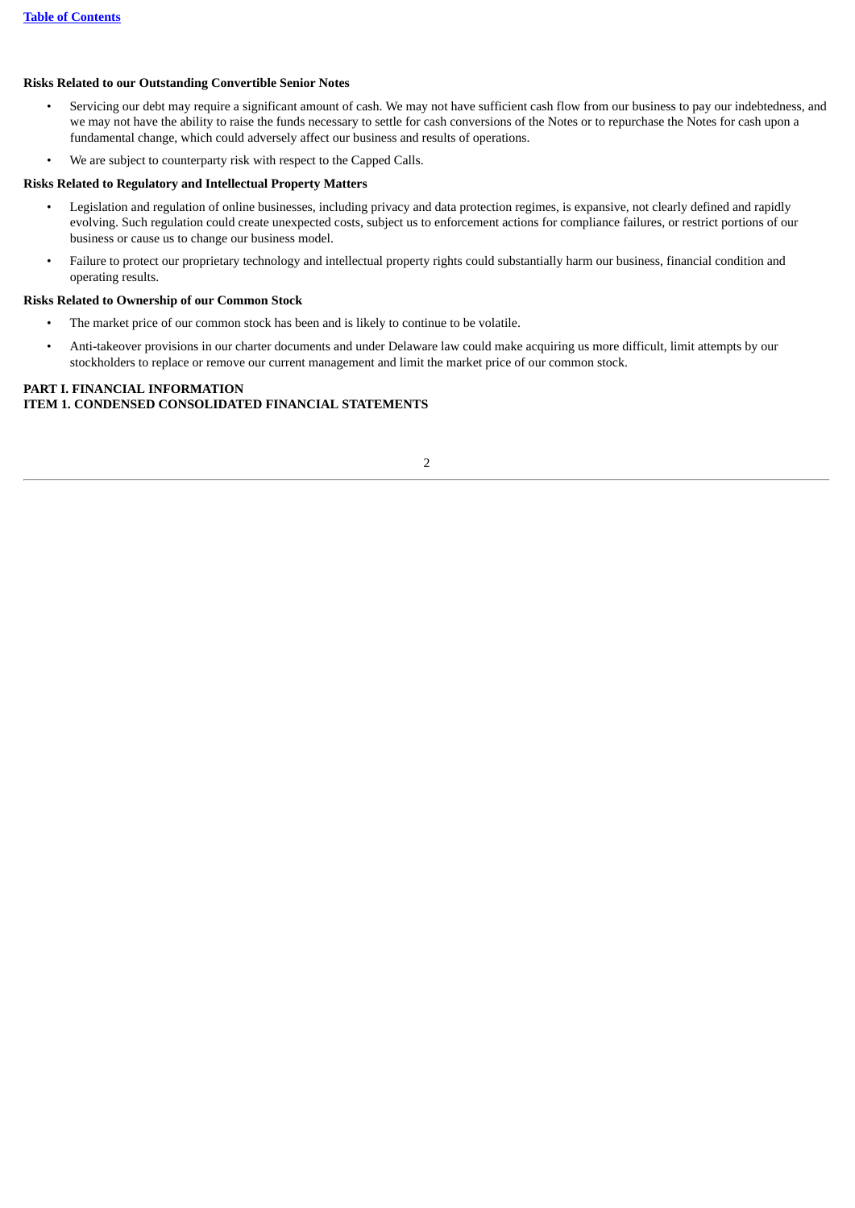**Risks Related to our Outstanding Convertible Senior Notes**

- Servicing our debt may require a significant amount of cash. We may not have sufficient cash flow from our business to pay our indebtedness, and we may not have the ability to raise the funds necessary to settle for cash conversions of the Notes or to repurchase the Notes for cash upon a fundamental change, which could adversely affect our business and results of operations.
- We are subject to counterparty risk with respect to the Capped Calls.

**Risks Related to Regulatory and Intellectual Property Matters**

- Legislation and regulation of online businesses, including privacy and data protection regimes, is expansive, not clearly defined and rapidly evolving. Such regulation could create unexpected costs, subject us to enforcement actions for compliance failures, or restrict portions of our business or cause us to change our business model.
- Failure to protect our proprietary technology and intellectual property rights could substantially harm our business, financial condition and operating results.

**Risks Related to Ownership of our Common Stock**

- The market price of our common stock has been and is likely to continue to be volatile.
- Anti-takeover provisions in our charter documents and under Delaware law could make acquiring us more difficult, limit attempts by our stockholders to replace or remove our current management and limit the market price of our common stock.

# PART I. FINANCIAL INFORMATION

## ITEM 1. CONDENSED CONSOLIDATED FINANCIAL STATEMENTS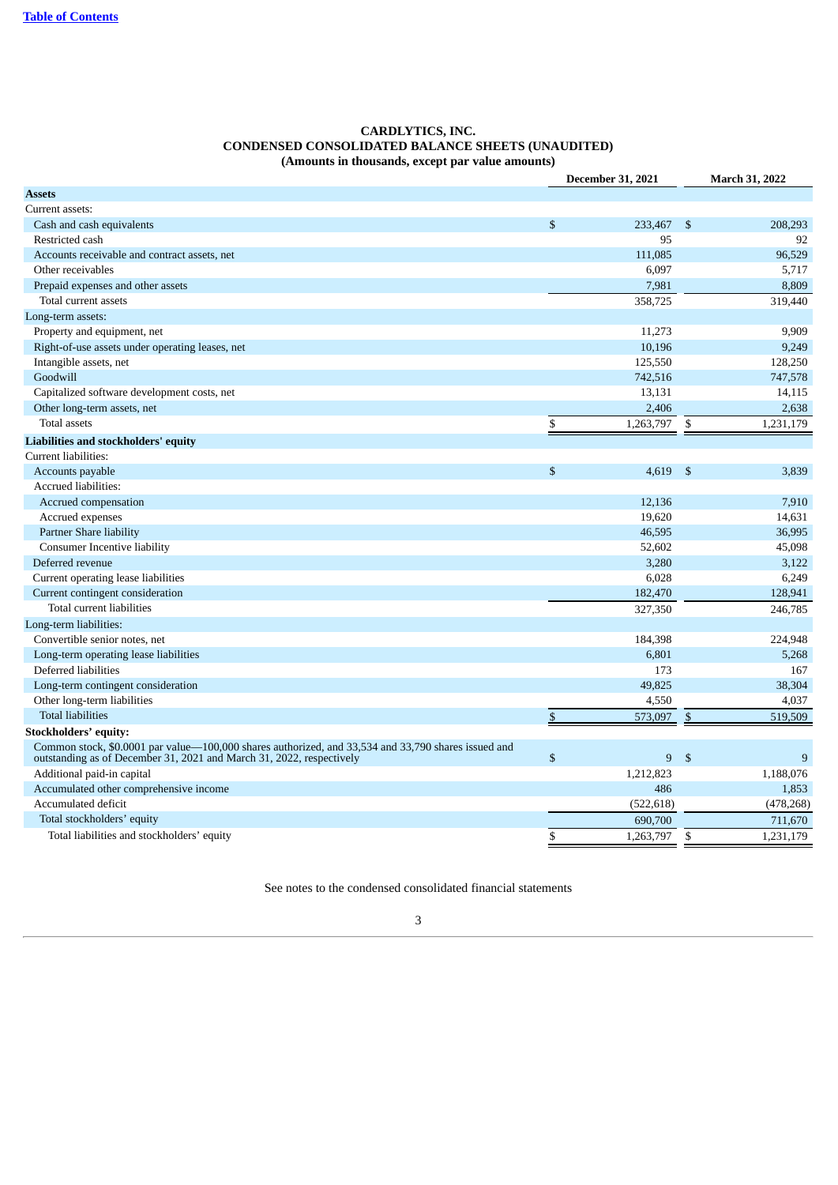**CARDLYTICS, INC.**
**CONDENSED CONSOLIDATED BALANCE SHEETS (UNAUDITED)**
**(Amounts in thousands, except par value amounts)**

| | December 31, 2021 | March 31, 2022 |
|---|---|---|
| **Assets** | | |
| Current assets: | | |
| Cash and cash equivalents | $ 233,467 | $ 208,293 |
| Restricted cash | 95 | 92 |
| Accounts receivable and contract assets, net | 111,085 | 96,529 |
| Other receivables | 6,097 | 5,717 |
| Prepaid expenses and other assets | 7,981 | 8,809 |
| Total current assets | 358,725 | 319,440 |
| Long-term assets: | | |
| Property and equipment, net | 11,273 | 9,909 |
| Right-of-use assets under operating leases, net | 10,196 | 9,249 |
| Intangible assets, net | 125,550 | 128,250 |
| Goodwill | 742,516 | 747,578 |
| Capitalized software development costs, net | 13,131 | 14,115 |
| Other long-term assets, net | 2,406 | 2,638 |
| Total assets | $ 1,263,797 | $ 1,231,179 |
| **Liabilities and stockholders' equity** | | |
| Current liabilities: | | |
| Accounts payable | $ 4,619 | $ 3,839 |
| Accrued liabilities: | | |
| Accrued compensation | 12,136 | 7,910 |
| Accrued expenses | 19,620 | 14,631 |
| Partner Share liability | 46,595 | 36,995 |
| Consumer Incentive liability | 52,602 | 45,098 |
| Deferred revenue | 3,280 | 3,122 |
| Current operating lease liabilities | 6,028 | 6,249 |
| Current contingent consideration | 182,470 | 128,941 |
| Total current liabilities | 327,350 | 246,785 |
| Long-term liabilities: | | |
| Convertible senior notes, net | 184,398 | 224,948 |
| Long-term operating lease liabilities | 6,801 | 5,268 |
| Deferred liabilities | 173 | 167 |
| Long-term contingent consideration | 49,825 | 38,304 |
| Other long-term liabilities | 4,550 | 4,037 |
| Total liabilities | $ 573,097 | $ 519,509 |
| **Stockholders' equity:** | | |
| Common stock, $0.0001 par value—100,000 shares authorized, and 33,534 and 33,790 shares issued and outstanding as of December 31, 2021 and March 31, 2022, respectively | $ 9 | $ 9 |
| Additional paid-in capital | 1,212,823 | 1,188,076 |
| Accumulated other comprehensive income | 486 | 1,853 |
| Accumulated deficit | (522,618) | (478,268) |
| Total stockholders' equity | 690,700 | 711,670 |
| Total liabilities and stockholders' equity | $ 1,263,797 | $ 1,231,179 |

See notes to the condensed consolidated financial statements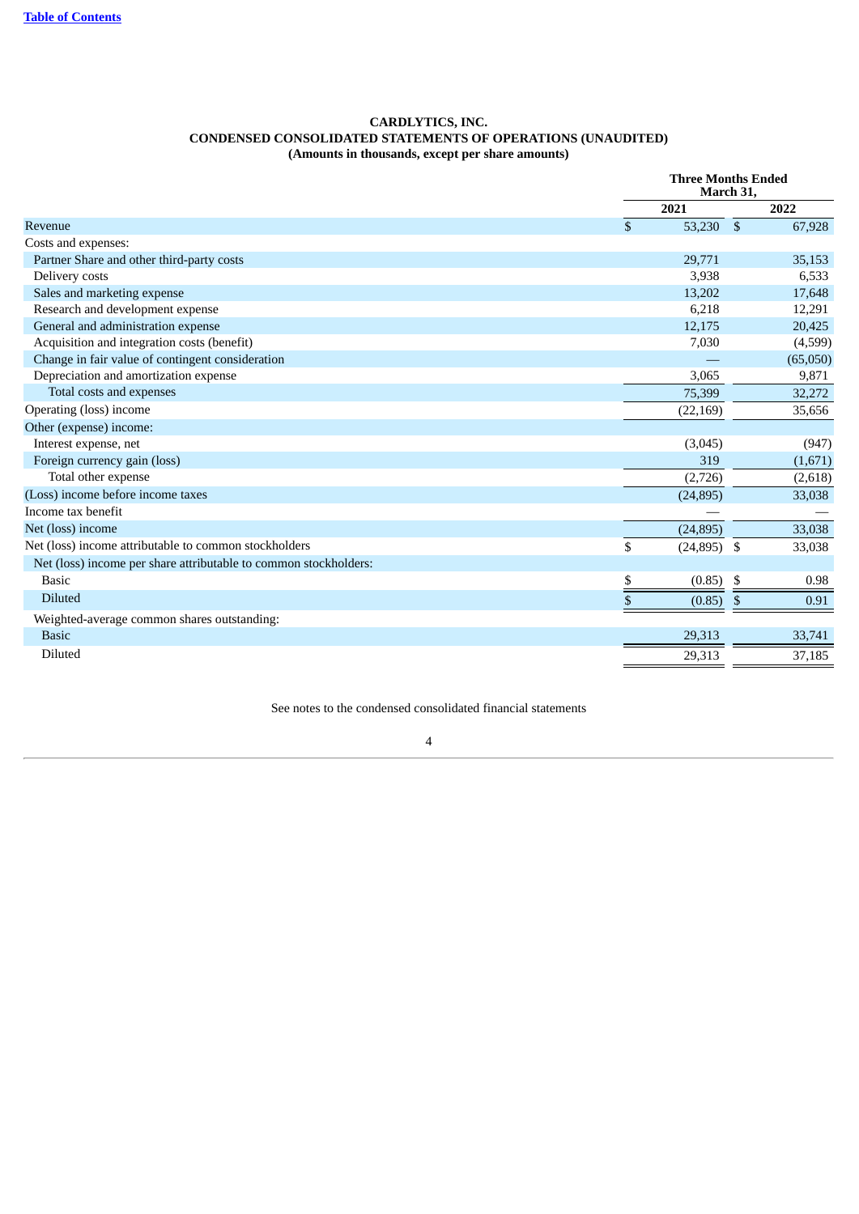**CARDLYTICS, INC.**
**CONDENSED CONSOLIDATED STATEMENTS OF OPERATIONS (UNAUDITED)**
**(Amounts in thousands, except per share amounts)**

| | Three Months Ended March 31, | |
|---|---|---|
| | 2021 | 2022 |
| Revenue | $ 53,230 | $ 67,928 |
| Costs and expenses: | | |
| Partner Share and other third-party costs | 29,771 | 35,153 |
| Delivery costs | 3,938 | 6,533 |
| Sales and marketing expense | 13,202 | 17,648 |
| Research and development expense | 6,218 | 12,291 |
| General and administration expense | 12,175 | 20,425 |
| Acquisition and integration costs (benefit) | 7,030 | (4,599) |
| Change in fair value of contingent consideration | — | (65,050) |
| Depreciation and amortization expense | 3,065 | 9,871 |
| Total costs and expenses | 75,399 | 32,272 |
| Operating (loss) income | (22,169) | 35,656 |
| Other (expense) income: | | |
| Interest expense, net | (3,045) | (947) |
| Foreign currency gain (loss) | 319 | (1,671) |
| Total other expense | (2,726) | (2,618) |
| (Loss) income before income taxes | (24,895) | 33,038 |
| Income tax benefit | — | — |
| Net (loss) income | (24,895) | 33,038 |
| Net (loss) income attributable to common stockholders | $ (24,895) | $ 33,038 |
| Net (loss) income per share attributable to common stockholders: | | |
| Basic | $ (0.85) | $ 0.98 |
| Diluted | $ (0.85) | $ 0.91 |
| Weighted-average common shares outstanding: | | |
| Basic | 29,313 | 33,741 |
| Diluted | 29,313 | 37,185 |

See notes to the condensed consolidated financial statements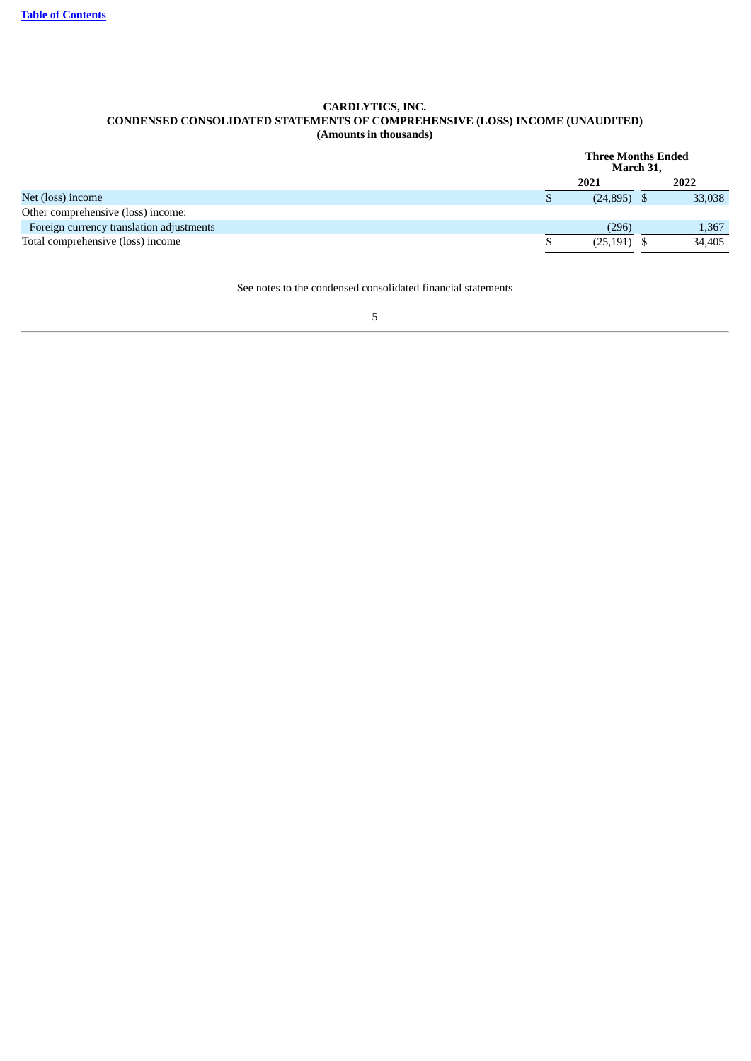**CARDLYTICS, INC.**
**CONDENSED CONSOLIDATED STATEMENTS OF COMPREHENSIVE (LOSS) INCOME (UNAUDITED)**
**(Amounts in thousands)**

| | Three Months Ended March 31, | |
|---|---|---|
| | **2021** | **2022** |
| Net (loss) income | $ (24,895) | $ 33,038 |
| Other comprehensive (loss) income: | | |
| Foreign currency translation adjustments | (296) | 1,367 |
| Total comprehensive (loss) income | $ (25,191) | $ 34,405 |

See notes to the condensed consolidated financial statements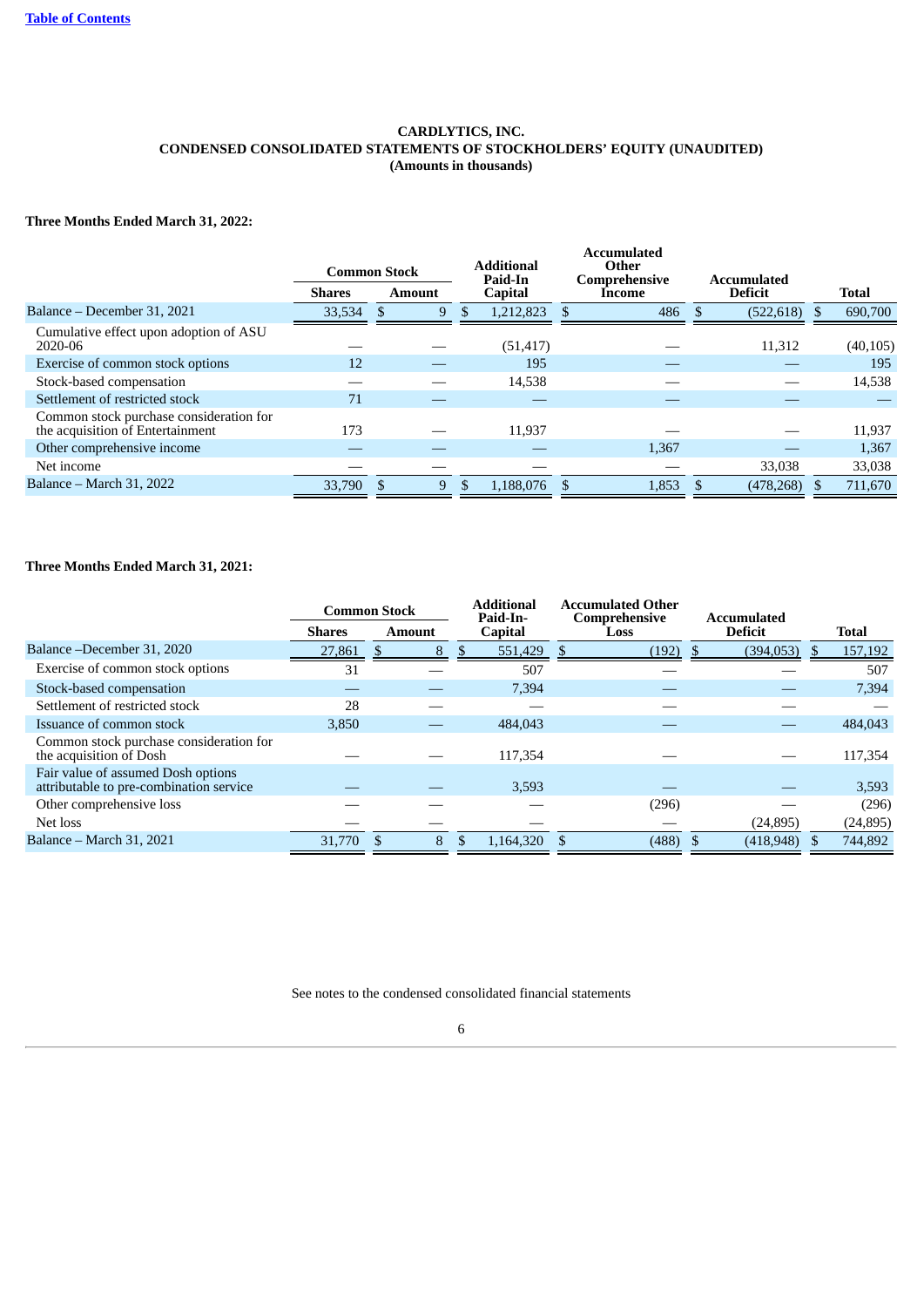**CARDLYTICS, INC.**
**CONDENSED CONSOLIDATED STATEMENTS OF STOCKHOLDERS' EQUITY (UNAUDITED)**
**(Amounts in thousands)**

**Three Months Ended March 31, 2022:**

| | Common Stock | | Additional Paid-In Capital | Accumulated Other Comprehensive Income | Accumulated Deficit | Total |
|---|---|---|---|---|---|---|
| | Shares | Amount | | | | |
| Balance – December 31, 2021 | 33,534 | $ 9 | $ 1,212,823 | $ 486 | $ (522,618) | $ 690,700 |
| Cumulative effect upon adoption of ASU 2020-06 | — | — | (51,417) | — | 11,312 | (40,105) |
| Exercise of common stock options | 12 | — | 195 | — | — | 195 |
| Stock-based compensation | — | — | 14,538 | — | — | 14,538 |
| Settlement of restricted stock | 71 | — | — | — | — | — |
| Common stock purchase consideration for the acquisition of Entertainment | 173 | — | 11,937 | — | — | 11,937 |
| Other comprehensive income | — | — | — | 1,367 | — | 1,367 |
| Net income | — | — | — | — | 33,038 | 33,038 |
| Balance – March 31, 2022 | 33,790 | $ 9 | $ 1,188,076 | $ 1,853 | $ (478,268) | $ 711,670 |

**Three Months Ended March 31, 2021:**

| | Common Stock | | Additional Paid-In-Capital | Accumulated Other Comprehensive Loss | Accumulated Deficit | Total |
|---|---|---|---|---|---|---|
| | Shares | Amount | | | | |
| Balance –December 31, 2020 | 27,861 | $ 8 | $ 551,429 | $ (192) | $ (394,053) | $ 157,192 |
| Exercise of common stock options | 31 | — | 507 | — | — | 507 |
| Stock-based compensation | — | — | 7,394 | — | — | 7,394 |
| Settlement of restricted stock | 28 | — | — | — | — | — |
| Issuance of common stock | 3,850 | — | 484,043 | — | — | 484,043 |
| Common stock purchase consideration for the acquisition of Dosh | — | — | 117,354 | — | — | 117,354 |
| Fair value of assumed Dosh options attributable to pre-combination service | — | — | 3,593 | — | — | 3,593 |
| Other comprehensive loss | — | — | — | (296) | — | (296) |
| Net loss | — | — | — | — | (24,895) | (24,895) |
| Balance – March 31, 2021 | 31,770 | $ 8 | $ 1,164,320 | $ (488) | $ (418,948) | $ 744,892 |

See notes to the condensed consolidated financial statements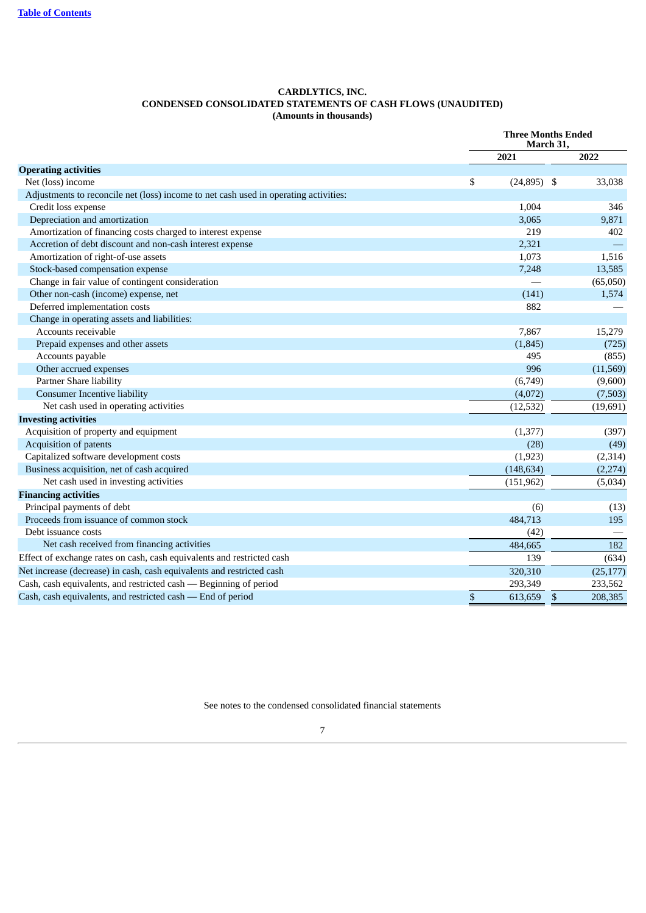**CARDLYTICS, INC.**
**CONDENSED CONSOLIDATED STATEMENTS OF CASH FLOWS (UNAUDITED)**
**(Amounts in thousands)**

| | Three Months Ended March 31, | |
|---|---|---|
| | 2021 | 2022 |
| **Operating activities** | | |
| Net (loss) income | $ (24,895) | $ 33,038 |
| Adjustments to reconcile net (loss) income to net cash used in operating activities: | | |
| Credit loss expense | 1,004 | 346 |
| Depreciation and amortization | 3,065 | 9,871 |
| Amortization of financing costs charged to interest expense | 219 | 402 |
| Accretion of debt discount and non-cash interest expense | 2,321 | — |
| Amortization of right-of-use assets | 1,073 | 1,516 |
| Stock-based compensation expense | 7,248 | 13,585 |
| Change in fair value of contingent consideration | — | (65,050) |
| Other non-cash (income) expense, net | (141) | 1,574 |
| Deferred implementation costs | 882 | — |
| Change in operating assets and liabilities: | | |
| Accounts receivable | 7,867 | 15,279 |
| Prepaid expenses and other assets | (1,845) | (725) |
| Accounts payable | 495 | (855) |
| Other accrued expenses | 996 | (11,569) |
| Partner Share liability | (6,749) | (9,600) |
| Consumer Incentive liability | (4,072) | (7,503) |
| Net cash used in operating activities | (12,532) | (19,691) |
| **Investing activities** | | |
| Acquisition of property and equipment | (1,377) | (397) |
| Acquisition of patents | (28) | (49) |
| Capitalized software development costs | (1,923) | (2,314) |
| Business acquisition, net of cash acquired | (148,634) | (2,274) |
| Net cash used in investing activities | (151,962) | (5,034) |
| **Financing activities** | | |
| Principal payments of debt | (6) | (13) |
| Proceeds from issuance of common stock | 484,713 | 195 |
| Debt issuance costs | (42) | — |
| Net cash received from financing activities | 484,665 | 182 |
| Effect of exchange rates on cash, cash equivalents and restricted cash | 139 | (634) |
| Net increase (decrease) in cash, cash equivalents and restricted cash | 320,310 | (25,177) |
| Cash, cash equivalents, and restricted cash — Beginning of period | 293,349 | 233,562 |
| Cash, cash equivalents, and restricted cash — End of period | $ 613,659 | $ 208,385 |

See notes to the condensed consolidated financial statements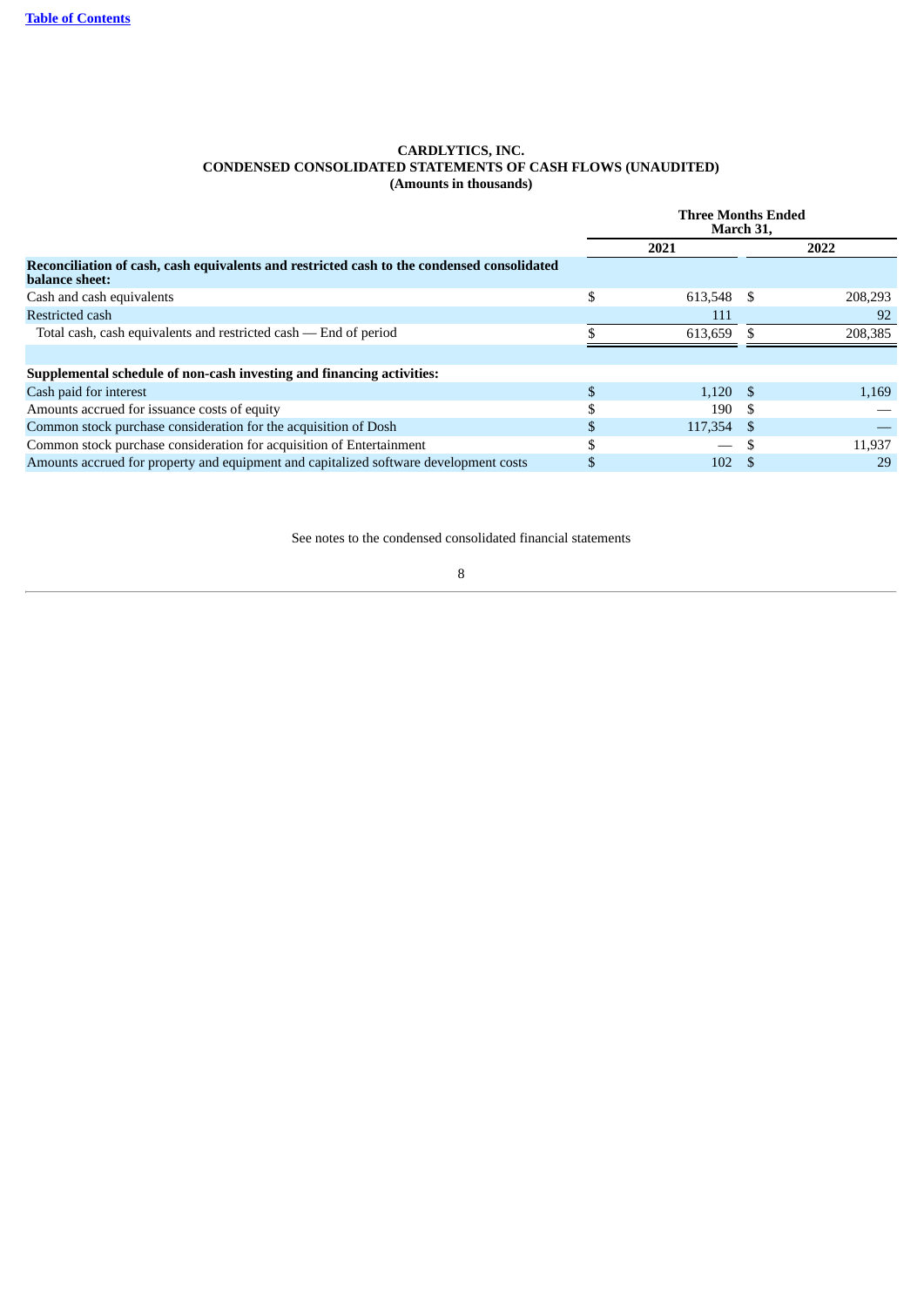**CARDLYTICS, INC.**
**CONDENSED CONSOLIDATED STATEMENTS OF CASH FLOWS (UNAUDITED)**
**(Amounts in thousands)**

| | Three Months Ended March 31, | |
|---|---|---|
| | 2021 | 2022 |
| **Reconciliation of cash, cash equivalents and restricted cash to the condensed consolidated balance sheet:** | | |
| Cash and cash equivalents | $ 613,548 | $ 208,293 |
| Restricted cash | 111 | 92 |
| Total cash, cash equivalents and restricted cash — End of period | $ 613,659 | $ 208,385 |
| | | |
| **Supplemental schedule of non-cash investing and financing activities:** | | |
| Cash paid for interest | $ 1,120 | $ 1,169 |
| Amounts accrued for issuance costs of equity | $ 190 | $ — |
| Common stock purchase consideration for the acquisition of Dosh | $ 117,354 | $ — |
| Common stock purchase consideration for acquisition of Entertainment | $ — | $ 11,937 |
| Amounts accrued for property and equipment and capitalized software development costs | $ 102 | $ 29 |

See notes to the condensed consolidated financial statements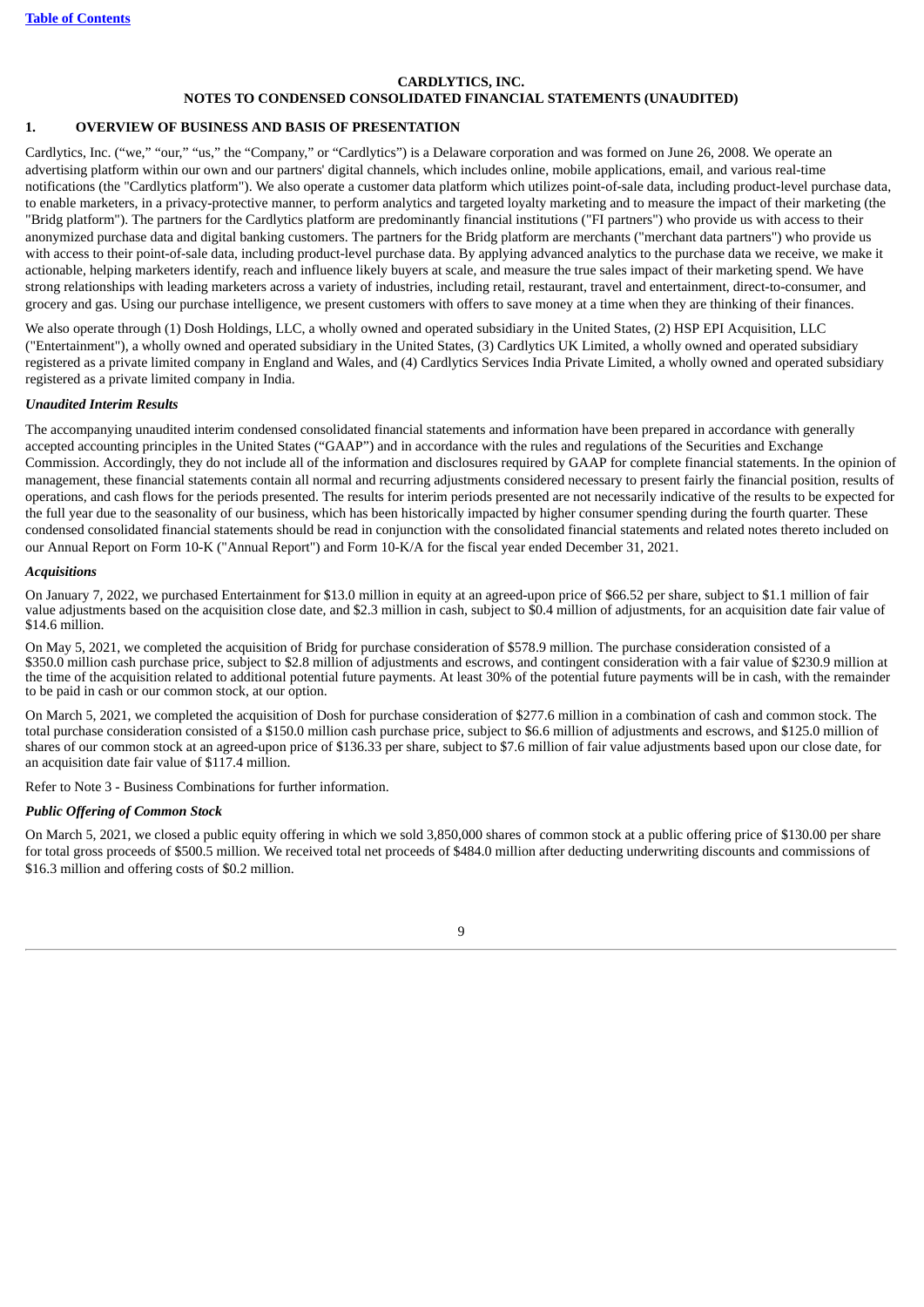**CARDLYTICS, INC.**
**NOTES TO CONDENSED CONSOLIDATED FINANCIAL STATEMENTS (UNAUDITED)**

## 1. OVERVIEW OF BUSINESS AND BASIS OF PRESENTATION

Cardlytics, Inc. ("we," "our," "us," the "Company," or "Cardlytics") is a Delaware corporation and was formed on June 26, 2008. We operate an advertising platform within our own and our partners' digital channels, which includes online, mobile applications, email, and various real-time notifications (the "Cardlytics platform"). We also operate a customer data platform which utilizes point-of-sale data, including product-level purchase data, to enable marketers, in a privacy-protective manner, to perform analytics and targeted loyalty marketing and to measure the impact of their marketing (the "Bridg platform"). The partners for the Cardlytics platform are predominantly financial institutions ("FI partners") who provide us with access to their anonymized purchase data and digital banking customers. The partners for the Bridg platform are merchants ("merchant data partners") who provide us with access to their point-of-sale data, including product-level purchase data. By applying advanced analytics to the purchase data we receive, we make it actionable, helping marketers identify, reach and influence likely buyers at scale, and measure the true sales impact of their marketing spend. We have strong relationships with leading marketers across a variety of industries, including retail, restaurant, travel and entertainment, direct-to-consumer, and grocery and gas. Using our purchase intelligence, we present customers with offers to save money at a time when they are thinking of their finances.

We also operate through (1) Dosh Holdings, LLC, a wholly owned and operated subsidiary in the United States, (2) HSP EPI Acquisition, LLC ("Entertainment"), a wholly owned and operated subsidiary in the United States, (3) Cardlytics UK Limited, a wholly owned and operated subsidiary registered as a private limited company in England and Wales, and (4) Cardlytics Services India Private Limited, a wholly owned and operated subsidiary registered as a private limited company in India.

***Unaudited Interim Results***

The accompanying unaudited interim condensed consolidated financial statements and information have been prepared in accordance with generally accepted accounting principles in the United States ("GAAP") and in accordance with the rules and regulations of the Securities and Exchange Commission. Accordingly, they do not include all of the information and disclosures required by GAAP for complete financial statements. In the opinion of management, these financial statements contain all normal and recurring adjustments considered necessary to present fairly the financial position, results of operations, and cash flows for the periods presented. The results for interim periods presented are not necessarily indicative of the results to be expected for the full year due to the seasonality of our business, which has been historically impacted by higher consumer spending during the fourth quarter. These condensed consolidated financial statements should be read in conjunction with the consolidated financial statements and related notes thereto included on our Annual Report on Form 10-K ("Annual Report") and Form 10-K/A for the fiscal year ended December 31, 2021.

***Acquisitions***

On January 7, 2022, we purchased Entertainment for $13.0 million in equity at an agreed-upon price of $66.52 per share, subject to $1.1 million of fair value adjustments based on the acquisition close date, and $2.3 million in cash, subject to $0.4 million of adjustments, for an acquisition date fair value of $14.6 million.

On May 5, 2021, we completed the acquisition of Bridg for purchase consideration of $578.9 million. The purchase consideration consisted of a $350.0 million cash purchase price, subject to $2.8 million of adjustments and escrows, and contingent consideration with a fair value of $230.9 million at the time of the acquisition related to additional potential future payments. At least 30% of the potential future payments will be in cash, with the remainder to be paid in cash or our common stock, at our option.

On March 5, 2021, we completed the acquisition of Dosh for purchase consideration of $277.6 million in a combination of cash and common stock. The total purchase consideration consisted of a $150.0 million cash purchase price, subject to $6.6 million of adjustments and escrows, and $125.0 million of shares of our common stock at an agreed-upon price of $136.33 per share, subject to $7.6 million of fair value adjustments based upon our close date, for an acquisition date fair value of $117.4 million.

Refer to Note 3 - Business Combinations for further information.

***Public Offering of Common Stock***

On March 5, 2021, we closed a public equity offering in which we sold 3,850,000 shares of common stock at a public offering price of $130.00 per share for total gross proceeds of $500.5 million. We received total net proceeds of $484.0 million after deducting underwriting discounts and commissions of $16.3 million and offering costs of $0.2 million.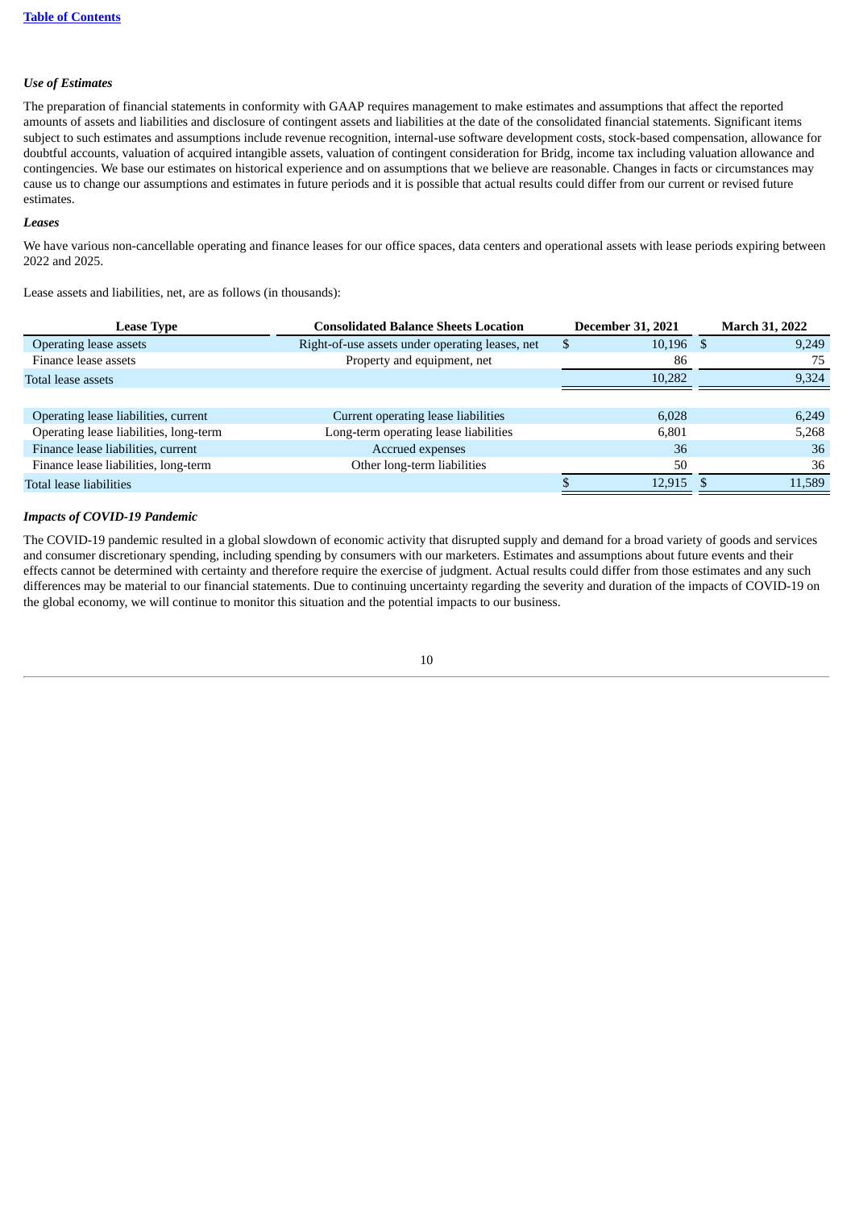### *Use of Estimates*

The preparation of financial statements in conformity with GAAP requires management to make estimates and assumptions that affect the reported amounts of assets and liabilities and disclosure of contingent assets and liabilities at the date of the consolidated financial statements. Significant items subject to such estimates and assumptions include revenue recognition, internal-use software development costs, stock-based compensation, allowance for doubtful accounts, valuation of acquired intangible assets, valuation of contingent consideration for Bridg, income tax including valuation allowance and contingencies. We base our estimates on historical experience and on assumptions that we believe are reasonable. Changes in facts or circumstances may cause us to change our assumptions and estimates in future periods and it is possible that actual results could differ from our current or revised future estimates.

### *Leases*

We have various non-cancellable operating and finance leases for our office spaces, data centers and operational assets with lease periods expiring between 2022 and 2025.

Lease assets and liabilities, net, are as follows (in thousands):

| Lease Type | Consolidated Balance Sheets Location | December 31, 2021 | March 31, 2022 |
|---|---|---|---|
| Operating lease assets | Right-of-use assets under operating leases, net | $ 10,196 | $ 9,249 |
| Finance lease assets | Property and equipment, net | 86 | 75 |
| Total lease assets | | 10,282 | 9,324 |
| | | | |
| Operating lease liabilities, current | Current operating lease liabilities | 6,028 | 6,249 |
| Operating lease liabilities, long-term | Long-term operating lease liabilities | 6,801 | 5,268 |
| Finance lease liabilities, current | Accrued expenses | 36 | 36 |
| Finance lease liabilities, long-term | Other long-term liabilities | 50 | 36 |
| Total lease liabilities | | $ 12,915 | $ 11,589 |

### *Impacts of COVID-19 Pandemic*

The COVID-19 pandemic resulted in a global slowdown of economic activity that disrupted supply and demand for a broad variety of goods and services and consumer discretionary spending, including spending by consumers with our marketers. Estimates and assumptions about future events and their effects cannot be determined with certainty and therefore require the exercise of judgment. Actual results could differ from those estimates and any such differences may be material to our financial statements. Due to continuing uncertainty regarding the severity and duration of the impacts of COVID-19 on the global economy, we will continue to monitor this situation and the potential impacts to our business.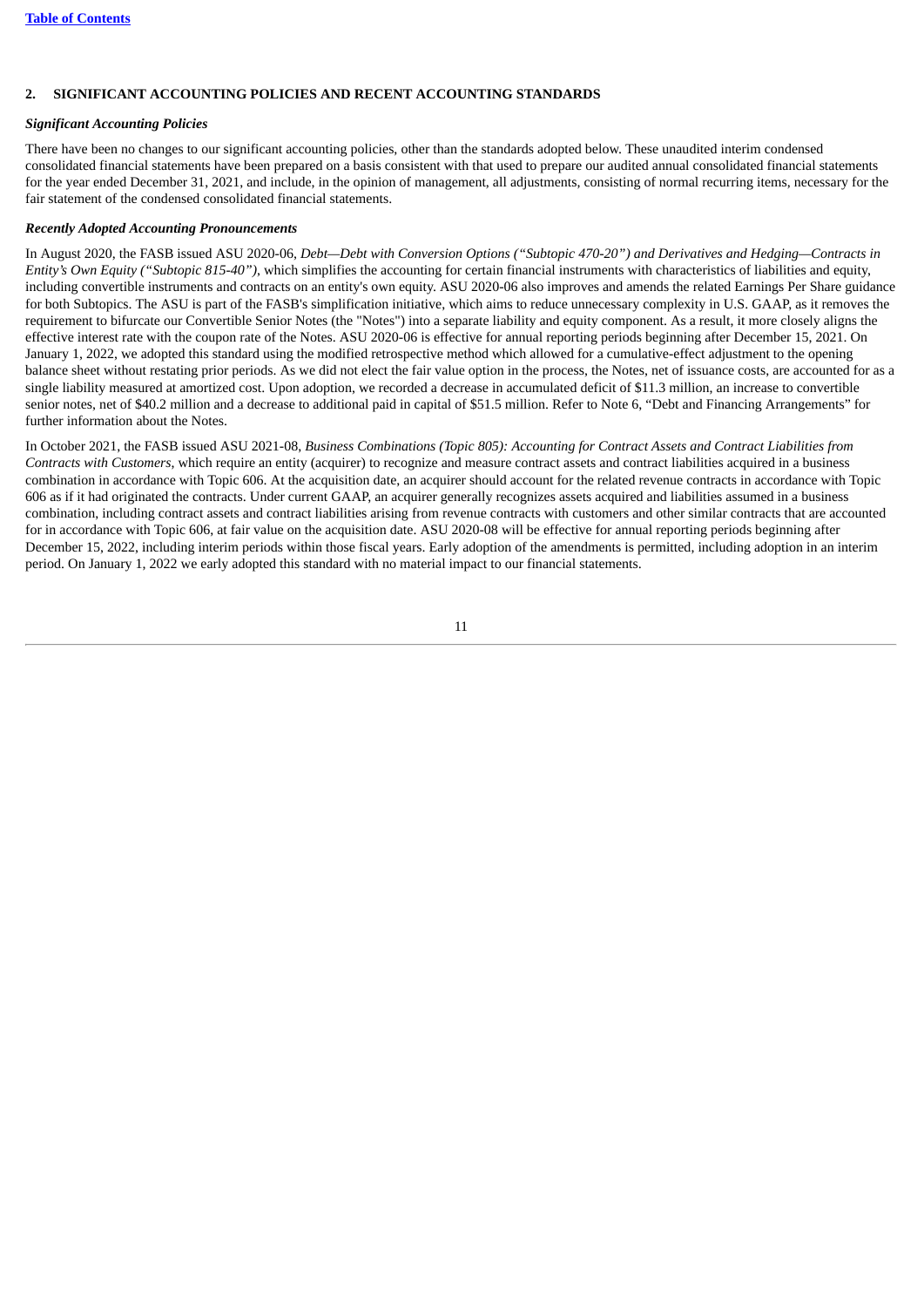## 2. SIGNIFICANT ACCOUNTING POLICIES AND RECENT ACCOUNTING STANDARDS

***Significant Accounting Policies***

There have been no changes to our significant accounting policies, other than the standards adopted below. These unaudited interim condensed consolidated financial statements have been prepared on a basis consistent with that used to prepare our audited annual consolidated financial statements for the year ended December 31, 2021, and include, in the opinion of management, all adjustments, consisting of normal recurring items, necessary for the fair statement of the condensed consolidated financial statements.

***Recently Adopted Accounting Pronouncements***

In August 2020, the FASB issued ASU 2020-06, *Debt—Debt with Conversion Options ("Subtopic 470-20") and Derivatives and Hedging—Contracts in Entity's Own Equity ("Subtopic 815-40")*, which simplifies the accounting for certain financial instruments with characteristics of liabilities and equity, including convertible instruments and contracts on an entity's own equity. ASU 2020-06 also improves and amends the related Earnings Per Share guidance for both Subtopics. The ASU is part of the FASB's simplification initiative, which aims to reduce unnecessary complexity in U.S. GAAP, as it removes the requirement to bifurcate our Convertible Senior Notes (the "Notes") into a separate liability and equity component. As a result, it more closely aligns the effective interest rate with the coupon rate of the Notes. ASU 2020-06 is effective for annual reporting periods beginning after December 15, 2021. On January 1, 2022, we adopted this standard using the modified retrospective method which allowed for a cumulative-effect adjustment to the opening balance sheet without restating prior periods. As we did not elect the fair value option in the process, the Notes, net of issuance costs, are accounted for as a single liability measured at amortized cost. Upon adoption, we recorded a decrease in accumulated deficit of $11.3 million, an increase to convertible senior notes, net of $40.2 million and a decrease to additional paid in capital of $51.5 million. Refer to Note 6, "Debt and Financing Arrangements" for further information about the Notes.

In October 2021, the FASB issued ASU 2021-08, *Business Combinations (Topic 805): Accounting for Contract Assets and Contract Liabilities from Contracts with Customers*, which require an entity (acquirer) to recognize and measure contract assets and contract liabilities acquired in a business combination in accordance with Topic 606. At the acquisition date, an acquirer should account for the related revenue contracts in accordance with Topic 606 as if it had originated the contracts. Under current GAAP, an acquirer generally recognizes assets acquired and liabilities assumed in a business combination, including contract assets and contract liabilities arising from revenue contracts with customers and other similar contracts that are accounted for in accordance with Topic 606, at fair value on the acquisition date. ASU 2020-08 will be effective for annual reporting periods beginning after December 15, 2022, including interim periods within those fiscal years. Early adoption of the amendments is permitted, including adoption in an interim period. On January 1, 2022 we early adopted this standard with no material impact to our financial statements.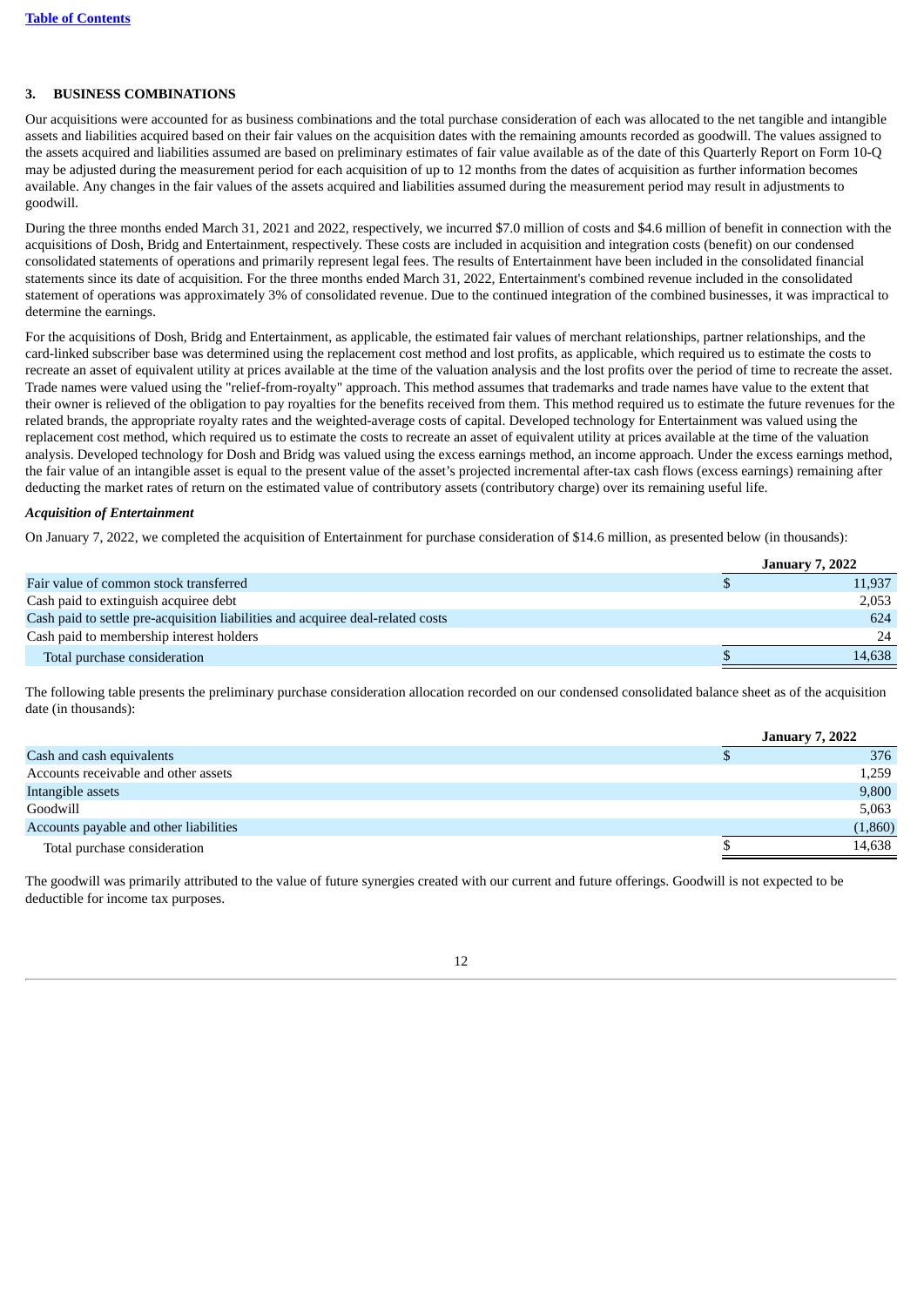### 3. BUSINESS COMBINATIONS

Our acquisitions were accounted for as business combinations and the total purchase consideration of each was allocated to the net tangible and intangible assets and liabilities acquired based on their fair values on the acquisition dates with the remaining amounts recorded as goodwill. The values assigned to the assets acquired and liabilities assumed are based on preliminary estimates of fair value available as of the date of this Quarterly Report on Form 10-Q may be adjusted during the measurement period for each acquisition of up to 12 months from the dates of acquisition as further information becomes available. Any changes in the fair values of the assets acquired and liabilities assumed during the measurement period may result in adjustments to goodwill.

During the three months ended March 31, 2021 and 2022, respectively, we incurred $7.0 million of costs and $4.6 million of benefit in connection with the acquisitions of Dosh, Bridg and Entertainment, respectively. These costs are included in acquisition and integration costs (benefit) on our condensed consolidated statements of operations and primarily represent legal fees. The results of Entertainment have been included in the consolidated financial statements since its date of acquisition. For the three months ended March 31, 2022, Entertainment's combined revenue included in the consolidated statement of operations was approximately 3% of consolidated revenue. Due to the continued integration of the combined businesses, it was impractical to determine the earnings.

For the acquisitions of Dosh, Bridg and Entertainment, as applicable, the estimated fair values of merchant relationships, partner relationships, and the card-linked subscriber base was determined using the replacement cost method and lost profits, as applicable, which required us to estimate the costs to recreate an asset of equivalent utility at prices available at the time of the valuation analysis and the lost profits over the period of time to recreate the asset. Trade names were valued using the "relief-from-royalty" approach. This method assumes that trademarks and trade names have value to the extent that their owner is relieved of the obligation to pay royalties for the benefits received from them. This method required us to estimate the future revenues for the related brands, the appropriate royalty rates and the weighted-average costs of capital. Developed technology for Entertainment was valued using the replacement cost method, which required us to estimate the costs to recreate an asset of equivalent utility at prices available at the time of the valuation analysis. Developed technology for Dosh and Bridg was valued using the excess earnings method, an income approach. Under the excess earnings method, the fair value of an intangible asset is equal to the present value of the asset's projected incremental after-tax cash flows (excess earnings) remaining after deducting the market rates of return on the estimated value of contributory assets (contributory charge) over its remaining useful life.

***Acquisition of Entertainment***

On January 7, 2022, we completed the acquisition of Entertainment for purchase consideration of $14.6 million, as presented below (in thousands):

| | January 7, 2022 |
|---|---|
| Fair value of common stock transferred | $ 11,937 |
| Cash paid to extinguish acquiree debt | 2,053 |
| Cash paid to settle pre-acquisition liabilities and acquiree deal-related costs | 624 |
| Cash paid to membership interest holders | 24 |
| Total purchase consideration | $ 14,638 |

The following table presents the preliminary purchase consideration allocation recorded on our condensed consolidated balance sheet as of the acquisition date (in thousands):

| | January 7, 2022 |
|---|---|
| Cash and cash equivalents | $ 376 |
| Accounts receivable and other assets | 1,259 |
| Intangible assets | 9,800 |
| Goodwill | 5,063 |
| Accounts payable and other liabilities | (1,860) |
| Total purchase consideration | $ 14,638 |

The goodwill was primarily attributed to the value of future synergies created with our current and future offerings. Goodwill is not expected to be deductible for income tax purposes.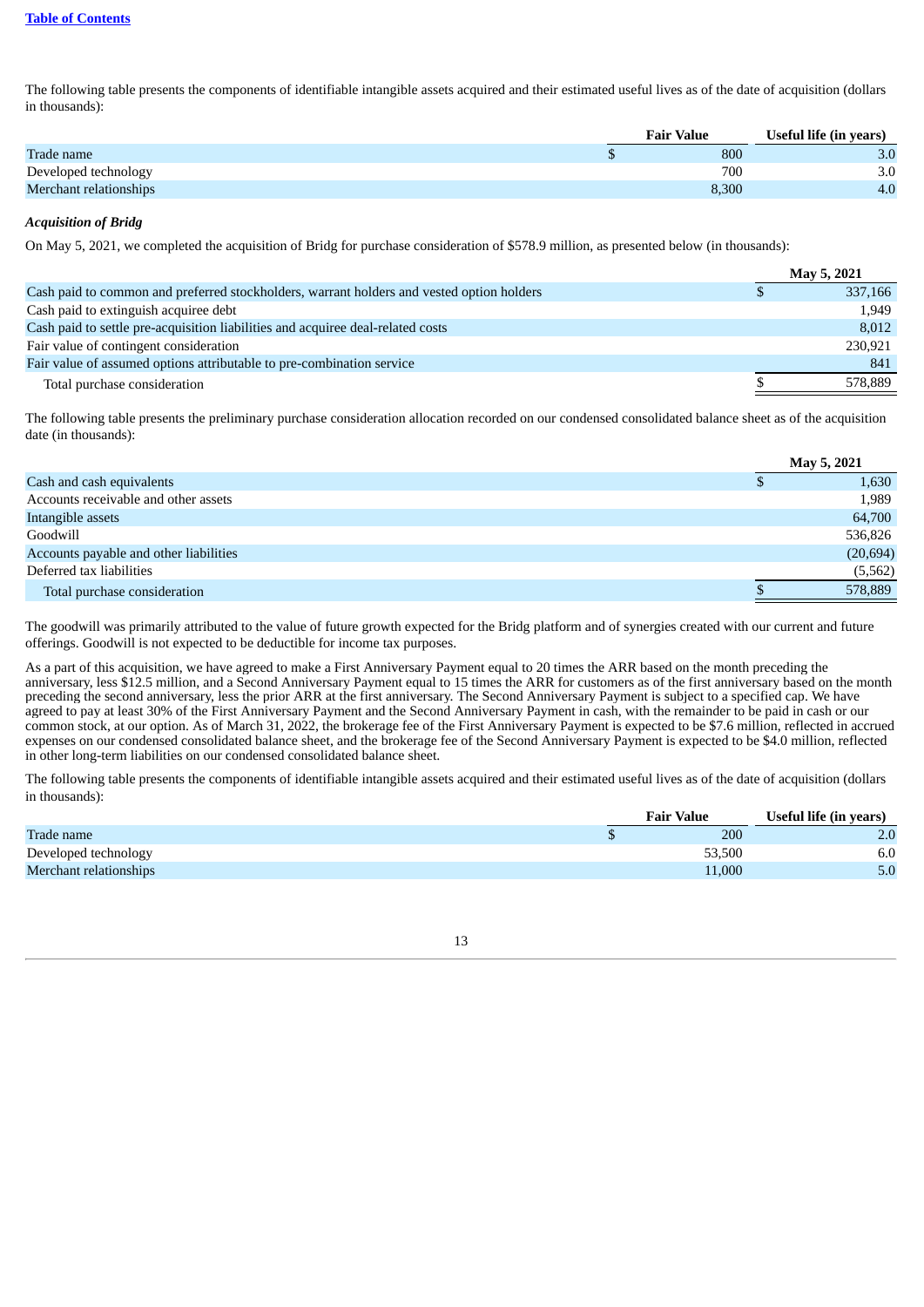The following table presents the components of identifiable intangible assets acquired and their estimated useful lives as of the date of acquisition (dollars in thousands):

| | Fair Value | Useful life (in years) |
|---|---|---|
| Trade name | $ 800 | 3.0 |
| Developed technology | 700 | 3.0 |
| Merchant relationships | 8,300 | 4.0 |

***Acquisition of Bridg***

On May 5, 2021, we completed the acquisition of Bridg for purchase consideration of $578.9 million, as presented below (in thousands):

| | May 5, 2021 |
|---|---|
| Cash paid to common and preferred stockholders, warrant holders and vested option holders | $ 337,166 |
| Cash paid to extinguish acquiree debt | 1,949 |
| Cash paid to settle pre-acquisition liabilities and acquiree deal-related costs | 8,012 |
| Fair value of contingent consideration | 230,921 |
| Fair value of assumed options attributable to pre-combination service | 841 |
| Total purchase consideration | $ 578,889 |

The following table presents the preliminary purchase consideration allocation recorded on our condensed consolidated balance sheet as of the acquisition date (in thousands):

| | May 5, 2021 |
|---|---|
| Cash and cash equivalents | $ 1,630 |
| Accounts receivable and other assets | 1,989 |
| Intangible assets | 64,700 |
| Goodwill | 536,826 |
| Accounts payable and other liabilities | (20,694) |
| Deferred tax liabilities | (5,562) |
| Total purchase consideration | $ 578,889 |

The goodwill was primarily attributed to the value of future growth expected for the Bridg platform and of synergies created with our current and future offerings. Goodwill is not expected to be deductible for income tax purposes.

As a part of this acquisition, we have agreed to make a First Anniversary Payment equal to 20 times the ARR based on the month preceding the anniversary, less $12.5 million, and a Second Anniversary Payment equal to 15 times the ARR for customers as of the first anniversary based on the month preceding the second anniversary, less the prior ARR at the first anniversary. The Second Anniversary Payment is subject to a specified cap. We have agreed to pay at least 30% of the First Anniversary Payment and the Second Anniversary Payment in cash, with the remainder to be paid in cash or our common stock, at our option. As of March 31, 2022, the brokerage fee of the First Anniversary Payment is expected to be $7.6 million, reflected in accrued expenses on our condensed consolidated balance sheet, and the brokerage fee of the Second Anniversary Payment is expected to be $4.0 million, reflected in other long-term liabilities on our condensed consolidated balance sheet.

The following table presents the components of identifiable intangible assets acquired and their estimated useful lives as of the date of acquisition (dollars in thousands):

| | Fair Value | Useful life (in years) |
|---|---|---|
| Trade name | $ 200 | 2.0 |
| Developed technology | 53,500 | 6.0 |
| Merchant relationships | 11,000 | 5.0 |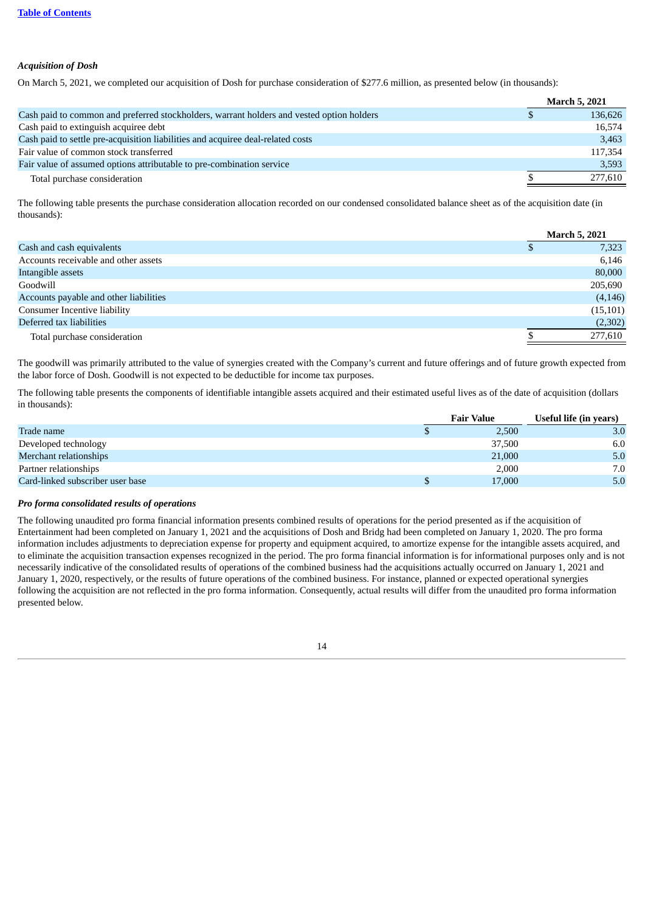### *Acquisition of Dosh*

On March 5, 2021, we completed our acquisition of Dosh for purchase consideration of $277.6 million, as presented below (in thousands):

| | March 5, 2021 |
|---|---|
| Cash paid to common and preferred stockholders, warrant holders and vested option holders | $ 136,626 |
| Cash paid to extinguish acquiree debt | 16,574 |
| Cash paid to settle pre-acquisition liabilities and acquiree deal-related costs | 3,463 |
| Fair value of common stock transferred | 117,354 |
| Fair value of assumed options attributable to pre-combination service | 3,593 |
| Total purchase consideration | $ 277,610 |

The following table presents the purchase consideration allocation recorded on our condensed consolidated balance sheet as of the acquisition date (in thousands):

| | March 5, 2021 |
|---|---|
| Cash and cash equivalents | $ 7,323 |
| Accounts receivable and other assets | 6,146 |
| Intangible assets | 80,000 |
| Goodwill | 205,690 |
| Accounts payable and other liabilities | (4,146) |
| Consumer Incentive liability | (15,101) |
| Deferred tax liabilities | (2,302) |
| Total purchase consideration | $ 277,610 |

The goodwill was primarily attributed to the value of synergies created with the Company's current and future offerings and of future growth expected from the labor force of Dosh. Goodwill is not expected to be deductible for income tax purposes.

The following table presents the components of identifiable intangible assets acquired and their estimated useful lives as of the date of acquisition (dollars in thousands):

| | Fair Value | Useful life (in years) |
|---|---|---|
| Trade name | $ 2,500 | 3.0 |
| Developed technology | 37,500 | 6.0 |
| Merchant relationships | 21,000 | 5.0 |
| Partner relationships | 2,000 | 7.0 |
| Card-linked subscriber user base | $ 17,000 | 5.0 |

#### *Pro forma consolidated results of operations*

The following unaudited pro forma financial information presents combined results of operations for the period presented as if the acquisition of Entertainment had been completed on January 1, 2021 and the acquisitions of Dosh and Bridg had been completed on January 1, 2020. The pro forma information includes adjustments to depreciation expense for property and equipment acquired, to amortize expense for the intangible assets acquired, and to eliminate the acquisition transaction expenses recognized in the period. The pro forma financial information is for informational purposes only and is not necessarily indicative of the consolidated results of operations of the combined business had the acquisitions actually occurred on January 1, 2021 and January 1, 2020, respectively, or the results of future operations of the combined business. For instance, planned or expected operational synergies following the acquisition are not reflected in the pro forma information. Consequently, actual results will differ from the unaudited pro forma information presented below.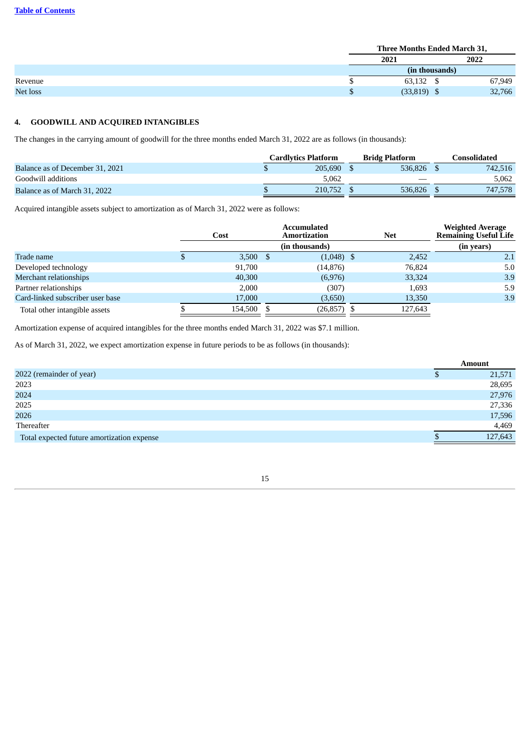| | Three Months Ended March 31, | |
|---|---|---|
| | 2021 | 2022 |
| | (in thousands) | |
| Revenue | $ 63,132 | $ 67,949 |
| Net loss | $ (33,819) | $ 32,766 |

#### 4. GOODWILL AND ACQUIRED INTANGIBLES

The changes in the carrying amount of goodwill for the three months ended March 31, 2022 are as follows (in thousands):

| | Cardlytics Platform | Bridg Platform | Consolidated |
|---|---|---|---|
| Balance as of December 31, 2021 | $ 205,690 | $ 536,826 | $ 742,516 |
| Goodwill additions | 5,062 | — | 5,062 |
| Balance as of March 31, 2022 | $ 210,752 | $ 536,826 | $ 747,578 |

Acquired intangible assets subject to amortization as of March 31, 2022 were as follows:

| | Cost | Accumulated Amortization | Net | Weighted Average Remaining Useful Life |
|---|---|---|---|---|
| | | (in thousands) | | (in years) |
| Trade name | $ 3,500 | $ (1,048) | $ 2,452 | 2.1 |
| Developed technology | 91,700 | (14,876) | 76,824 | 5.0 |
| Merchant relationships | 40,300 | (6,976) | 33,324 | 3.9 |
| Partner relationships | 2,000 | (307) | 1,693 | 5.9 |
| Card-linked subscriber user base | 17,000 | (3,650) | 13,350 | 3.9 |
| Total other intangible assets | $ 154,500 | $ (26,857) | $ 127,643 | |

Amortization expense of acquired intangibles for the three months ended March 31, 2022 was $7.1 million.

As of March 31, 2022, we expect amortization expense in future periods to be as follows (in thousands):

| | Amount |
|---|---|
| 2022 (remainder of year) | $ 21,571 |
| 2023 | 28,695 |
| 2024 | 27,976 |
| 2025 | 27,336 |
| 2026 | 17,596 |
| Thereafter | 4,469 |
| Total expected future amortization expense | $ 127,643 |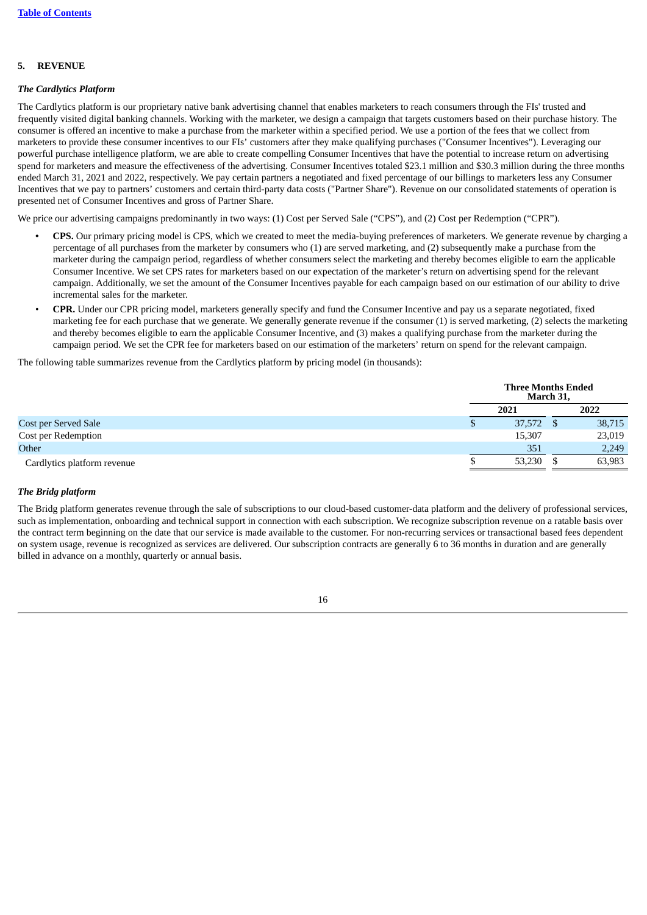## 5. REVENUE

### *The Cardlytics Platform*

The Cardlytics platform is our proprietary native bank advertising channel that enables marketers to reach consumers through the FIs' trusted and frequently visited digital banking channels. Working with the marketer, we design a campaign that targets customers based on their purchase history. The consumer is offered an incentive to make a purchase from the marketer within a specified period. We use a portion of the fees that we collect from marketers to provide these consumer incentives to our FIs' customers after they make qualifying purchases ("Consumer Incentives"). Leveraging our powerful purchase intelligence platform, we are able to create compelling Consumer Incentives that have the potential to increase return on advertising spend for marketers and measure the effectiveness of the advertising. Consumer Incentives totaled $23.1 million and $30.3 million during the three months ended March 31, 2021 and 2022, respectively. We pay certain partners a negotiated and fixed percentage of our billings to marketers less any Consumer Incentives that we pay to partners' customers and certain third-party data costs ("Partner Share"). Revenue on our consolidated statements of operation is presented net of Consumer Incentives and gross of Partner Share.

We price our advertising campaigns predominantly in two ways: (1) Cost per Served Sale ("CPS"), and (2) Cost per Redemption ("CPR").

- **CPS.** Our primary pricing model is CPS, which we created to meet the media-buying preferences of marketers. We generate revenue by charging a percentage of all purchases from the marketer by consumers who (1) are served marketing, and (2) subsequently make a purchase from the marketer during the campaign period, regardless of whether consumers select the marketing and thereby becomes eligible to earn the applicable Consumer Incentive. We set CPS rates for marketers based on our expectation of the marketer's return on advertising spend for the relevant campaign. Additionally, we set the amount of the Consumer Incentives payable for each campaign based on our estimation of our ability to drive incremental sales for the marketer.
- **CPR.** Under our CPR pricing model, marketers generally specify and fund the Consumer Incentive and pay us a separate negotiated, fixed marketing fee for each purchase that we generate. We generally generate revenue if the consumer (1) is served marketing, (2) selects the marketing and thereby becomes eligible to earn the applicable Consumer Incentive, and (3) makes a qualifying purchase from the marketer during the campaign period. We set the CPR fee for marketers based on our estimation of the marketers' return on spend for the relevant campaign.

The following table summarizes revenue from the Cardlytics platform by pricing model (in thousands):

| | Three Months Ended March 31, | |
|---|---|---|
| | 2021 | 2022 |
| Cost per Served Sale | $ 37,572 | $ 38,715 |
| Cost per Redemption | 15,307 | 23,019 |
| Other | 351 | 2,249 |
| Cardlytics platform revenue | $ 53,230 | $ 63,983 |

### *The Bridg platform*

The Bridg platform generates revenue through the sale of subscriptions to our cloud-based customer-data platform and the delivery of professional services, such as implementation, onboarding and technical support in connection with each subscription. We recognize subscription revenue on a ratable basis over the contract term beginning on the date that our service is made available to the customer. For non-recurring services or transactional based fees dependent on system usage, revenue is recognized as services are delivered. Our subscription contracts are generally 6 to 36 months in duration and are generally billed in advance on a monthly, quarterly or annual basis.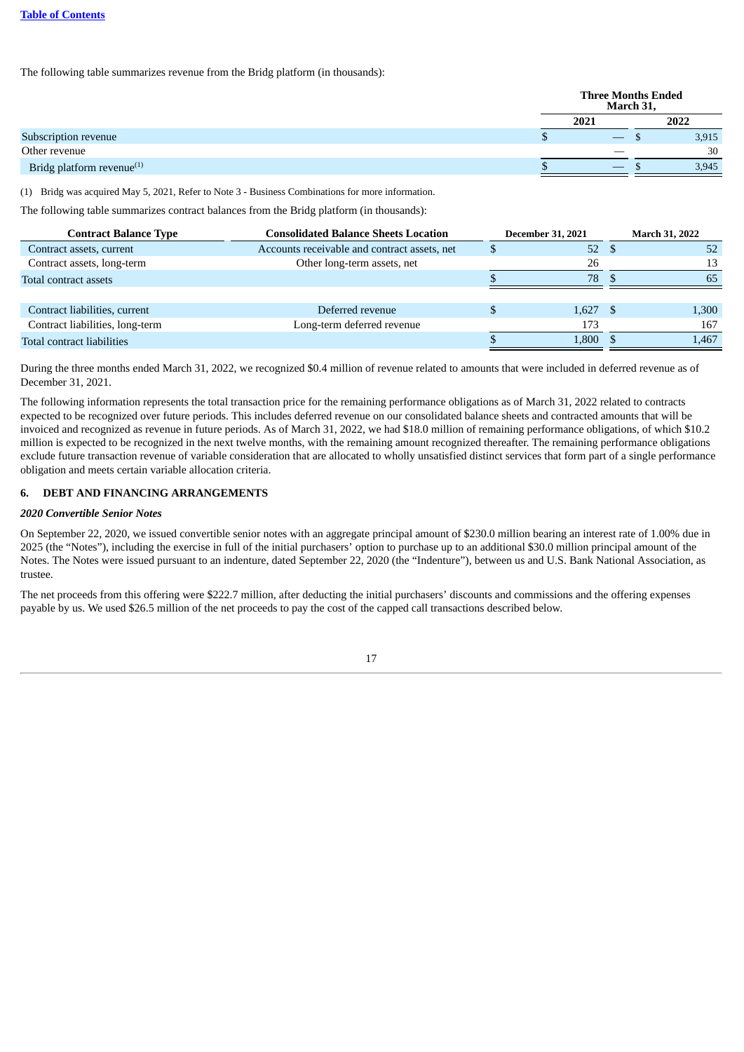The following table summarizes revenue from the Bridg platform (in thousands):

| | Three Months Ended March 31, | |
|---|---|---|
| | 2021 | 2022 |
| Subscription revenue | $ — | $ 3,915 |
| Other revenue | — | 30 |
| Bridg platform revenue[(1)] | $ — | $ 3,945 |

(1) Bridg was acquired May 5, 2021, Refer to Note 3 - Business Combinations for more information.

The following table summarizes contract balances from the Bridg platform (in thousands):

| Contract Balance Type | Consolidated Balance Sheets Location | December 31, 2021 | March 31, 2022 |
|---|---|---|---|
| Contract assets, current | Accounts receivable and contract assets, net | $ 52 | $ 52 |
| Contract assets, long-term | Other long-term assets, net | 26 | 13 |
| Total contract assets | | $ 78 | $ 65 |
| | | | |
| Contract liabilities, current | Deferred revenue | $ 1,627 | $ 1,300 |
| Contract liabilities, long-term | Long-term deferred revenue | 173 | 167 |
| Total contract liabilities | | $ 1,800 | $ 1,467 |

During the three months ended March 31, 2022, we recognized $0.4 million of revenue related to amounts that were included in deferred revenue as of December 31, 2021.

The following information represents the total transaction price for the remaining performance obligations as of March 31, 2022 related to contracts expected to be recognized over future periods. This includes deferred revenue on our consolidated balance sheets and contracted amounts that will be invoiced and recognized as revenue in future periods. As of March 31, 2022, we had $18.0 million of remaining performance obligations, of which $10.2 million is expected to be recognized in the next twelve months, with the remaining amount recognized thereafter. The remaining performance obligations exclude future transaction revenue of variable consideration that are allocated to wholly unsatisfied distinct services that form part of a single performance obligation and meets certain variable allocation criteria.

## 6. DEBT AND FINANCING ARRANGEMENTS

***2020 Convertible Senior Notes***

On September 22, 2020, we issued convertible senior notes with an aggregate principal amount of $230.0 million bearing an interest rate of 1.00% due in 2025 (the "Notes"), including the exercise in full of the initial purchasers' option to purchase up to an additional $30.0 million principal amount of the Notes. The Notes were issued pursuant to an indenture, dated September 22, 2020 (the "Indenture"), between us and U.S. Bank National Association, as trustee.

The net proceeds from this offering were $222.7 million, after deducting the initial purchasers' discounts and commissions and the offering expenses payable by us. We used $26.5 million of the net proceeds to pay the cost of the capped call transactions described below.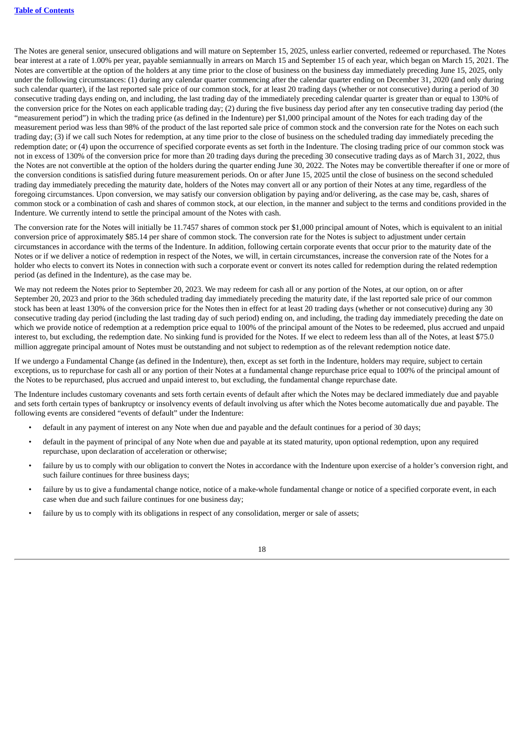The Notes are general senior, unsecured obligations and will mature on September 15, 2025, unless earlier converted, redeemed or repurchased. The Notes bear interest at a rate of 1.00% per year, payable semiannually in arrears on March 15 and September 15 of each year, which began on March 15, 2021. The Notes are convertible at the option of the holders at any time prior to the close of business on the business day immediately preceding June 15, 2025, only under the following circumstances: (1) during any calendar quarter commencing after the calendar quarter ending on December 31, 2020 (and only during such calendar quarter), if the last reported sale price of our common stock, for at least 20 trading days (whether or not consecutive) during a period of 30 consecutive trading days ending on, and including, the last trading day of the immediately preceding calendar quarter is greater than or equal to 130% of the conversion price for the Notes on each applicable trading day; (2) during the five business day period after any ten consecutive trading day period (the "measurement period") in which the trading price (as defined in the Indenture) per $1,000 principal amount of the Notes for each trading day of the measurement period was less than 98% of the product of the last reported sale price of common stock and the conversion rate for the Notes on each such trading day; (3) if we call such Notes for redemption, at any time prior to the close of business on the scheduled trading day immediately preceding the redemption date; or (4) upon the occurrence of specified corporate events as set forth in the Indenture. The closing trading price of our common stock was not in excess of 130% of the conversion price for more than 20 trading days during the preceding 30 consecutive trading days as of March 31, 2022, thus the Notes are not convertible at the option of the holders during the quarter ending June 30, 2022. The Notes may be convertible thereafter if one or more of the conversion conditions is satisfied during future measurement periods. On or after June 15, 2025 until the close of business on the second scheduled trading day immediately preceding the maturity date, holders of the Notes may convert all or any portion of their Notes at any time, regardless of the foregoing circumstances. Upon conversion, we may satisfy our conversion obligation by paying and/or delivering, as the case may be, cash, shares of common stock or a combination of cash and shares of common stock, at our election, in the manner and subject to the terms and conditions provided in the Indenture. We currently intend to settle the principal amount of the Notes with cash.

The conversion rate for the Notes will initially be 11.7457 shares of common stock per $1,000 principal amount of Notes, which is equivalent to an initial conversion price of approximately $85.14 per share of common stock. The conversion rate for the Notes is subject to adjustment under certain circumstances in accordance with the terms of the Indenture. In addition, following certain corporate events that occur prior to the maturity date of the Notes or if we deliver a notice of redemption in respect of the Notes, we will, in certain circumstances, increase the conversion rate of the Notes for a holder who elects to convert its Notes in connection with such a corporate event or convert its notes called for redemption during the related redemption period (as defined in the Indenture), as the case may be.

We may not redeem the Notes prior to September 20, 2023. We may redeem for cash all or any portion of the Notes, at our option, on or after September 20, 2023 and prior to the 36th scheduled trading day immediately preceding the maturity date, if the last reported sale price of our common stock has been at least 130% of the conversion price for the Notes then in effect for at least 20 trading days (whether or not consecutive) during any 30 consecutive trading day period (including the last trading day of such period) ending on, and including, the trading day immediately preceding the date on which we provide notice of redemption at a redemption price equal to 100% of the principal amount of the Notes to be redeemed, plus accrued and unpaid interest to, but excluding, the redemption date. No sinking fund is provided for the Notes. If we elect to redeem less than all of the Notes, at least $75.0 million aggregate principal amount of Notes must be outstanding and not subject to redemption as of the relevant redemption notice date.

If we undergo a Fundamental Change (as defined in the Indenture), then, except as set forth in the Indenture, holders may require, subject to certain exceptions, us to repurchase for cash all or any portion of their Notes at a fundamental change repurchase price equal to 100% of the principal amount of the Notes to be repurchased, plus accrued and unpaid interest to, but excluding, the fundamental change repurchase date.

The Indenture includes customary covenants and sets forth certain events of default after which the Notes may be declared immediately due and payable and sets forth certain types of bankruptcy or insolvency events of default involving us after which the Notes become automatically due and payable. The following events are considered "events of default" under the Indenture:

- default in any payment of interest on any Note when due and payable and the default continues for a period of 30 days;
- default in the payment of principal of any Note when due and payable at its stated maturity, upon optional redemption, upon any required repurchase, upon declaration of acceleration or otherwise;
- failure by us to comply with our obligation to convert the Notes in accordance with the Indenture upon exercise of a holder's conversion right, and such failure continues for three business days;
- failure by us to give a fundamental change notice, notice of a make-whole fundamental change or notice of a specified corporate event, in each case when due and such failure continues for one business day;
- failure by us to comply with its obligations in respect of any consolidation, merger or sale of assets;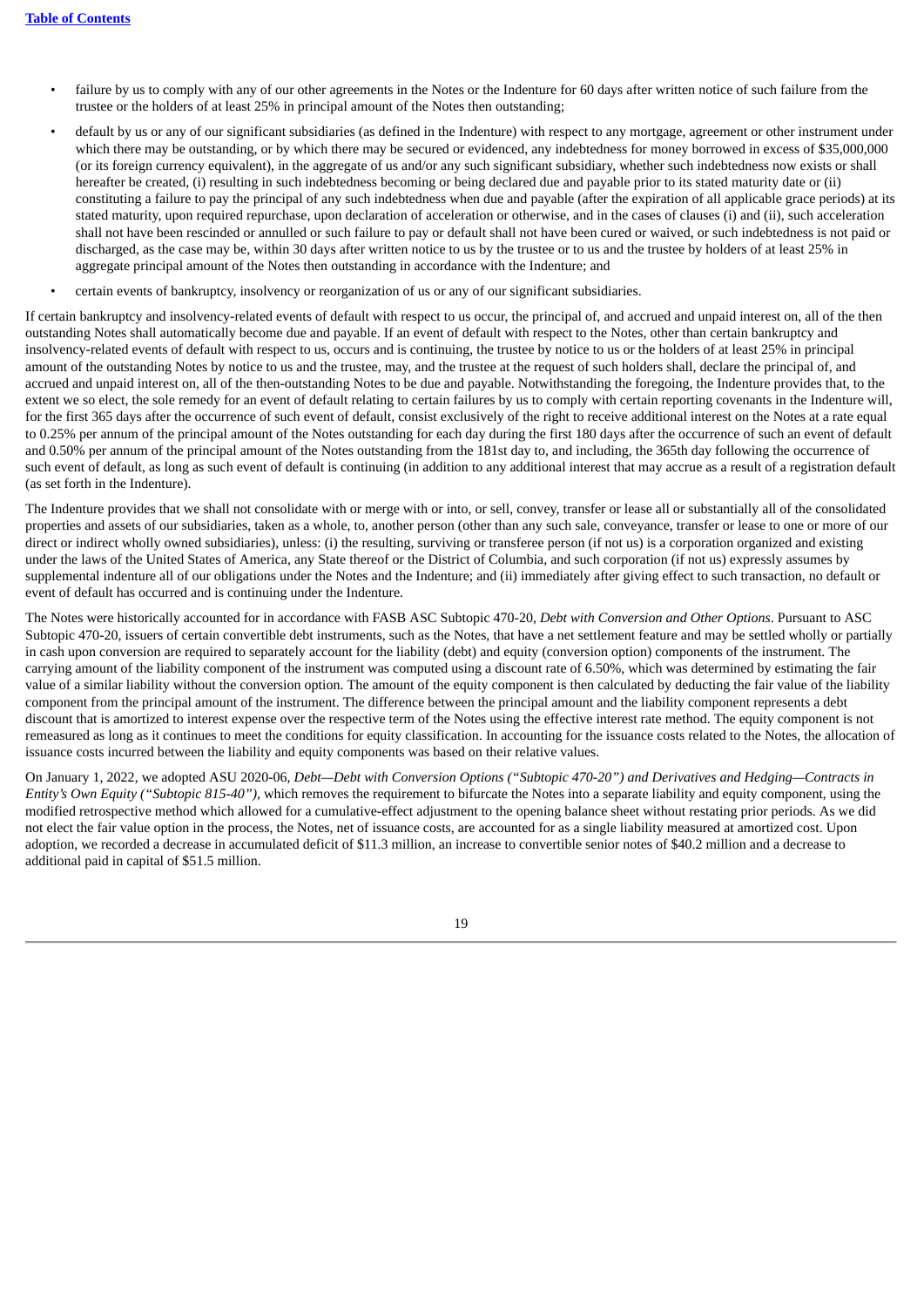- failure by us to comply with any of our other agreements in the Notes or the Indenture for 60 days after written notice of such failure from the trustee or the holders of at least 25% in principal amount of the Notes then outstanding;
- default by us or any of our significant subsidiaries (as defined in the Indenture) with respect to any mortgage, agreement or other instrument under which there may be outstanding, or by which there may be secured or evidenced, any indebtedness for money borrowed in excess of $35,000,000 (or its foreign currency equivalent), in the aggregate of us and/or any such significant subsidiary, whether such indebtedness now exists or shall hereafter be created, (i) resulting in such indebtedness becoming or being declared due and payable prior to its stated maturity date or (ii) constituting a failure to pay the principal of any such indebtedness when due and payable (after the expiration of all applicable grace periods) at its stated maturity, upon required repurchase, upon declaration of acceleration or otherwise, and in the cases of clauses (i) and (ii), such acceleration shall not have been rescinded or annulled or such failure to pay or default shall not have been cured or waived, or such indebtedness is not paid or discharged, as the case may be, within 30 days after written notice to us by the trustee or to us and the trustee by holders of at least 25% in aggregate principal amount of the Notes then outstanding in accordance with the Indenture; and
- certain events of bankruptcy, insolvency or reorganization of us or any of our significant subsidiaries.

If certain bankruptcy and insolvency-related events of default with respect to us occur, the principal of, and accrued and unpaid interest on, all of the then outstanding Notes shall automatically become due and payable. If an event of default with respect to the Notes, other than certain bankruptcy and insolvency-related events of default with respect to us, occurs and is continuing, the trustee by notice to us or the holders of at least 25% in principal amount of the outstanding Notes by notice to us and the trustee, may, and the trustee at the request of such holders shall, declare the principal of, and accrued and unpaid interest on, all of the then-outstanding Notes to be due and payable. Notwithstanding the foregoing, the Indenture provides that, to the extent we so elect, the sole remedy for an event of default relating to certain failures by us to comply with certain reporting covenants in the Indenture will, for the first 365 days after the occurrence of such event of default, consist exclusively of the right to receive additional interest on the Notes at a rate equal to 0.25% per annum of the principal amount of the Notes outstanding for each day during the first 180 days after the occurrence of such an event of default and 0.50% per annum of the principal amount of the Notes outstanding from the 181st day to, and including, the 365th day following the occurrence of such event of default, as long as such event of default is continuing (in addition to any additional interest that may accrue as a result of a registration default (as set forth in the Indenture).

The Indenture provides that we shall not consolidate with or merge with or into, or sell, convey, transfer or lease all or substantially all of the consolidated properties and assets of our subsidiaries, taken as a whole, to, another person (other than any such sale, conveyance, transfer or lease to one or more of our direct or indirect wholly owned subsidiaries), unless: (i) the resulting, surviving or transferee person (if not us) is a corporation organized and existing under the laws of the United States of America, any State thereof or the District of Columbia, and such corporation (if not us) expressly assumes by supplemental indenture all of our obligations under the Notes and the Indenture; and (ii) immediately after giving effect to such transaction, no default or event of default has occurred and is continuing under the Indenture.

The Notes were historically accounted for in accordance with FASB ASC Subtopic 470-20, *Debt with Conversion and Other Options*. Pursuant to ASC Subtopic 470-20, issuers of certain convertible debt instruments, such as the Notes, that have a net settlement feature and may be settled wholly or partially in cash upon conversion are required to separately account for the liability (debt) and equity (conversion option) components of the instrument. The carrying amount of the liability component of the instrument was computed using a discount rate of 6.50%, which was determined by estimating the fair value of a similar liability without the conversion option. The amount of the equity component is then calculated by deducting the fair value of the liability component from the principal amount of the instrument. The difference between the principal amount and the liability component represents a debt discount that is amortized to interest expense over the respective term of the Notes using the effective interest rate method. The equity component is not remeasured as long as it continues to meet the conditions for equity classification. In accounting for the issuance costs related to the Notes, the allocation of issuance costs incurred between the liability and equity components was based on their relative values.

On January 1, 2022, we adopted ASU 2020-06, *Debt—Debt with Conversion Options ("Subtopic 470-20") and Derivatives and Hedging—Contracts in Entity's Own Equity ("Subtopic 815-40")*, which removes the requirement to bifurcate the Notes into a separate liability and equity component, using the modified retrospective method which allowed for a cumulative-effect adjustment to the opening balance sheet without restating prior periods. As we did not elect the fair value option in the process, the Notes, net of issuance costs, are accounted for as a single liability measured at amortized cost. Upon adoption, we recorded a decrease in accumulated deficit of $11.3 million, an increase to convertible senior notes of $40.2 million and a decrease to additional paid in capital of $51.5 million.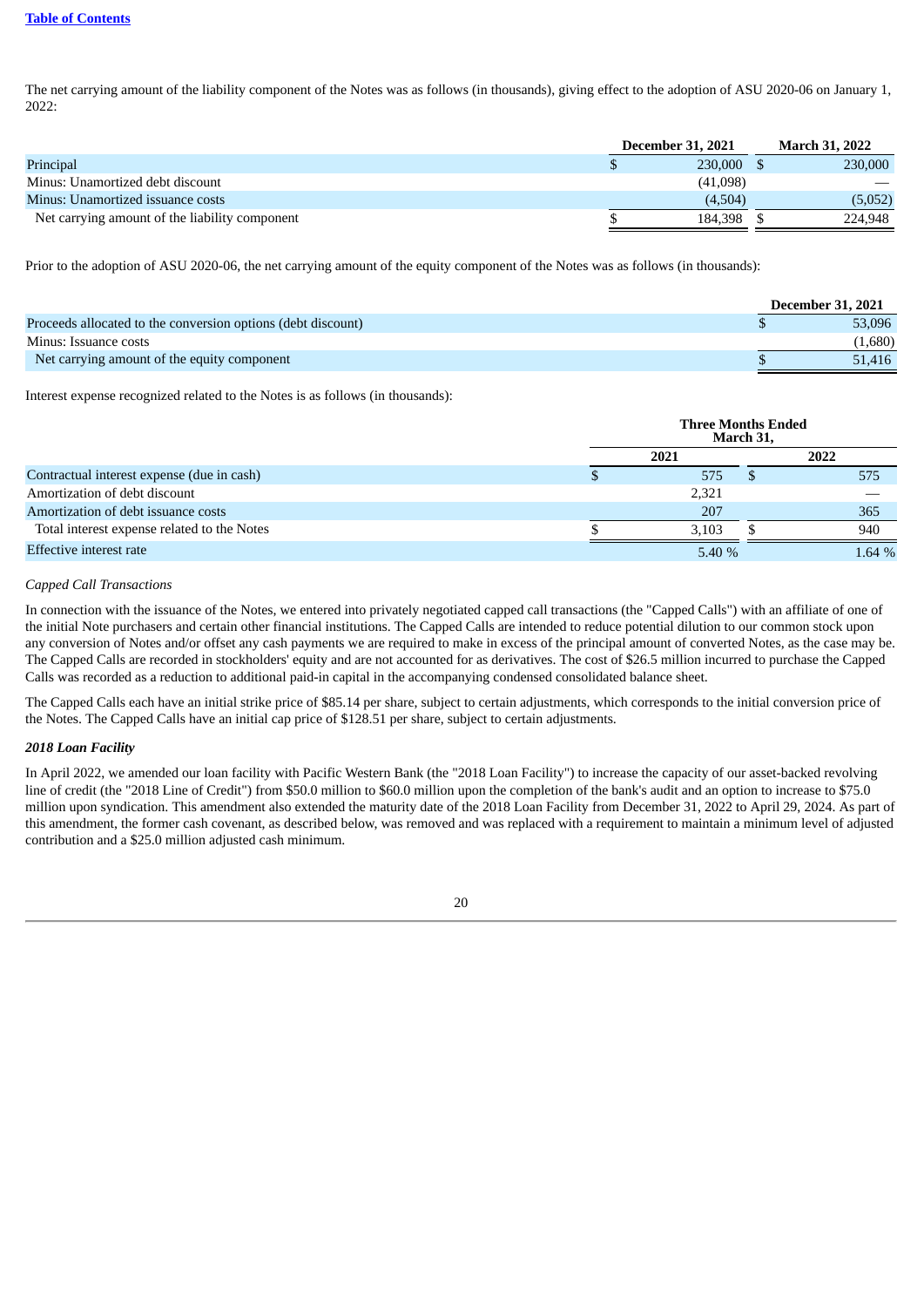The net carrying amount of the liability component of the Notes was as follows (in thousands), giving effect to the adoption of ASU 2020-06 on January 1, 2022:

| | December 31, 2021 | March 31, 2022 |
|---|---|---|
| Principal | $ 230,000 | $ 230,000 |
| Minus: Unamortized debt discount | (41,098) | — |
| Minus: Unamortized issuance costs | (4,504) | (5,052) |
| Net carrying amount of the liability component | $ 184,398 | $ 224,948 |

Prior to the adoption of ASU 2020-06, the net carrying amount of the equity component of the Notes was as follows (in thousands):

| | December 31, 2021 |
|---|---|
| Proceeds allocated to the conversion options (debt discount) | $ 53,096 |
| Minus: Issuance costs | (1,680) |
| Net carrying amount of the equity component | $ 51,416 |

Interest expense recognized related to the Notes is as follows (in thousands):

| | Three Months Ended March 31, | |
|---|---|---|
| | 2021 | 2022 |
| Contractual interest expense (due in cash) | $ 575 | $ 575 |
| Amortization of debt discount | 2,321 | — |
| Amortization of debt issuance costs | 207 | 365 |
| Total interest expense related to the Notes | $ 3,103 | $ 940 |
| Effective interest rate | 5.40 % | 1.64 % |

*Capped Call Transactions*

In connection with the issuance of the Notes, we entered into privately negotiated capped call transactions (the "Capped Calls") with an affiliate of one of the initial Note purchasers and certain other financial institutions. The Capped Calls are intended to reduce potential dilution to our common stock upon any conversion of Notes and/or offset any cash payments we are required to make in excess of the principal amount of converted Notes, as the case may be. The Capped Calls are recorded in stockholders' equity and are not accounted for as derivatives. The cost of $26.5 million incurred to purchase the Capped Calls was recorded as a reduction to additional paid-in capital in the accompanying condensed consolidated balance sheet.

The Capped Calls each have an initial strike price of $85.14 per share, subject to certain adjustments, which corresponds to the initial conversion price of the Notes. The Capped Calls have an initial cap price of $128.51 per share, subject to certain adjustments.

***2018 Loan Facility***

In April 2022, we amended our loan facility with Pacific Western Bank (the "2018 Loan Facility") to increase the capacity of our asset-backed revolving line of credit (the "2018 Line of Credit") from $50.0 million to $60.0 million upon the completion of the bank's audit and an option to increase to $75.0 million upon syndication. This amendment also extended the maturity date of the 2018 Loan Facility from December 31, 2022 to April 29, 2024. As part of this amendment, the former cash covenant, as described below, was removed and was replaced with a requirement to maintain a minimum level of adjusted contribution and a $25.0 million adjusted cash minimum.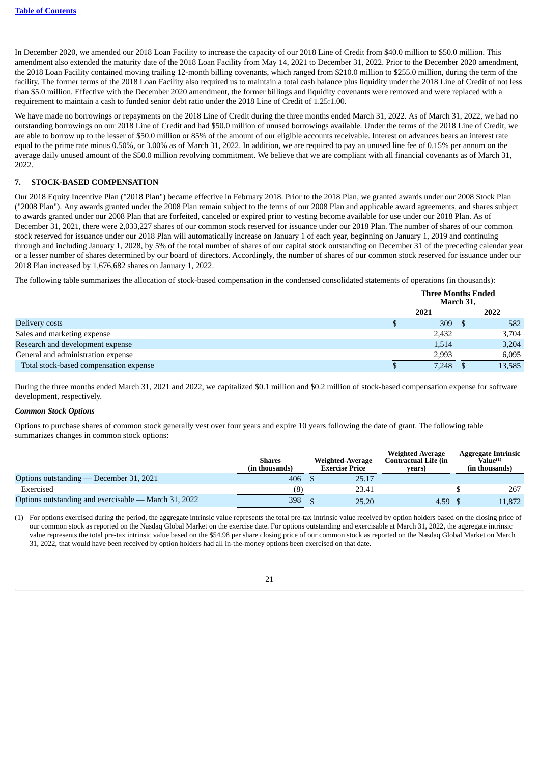In December 2020, we amended our 2018 Loan Facility to increase the capacity of our 2018 Line of Credit from $40.0 million to $50.0 million. This amendment also extended the maturity date of the 2018 Loan Facility from May 14, 2021 to December 31, 2022. Prior to the December 2020 amendment, the 2018 Loan Facility contained moving trailing 12-month billing covenants, which ranged from $210.0 million to $255.0 million, during the term of the facility. The former terms of the 2018 Loan Facility also required us to maintain a total cash balance plus liquidity under the 2018 Line of Credit of not less than $5.0 million. Effective with the December 2020 amendment, the former billings and liquidity covenants were removed and were replaced with a requirement to maintain a cash to funded senior debt ratio under the 2018 Line of Credit of 1.25:1.00.

We have made no borrowings or repayments on the 2018 Line of Credit during the three months ended March 31, 2022. As of March 31, 2022, we had no outstanding borrowings on our 2018 Line of Credit and had $50.0 million of unused borrowings available. Under the terms of the 2018 Line of Credit, we are able to borrow up to the lesser of $50.0 million or 85% of the amount of our eligible accounts receivable. Interest on advances bears an interest rate equal to the prime rate minus 0.50%, or 3.00% as of March 31, 2022. In addition, we are required to pay an unused line fee of 0.15% per annum on the average daily unused amount of the $50.0 million revolving commitment. We believe that we are compliant with all financial covenants as of March 31, 2022.

## 7. STOCK-BASED COMPENSATION

Our 2018 Equity Incentive Plan ("2018 Plan") became effective in February 2018. Prior to the 2018 Plan, we granted awards under our 2008 Stock Plan ("2008 Plan"). Any awards granted under the 2008 Plan remain subject to the terms of our 2008 Plan and applicable award agreements, and shares subject to awards granted under our 2008 Plan that are forfeited, canceled or expired prior to vesting become available for use under our 2018 Plan. As of December 31, 2021, there were 2,033,227 shares of our common stock reserved for issuance under our 2018 Plan. The number of shares of our common stock reserved for issuance under our 2018 Plan will automatically increase on January 1 of each year, beginning on January 1, 2019 and continuing through and including January 1, 2028, by 5% of the total number of shares of our capital stock outstanding on December 31 of the preceding calendar year or a lesser number of shares determined by our board of directors. Accordingly, the number of shares of our common stock reserved for issuance under our 2018 Plan increased by 1,676,682 shares on January 1, 2022.

The following table summarizes the allocation of stock-based compensation in the condensed consolidated statements of operations (in thousands):

| | Three Months Ended March 31, | |
|---|---|---|
| | 2021 | 2022 |
| Delivery costs | $ 309 | $ 582 |
| Sales and marketing expense | 2,432 | 3,704 |
| Research and development expense | 1,514 | 3,204 |
| General and administration expense | 2,993 | 6,095 |
| Total stock-based compensation expense | $ 7,248 | $ 13,585 |

During the three months ended March 31, 2021 and 2022, we capitalized $0.1 million and $0.2 million of stock-based compensation expense for software development, respectively.

***Common Stock Options***

Options to purchase shares of common stock generally vest over four years and expire 10 years following the date of grant. The following table summarizes changes in common stock options:

| | Shares (in thousands) | Weighted-Average Exercise Price | Weighted Average Contractual Life (in years) | Aggregate Intrinsic Value[(1)] (in thousands) |
|---|---|---|---|---|
| Options outstanding — December 31, 2021 | 406 | $ 25.17 | | |
| Exercised | (8) | 23.41 | | $ 267 |
| Options outstanding and exercisable — March 31, 2022 | 398 | $ 25.20 | 4.59 | $ 11,872 |

(1) For options exercised during the period, the aggregate intrinsic value represents the total pre-tax intrinsic value received by option holders based on the closing price of our common stock as reported on the Nasdaq Global Market on the exercise date. For options outstanding and exercisable at March 31, 2022, the aggregate intrinsic value represents the total pre-tax intrinsic value based on the $54.98 per share closing price of our common stock as reported on the Nasdaq Global Market on March 31, 2022, that would have been received by option holders had all in-the-money options been exercised on that date.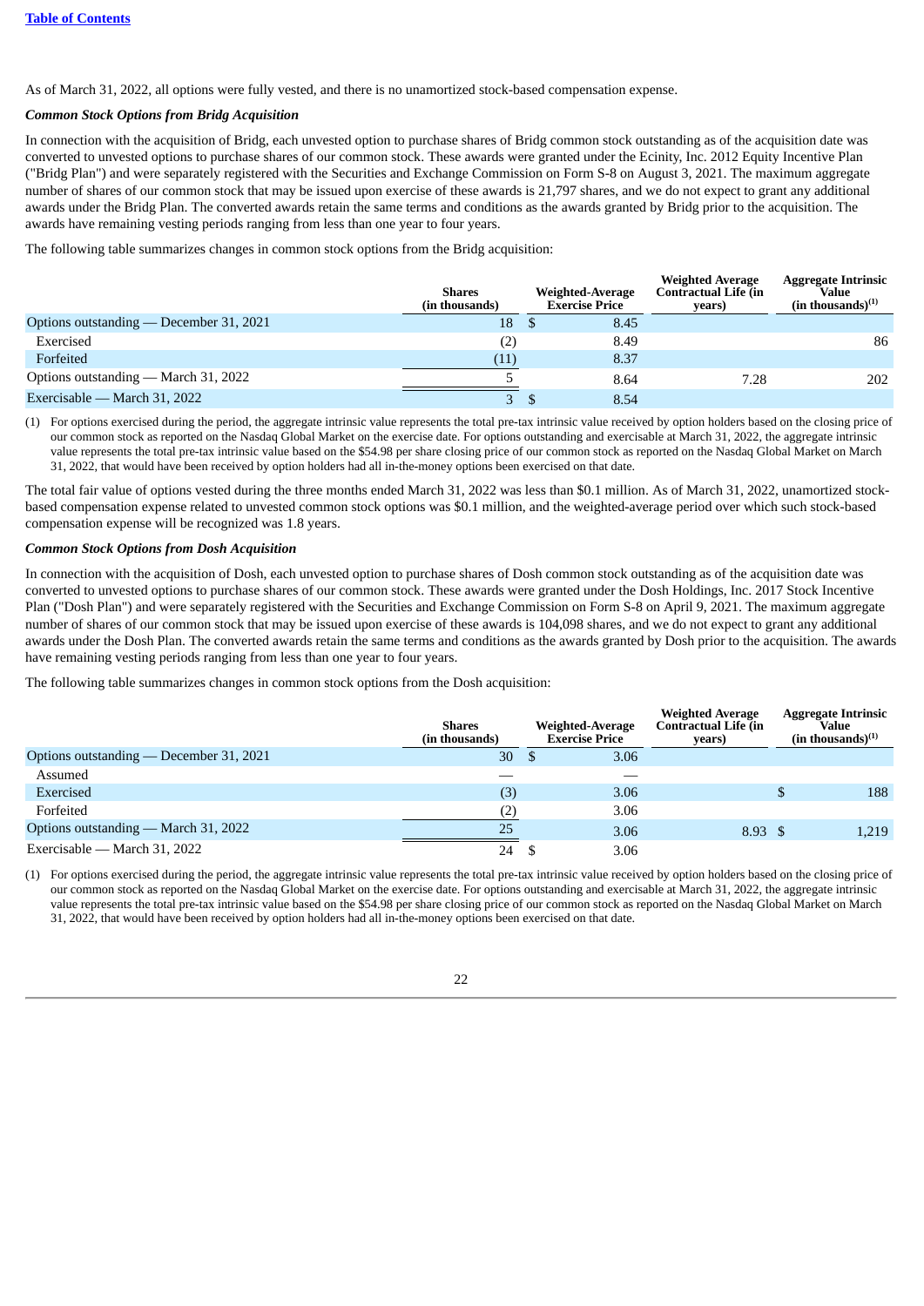As of March 31, 2022, all options were fully vested, and there is no unamortized stock-based compensation expense.

***Common Stock Options from Bridg Acquisition***

In connection with the acquisition of Bridg, each unvested option to purchase shares of Bridg common stock outstanding as of the acquisition date was converted to unvested options to purchase shares of our common stock. These awards were granted under the Ecinity, Inc. 2012 Equity Incentive Plan ("Bridg Plan") and were separately registered with the Securities and Exchange Commission on Form S-8 on August 3, 2021. The maximum aggregate number of shares of our common stock that may be issued upon exercise of these awards is 21,797 shares, and we do not expect to grant any additional awards under the Bridg Plan. The converted awards retain the same terms and conditions as the awards granted by Bridg prior to the acquisition. The awards have remaining vesting periods ranging from less than one year to four years.

The following table summarizes changes in common stock options from the Bridg acquisition:

| | Shares (in thousands) | Weighted-Average Exercise Price | Weighted Average Contractual Life (in years) | Aggregate Intrinsic Value (in thousands)[(1)] |
|---|---|---|---|---|
| Options outstanding — December 31, 2021 | 18 | $ 8.45 | | |
| Exercised | (2) | 8.49 | | 86 |
| Forfeited | (11) | 8.37 | | |
| Options outstanding — March 31, 2022 | 5 | 8.64 | 7.28 | 202 |
| Exercisable — March 31, 2022 | 3 | $ 8.54 | | |

(1) For options exercised during the period, the aggregate intrinsic value represents the total pre-tax intrinsic value received by option holders based on the closing price of our common stock as reported on the Nasdaq Global Market on the exercise date. For options outstanding and exercisable at March 31, 2022, the aggregate intrinsic value represents the total pre-tax intrinsic value based on the $54.98 per share closing price of our common stock as reported on the Nasdaq Global Market on March 31, 2022, that would have been received by option holders had all in-the-money options been exercised on that date.

The total fair value of options vested during the three months ended March 31, 2022 was less than $0.1 million. As of March 31, 2022, unamortized stock-based compensation expense related to unvested common stock options was $0.1 million, and the weighted-average period over which such stock-based compensation expense will be recognized was 1.8 years.

***Common Stock Options from Dosh Acquisition***

In connection with the acquisition of Dosh, each unvested option to purchase shares of Dosh common stock outstanding as of the acquisition date was converted to unvested options to purchase shares of our common stock. These awards were granted under the Dosh Holdings, Inc. 2017 Stock Incentive Plan ("Dosh Plan") and were separately registered with the Securities and Exchange Commission on Form S-8 on April 9, 2021. The maximum aggregate number of shares of our common stock that may be issued upon exercise of these awards is 104,098 shares, and we do not expect to grant any additional awards under the Dosh Plan. The converted awards retain the same terms and conditions as the awards granted by Dosh prior to the acquisition. The awards have remaining vesting periods ranging from less than one year to four years.

The following table summarizes changes in common stock options from the Dosh acquisition:

| | Shares (in thousands) | Weighted-Average Exercise Price | Weighted Average Contractual Life (in years) | Aggregate Intrinsic Value (in thousands)[(1)] |
|---|---|---|---|---|
| Options outstanding — December 31, 2021 | 30 | $ 3.06 | | |
| Assumed | — | — | | |
| Exercised | (3) | 3.06 | | $ 188 |
| Forfeited | (2) | 3.06 | | |
| Options outstanding — March 31, 2022 | 25 | 3.06 | 8.93 | $ 1,219 |
| Exercisable — March 31, 2022 | 24 | $ 3.06 | | |

(1) For options exercised during the period, the aggregate intrinsic value represents the total pre-tax intrinsic value received by option holders based on the closing price of our common stock as reported on the Nasdaq Global Market on the exercise date. For options outstanding and exercisable at March 31, 2022, the aggregate intrinsic value represents the total pre-tax intrinsic value based on the $54.98 per share closing price of our common stock as reported on the Nasdaq Global Market on March 31, 2022, that would have been received by option holders had all in-the-money options been exercised on that date.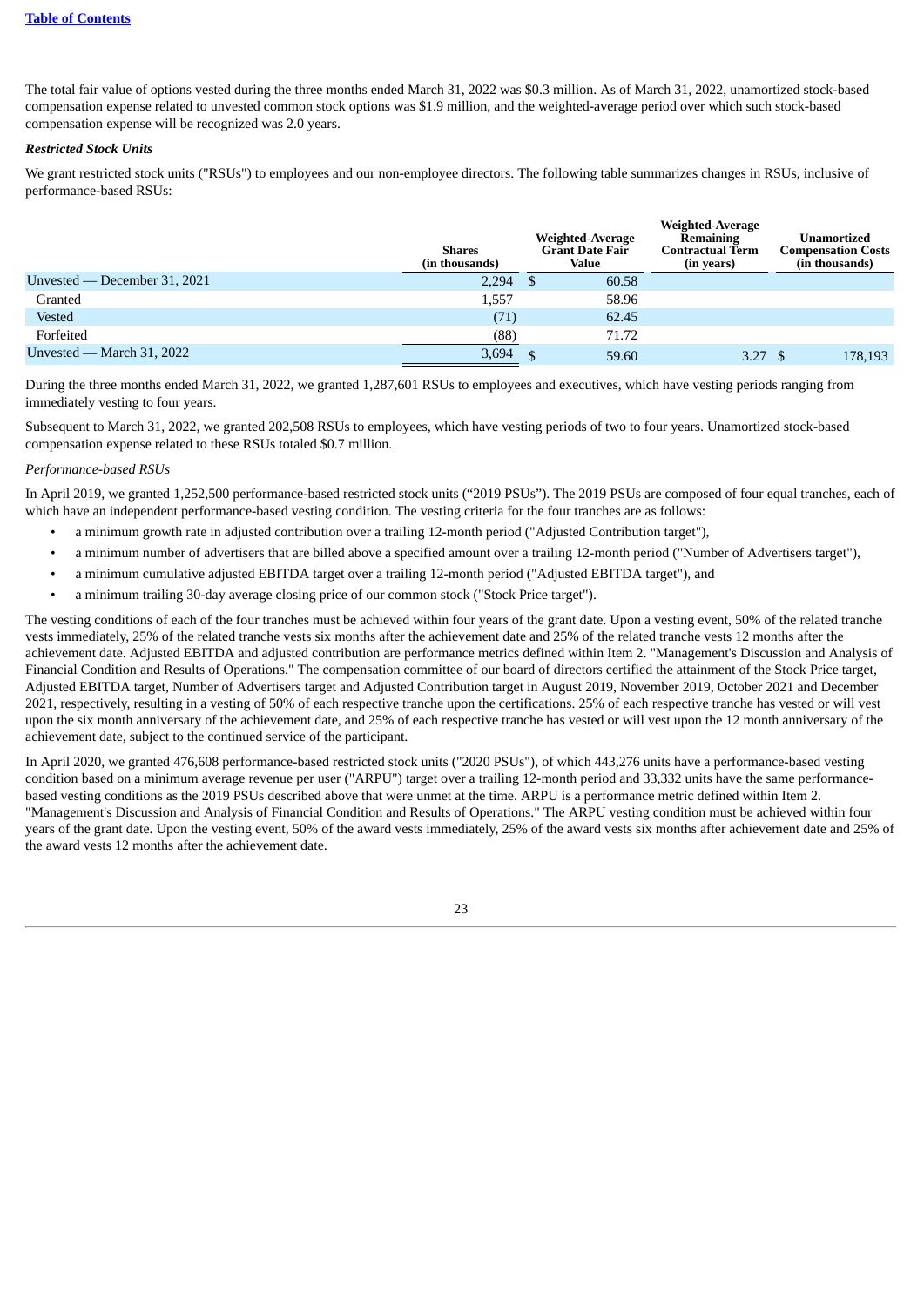The total fair value of options vested during the three months ended March 31, 2022 was $0.3 million. As of March 31, 2022, unamortized stock-based compensation expense related to unvested common stock options was $1.9 million, and the weighted-average period over which such stock-based compensation expense will be recognized was 2.0 years.

***Restricted Stock Units***

We grant restricted stock units ("RSUs") to employees and our non-employee directors. The following table summarizes changes in RSUs, inclusive of performance-based RSUs:

| | Shares (in thousands) | Weighted-Average Grant Date Fair Value | Weighted-Average Remaining Contractual Term (in years) | Unamortized Compensation Costs (in thousands) |
|---|---|---|---|---|
| Unvested — December 31, 2021 | 2,294 | $ 60.58 | | |
| Granted | 1,557 | 58.96 | | |
| Vested | (71) | 62.45 | | |
| Forfeited | (88) | 71.72 | | |
| Unvested — March 31, 2022 | 3,694 | $ 59.60 | 3.27 | $ 178,193 |

During the three months ended March 31, 2022, we granted 1,287,601 RSUs to employees and executives, which have vesting periods ranging from immediately vesting to four years.

Subsequent to March 31, 2022, we granted 202,508 RSUs to employees, which have vesting periods of two to four years. Unamortized stock-based compensation expense related to these RSUs totaled $0.7 million.

*Performance-based RSUs*

In April 2019, we granted 1,252,500 performance-based restricted stock units ("2019 PSUs"). The 2019 PSUs are composed of four equal tranches, each of which have an independent performance-based vesting condition. The vesting criteria for the four tranches are as follows:

- a minimum growth rate in adjusted contribution over a trailing 12-month period ("Adjusted Contribution target"),
- a minimum number of advertisers that are billed above a specified amount over a trailing 12-month period ("Number of Advertisers target"),
- a minimum cumulative adjusted EBITDA target over a trailing 12-month period ("Adjusted EBITDA target"), and
- a minimum trailing 30-day average closing price of our common stock ("Stock Price target").

The vesting conditions of each of the four tranches must be achieved within four years of the grant date. Upon a vesting event, 50% of the related tranche vests immediately, 25% of the related tranche vests six months after the achievement date and 25% of the related tranche vests 12 months after the achievement date. Adjusted EBITDA and adjusted contribution are performance metrics defined within Item 2. "Management's Discussion and Analysis of Financial Condition and Results of Operations." The compensation committee of our board of directors certified the attainment of the Stock Price target, Adjusted EBITDA target, Number of Advertisers target and Adjusted Contribution target in August 2019, November 2019, October 2021 and December 2021, respectively, resulting in a vesting of 50% of each respective tranche upon the certifications. 25% of each respective tranche has vested or will vest upon the six month anniversary of the achievement date, and 25% of each respective tranche has vested or will vest upon the 12 month anniversary of the achievement date, subject to the continued service of the participant.

In April 2020, we granted 476,608 performance-based restricted stock units ("2020 PSUs"), of which 443,276 units have a performance-based vesting condition based on a minimum average revenue per user ("ARPU") target over a trailing 12-month period and 33,332 units have the same performance-based vesting conditions as the 2019 PSUs described above that were unmet at the time. ARPU is a performance metric defined within Item 2. "Management's Discussion and Analysis of Financial Condition and Results of Operations." The ARPU vesting condition must be achieved within four years of the grant date. Upon the vesting event, 50% of the award vests immediately, 25% of the award vests six months after achievement date and 25% of the award vests 12 months after the achievement date.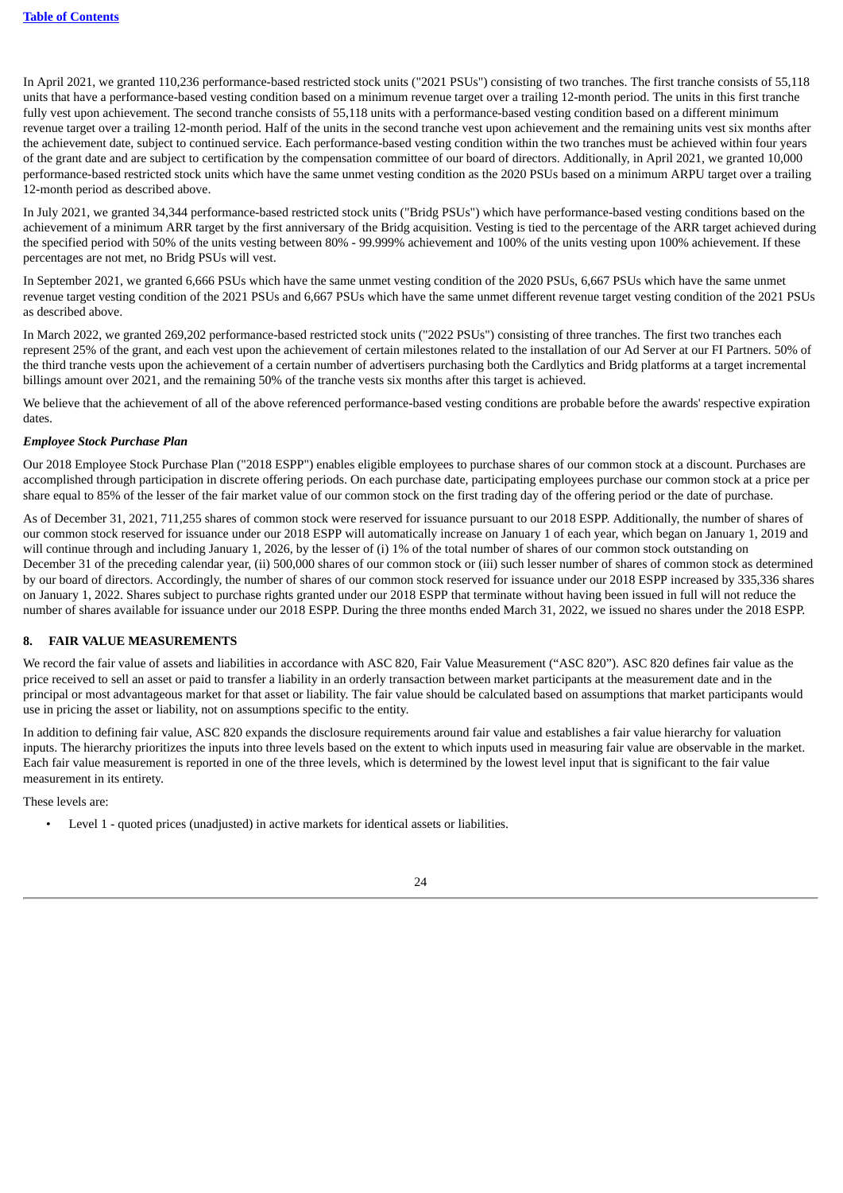In April 2021, we granted 110,236 performance-based restricted stock units ("2021 PSUs") consisting of two tranches. The first tranche consists of 55,118 units that have a performance-based vesting condition based on a minimum revenue target over a trailing 12-month period. The units in this first tranche fully vest upon achievement. The second tranche consists of 55,118 units with a performance-based vesting condition based on a different minimum revenue target over a trailing 12-month period. Half of the units in the second tranche vest upon achievement and the remaining units vest six months after the achievement date, subject to continued service. Each performance-based vesting condition within the two tranches must be achieved within four years of the grant date and are subject to certification by the compensation committee of our board of directors. Additionally, in April 2021, we granted 10,000 performance-based restricted stock units which have the same unmet vesting condition as the 2020 PSUs based on a minimum ARPU target over a trailing 12-month period as described above.

In July 2021, we granted 34,344 performance-based restricted stock units ("Bridg PSUs") which have performance-based vesting conditions based on the achievement of a minimum ARR target by the first anniversary of the Bridg acquisition. Vesting is tied to the percentage of the ARR target achieved during the specified period with 50% of the units vesting between 80% - 99.999% achievement and 100% of the units vesting upon 100% achievement. If these percentages are not met, no Bridg PSUs will vest.

In September 2021, we granted 6,666 PSUs which have the same unmet vesting condition of the 2020 PSUs, 6,667 PSUs which have the same unmet revenue target vesting condition of the 2021 PSUs and 6,667 PSUs which have the same unmet different revenue target vesting condition of the 2021 PSUs as described above.

In March 2022, we granted 269,202 performance-based restricted stock units ("2022 PSUs") consisting of three tranches. The first two tranches each represent 25% of the grant, and each vest upon the achievement of certain milestones related to the installation of our Ad Server at our FI Partners. 50% of the third tranche vests upon the achievement of a certain number of advertisers purchasing both the Cardlytics and Bridg platforms at a target incremental billings amount over 2021, and the remaining 50% of the tranche vests six months after this target is achieved.

We believe that the achievement of all of the above referenced performance-based vesting conditions are probable before the awards' respective expiration dates.

***Employee Stock Purchase Plan***

Our 2018 Employee Stock Purchase Plan ("2018 ESPP") enables eligible employees to purchase shares of our common stock at a discount. Purchases are accomplished through participation in discrete offering periods. On each purchase date, participating employees purchase our common stock at a price per share equal to 85% of the lesser of the fair market value of our common stock on the first trading day of the offering period or the date of purchase.

As of December 31, 2021, 711,255 shares of common stock were reserved for issuance pursuant to our 2018 ESPP. Additionally, the number of shares of our common stock reserved for issuance under our 2018 ESPP will automatically increase on January 1 of each year, which began on January 1, 2019 and will continue through and including January 1, 2026, by the lesser of (i) 1% of the total number of shares of our common stock outstanding on December 31 of the preceding calendar year, (ii) 500,000 shares of our common stock or (iii) such lesser number of shares of common stock as determined by our board of directors. Accordingly, the number of shares of our common stock reserved for issuance under our 2018 ESPP increased by 335,336 shares on January 1, 2022. Shares subject to purchase rights granted under our 2018 ESPP that terminate without having been issued in full will not reduce the number of shares available for issuance under our 2018 ESPP. During the three months ended March 31, 2022, we issued no shares under the 2018 ESPP.

## 8. FAIR VALUE MEASUREMENTS

We record the fair value of assets and liabilities in accordance with ASC 820, Fair Value Measurement ("ASC 820"). ASC 820 defines fair value as the price received to sell an asset or paid to transfer a liability in an orderly transaction between market participants at the measurement date and in the principal or most advantageous market for that asset or liability. The fair value should be calculated based on assumptions that market participants would use in pricing the asset or liability, not on assumptions specific to the entity.

In addition to defining fair value, ASC 820 expands the disclosure requirements around fair value and establishes a fair value hierarchy for valuation inputs. The hierarchy prioritizes the inputs into three levels based on the extent to which inputs used in measuring fair value are observable in the market. Each fair value measurement is reported in one of the three levels, which is determined by the lowest level input that is significant to the fair value measurement in its entirety.

These levels are:

- Level 1 - quoted prices (unadjusted) in active markets for identical assets or liabilities.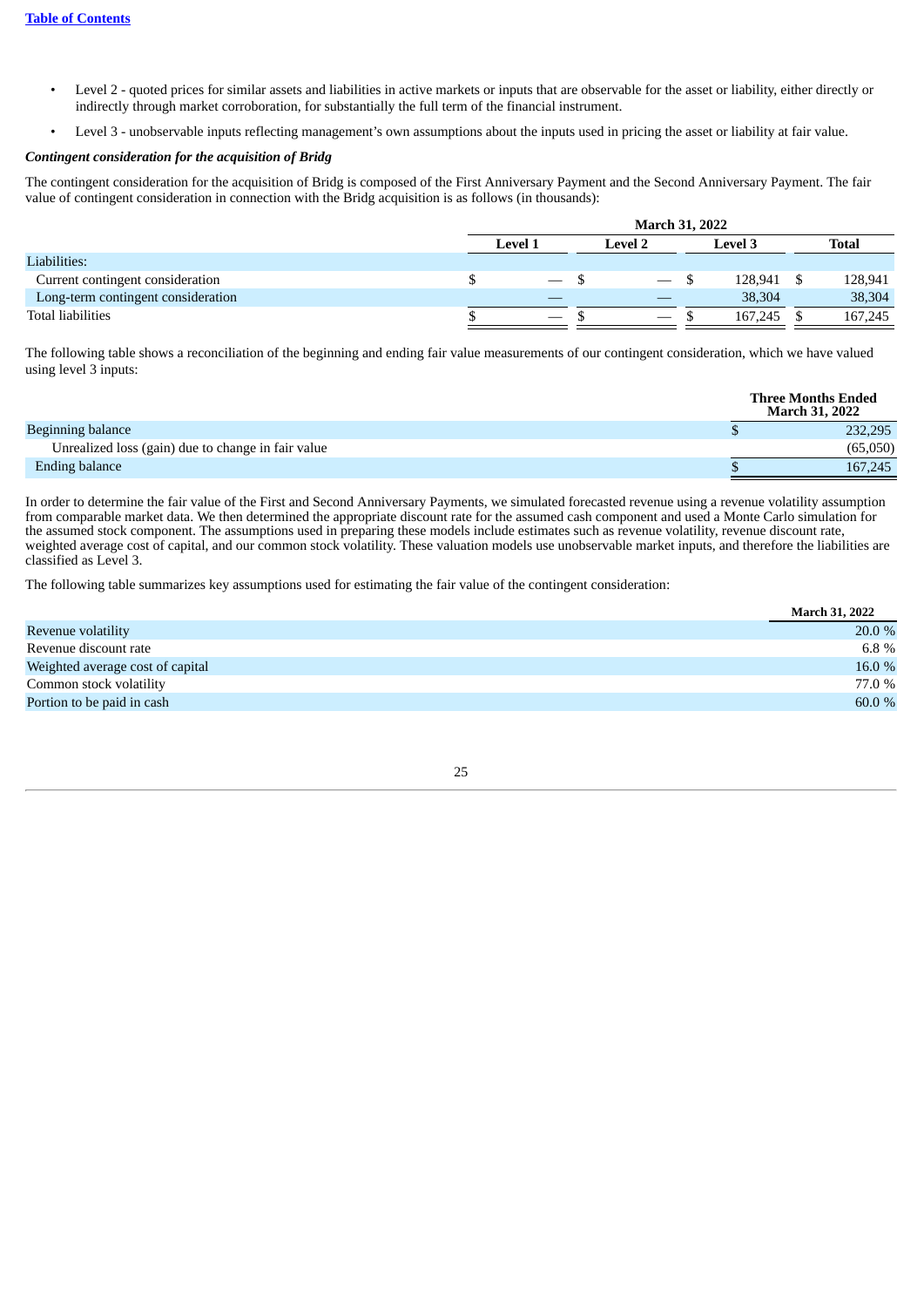- Level 2 - quoted prices for similar assets and liabilities in active markets or inputs that are observable for the asset or liability, either directly or indirectly through market corroboration, for substantially the full term of the financial instrument.
- Level 3 - unobservable inputs reflecting management's own assumptions about the inputs used in pricing the asset or liability at fair value.

***Contingent consideration for the acquisition of Bridg***

The contingent consideration for the acquisition of Bridg is composed of the First Anniversary Payment and the Second Anniversary Payment. The fair value of contingent consideration in connection with the Bridg acquisition is as follows (in thousands):

| | March 31, 2022 | | | |
|---|---|---|---|---|
| | **Level 1** | **Level 2** | **Level 3** | **Total** |
| Liabilities: | | | | |
| Current contingent consideration | $ — | $ — | $ 128,941 | $ 128,941 |
| Long-term contingent consideration | — | — | 38,304 | 38,304 |
| Total liabilities | $ — | $ — | $ 167,245 | $ 167,245 |

The following table shows a reconciliation of the beginning and ending fair value measurements of our contingent consideration, which we have valued using level 3 inputs:

| | **Three Months Ended March 31, 2022** |
|---|---|
| Beginning balance | $ 232,295 |
| Unrealized loss (gain) due to change in fair value | (65,050) |
| Ending balance | $ 167,245 |

In order to determine the fair value of the First and Second Anniversary Payments, we simulated forecasted revenue using a revenue volatility assumption from comparable market data. We then determined the appropriate discount rate for the assumed cash component and used a Monte Carlo simulation for the assumed stock component. The assumptions used in preparing these models include estimates such as revenue volatility, revenue discount rate, weighted average cost of capital, and our common stock volatility. These valuation models use unobservable market inputs, and therefore the liabilities are classified as Level 3.

The following table summarizes key assumptions used for estimating the fair value of the contingent consideration:

| | **March 31, 2022** |
|---|---|
| Revenue volatility | 20.0 % |
| Revenue discount rate | 6.8 % |
| Weighted average cost of capital | 16.0 % |
| Common stock volatility | 77.0 % |
| Portion to be paid in cash | 60.0 % |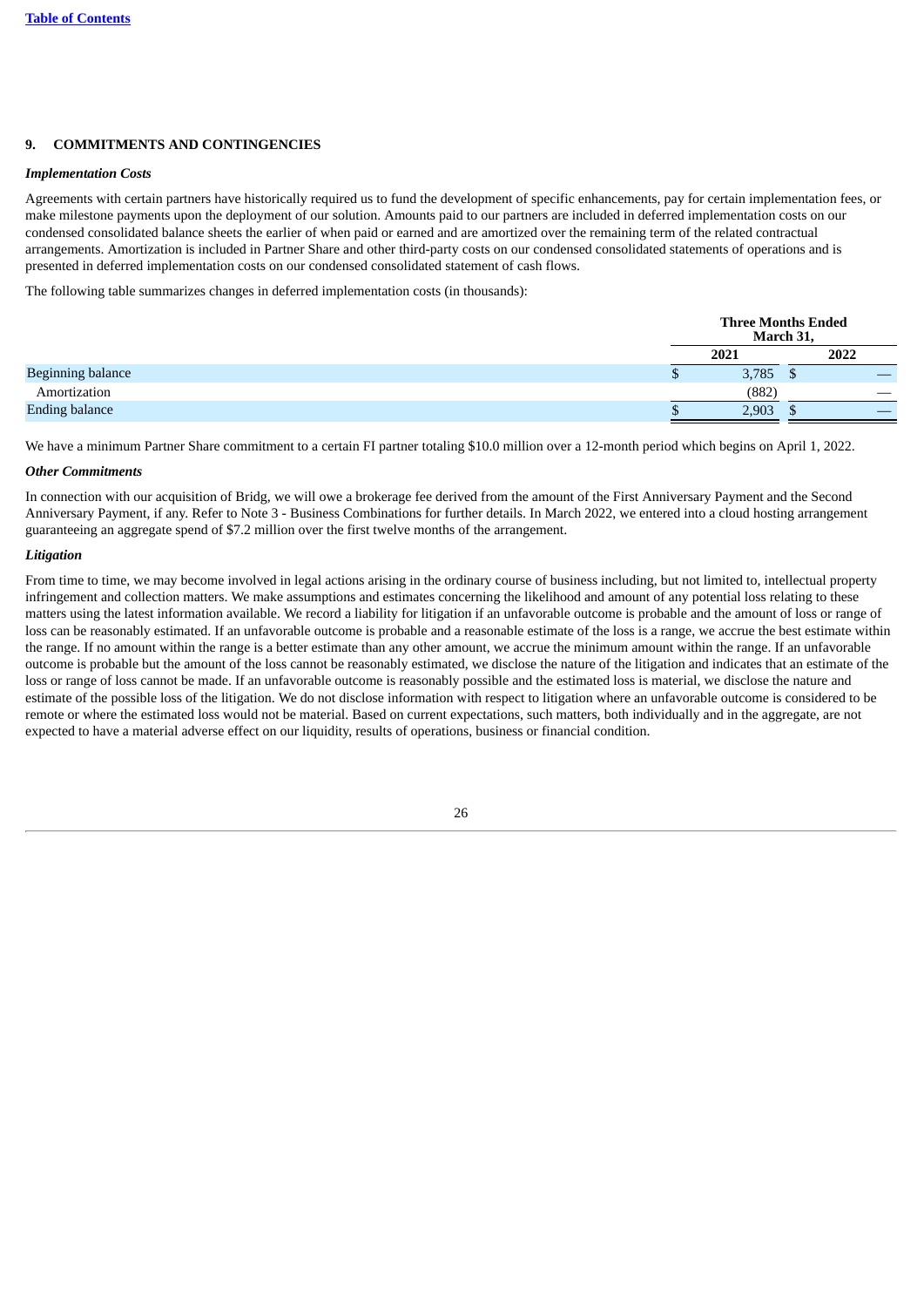## 9. COMMITMENTS AND CONTINGENCIES

***Implementation Costs***

Agreements with certain partners have historically required us to fund the development of specific enhancements, pay for certain implementation fees, or make milestone payments upon the deployment of our solution. Amounts paid to our partners are included in deferred implementation costs on our condensed consolidated balance sheets the earlier of when paid or earned and are amortized over the remaining term of the related contractual arrangements. Amortization is included in Partner Share and other third-party costs on our condensed consolidated statements of operations and is presented in deferred implementation costs on our condensed consolidated statement of cash flows.

The following table summarizes changes in deferred implementation costs (in thousands):

| | Three Months Ended March 31, | |
|---|---|---|
| | 2021 | 2022 |
| Beginning balance | $ 3,785 | $ — |
| Amortization | (882) | — |
| Ending balance | $ 2,903 | $ — |

We have a minimum Partner Share commitment to a certain FI partner totaling $10.0 million over a 12-month period which begins on April 1, 2022.

***Other Commitments***

In connection with our acquisition of Bridg, we will owe a brokerage fee derived from the amount of the First Anniversary Payment and the Second Anniversary Payment, if any. Refer to Note 3 - Business Combinations for further details. In March 2022, we entered into a cloud hosting arrangement guaranteeing an aggregate spend of $7.2 million over the first twelve months of the arrangement.

***Litigation***

From time to time, we may become involved in legal actions arising in the ordinary course of business including, but not limited to, intellectual property infringement and collection matters. We make assumptions and estimates concerning the likelihood and amount of any potential loss relating to these matters using the latest information available. We record a liability for litigation if an unfavorable outcome is probable and the amount of loss or range of loss can be reasonably estimated. If an unfavorable outcome is probable and a reasonable estimate of the loss is a range, we accrue the best estimate within the range. If no amount within the range is a better estimate than any other amount, we accrue the minimum amount within the range. If an unfavorable outcome is probable but the amount of the loss cannot be reasonably estimated, we disclose the nature of the litigation and indicates that an estimate of the loss or range of loss cannot be made. If an unfavorable outcome is reasonably possible and the estimated loss is material, we disclose the nature and estimate of the possible loss of the litigation. We do not disclose information with respect to litigation where an unfavorable outcome is considered to be remote or where the estimated loss would not be material. Based on current expectations, such matters, both individually and in the aggregate, are not expected to have a material adverse effect on our liquidity, results of operations, business or financial condition.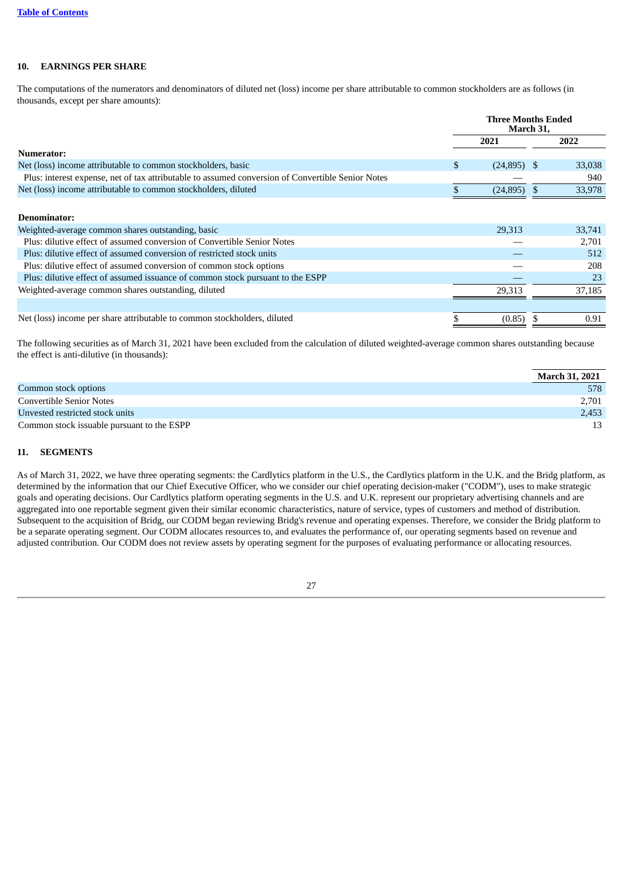## 10. EARNINGS PER SHARE

The computations of the numerators and denominators of diluted net (loss) income per share attributable to common stockholders are as follows (in thousands, except per share amounts):

| | Three Months Ended March 31, | |
|---|---|---|
| | 2021 | 2022 |
| **Numerator:** | | |
| Net (loss) income attributable to common stockholders, basic | $ (24,895) | $ 33,038 |
| Plus: interest expense, net of tax attributable to assumed conversion of Convertible Senior Notes | — | 940 |
| Net (loss) income attributable to common stockholders, diluted | $ (24,895) | $ 33,978 |
| **Denominator:** | | |
| Weighted-average common shares outstanding, basic | 29,313 | 33,741 |
| Plus: dilutive effect of assumed conversion of Convertible Senior Notes | — | 2,701 |
| Plus: dilutive effect of assumed conversion of restricted stock units | — | 512 |
| Plus: dilutive effect of assumed conversion of common stock options | — | 208 |
| Plus: dilutive effect of assumed issuance of common stock pursuant to the ESPP | — | 23 |
| Weighted-average common shares outstanding, diluted | 29,313 | 37,185 |
| Net (loss) income per share attributable to common stockholders, diluted | $ (0.85) | $ 0.91 |

The following securities as of March 31, 2021 have been excluded from the calculation of diluted weighted-average common shares outstanding because the effect is anti-dilutive (in thousands):

| | March 31, 2021 |
|---|---|
| Common stock options | 578 |
| Convertible Senior Notes | 2,701 |
| Unvested restricted stock units | 2,453 |
| Common stock issuable pursuant to the ESPP | 13 |

## 11. SEGMENTS

As of March 31, 2022, we have three operating segments: the Cardlytics platform in the U.S., the Cardlytics platform in the U.K. and the Bridg platform, as determined by the information that our Chief Executive Officer, who we consider our chief operating decision-maker ("CODM"), uses to make strategic goals and operating decisions. Our Cardlytics platform operating segments in the U.S. and U.K. represent our proprietary advertising channels and are aggregated into one reportable segment given their similar economic characteristics, nature of service, types of customers and method of distribution. Subsequent to the acquisition of Bridg, our CODM began reviewing Bridg's revenue and operating expenses. Therefore, we consider the Bridg platform to be a separate operating segment. Our CODM allocates resources to, and evaluates the performance of, our operating segments based on revenue and adjusted contribution. Our CODM does not review assets by operating segment for the purposes of evaluating performance or allocating resources.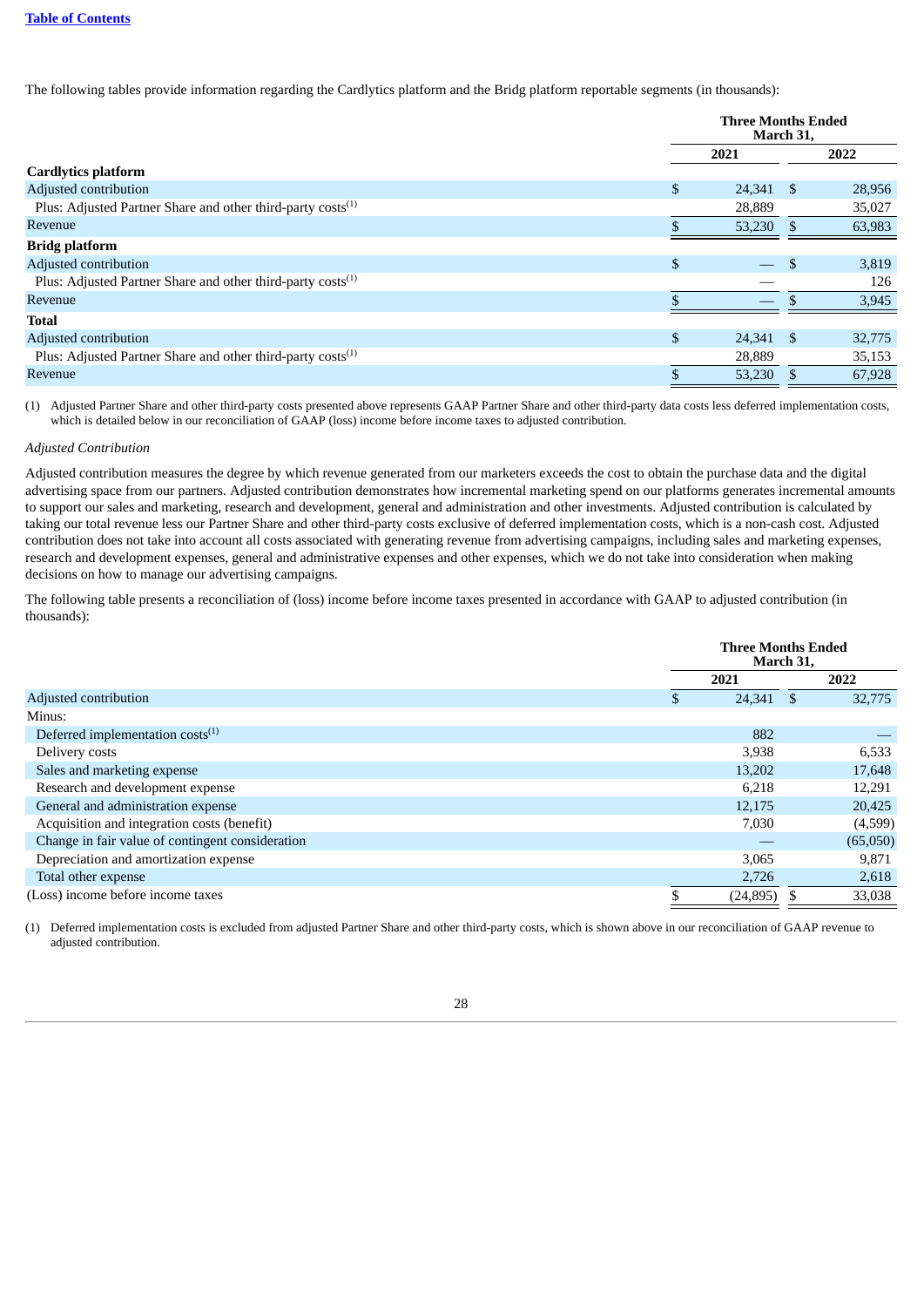The following tables provide information regarding the Cardlytics platform and the Bridg platform reportable segments (in thousands):

| | Three Months Ended March 31, | |
|---|---|---|
| | 2021 | 2022 |
| **Cardlytics platform** | | |
| Adjusted contribution | $ 24,341 | $ 28,956 |
| Plus: Adjusted Partner Share and other third-party costs[1] | 28,889 | 35,027 |
| Revenue | $ 53,230 | $ 63,983 |
| **Bridg platform** | | |
| Adjusted contribution | $ — | $ 3,819 |
| Plus: Adjusted Partner Share and other third-party costs[1] | — | 126 |
| Revenue | $ — | $ 3,945 |
| **Total** | | |
| Adjusted contribution | $ 24,341 | $ 32,775 |
| Plus: Adjusted Partner Share and other third-party costs[1] | 28,889 | 35,153 |
| Revenue | $ 53,230 | $ 67,928 |

(1) Adjusted Partner Share and other third-party costs presented above represents GAAP Partner Share and other third-party data costs less deferred implementation costs, which is detailed below in our reconciliation of GAAP (loss) income before income taxes to adjusted contribution.

*Adjusted Contribution*

Adjusted contribution measures the degree by which revenue generated from our marketers exceeds the cost to obtain the purchase data and the digital advertising space from our partners. Adjusted contribution demonstrates how incremental marketing spend on our platforms generates incremental amounts to support our sales and marketing, research and development, general and administration and other investments. Adjusted contribution is calculated by taking our total revenue less our Partner Share and other third-party costs exclusive of deferred implementation costs, which is a non-cash cost. Adjusted contribution does not take into account all costs associated with generating revenue from advertising campaigns, including sales and marketing expenses, research and development expenses, general and administrative expenses and other expenses, which we do not take into consideration when making decisions on how to manage our advertising campaigns.

The following table presents a reconciliation of (loss) income before income taxes presented in accordance with GAAP to adjusted contribution (in thousands):

| | Three Months Ended March 31, | |
|---|---|---|
| | 2021 | 2022 |
| Adjusted contribution | $ 24,341 | $ 32,775 |
| Minus: | | |
| Deferred implementation costs[1] | 882 | — |
| Delivery costs | 3,938 | 6,533 |
| Sales and marketing expense | 13,202 | 17,648 |
| Research and development expense | 6,218 | 12,291 |
| General and administration expense | 12,175 | 20,425 |
| Acquisition and integration costs (benefit) | 7,030 | (4,599) |
| Change in fair value of contingent consideration | — | (65,050) |
| Depreciation and amortization expense | 3,065 | 9,871 |
| Total other expense | 2,726 | 2,618 |
| (Loss) income before income taxes | $ (24,895) | $ 33,038 |

(1) Deferred implementation costs is excluded from adjusted Partner Share and other third-party costs, which is shown above in our reconciliation of GAAP revenue to adjusted contribution.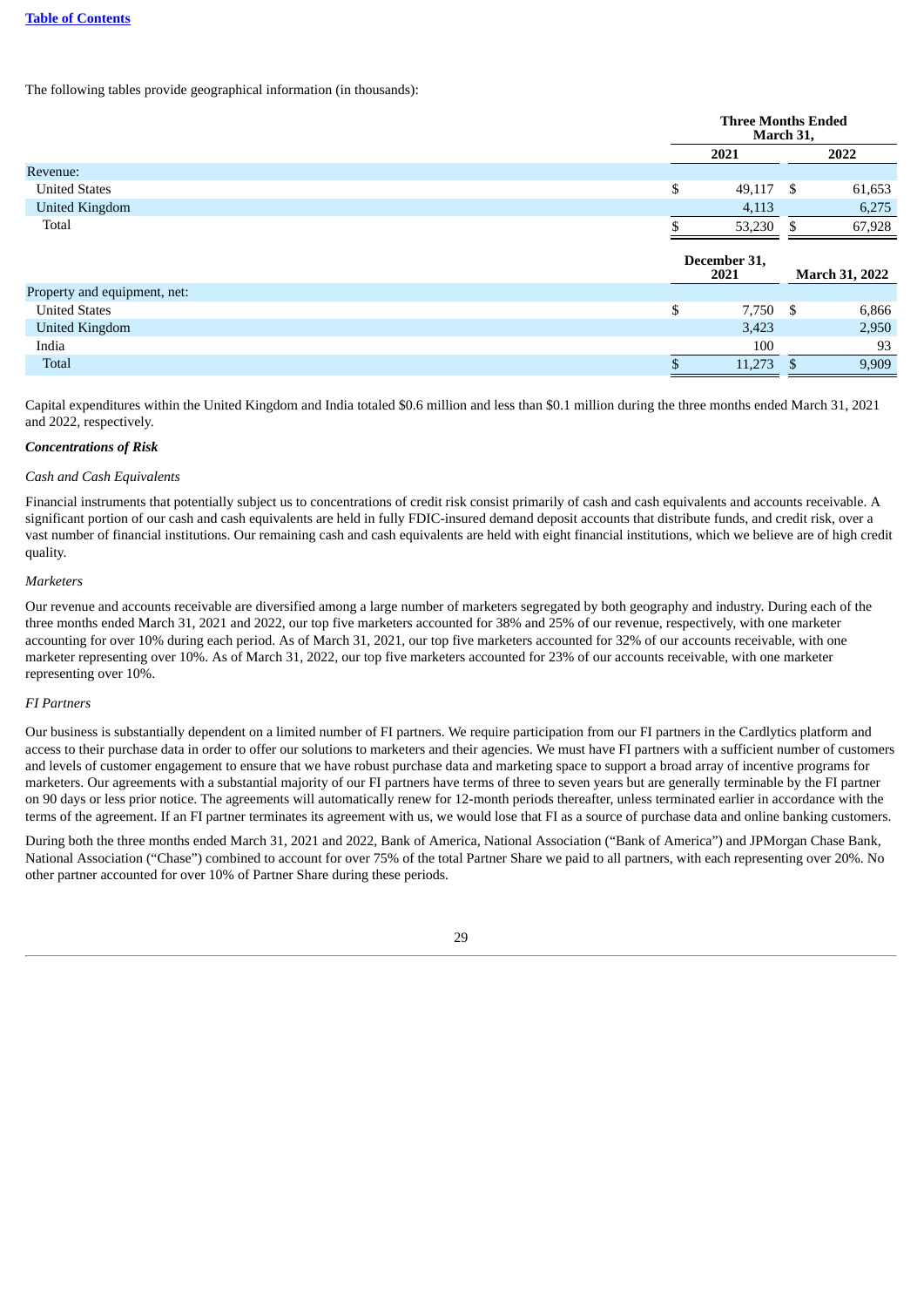The following tables provide geographical information (in thousands):

| | Three Months Ended March 31, | |
|---|---|---|
| | 2021 | 2022 |
| Revenue: | | |
| United States | $ 49,117 | $ 61,653 |
| United Kingdom | 4,113 | 6,275 |
| Total | $ 53,230 | $ 67,928 |

| | December 31, 2021 | March 31, 2022 |
|---|---|---|
| Property and equipment, net: | | |
| United States | $ 7,750 | $ 6,866 |
| United Kingdom | 3,423 | 2,950 |
| India | 100 | 93 |
| Total | $ 11,273 | $ 9,909 |

Capital expenditures within the United Kingdom and India totaled $0.6 million and less than $0.1 million during the three months ended March 31, 2021 and 2022, respectively.

***Concentrations of Risk***

*Cash and Cash Equivalents*

Financial instruments that potentially subject us to concentrations of credit risk consist primarily of cash and cash equivalents and accounts receivable. A significant portion of our cash and cash equivalents are held in fully FDIC-insured demand deposit accounts that distribute funds, and credit risk, over a vast number of financial institutions. Our remaining cash and cash equivalents are held with eight financial institutions, which we believe are of high credit quality.

*Marketers*

Our revenue and accounts receivable are diversified among a large number of marketers segregated by both geography and industry. During each of the three months ended March 31, 2021 and 2022, our top five marketers accounted for 38% and 25% of our revenue, respectively, with one marketer accounting for over 10% during each period. As of March 31, 2021, our top five marketers accounted for 32% of our accounts receivable, with one marketer representing over 10%. As of March 31, 2022, our top five marketers accounted for 23% of our accounts receivable, with one marketer representing over 10%.

*FI Partners*

Our business is substantially dependent on a limited number of FI partners. We require participation from our FI partners in the Cardlytics platform and access to their purchase data in order to offer our solutions to marketers and their agencies. We must have FI partners with a sufficient number of customers and levels of customer engagement to ensure that we have robust purchase data and marketing space to support a broad array of incentive programs for marketers. Our agreements with a substantial majority of our FI partners have terms of three to seven years but are generally terminable by the FI partner on 90 days or less prior notice. The agreements will automatically renew for 12-month periods thereafter, unless terminated earlier in accordance with the terms of the agreement. If an FI partner terminates its agreement with us, we would lose that FI as a source of purchase data and online banking customers.

During both the three months ended March 31, 2021 and 2022, Bank of America, National Association ("Bank of America") and JPMorgan Chase Bank, National Association ("Chase") combined to account for over 75% of the total Partner Share we paid to all partners, with each representing over 20%. No other partner accounted for over 10% of Partner Share during these periods.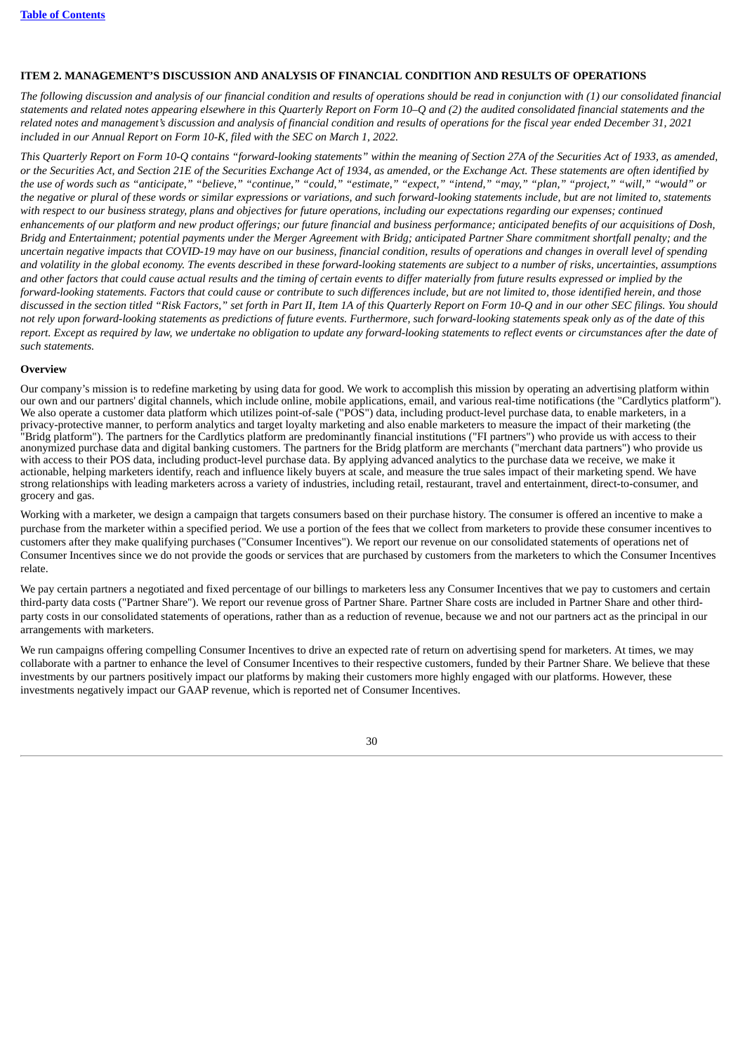## ITEM 2. MANAGEMENT'S DISCUSSION AND ANALYSIS OF FINANCIAL CONDITION AND RESULTS OF OPERATIONS

*The following discussion and analysis of our financial condition and results of operations should be read in conjunction with (1) our consolidated financial statements and related notes appearing elsewhere in this Quarterly Report on Form 10–Q and (2) the audited consolidated financial statements and the related notes and management's discussion and analysis of financial condition and results of operations for the fiscal year ended December 31, 2021 included in our Annual Report on Form 10-K, filed with the SEC on March 1, 2022.*

*This Quarterly Report on Form 10-Q contains "forward-looking statements" within the meaning of Section 27A of the Securities Act of 1933, as amended, or the Securities Act, and Section 21E of the Securities Exchange Act of 1934, as amended, or the Exchange Act. These statements are often identified by the use of words such as "anticipate," "believe," "continue," "could," "estimate," "expect," "intend," "may," "plan," "project," "will," "would" or the negative or plural of these words or similar expressions or variations, and such forward-looking statements include, but are not limited to, statements with respect to our business strategy, plans and objectives for future operations, including our expectations regarding our expenses; continued enhancements of our platform and new product offerings; our future financial and business performance; anticipated benefits of our acquisitions of Dosh, Bridg and Entertainment; potential payments under the Merger Agreement with Bridg; anticipated Partner Share commitment shortfall penalty; and the uncertain negative impacts that COVID-19 may have on our business, financial condition, results of operations and changes in overall level of spending and volatility in the global economy. The events described in these forward-looking statements are subject to a number of risks, uncertainties, assumptions and other factors that could cause actual results and the timing of certain events to differ materially from future results expressed or implied by the forward-looking statements. Factors that could cause or contribute to such differences include, but are not limited to, those identified herein, and those discussed in the section titled "Risk Factors," set forth in Part II, Item 1A of this Quarterly Report on Form 10-Q and in our other SEC filings. You should not rely upon forward-looking statements as predictions of future events. Furthermore, such forward-looking statements speak only as of the date of this report. Except as required by law, we undertake no obligation to update any forward-looking statements to reflect events or circumstances after the date of such statements.*

### Overview

Our company's mission is to redefine marketing by using data for good. We work to accomplish this mission by operating an advertising platform within our own and our partners' digital channels, which include online, mobile applications, email, and various real-time notifications (the "Cardlytics platform"). We also operate a customer data platform which utilizes point-of-sale ("POS") data, including product-level purchase data, to enable marketers, in a privacy-protective manner, to perform analytics and target loyalty marketing and also enable marketers to measure the impact of their marketing (the "Bridg platform"). The partners for the Cardlytics platform are predominantly financial institutions ("FI partners") who provide us with access to their anonymized purchase data and digital banking customers. The partners for the Bridg platform are merchants ("merchant data partners") who provide us with access to their POS data, including product-level purchase data. By applying advanced analytics to the purchase data we receive, we make it actionable, helping marketers identify, reach and influence likely buyers at scale, and measure the true sales impact of their marketing spend. We have strong relationships with leading marketers across a variety of industries, including retail, restaurant, travel and entertainment, direct-to-consumer, and grocery and gas.

Working with a marketer, we design a campaign that targets consumers based on their purchase history. The consumer is offered an incentive to make a purchase from the marketer within a specified period. We use a portion of the fees that we collect from marketers to provide these consumer incentives to customers after they make qualifying purchases ("Consumer Incentives"). We report our revenue on our consolidated statements of operations net of Consumer Incentives since we do not provide the goods or services that are purchased by customers from the marketers to which the Consumer Incentives relate.

We pay certain partners a negotiated and fixed percentage of our billings to marketers less any Consumer Incentives that we pay to customers and certain third-party data costs ("Partner Share"). We report our revenue gross of Partner Share. Partner Share costs are included in Partner Share and other third-party costs in our consolidated statements of operations, rather than as a reduction of revenue, because we and not our partners act as the principal in our arrangements with marketers.

We run campaigns offering compelling Consumer Incentives to drive an expected rate of return on advertising spend for marketers. At times, we may collaborate with a partner to enhance the level of Consumer Incentives to their respective customers, funded by their Partner Share. We believe that these investments by our partners positively impact our platforms by making their customers more highly engaged with our platforms. However, these investments negatively impact our GAAP revenue, which is reported net of Consumer Incentives.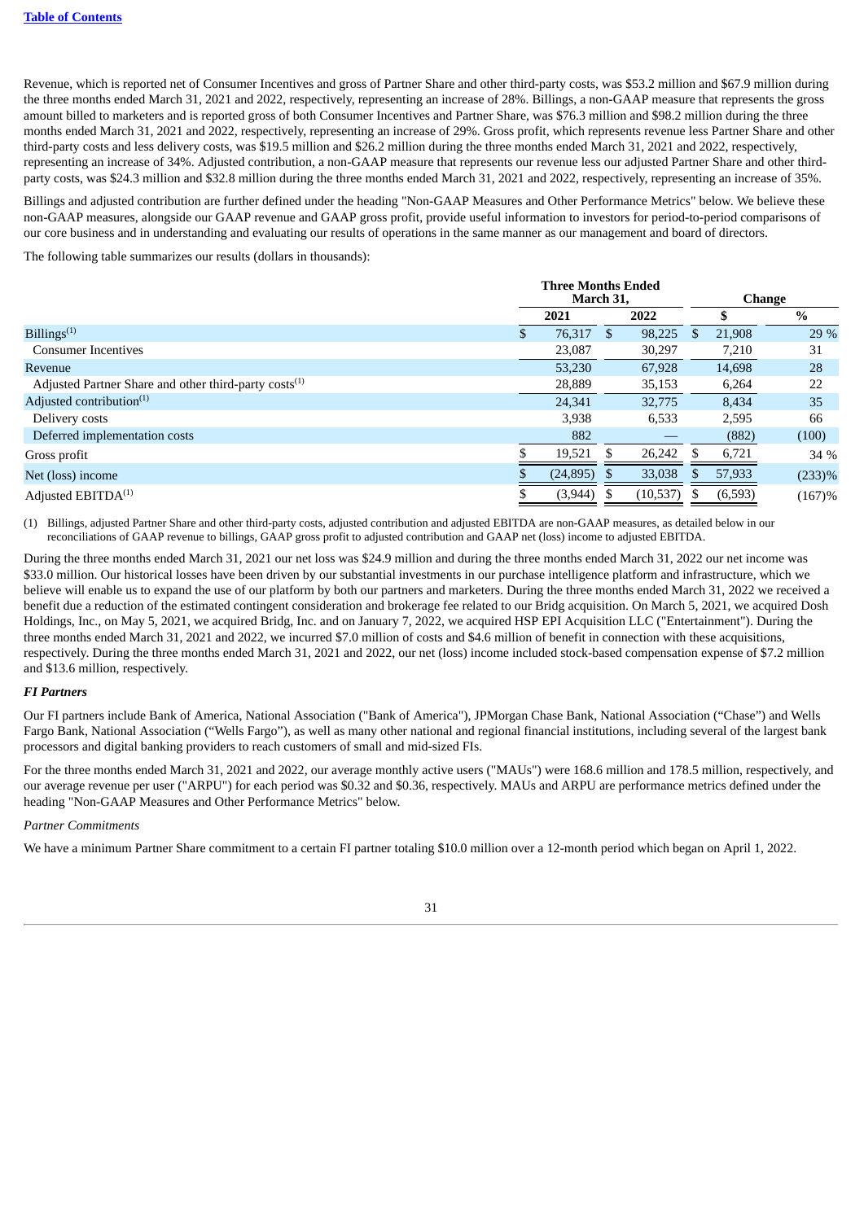Revenue, which is reported net of Consumer Incentives and gross of Partner Share and other third-party costs, was $53.2 million and $67.9 million during the three months ended March 31, 2021 and 2022, respectively, representing an increase of 28%. Billings, a non-GAAP measure that represents the gross amount billed to marketers and is reported gross of both Consumer Incentives and Partner Share, was $76.3 million and $98.2 million during the three months ended March 31, 2021 and 2022, respectively, representing an increase of 29%. Gross profit, which represents revenue less Partner Share and other third-party costs and less delivery costs, was $19.5 million and $26.2 million during the three months ended March 31, 2021 and 2022, respectively, representing an increase of 34%. Adjusted contribution, a non-GAAP measure that represents our revenue less our adjusted Partner Share and other third-party costs, was $24.3 million and $32.8 million during the three months ended March 31, 2021 and 2022, respectively, representing an increase of 35%.

Billings and adjusted contribution are further defined under the heading "Non-GAAP Measures and Other Performance Metrics" below. We believe these non-GAAP measures, alongside our GAAP revenue and GAAP gross profit, provide useful information to investors for period-to-period comparisons of our core business and in understanding and evaluating our results of operations in the same manner as our management and board of directors.

The following table summarizes our results (dollars in thousands):

| | Three Months Ended March 31, | | Change | |
|---|---|---|---|---|
| | 2021 | 2022 | $ | % |
| Billings(1) | $ 76,317 | $ 98,225 | $ 21,908 | 29 % |
| Consumer Incentives | 23,087 | 30,297 | 7,210 | 31 |
| Revenue | 53,230 | 67,928 | 14,698 | 28 |
| Adjusted Partner Share and other third-party costs(1) | 28,889 | 35,153 | 6,264 | 22 |
| Adjusted contribution(1) | 24,341 | 32,775 | 8,434 | 35 |
| Delivery costs | 3,938 | 6,533 | 2,595 | 66 |
| Deferred implementation costs | 882 | — | (882) | (100) |
| Gross profit | $ 19,521 | $ 26,242 | $ 6,721 | 34 % |
| Net (loss) income | $ (24,895) | $ 33,038 | $ 57,933 | (233)% |
| Adjusted EBITDA(1) | $ (3,944) | $ (10,537) | $ (6,593) | (167)% |

(1) Billings, adjusted Partner Share and other third-party costs, adjusted contribution and adjusted EBITDA are non-GAAP measures, as detailed below in our reconciliations of GAAP revenue to billings, GAAP gross profit to adjusted contribution and GAAP net (loss) income to adjusted EBITDA.

During the three months ended March 31, 2021 our net loss was $24.9 million and during the three months ended March 31, 2022 our net income was $33.0 million. Our historical losses have been driven by our substantial investments in our purchase intelligence platform and infrastructure, which we believe will enable us to expand the use of our platform by both our partners and marketers. During the three months ended March 31, 2022 we received a benefit due a reduction of the estimated contingent consideration and brokerage fee related to our Bridg acquisition. On March 5, 2021, we acquired Dosh Holdings, Inc., on May 5, 2021, we acquired Bridg, Inc. and on January 7, 2022, we acquired HSP EPI Acquisition LLC ("Entertainment"). During the three months ended March 31, 2021 and 2022, we incurred $7.0 million of costs and $4.6 million of benefit in connection with these acquisitions, respectively. During the three months ended March 31, 2021 and 2022, our net (loss) income included stock-based compensation expense of $7.2 million and $13.6 million, respectively.

***FI Partners***

Our FI partners include Bank of America, National Association ("Bank of America"), JPMorgan Chase Bank, National Association ("Chase") and Wells Fargo Bank, National Association ("Wells Fargo"), as well as many other national and regional financial institutions, including several of the largest bank processors and digital banking providers to reach customers of small and mid-sized FIs.

For the three months ended March 31, 2021 and 2022, our average monthly active users ("MAUs") were 168.6 million and 178.5 million, respectively, and our average revenue per user ("ARPU") for each period was $0.32 and $0.36, respectively. MAUs and ARPU are performance metrics defined under the heading "Non-GAAP Measures and Other Performance Metrics" below.

*Partner Commitments*

We have a minimum Partner Share commitment to a certain FI partner totaling $10.0 million over a 12-month period which began on April 1, 2022.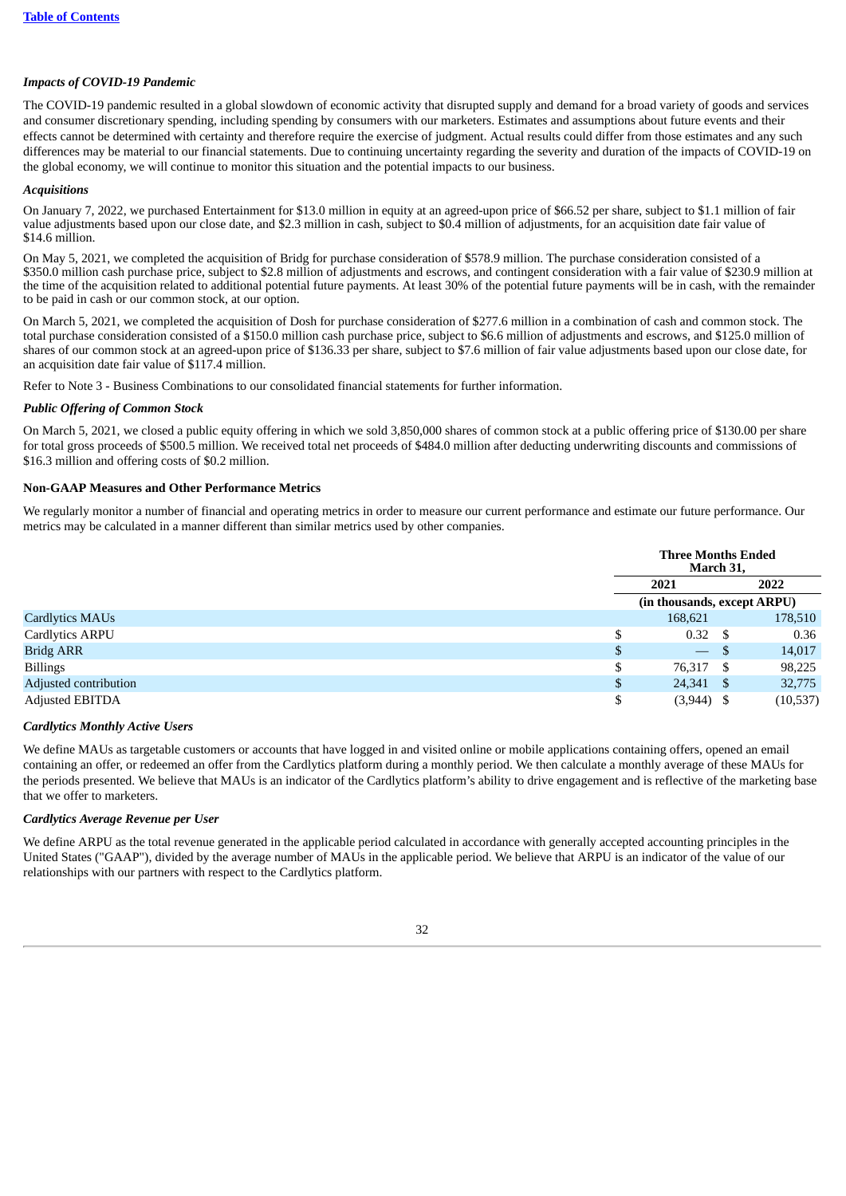*Impacts of COVID-19 Pandemic*

The COVID-19 pandemic resulted in a global slowdown of economic activity that disrupted supply and demand for a broad variety of goods and services and consumer discretionary spending, including spending by consumers with our marketers. Estimates and assumptions about future events and their effects cannot be determined with certainty and therefore require the exercise of judgment. Actual results could differ from those estimates and any such differences may be material to our financial statements. Due to continuing uncertainty regarding the severity and duration of the impacts of COVID-19 on the global economy, we will continue to monitor this situation and the potential impacts to our business.

*Acquisitions*

On January 7, 2022, we purchased Entertainment for $13.0 million in equity at an agreed-upon price of $66.52 per share, subject to $1.1 million of fair value adjustments based upon our close date, and $2.3 million in cash, subject to $0.4 million of adjustments, for an acquisition date fair value of $14.6 million.

On May 5, 2021, we completed the acquisition of Bridg for purchase consideration of $578.9 million. The purchase consideration consisted of a $350.0 million cash purchase price, subject to $2.8 million of adjustments and escrows, and contingent consideration with a fair value of $230.9 million at the time of the acquisition related to additional potential future payments. At least 30% of the potential future payments will be in cash, with the remainder to be paid in cash or our common stock, at our option.

On March 5, 2021, we completed the acquisition of Dosh for purchase consideration of $277.6 million in a combination of cash and common stock. The total purchase consideration consisted of a $150.0 million cash purchase price, subject to $6.6 million of adjustments and escrows, and $125.0 million of shares of our common stock at an agreed-upon price of $136.33 per share, subject to $7.6 million of fair value adjustments based upon our close date, for an acquisition date fair value of $117.4 million.

Refer to Note 3 - Business Combinations to our consolidated financial statements for further information.

*Public Offering of Common Stock*

On March 5, 2021, we closed a public equity offering in which we sold 3,850,000 shares of common stock at a public offering price of $130.00 per share for total gross proceeds of $500.5 million. We received total net proceeds of $484.0 million after deducting underwriting discounts and commissions of $16.3 million and offering costs of $0.2 million.

**Non-GAAP Measures and Other Performance Metrics**

We regularly monitor a number of financial and operating metrics in order to measure our current performance and estimate our future performance. Our metrics may be calculated in a manner different than similar metrics used by other companies.

| | Three Months Ended March 31, | |
|---|---|---|
| | 2021 | 2022 |
| | (in thousands, except ARPU) | |
| Cardlytics MAUs | 168,621 | 178,510 |
| Cardlytics ARPU | $ 0.32 | $ 0.36 |
| Bridg ARR | $ — | $ 14,017 |
| Billings | $ 76,317 | $ 98,225 |
| Adjusted contribution | $ 24,341 | $ 32,775 |
| Adjusted EBITDA | $ (3,944) | $ (10,537) |

*Cardlytics Monthly Active Users*

We define MAUs as targetable customers or accounts that have logged in and visited online or mobile applications containing offers, opened an email containing an offer, or redeemed an offer from the Cardlytics platform during a monthly period. We then calculate a monthly average of these MAUs for the periods presented. We believe that MAUs is an indicator of the Cardlytics platform's ability to drive engagement and is reflective of the marketing base that we offer to marketers.

*Cardlytics Average Revenue per User*

We define ARPU as the total revenue generated in the applicable period calculated in accordance with generally accepted accounting principles in the United States ("GAAP"), divided by the average number of MAUs in the applicable period. We believe that ARPU is an indicator of the value of our relationships with our partners with respect to the Cardlytics platform.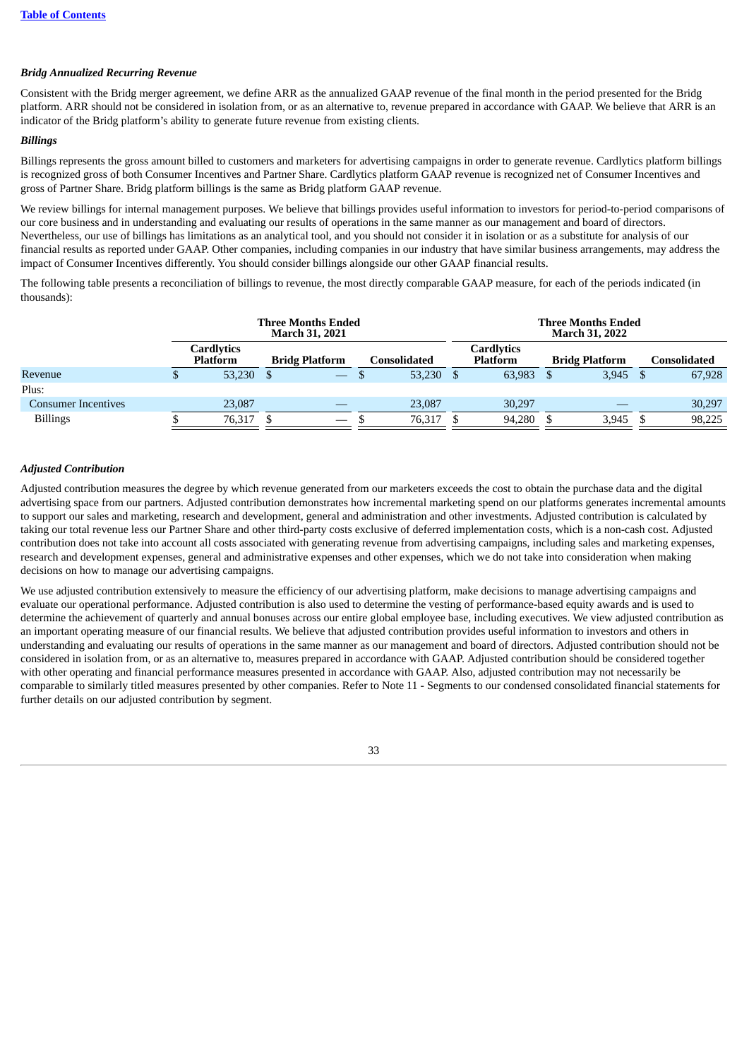*Bridg Annualized Recurring Revenue*

Consistent with the Bridg merger agreement, we define ARR as the annualized GAAP revenue of the final month in the period presented for the Bridg platform. ARR should not be considered in isolation from, or as an alternative to, revenue prepared in accordance with GAAP. We believe that ARR is an indicator of the Bridg platform's ability to generate future revenue from existing clients.

*Billings*

Billings represents the gross amount billed to customers and marketers for advertising campaigns in order to generate revenue. Cardlytics platform billings is recognized gross of both Consumer Incentives and Partner Share. Cardlytics platform GAAP revenue is recognized net of Consumer Incentives and gross of Partner Share. Bridg platform billings is the same as Bridg platform GAAP revenue.

We review billings for internal management purposes. We believe that billings provides useful information to investors for period-to-period comparisons of our core business and in understanding and evaluating our results of operations in the same manner as our management and board of directors. Nevertheless, our use of billings has limitations as an analytical tool, and you should not consider it in isolation or as a substitute for analysis of our financial results as reported under GAAP. Other companies, including companies in our industry that have similar business arrangements, may address the impact of Consumer Incentives differently. You should consider billings alongside our other GAAP financial results.

The following table presents a reconciliation of billings to revenue, the most directly comparable GAAP measure, for each of the periods indicated (in thousands):

| | Three Months Ended March 31, 2021 | | | Three Months Ended March 31, 2022 | | |
|---|---|---|---|---|---|---|
| | Cardlytics Platform | Bridg Platform | Consolidated | Cardlytics Platform | Bridg Platform | Consolidated |
| Revenue | $ 53,230 | $ — | $ 53,230 | $ 63,983 | $ 3,945 | $ 67,928 |
| Plus: | | | | | | |
| Consumer Incentives | 23,087 | — | 23,087 | 30,297 | — | 30,297 |
| Billings | $ 76,317 | $ — | $ 76,317 | $ 94,280 | $ 3,945 | $ 98,225 |

*Adjusted Contribution*

Adjusted contribution measures the degree by which revenue generated from our marketers exceeds the cost to obtain the purchase data and the digital advertising space from our partners. Adjusted contribution demonstrates how incremental marketing spend on our platforms generates incremental amounts to support our sales and marketing, research and development, general and administration and other investments. Adjusted contribution is calculated by taking our total revenue less our Partner Share and other third-party costs exclusive of deferred implementation costs, which is a non-cash cost. Adjusted contribution does not take into account all costs associated with generating revenue from advertising campaigns, including sales and marketing expenses, research and development expenses, general and administrative expenses and other expenses, which we do not take into consideration when making decisions on how to manage our advertising campaigns.

We use adjusted contribution extensively to measure the efficiency of our advertising platform, make decisions to manage advertising campaigns and evaluate our operational performance. Adjusted contribution is also used to determine the vesting of performance-based equity awards and is used to determine the achievement of quarterly and annual bonuses across our entire global employee base, including executives. We view adjusted contribution as an important operating measure of our financial results. We believe that adjusted contribution provides useful information to investors and others in understanding and evaluating our results of operations in the same manner as our management and board of directors. Adjusted contribution should not be considered in isolation from, or as an alternative to, measures prepared in accordance with GAAP. Adjusted contribution should be considered together with other operating and financial performance measures presented in accordance with GAAP. Also, adjusted contribution may not necessarily be comparable to similarly titled measures presented by other companies. Refer to Note 11 - Segments to our condensed consolidated financial statements for further details on our adjusted contribution by segment.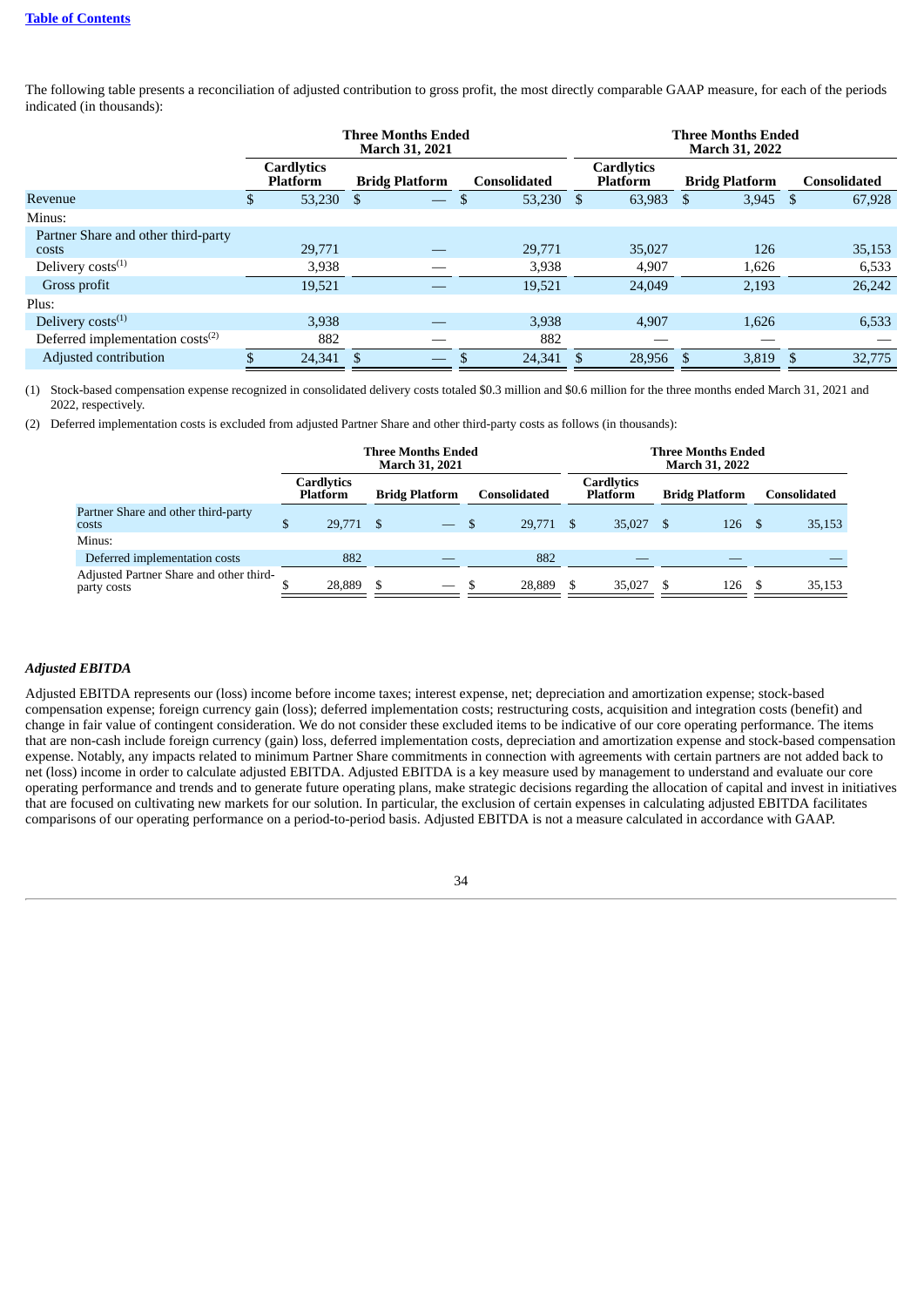The following table presents a reconciliation of adjusted contribution to gross profit, the most directly comparable GAAP measure, for each of the periods indicated (in thousands):

| | Three Months Ended March 31, 2021 | | | Three Months Ended March 31, 2022 | | |
|---|---|---|---|---|---|---|
| | Cardlytics Platform | Bridg Platform | Consolidated | Cardlytics Platform | Bridg Platform | Consolidated |
| Revenue | $ 53,230 | $ — | $ 53,230 | $ 63,983 | $ 3,945 | $ 67,928 |
| Minus: | | | | | | |
| Partner Share and other third-party costs | 29,771 | — | 29,771 | 35,027 | 126 | 35,153 |
| Delivery costs[(1)] | 3,938 | — | 3,938 | 4,907 | 1,626 | 6,533 |
| Gross profit | 19,521 | — | 19,521 | 24,049 | 2,193 | 26,242 |
| Plus: | | | | | | |
| Delivery costs[(1)] | 3,938 | — | 3,938 | 4,907 | 1,626 | 6,533 |
| Deferred implementation costs[(2)] | 882 | — | 882 | — | — | — |
| Adjusted contribution | $ 24,341 | $ — | $ 24,341 | $ 28,956 | $ 3,819 | $ 32,775 |

(1) Stock-based compensation expense recognized in consolidated delivery costs totaled $0.3 million and $0.6 million for the three months ended March 31, 2021 and 2022, respectively.

(2) Deferred implementation costs is excluded from adjusted Partner Share and other third-party costs as follows (in thousands):

| | Three Months Ended March 31, 2021 | | | Three Months Ended March 31, 2022 | | |
|---|---|---|---|---|---|---|
| | Cardlytics Platform | Bridg Platform | Consolidated | Cardlytics Platform | Bridg Platform | Consolidated |
| Partner Share and other third-party costs | $ 29,771 | $ — | $ 29,771 | $ 35,027 | $ 126 | $ 35,153 |
| Minus: | | | | | | |
| Deferred implementation costs | 882 | — | 882 | — | — | — |
| Adjusted Partner Share and other third-party costs | $ 28,889 | $ — | $ 28,889 | $ 35,027 | $ 126 | $ 35,153 |

***Adjusted EBITDA***

Adjusted EBITDA represents our (loss) income before income taxes; interest expense, net; depreciation and amortization expense; stock-based compensation expense; foreign currency gain (loss); deferred implementation costs; restructuring costs, acquisition and integration costs (benefit) and change in fair value of contingent consideration. We do not consider these excluded items to be indicative of our core operating performance. The items that are non-cash include foreign currency (gain) loss, deferred implementation costs, depreciation and amortization expense and stock-based compensation expense. Notably, any impacts related to minimum Partner Share commitments in connection with agreements with certain partners are not added back to net (loss) income in order to calculate adjusted EBITDA. Adjusted EBITDA is a key measure used by management to understand and evaluate our core operating performance and trends and to generate future operating plans, make strategic decisions regarding the allocation of capital and invest in initiatives that are focused on cultivating new markets for our solution. In particular, the exclusion of certain expenses in calculating adjusted EBITDA facilitates comparisons of our operating performance on a period-to-period basis. Adjusted EBITDA is not a measure calculated in accordance with GAAP.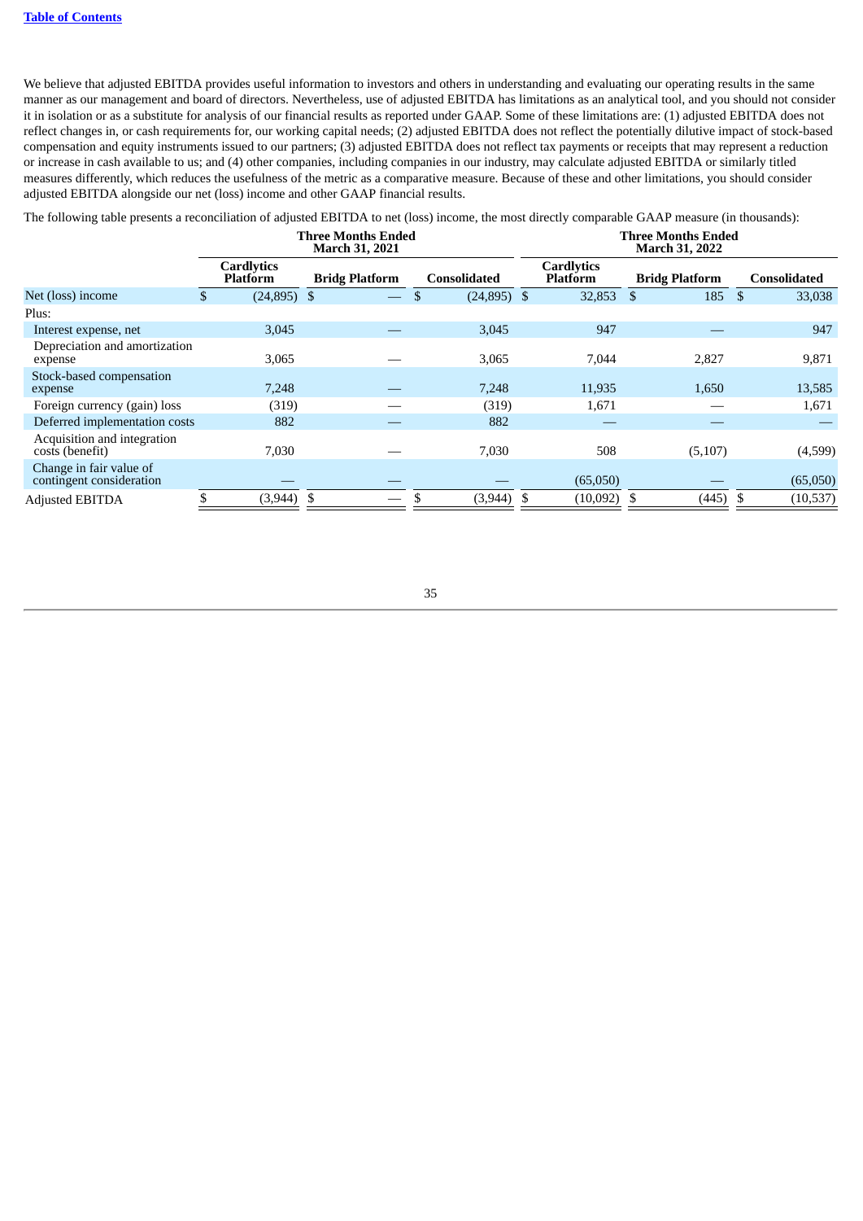We believe that adjusted EBITDA provides useful information to investors and others in understanding and evaluating our operating results in the same manner as our management and board of directors. Nevertheless, use of adjusted EBITDA has limitations as an analytical tool, and you should not consider it in isolation or as a substitute for analysis of our financial results as reported under GAAP. Some of these limitations are: (1) adjusted EBITDA does not reflect changes in, or cash requirements for, our working capital needs; (2) adjusted EBITDA does not reflect the potentially dilutive impact of stock-based compensation and equity instruments issued to our partners; (3) adjusted EBITDA does not reflect tax payments or receipts that may represent a reduction or increase in cash available to us; and (4) other companies, including companies in our industry, may calculate adjusted EBITDA or similarly titled measures differently, which reduces the usefulness of the metric as a comparative measure. Because of these and other limitations, you should consider adjusted EBITDA alongside our net (loss) income and other GAAP financial results.

The following table presents a reconciliation of adjusted EBITDA to net (loss) income, the most directly comparable GAAP measure (in thousands):

| | Three Months Ended March 31, 2021 | | | Three Months Ended March 31, 2022 | | |
|---|---|---|---|---|---|---|
| | Cardlytics Platform | Bridg Platform | Consolidated | Cardlytics Platform | Bridg Platform | Consolidated |
| Net (loss) income | $ (24,895) | $ — | $ (24,895) | $ 32,853 | $ 185 | $ 33,038 |
| Plus: | | | | | | |
| Interest expense, net | 3,045 | — | 3,045 | 947 | — | 947 |
| Depreciation and amortization expense | 3,065 | — | 3,065 | 7,044 | 2,827 | 9,871 |
| Stock-based compensation expense | 7,248 | — | 7,248 | 11,935 | 1,650 | 13,585 |
| Foreign currency (gain) loss | (319) | — | (319) | 1,671 | — | 1,671 |
| Deferred implementation costs | 882 | — | 882 | — | — | — |
| Acquisition and integration costs (benefit) | 7,030 | — | 7,030 | 508 | (5,107) | (4,599) |
| Change in fair value of contingent consideration | — | — | — | (65,050) | — | (65,050) |
| Adjusted EBITDA | $ (3,944) | $ — | $ (3,944) | $ (10,092) | $ (445) | $ (10,537) |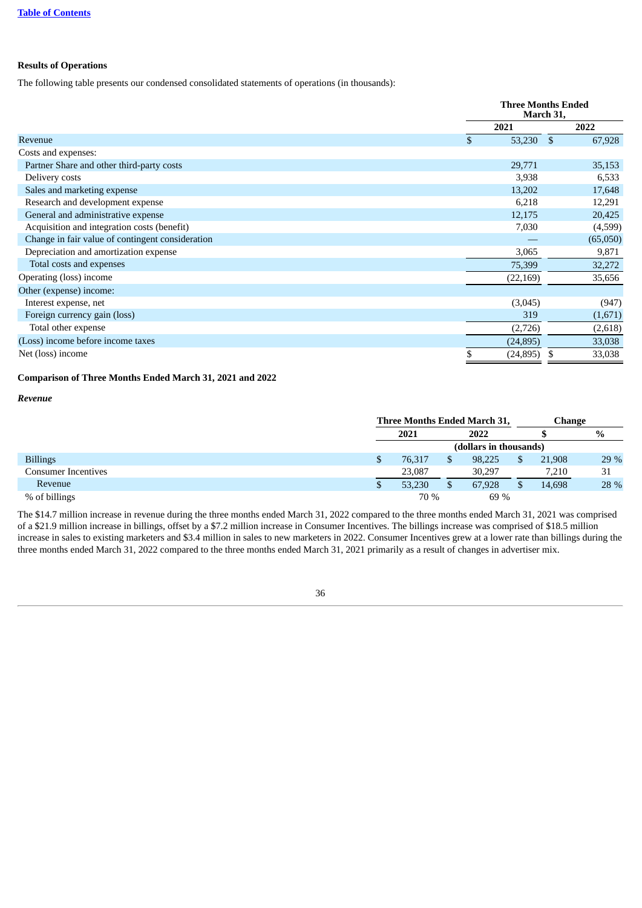### Results of Operations

The following table presents our condensed consolidated statements of operations (in thousands):

| | Three Months Ended March 31, | |
|---|---|---|
| | 2021 | 2022 |
| Revenue | $ 53,230 | $ 67,928 |
| Costs and expenses: | | |
| Partner Share and other third-party costs | 29,771 | 35,153 |
| Delivery costs | 3,938 | 6,533 |
| Sales and marketing expense | 13,202 | 17,648 |
| Research and development expense | 6,218 | 12,291 |
| General and administrative expense | 12,175 | 20,425 |
| Acquisition and integration costs (benefit) | 7,030 | (4,599) |
| Change in fair value of contingent consideration | — | (65,050) |
| Depreciation and amortization expense | 3,065 | 9,871 |
| Total costs and expenses | 75,399 | 32,272 |
| Operating (loss) income | (22,169) | 35,656 |
| Other (expense) income: | | |
| Interest expense, net | (3,045) | (947) |
| Foreign currency gain (loss) | 319 | (1,671) |
| Total other expense | (2,726) | (2,618) |
| (Loss) income before income taxes | (24,895) | 33,038 |
| Net (loss) income | $ (24,895) | $ 33,038 |

### Comparison of Three Months Ended March 31, 2021 and 2022

*Revenue*

| | Three Months Ended March 31, | | Change | |
|---|---|---|---|---|
| | 2021 | 2022 | $ | % |
| | (dollars in thousands) | | | |
| Billings | $ 76,317 | $ 98,225 | $ 21,908 | 29 % |
| Consumer Incentives | 23,087 | 30,297 | 7,210 | 31 |
| Revenue | $ 53,230 | $ 67,928 | $ 14,698 | 28 % |
| % of billings | 70 % | 69 % | | |

The $14.7 million increase in revenue during the three months ended March 31, 2022 compared to the three months ended March 31, 2021 was comprised of a $21.9 million increase in billings, offset by a $7.2 million increase in Consumer Incentives. The billings increase was comprised of $18.5 million increase in sales to existing marketers and $3.4 million in sales to new marketers in 2022. Consumer Incentives grew at a lower rate than billings during the three months ended March 31, 2022 compared to the three months ended March 31, 2021 primarily as a result of changes in advertiser mix.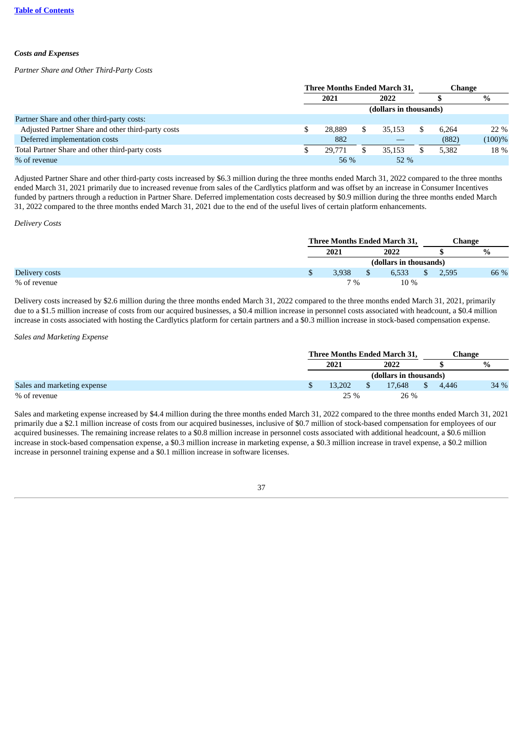***Costs and Expenses***

*Partner Share and Other Third-Party Costs*

| | Three Months Ended March 31, | | Change | |
|---|---|---|---|---|
| | 2021 | 2022 | $ | % |
| | (dollars in thousands) | | | |
| Partner Share and other third-party costs: | | | | |
| Adjusted Partner Share and other third-party costs | $ 28,889 | $ 35,153 | $ 6,264 | 22 % |
| Deferred implementation costs | 882 | — | (882) | (100)% |
| Total Partner Share and other third-party costs | $ 29,771 | $ 35,153 | $ 5,382 | 18 % |
| % of revenue | 56 % | 52 % | | |

Adjusted Partner Share and other third-party costs increased by $6.3 million during the three months ended March 31, 2022 compared to the three months ended March 31, 2021 primarily due to increased revenue from sales of the Cardlytics platform and was offset by an increase in Consumer Incentives funded by partners through a reduction in Partner Share. Deferred implementation costs decreased by $0.9 million during the three months ended March 31, 2022 compared to the three months ended March 31, 2021 due to the end of the useful lives of certain platform enhancements.

*Delivery Costs*

| | Three Months Ended March 31, | | Change | |
|---|---|---|---|---|
| | 2021 | 2022 | $ | % |
| | (dollars in thousands) | | | |
| Delivery costs | $ 3,938 | $ 6,533 | $ 2,595 | 66 % |
| % of revenue | 7 % | 10 % | | |

Delivery costs increased by $2.6 million during the three months ended March 31, 2022 compared to the three months ended March 31, 2021, primarily due to a $1.5 million increase of costs from our acquired businesses, a $0.4 million increase in personnel costs associated with headcount, a $0.4 million increase in costs associated with hosting the Cardlytics platform for certain partners and a $0.3 million increase in stock-based compensation expense.

*Sales and Marketing Expense*

| | Three Months Ended March 31, | | Change | |
|---|---|---|---|---|
| | 2021 | 2022 | $ | % |
| | (dollars in thousands) | | | |
| Sales and marketing expense | $ 13,202 | $ 17,648 | $ 4,446 | 34 % |
| % of revenue | 25 % | 26 % | | |

Sales and marketing expense increased by $4.4 million during the three months ended March 31, 2022 compared to the three months ended March 31, 2021 primarily due a $2.1 million increase of costs from our acquired businesses, inclusive of $0.7 million of stock-based compensation for employees of our acquired businesses. The remaining increase relates to a $0.8 million increase in personnel costs associated with additional headcount, a $0.6 million increase in stock-based compensation expense, a $0.3 million increase in marketing expense, a $0.3 million increase in travel expense, a $0.2 million increase in personnel training expense and a $0.1 million increase in software licenses.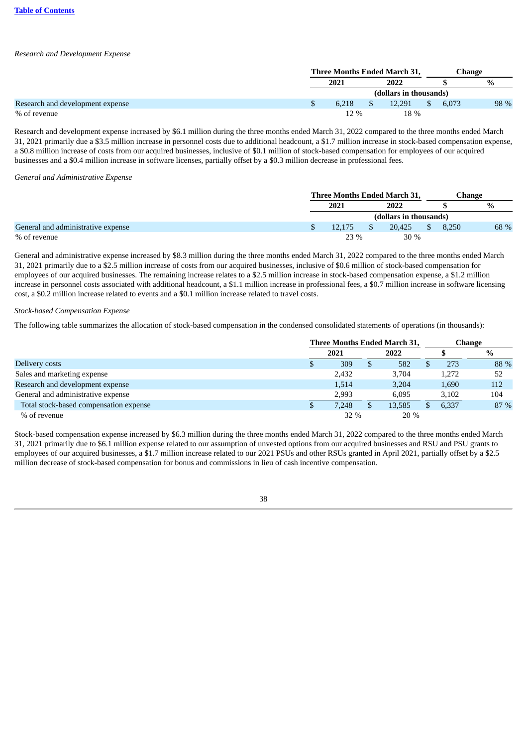*Research and Development Expense*

| | Three Months Ended March 31, | | Change | |
|---|---|---|---|---|
| | 2021 | 2022 | $ | % |
| | (dollars in thousands) | | | |
| Research and development expense | $ 6,218 | $ 12,291 | $ 6,073 | 98 % |
| % of revenue | 12 % | 18 % | | |

Research and development expense increased by $6.1 million during the three months ended March 31, 2022 compared to the three months ended March 31, 2021 primarily due a $3.5 million increase in personnel costs due to additional headcount, a $1.7 million increase in stock-based compensation expense, a $0.8 million increase of costs from our acquired businesses, inclusive of $0.1 million of stock-based compensation for employees of our acquired businesses and a $0.4 million increase in software licenses, partially offset by a $0.3 million decrease in professional fees.

*General and Administrative Expense*

| | Three Months Ended March 31, | | Change | |
|---|---|---|---|---|
| | 2021 | 2022 | $ | % |
| | (dollars in thousands) | | | |
| General and administrative expense | $ 12,175 | $ 20,425 | $ 8,250 | 68 % |
| % of revenue | 23 % | 30 % | | |

General and administrative expense increased by $8.3 million during the three months ended March 31, 2022 compared to the three months ended March 31, 2021 primarily due to a $2.5 million increase of costs from our acquired businesses, inclusive of $0.6 million of stock-based compensation for employees of our acquired businesses. The remaining increase relates to a $2.5 million increase in stock-based compensation expense, a $1.2 million increase in personnel costs associated with additional headcount, a $1.1 million increase in professional fees, a $0.7 million increase in software licensing cost, a $0.2 million increase related to events and a $0.1 million increase related to travel costs.

*Stock-based Compensation Expense*

The following table summarizes the allocation of stock-based compensation in the condensed consolidated statements of operations (in thousands):

| | Three Months Ended March 31, | | Change | |
|---|---|---|---|---|
| | 2021 | 2022 | $ | % |
| Delivery costs | $ 309 | $ 582 | $ 273 | 88 % |
| Sales and marketing expense | 2,432 | 3,704 | 1,272 | 52 |
| Research and development expense | 1,514 | 3,204 | 1,690 | 112 |
| General and administrative expense | 2,993 | 6,095 | 3,102 | 104 |
| Total stock-based compensation expense | $ 7,248 | $ 13,585 | $ 6,337 | 87 % |
| % of revenue | 32 % | 20 % | | |

Stock-based compensation expense increased by $6.3 million during the three months ended March 31, 2022 compared to the three months ended March 31, 2021 primarily due to $6.1 million expense related to our assumption of unvested options from our acquired businesses and RSU and PSU grants to employees of our acquired businesses, a $1.7 million increase related to our 2021 PSUs and other RSUs granted in April 2021, partially offset by a $2.5 million decrease of stock-based compensation for bonus and commissions in lieu of cash incentive compensation.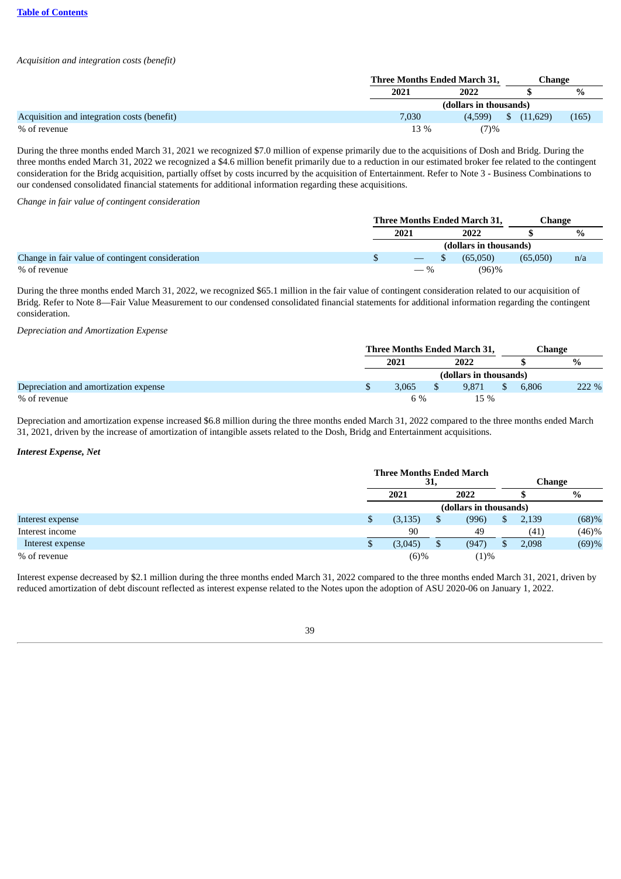*Acquisition and integration costs (benefit)*

| | Three Months Ended March 31, | | Change | |
|---|---|---|---|---|
| | 2021 | 2022 | $ | % |
| | (dollars in thousands) | | | |
| Acquisition and integration costs (benefit) | 7,030 | (4,599) | $ (11,629) | (165) |
| % of revenue | 13 % | (7)% | | |

During the three months ended March 31, 2021 we recognized $7.0 million of expense primarily due to the acquisitions of Dosh and Bridg. During the three months ended March 31, 2022 we recognized a $4.6 million benefit primarily due to a reduction in our estimated broker fee related to the contingent consideration for the Bridg acquisition, partially offset by costs incurred by the acquisition of Entertainment. Refer to Note 3 - Business Combinations to our condensed consolidated financial statements for additional information regarding these acquisitions.

*Change in fair value of contingent consideration*

| | Three Months Ended March 31, | | Change | |
|---|---|---|---|---|
| | 2021 | 2022 | $ | % |
| | (dollars in thousands) | | | |
| Change in fair value of contingent consideration | $ — | $ (65,050) | (65,050) | n/a |
| % of revenue | — % | (96)% | | |

During the three months ended March 31, 2022, we recognized $65.1 million in the fair value of contingent consideration related to our acquisition of Bridg. Refer to Note 8—Fair Value Measurement to our condensed consolidated financial statements for additional information regarding the contingent consideration.

*Depreciation and Amortization Expense*

| | Three Months Ended March 31, | | Change | |
|---|---|---|---|---|
| | 2021 | 2022 | $ | % |
| | (dollars in thousands) | | | |
| Depreciation and amortization expense | $ 3,065 | $ 9,871 | $ 6,806 | 222 % |
| % of revenue | 6 % | 15 % | | |

Depreciation and amortization expense increased $6.8 million during the three months ended March 31, 2022 compared to the three months ended March 31, 2021, driven by the increase of amortization of intangible assets related to the Dosh, Bridg and Entertainment acquisitions.

***Interest Expense, Net***

| | Three Months Ended March 31, | | Change | |
|---|---|---|---|---|
| | 2021 | 2022 | $ | % |
| | (dollars in thousands) | | | |
| Interest expense | $ (3,135) | $ (996) | $ 2,139 | (68)% |
| Interest income | 90 | 49 | (41) | (46)% |
| Interest expense | $ (3,045) | $ (947) | $ 2,098 | (69)% |
| % of revenue | (6)% | (1)% | | |

Interest expense decreased by $2.1 million during the three months ended March 31, 2022 compared to the three months ended March 31, 2021, driven by reduced amortization of debt discount reflected as interest expense related to the Notes upon the adoption of ASU 2020-06 on January 1, 2022.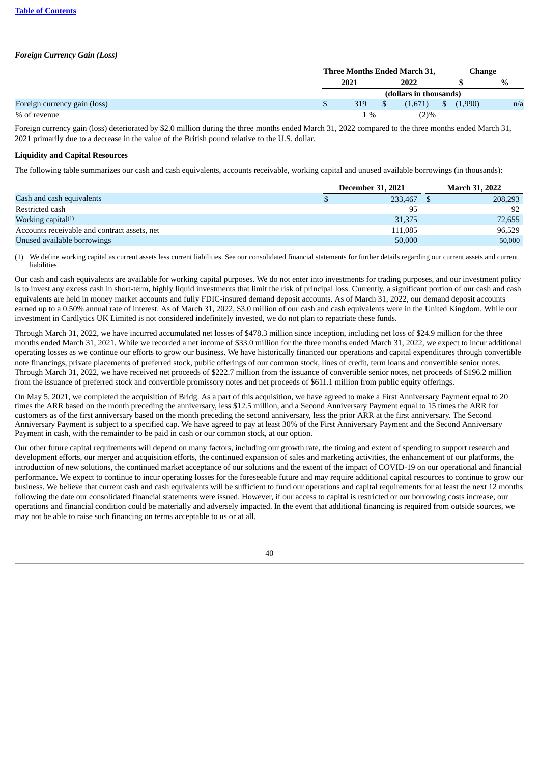### *Foreign Currency Gain (Loss)*

| | Three Months Ended March 31, | | Change | |
|---|---|---|---|---|
| | 2021 | 2022 | $ | % |
| | (dollars in thousands) | | | |
| Foreign currency gain (loss) | $ 319 | $ (1,671) | $ (1,990) | n/a |
| % of revenue | 1 % | (2)% | | |

Foreign currency gain (loss) deteriorated by $2.0 million during the three months ended March 31, 2022 compared to the three months ended March 31, 2021 primarily due to a decrease in the value of the British pound relative to the U.S. dollar.

**Liquidity and Capital Resources**

The following table summarizes our cash and cash equivalents, accounts receivable, working capital and unused available borrowings (in thousands):

| | December 31, 2021 | March 31, 2022 |
|---|---|---|
| Cash and cash equivalents | $ 233,467 | $ 208,293 |
| Restricted cash | 95 | 92 |
| Working capital[(1)] | 31,375 | 72,655 |
| Accounts receivable and contract assets, net | 111,085 | 96,529 |
| Unused available borrowings | 50,000 | 50,000 |

(1) We define working capital as current assets less current liabilities. See our consolidated financial statements for further details regarding our current assets and current liabilities.

Our cash and cash equivalents are available for working capital purposes. We do not enter into investments for trading purposes, and our investment policy is to invest any excess cash in short-term, highly liquid investments that limit the risk of principal loss. Currently, a significant portion of our cash and cash equivalents are held in money market accounts and fully FDIC-insured demand deposit accounts. As of March 31, 2022, our demand deposit accounts earned up to a 0.50% annual rate of interest. As of March 31, 2022, $3.0 million of our cash and cash equivalents were in the United Kingdom. While our investment in Cardlytics UK Limited is not considered indefinitely invested, we do not plan to repatriate these funds.

Through March 31, 2022, we have incurred accumulated net losses of $478.3 million since inception, including net loss of $24.9 million for the three months ended March 31, 2021. While we recorded a net income of $33.0 million for the three months ended March 31, 2022, we expect to incur additional operating losses as we continue our efforts to grow our business. We have historically financed our operations and capital expenditures through convertible note financings, private placements of preferred stock, public offerings of our common stock, lines of credit, term loans and convertible senior notes. Through March 31, 2022, we have received net proceeds of $222.7 million from the issuance of convertible senior notes, net proceeds of $196.2 million from the issuance of preferred stock and convertible promissory notes and net proceeds of $611.1 million from public equity offerings.

On May 5, 2021, we completed the acquisition of Bridg. As a part of this acquisition, we have agreed to make a First Anniversary Payment equal to 20 times the ARR based on the month preceding the anniversary, less $12.5 million, and a Second Anniversary Payment equal to 15 times the ARR for customers as of the first anniversary based on the month preceding the second anniversary, less the prior ARR at the first anniversary. The Second Anniversary Payment is subject to a specified cap. We have agreed to pay at least 30% of the First Anniversary Payment and the Second Anniversary Payment in cash, with the remainder to be paid in cash or our common stock, at our option.

Our other future capital requirements will depend on many factors, including our growth rate, the timing and extent of spending to support research and development efforts, our merger and acquisition efforts, the continued expansion of sales and marketing activities, the enhancement of our platforms, the introduction of new solutions, the continued market acceptance of our solutions and the extent of the impact of COVID-19 on our operational and financial performance. We expect to continue to incur operating losses for the foreseeable future and may require additional capital resources to continue to grow our business. We believe that current cash and cash equivalents will be sufficient to fund our operations and capital requirements for at least the next 12 months following the date our consolidated financial statements were issued. However, if our access to capital is restricted or our borrowing costs increase, our operations and financial condition could be materially and adversely impacted. In the event that additional financing is required from outside sources, we may not be able to raise such financing on terms acceptable to us or at all.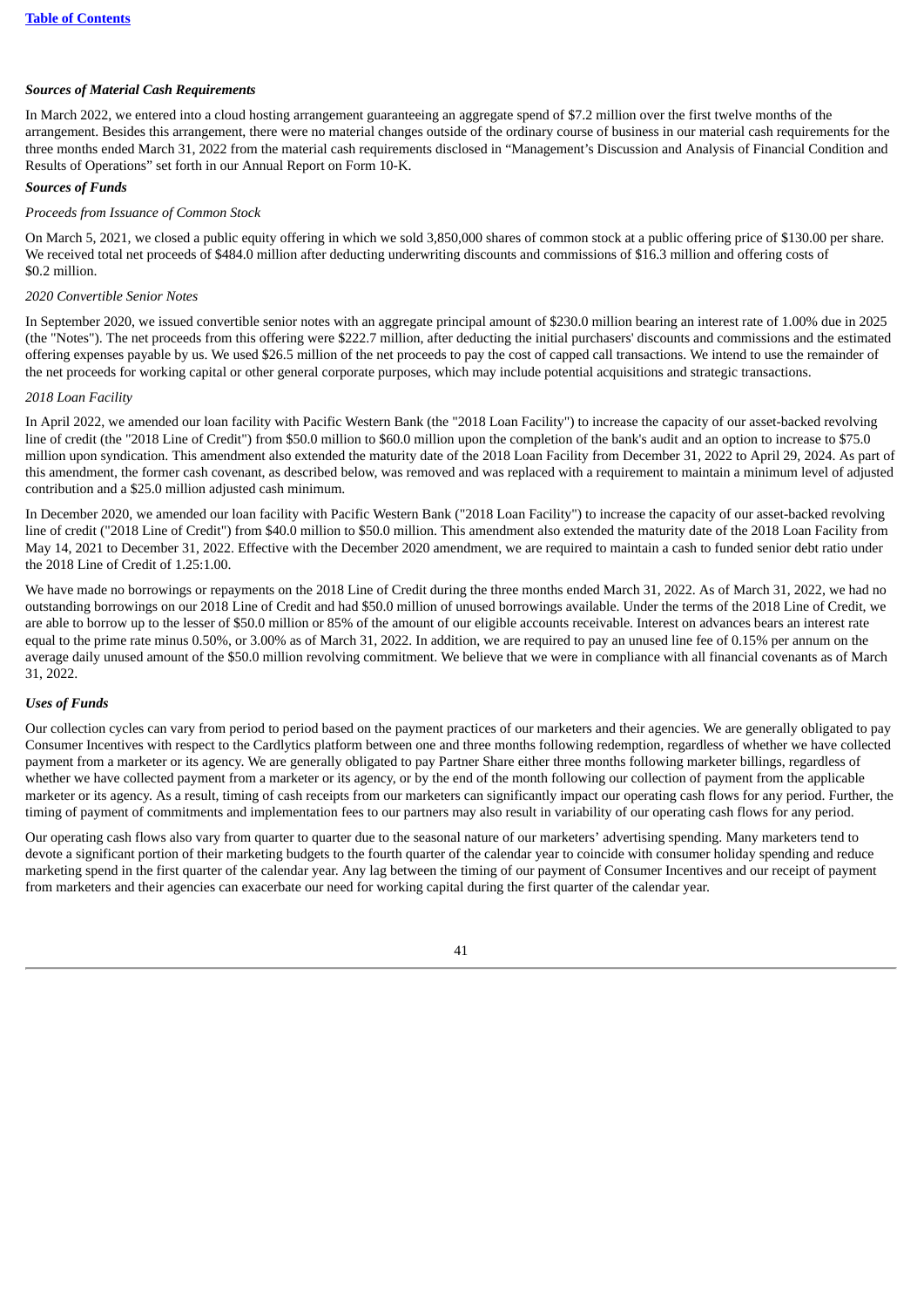***Sources of Material Cash Requirements***

In March 2022, we entered into a cloud hosting arrangement guaranteeing an aggregate spend of $7.2 million over the first twelve months of the arrangement. Besides this arrangement, there were no material changes outside of the ordinary course of business in our material cash requirements for the three months ended March 31, 2022 from the material cash requirements disclosed in "Management's Discussion and Analysis of Financial Condition and Results of Operations" set forth in our Annual Report on Form 10-K.

***Sources of Funds***

*Proceeds from Issuance of Common Stock*

On March 5, 2021, we closed a public equity offering in which we sold 3,850,000 shares of common stock at a public offering price of $130.00 per share. We received total net proceeds of $484.0 million after deducting underwriting discounts and commissions of $16.3 million and offering costs of $0.2 million.

*2020 Convertible Senior Notes*

In September 2020, we issued convertible senior notes with an aggregate principal amount of $230.0 million bearing an interest rate of 1.00% due in 2025 (the "Notes"). The net proceeds from this offering were $222.7 million, after deducting the initial purchasers' discounts and commissions and the estimated offering expenses payable by us. We used $26.5 million of the net proceeds to pay the cost of capped call transactions. We intend to use the remainder of the net proceeds for working capital or other general corporate purposes, which may include potential acquisitions and strategic transactions.

*2018 Loan Facility*

In April 2022, we amended our loan facility with Pacific Western Bank (the "2018 Loan Facility") to increase the capacity of our asset-backed revolving line of credit (the "2018 Line of Credit") from $50.0 million to $60.0 million upon the completion of the bank's audit and an option to increase to $75.0 million upon syndication. This amendment also extended the maturity date of the 2018 Loan Facility from December 31, 2022 to April 29, 2024. As part of this amendment, the former cash covenant, as described below, was removed and was replaced with a requirement to maintain a minimum level of adjusted contribution and a $25.0 million adjusted cash minimum.

In December 2020, we amended our loan facility with Pacific Western Bank ("2018 Loan Facility") to increase the capacity of our asset-backed revolving line of credit ("2018 Line of Credit") from $40.0 million to $50.0 million. This amendment also extended the maturity date of the 2018 Loan Facility from May 14, 2021 to December 31, 2022. Effective with the December 2020 amendment, we are required to maintain a cash to funded senior debt ratio under the 2018 Line of Credit of 1.25:1.00.

We have made no borrowings or repayments on the 2018 Line of Credit during the three months ended March 31, 2022. As of March 31, 2022, we had no outstanding borrowings on our 2018 Line of Credit and had $50.0 million of unused borrowings available. Under the terms of the 2018 Line of Credit, we are able to borrow up to the lesser of $50.0 million or 85% of the amount of our eligible accounts receivable. Interest on advances bears an interest rate equal to the prime rate minus 0.50%, or 3.00% as of March 31, 2022. In addition, we are required to pay an unused line fee of 0.15% per annum on the average daily unused amount of the $50.0 million revolving commitment. We believe that we were in compliance with all financial covenants as of March 31, 2022.

***Uses of Funds***

Our collection cycles can vary from period to period based on the payment practices of our marketers and their agencies. We are generally obligated to pay Consumer Incentives with respect to the Cardlytics platform between one and three months following redemption, regardless of whether we have collected payment from a marketer or its agency. We are generally obligated to pay Partner Share either three months following marketer billings, regardless of whether we have collected payment from a marketer or its agency, or by the end of the month following our collection of payment from the applicable marketer or its agency. As a result, timing of cash receipts from our marketers can significantly impact our operating cash flows for any period. Further, the timing of payment of commitments and implementation fees to our partners may also result in variability of our operating cash flows for any period.

Our operating cash flows also vary from quarter to quarter due to the seasonal nature of our marketers' advertising spending. Many marketers tend to devote a significant portion of their marketing budgets to the fourth quarter of the calendar year to coincide with consumer holiday spending and reduce marketing spend in the first quarter of the calendar year. Any lag between the timing of our payment of Consumer Incentives and our receipt of payment from marketers and their agencies can exacerbate our need for working capital during the first quarter of the calendar year.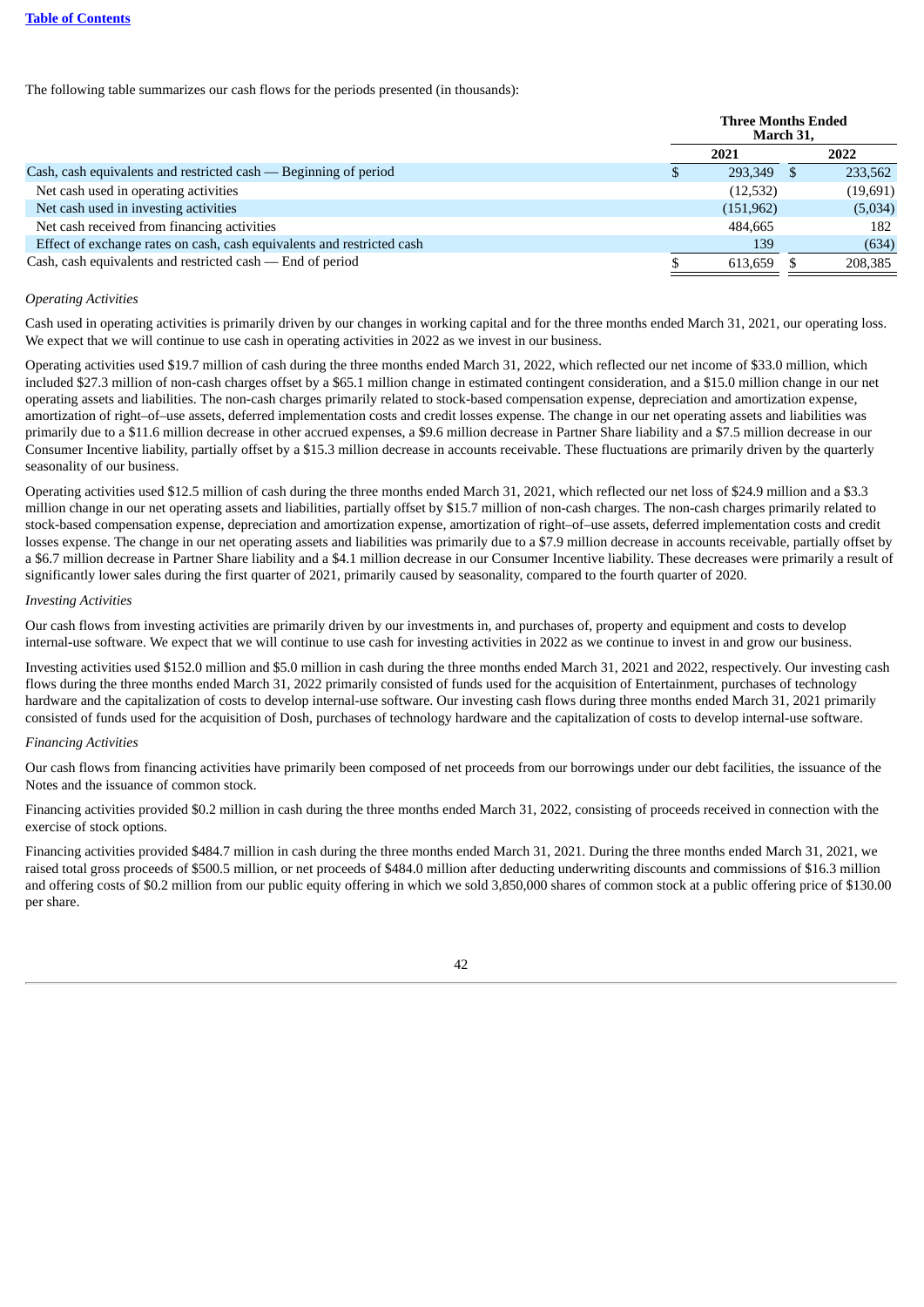The following table summarizes our cash flows for the periods presented (in thousands):

| | Three Months Ended March 31, | |
|---|---|---|
| | 2021 | 2022 |
| Cash, cash equivalents and restricted cash — Beginning of period | $ 293,349 | $ 233,562 |
| Net cash used in operating activities | (12,532) | (19,691) |
| Net cash used in investing activities | (151,962) | (5,034) |
| Net cash received from financing activities | 484,665 | 182 |
| Effect of exchange rates on cash, cash equivalents and restricted cash | 139 | (634) |
| Cash, cash equivalents and restricted cash — End of period | $ 613,659 | $ 208,385 |

*Operating Activities*

Cash used in operating activities is primarily driven by our changes in working capital and for the three months ended March 31, 2021, our operating loss. We expect that we will continue to use cash in operating activities in 2022 as we invest in our business.

Operating activities used $19.7 million of cash during the three months ended March 31, 2022, which reflected our net income of $33.0 million, which included $27.3 million of non-cash charges offset by a $65.1 million change in estimated contingent consideration, and a $15.0 million change in our net operating assets and liabilities. The non-cash charges primarily related to stock-based compensation expense, depreciation and amortization expense, amortization of right–of–use assets, deferred implementation costs and credit losses expense. The change in our net operating assets and liabilities was primarily due to a $11.6 million decrease in other accrued expenses, a $9.6 million decrease in Partner Share liability and a $7.5 million decrease in our Consumer Incentive liability, partially offset by a $15.3 million decrease in accounts receivable. These fluctuations are primarily driven by the quarterly seasonality of our business.

Operating activities used $12.5 million of cash during the three months ended March 31, 2021, which reflected our net loss of $24.9 million and a $3.3 million change in our net operating assets and liabilities, partially offset by $15.7 million of non-cash charges. The non-cash charges primarily related to stock-based compensation expense, depreciation and amortization expense, amortization of right–of–use assets, deferred implementation costs and credit losses expense. The change in our net operating assets and liabilities was primarily due to a $7.9 million decrease in accounts receivable, partially offset by a $6.7 million decrease in Partner Share liability and a $4.1 million decrease in our Consumer Incentive liability. These decreases were primarily a result of significantly lower sales during the first quarter of 2021, primarily caused by seasonality, compared to the fourth quarter of 2020.

*Investing Activities*

Our cash flows from investing activities are primarily driven by our investments in, and purchases of, property and equipment and costs to develop internal-use software. We expect that we will continue to use cash for investing activities in 2022 as we continue to invest in and grow our business.

Investing activities used $152.0 million and $5.0 million in cash during the three months ended March 31, 2021 and 2022, respectively. Our investing cash flows during the three months ended March 31, 2022 primarily consisted of funds used for the acquisition of Entertainment, purchases of technology hardware and the capitalization of costs to develop internal-use software. Our investing cash flows during three months ended March 31, 2021 primarily consisted of funds used for the acquisition of Dosh, purchases of technology hardware and the capitalization of costs to develop internal-use software.

*Financing Activities*

Our cash flows from financing activities have primarily been composed of net proceeds from our borrowings under our debt facilities, the issuance of the Notes and the issuance of common stock.

Financing activities provided $0.2 million in cash during the three months ended March 31, 2022, consisting of proceeds received in connection with the exercise of stock options.

Financing activities provided $484.7 million in cash during the three months ended March 31, 2021. During the three months ended March 31, 2021, we raised total gross proceeds of $500.5 million, or net proceeds of $484.0 million after deducting underwriting discounts and commissions of $16.3 million and offering costs of $0.2 million from our public equity offering in which we sold 3,850,000 shares of common stock at a public offering price of $130.00 per share.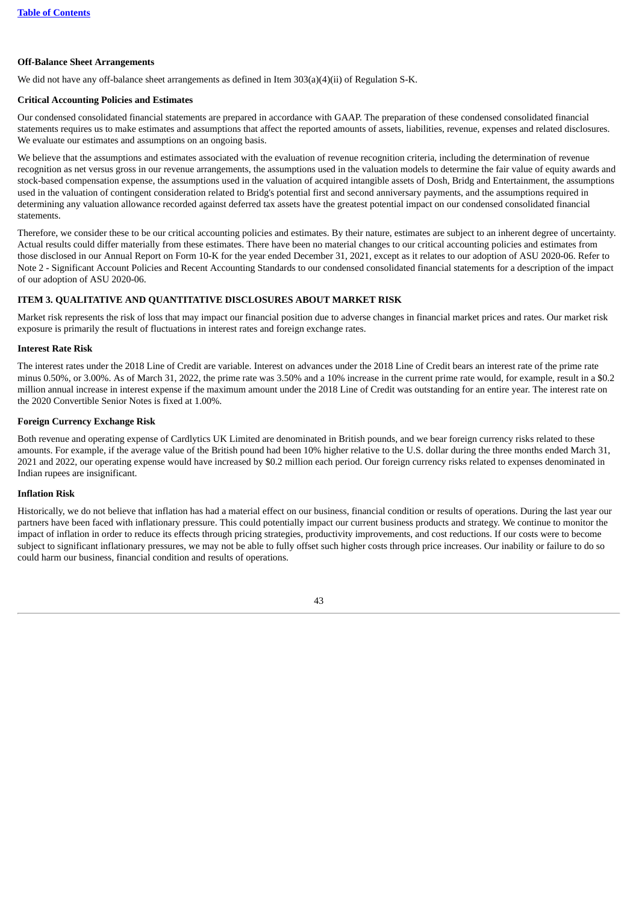**Off-Balance Sheet Arrangements**

We did not have any off-balance sheet arrangements as defined in Item 303(a)(4)(ii) of Regulation S-K.

**Critical Accounting Policies and Estimates**

Our condensed consolidated financial statements are prepared in accordance with GAAP. The preparation of these condensed consolidated financial statements requires us to make estimates and assumptions that affect the reported amounts of assets, liabilities, revenue, expenses and related disclosures. We evaluate our estimates and assumptions on an ongoing basis.

We believe that the assumptions and estimates associated with the evaluation of revenue recognition criteria, including the determination of revenue recognition as net versus gross in our revenue arrangements, the assumptions used in the valuation models to determine the fair value of equity awards and stock-based compensation expense, the assumptions used in the valuation of acquired intangible assets of Dosh, Bridg and Entertainment, the assumptions used in the valuation of contingent consideration related to Bridg's potential first and second anniversary payments, and the assumptions required in determining any valuation allowance recorded against deferred tax assets have the greatest potential impact on our condensed consolidated financial statements.

Therefore, we consider these to be our critical accounting policies and estimates. By their nature, estimates are subject to an inherent degree of uncertainty. Actual results could differ materially from these estimates. There have been no material changes to our critical accounting policies and estimates from those disclosed in our Annual Report on Form 10-K for the year ended December 31, 2021, except as it relates to our adoption of ASU 2020-06. Refer to Note 2 - Significant Account Policies and Recent Accounting Standards to our condensed consolidated financial statements for a description of the impact of our adoption of ASU 2020-06.

## ITEM 3. QUALITATIVE AND QUANTITATIVE DISCLOSURES ABOUT MARKET RISK

Market risk represents the risk of loss that may impact our financial position due to adverse changes in financial market prices and rates. Our market risk exposure is primarily the result of fluctuations in interest rates and foreign exchange rates.

**Interest Rate Risk**

The interest rates under the 2018 Line of Credit are variable. Interest on advances under the 2018 Line of Credit bears an interest rate of the prime rate minus 0.50%, or 3.00%. As of March 31, 2022, the prime rate was 3.50% and a 10% increase in the current prime rate would, for example, result in a $0.2 million annual increase in interest expense if the maximum amount under the 2018 Line of Credit was outstanding for an entire year. The interest rate on the 2020 Convertible Senior Notes is fixed at 1.00%.

**Foreign Currency Exchange Risk**

Both revenue and operating expense of Cardlytics UK Limited are denominated in British pounds, and we bear foreign currency risks related to these amounts. For example, if the average value of the British pound had been 10% higher relative to the U.S. dollar during the three months ended March 31, 2021 and 2022, our operating expense would have increased by $0.2 million each period. Our foreign currency risks related to expenses denominated in Indian rupees are insignificant.

**Inflation Risk**

Historically, we do not believe that inflation has had a material effect on our business, financial condition or results of operations. During the last year our partners have been faced with inflationary pressure. This could potentially impact our current business products and strategy. We continue to monitor the impact of inflation in order to reduce its effects through pricing strategies, productivity improvements, and cost reductions. If our costs were to become subject to significant inflationary pressures, we may not be able to fully offset such higher costs through price increases. Our inability or failure to do so could harm our business, financial condition and results of operations.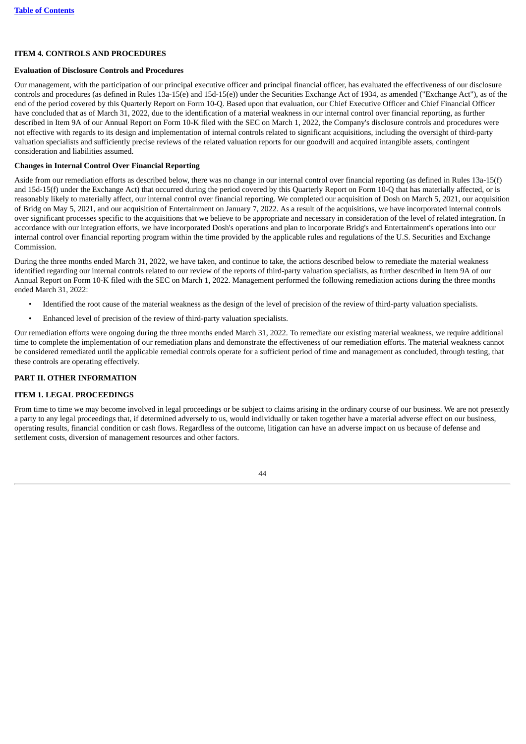## ITEM 4. CONTROLS AND PROCEDURES

### Evaluation of Disclosure Controls and Procedures

Our management, with the participation of our principal executive officer and principal financial officer, has evaluated the effectiveness of our disclosure controls and procedures (as defined in Rules 13a-15(e) and 15d-15(e)) under the Securities Exchange Act of 1934, as amended ("Exchange Act"), as of the end of the period covered by this Quarterly Report on Form 10-Q. Based upon that evaluation, our Chief Executive Officer and Chief Financial Officer have concluded that as of March 31, 2022, due to the identification of a material weakness in our internal control over financial reporting, as further described in Item 9A of our Annual Report on Form 10-K filed with the SEC on March 1, 2022, the Company's disclosure controls and procedures were not effective with regards to its design and implementation of internal controls related to significant acquisitions, including the oversight of third-party valuation specialists and sufficiently precise reviews of the related valuation reports for our goodwill and acquired intangible assets, contingent consideration and liabilities assumed.

### Changes in Internal Control Over Financial Reporting

Aside from our remediation efforts as described below, there was no change in our internal control over financial reporting (as defined in Rules 13a-15(f) and 15d-15(f) under the Exchange Act) that occurred during the period covered by this Quarterly Report on Form 10-Q that has materially affected, or is reasonably likely to materially affect, our internal control over financial reporting. We completed our acquisition of Dosh on March 5, 2021, our acquisition of Bridg on May 5, 2021, and our acquisition of Entertainment on January 7, 2022. As a result of the acquisitions, we have incorporated internal controls over significant processes specific to the acquisitions that we believe to be appropriate and necessary in consideration of the level of related integration. In accordance with our integration efforts, we have incorporated Dosh's operations and plan to incorporate Bridg's and Entertainment's operations into our internal control over financial reporting program within the time provided by the applicable rules and regulations of the U.S. Securities and Exchange Commission.

During the three months ended March 31, 2022, we have taken, and continue to take, the actions described below to remediate the material weakness identified regarding our internal controls related to our review of the reports of third-party valuation specialists, as further described in Item 9A of our Annual Report on Form 10-K filed with the SEC on March 1, 2022. Management performed the following remediation actions during the three months ended March 31, 2022:

- Identified the root cause of the material weakness as the design of the level of precision of the review of third-party valuation specialists.
- Enhanced level of precision of the review of third-party valuation specialists.

Our remediation efforts were ongoing during the three months ended March 31, 2022. To remediate our existing material weakness, we require additional time to complete the implementation of our remediation plans and demonstrate the effectiveness of our remediation efforts. The material weakness cannot be considered remediated until the applicable remedial controls operate for a sufficient period of time and management as concluded, through testing, that these controls are operating effectively.

## PART II. OTHER INFORMATION

## ITEM 1. LEGAL PROCEEDINGS

From time to time we may become involved in legal proceedings or be subject to claims arising in the ordinary course of our business. We are not presently a party to any legal proceedings that, if determined adversely to us, would individually or taken together have a material adverse effect on our business, operating results, financial condition or cash flows. Regardless of the outcome, litigation can have an adverse impact on us because of defense and settlement costs, diversion of management resources and other factors.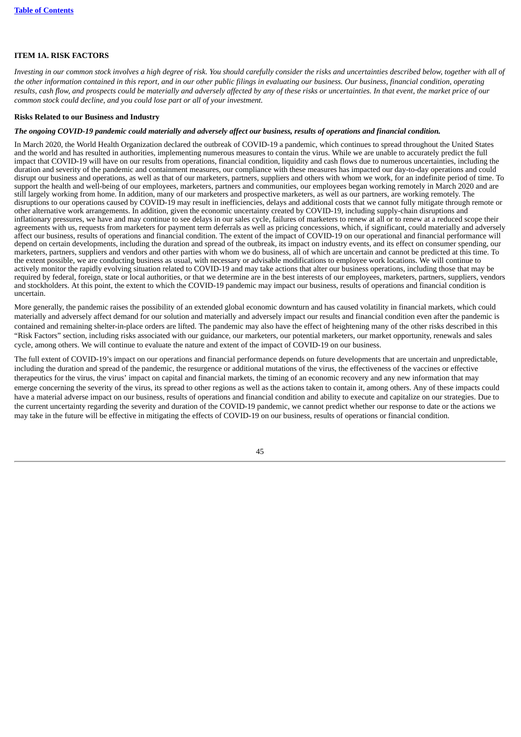## ITEM 1A. RISK FACTORS

*Investing in our common stock involves a high degree of risk. You should carefully consider the risks and uncertainties described below, together with all of the other information contained in this report, and in our other public filings in evaluating our business. Our business, financial condition, operating results, cash flow, and prospects could be materially and adversely affected by any of these risks or uncertainties. In that event, the market price of our common stock could decline, and you could lose part or all of your investment.*

### Risks Related to our Business and Industry

***The ongoing COVID-19 pandemic could materially and adversely affect our business, results of operations and financial condition.***

In March 2020, the World Health Organization declared the outbreak of COVID-19 a pandemic, which continues to spread throughout the United States and the world and has resulted in authorities, implementing numerous measures to contain the virus. While we are unable to accurately predict the full impact that COVID-19 will have on our results from operations, financial condition, liquidity and cash flows due to numerous uncertainties, including the duration and severity of the pandemic and containment measures, our compliance with these measures has impacted our day-to-day operations and could disrupt our business and operations, as well as that of our marketers, partners, suppliers and others with whom we work, for an indefinite period of time. To support the health and well-being of our employees, marketers, partners and communities, our employees began working remotely in March 2020 and are still largely working from home. In addition, many of our marketers and prospective marketers, as well as our partners, are working remotely. The disruptions to our operations caused by COVID-19 may result in inefficiencies, delays and additional costs that we cannot fully mitigate through remote or other alternative work arrangements. In addition, given the economic uncertainty created by COVID-19, including supply-chain disruptions and inflationary pressures, we have and may continue to see delays in our sales cycle, failures of marketers to renew at all or to renew at a reduced scope their agreements with us, requests from marketers for payment term deferrals as well as pricing concessions, which, if significant, could materially and adversely affect our business, results of operations and financial condition. The extent of the impact of COVID-19 on our operational and financial performance will depend on certain developments, including the duration and spread of the outbreak, its impact on industry events, and its effect on consumer spending, our marketers, partners, suppliers and vendors and other parties with whom we do business, all of which are uncertain and cannot be predicted at this time. To the extent possible, we are conducting business as usual, with necessary or advisable modifications to employee work locations. We will continue to actively monitor the rapidly evolving situation related to COVID-19 and may take actions that alter our business operations, including those that may be required by federal, foreign, state or local authorities, or that we determine are in the best interests of our employees, marketers, partners, suppliers, vendors and stockholders. At this point, the extent to which the COVID-19 pandemic may impact our business, results of operations and financial condition is uncertain.

More generally, the pandemic raises the possibility of an extended global economic downturn and has caused volatility in financial markets, which could materially and adversely affect demand for our solution and materially and adversely impact our results and financial condition even after the pandemic is contained and remaining shelter-in-place orders are lifted. The pandemic may also have the effect of heightening many of the other risks described in this "Risk Factors" section, including risks associated with our guidance, our marketers, our potential marketers, our market opportunity, renewals and sales cycle, among others. We will continue to evaluate the nature and extent of the impact of COVID-19 on our business.

The full extent of COVID-19's impact on our operations and financial performance depends on future developments that are uncertain and unpredictable, including the duration and spread of the pandemic, the resurgence or additional mutations of the virus, the effectiveness of the vaccines or effective therapeutics for the virus, the virus' impact on capital and financial markets, the timing of an economic recovery and any new information that may emerge concerning the severity of the virus, its spread to other regions as well as the actions taken to contain it, among others. Any of these impacts could have a material adverse impact on our business, results of operations and financial condition and ability to execute and capitalize on our strategies. Due to the current uncertainty regarding the severity and duration of the COVID-19 pandemic, we cannot predict whether our response to date or the actions we may take in the future will be effective in mitigating the effects of COVID-19 on our business, results of operations or financial condition.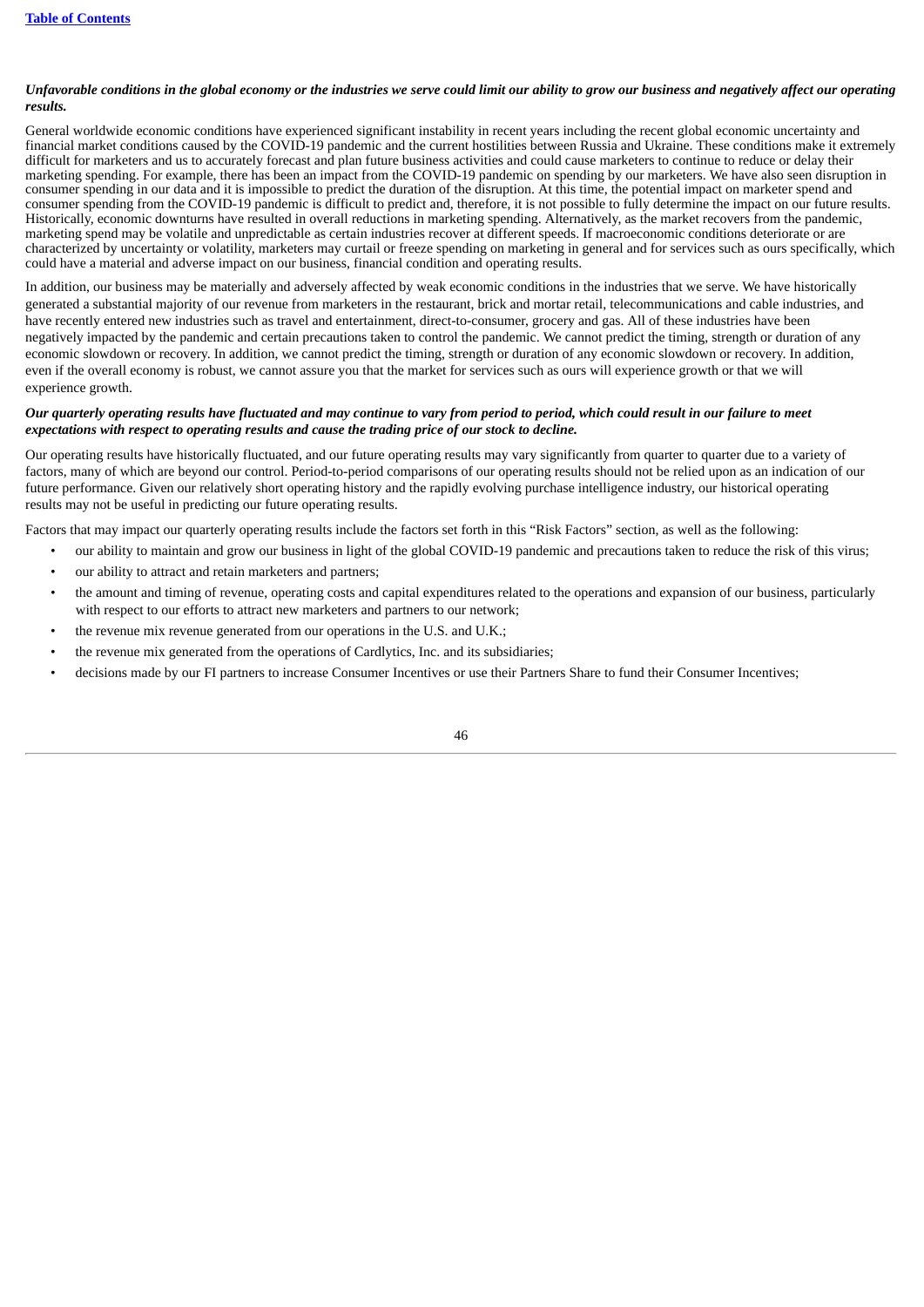***Unfavorable conditions in the global economy or the industries we serve could limit our ability to grow our business and negatively affect our operating results.***

General worldwide economic conditions have experienced significant instability in recent years including the recent global economic uncertainty and financial market conditions caused by the COVID-19 pandemic and the current hostilities between Russia and Ukraine. These conditions make it extremely difficult for marketers and us to accurately forecast and plan future business activities and could cause marketers to continue to reduce or delay their marketing spending. For example, there has been an impact from the COVID-19 pandemic on spending by our marketers. We have also seen disruption in consumer spending in our data and it is impossible to predict the duration of the disruption. At this time, the potential impact on marketer spend and consumer spending from the COVID-19 pandemic is difficult to predict and, therefore, it is not possible to fully determine the impact on our future results. Historically, economic downturns have resulted in overall reductions in marketing spending. Alternatively, as the market recovers from the pandemic, marketing spend may be volatile and unpredictable as certain industries recover at different speeds. If macroeconomic conditions deteriorate or are characterized by uncertainty or volatility, marketers may curtail or freeze spending on marketing in general and for services such as ours specifically, which could have a material and adverse impact on our business, financial condition and operating results.

In addition, our business may be materially and adversely affected by weak economic conditions in the industries that we serve. We have historically generated a substantial majority of our revenue from marketers in the restaurant, brick and mortar retail, telecommunications and cable industries, and have recently entered new industries such as travel and entertainment, direct-to-consumer, grocery and gas. All of these industries have been negatively impacted by the pandemic and certain precautions taken to control the pandemic. We cannot predict the timing, strength or duration of any economic slowdown or recovery. In addition, we cannot predict the timing, strength or duration of any economic slowdown or recovery. In addition, even if the overall economy is robust, we cannot assure you that the market for services such as ours will experience growth or that we will experience growth.

***Our quarterly operating results have fluctuated and may continue to vary from period to period, which could result in our failure to meet expectations with respect to operating results and cause the trading price of our stock to decline.***

Our operating results have historically fluctuated, and our future operating results may vary significantly from quarter to quarter due to a variety of factors, many of which are beyond our control. Period-to-period comparisons of our operating results should not be relied upon as an indication of our future performance. Given our relatively short operating history and the rapidly evolving purchase intelligence industry, our historical operating results may not be useful in predicting our future operating results.

Factors that may impact our quarterly operating results include the factors set forth in this "Risk Factors" section, as well as the following:

- our ability to maintain and grow our business in light of the global COVID-19 pandemic and precautions taken to reduce the risk of this virus;
- our ability to attract and retain marketers and partners;
- the amount and timing of revenue, operating costs and capital expenditures related to the operations and expansion of our business, particularly with respect to our efforts to attract new marketers and partners to our network;
- the revenue mix revenue generated from our operations in the U.S. and U.K.;
- the revenue mix generated from the operations of Cardlytics, Inc. and its subsidiaries;
- decisions made by our FI partners to increase Consumer Incentives or use their Partners Share to fund their Consumer Incentives;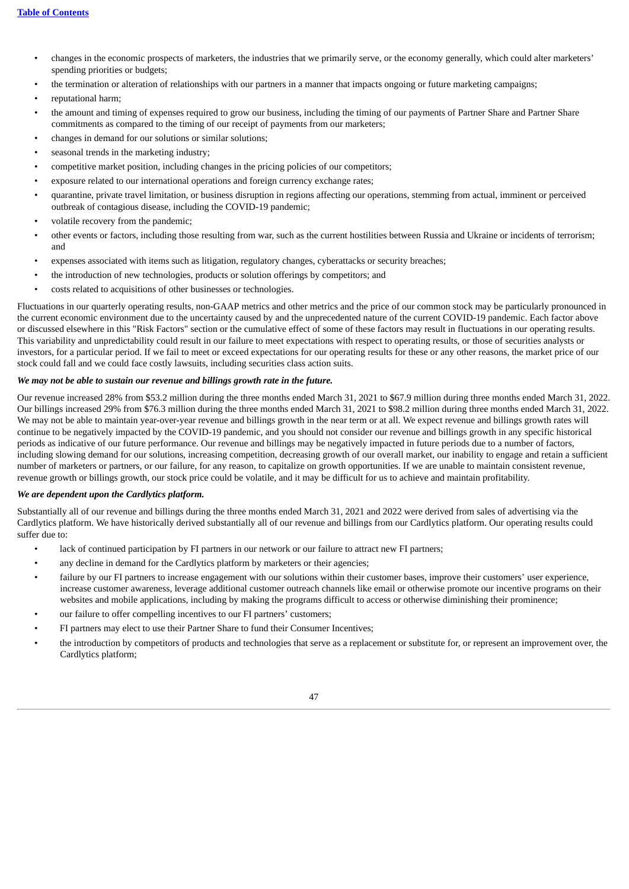- changes in the economic prospects of marketers, the industries that we primarily serve, or the economy generally, which could alter marketers' spending priorities or budgets;
- the termination or alteration of relationships with our partners in a manner that impacts ongoing or future marketing campaigns;
- reputational harm;
- the amount and timing of expenses required to grow our business, including the timing of our payments of Partner Share and Partner Share commitments as compared to the timing of our receipt of payments from our marketers;
- changes in demand for our solutions or similar solutions;
- seasonal trends in the marketing industry;
- competitive market position, including changes in the pricing policies of our competitors;
- exposure related to our international operations and foreign currency exchange rates;
- quarantine, private travel limitation, or business disruption in regions affecting our operations, stemming from actual, imminent or perceived outbreak of contagious disease, including the COVID-19 pandemic;
- volatile recovery from the pandemic;
- other events or factors, including those resulting from war, such as the current hostilities between Russia and Ukraine or incidents of terrorism; and
- expenses associated with items such as litigation, regulatory changes, cyberattacks or security breaches;
- the introduction of new technologies, products or solution offerings by competitors; and
- costs related to acquisitions of other businesses or technologies.

Fluctuations in our quarterly operating results, non-GAAP metrics and other metrics and the price of our common stock may be particularly pronounced in the current economic environment due to the uncertainty caused by and the unprecedented nature of the current COVID-19 pandemic. Each factor above or discussed elsewhere in this "Risk Factors" section or the cumulative effect of some of these factors may result in fluctuations in our operating results. This variability and unpredictability could result in our failure to meet expectations with respect to operating results, or those of securities analysts or investors, for a particular period. If we fail to meet or exceed expectations for our operating results for these or any other reasons, the market price of our stock could fall and we could face costly lawsuits, including securities class action suits.

***We may not be able to sustain our revenue and billings growth rate in the future.***

Our revenue increased 28% from $53.2 million during the three months ended March 31, 2021 to $67.9 million during three months ended March 31, 2022. Our billings increased 29% from $76.3 million during the three months ended March 31, 2021 to $98.2 million during three months ended March 31, 2022. We may not be able to maintain year-over-year revenue and billings growth in the near term or at all. We expect revenue and billings growth rates will continue to be negatively impacted by the COVID-19 pandemic, and you should not consider our revenue and billings growth in any specific historical periods as indicative of our future performance. Our revenue and billings may be negatively impacted in future periods due to a number of factors, including slowing demand for our solutions, increasing competition, decreasing growth of our overall market, our inability to engage and retain a sufficient number of marketers or partners, or our failure, for any reason, to capitalize on growth opportunities. If we are unable to maintain consistent revenue, revenue growth or billings growth, our stock price could be volatile, and it may be difficult for us to achieve and maintain profitability.

***We are dependent upon the Cardlytics platform.***

Substantially all of our revenue and billings during the three months ended March 31, 2021 and 2022 were derived from sales of advertising via the Cardlytics platform. We have historically derived substantially all of our revenue and billings from our Cardlytics platform. Our operating results could suffer due to:

- lack of continued participation by FI partners in our network or our failure to attract new FI partners;
- any decline in demand for the Cardlytics platform by marketers or their agencies;
- failure by our FI partners to increase engagement with our solutions within their customer bases, improve their customers' user experience, increase customer awareness, leverage additional customer outreach channels like email or otherwise promote our incentive programs on their websites and mobile applications, including by making the programs difficult to access or otherwise diminishing their prominence;
- our failure to offer compelling incentives to our FI partners' customers;
- FI partners may elect to use their Partner Share to fund their Consumer Incentives;
- the introduction by competitors of products and technologies that serve as a replacement or substitute for, or represent an improvement over, the Cardlytics platform;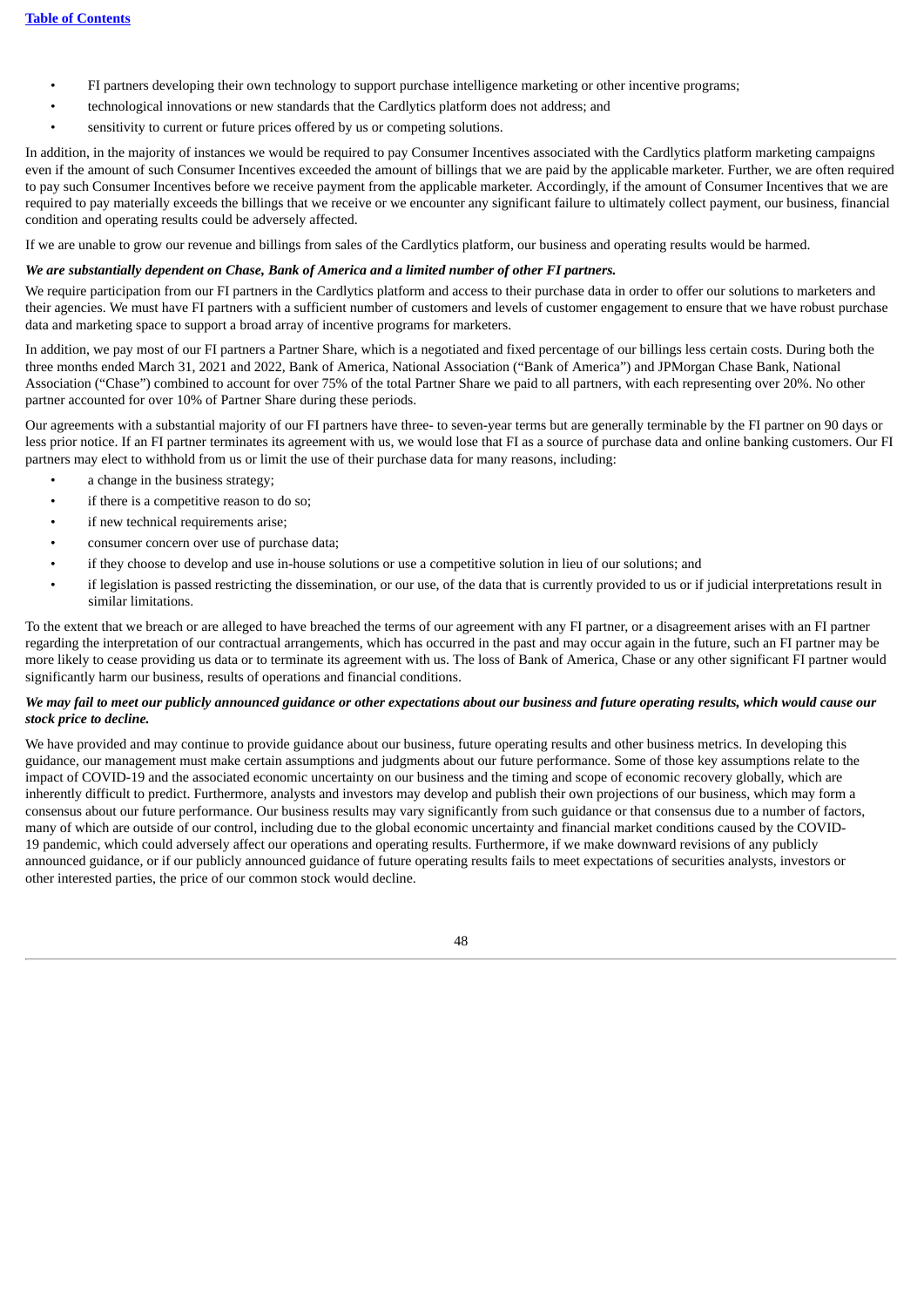- FI partners developing their own technology to support purchase intelligence marketing or other incentive programs;
- technological innovations or new standards that the Cardlytics platform does not address; and
- sensitivity to current or future prices offered by us or competing solutions.

In addition, in the majority of instances we would be required to pay Consumer Incentives associated with the Cardlytics platform marketing campaigns even if the amount of such Consumer Incentives exceeded the amount of billings that we are paid by the applicable marketer. Further, we are often required to pay such Consumer Incentives before we receive payment from the applicable marketer. Accordingly, if the amount of Consumer Incentives that we are required to pay materially exceeds the billings that we receive or we encounter any significant failure to ultimately collect payment, our business, financial condition and operating results could be adversely affected.

If we are unable to grow our revenue and billings from sales of the Cardlytics platform, our business and operating results would be harmed.

***We are substantially dependent on Chase, Bank of America and a limited number of other FI partners.***

We require participation from our FI partners in the Cardlytics platform and access to their purchase data in order to offer our solutions to marketers and their agencies. We must have FI partners with a sufficient number of customers and levels of customer engagement to ensure that we have robust purchase data and marketing space to support a broad array of incentive programs for marketers.

In addition, we pay most of our FI partners a Partner Share, which is a negotiated and fixed percentage of our billings less certain costs. During both the three months ended March 31, 2021 and 2022, Bank of America, National Association ("Bank of America") and JPMorgan Chase Bank, National Association ("Chase") combined to account for over 75% of the total Partner Share we paid to all partners, with each representing over 20%. No other partner accounted for over 10% of Partner Share during these periods.

Our agreements with a substantial majority of our FI partners have three- to seven-year terms but are generally terminable by the FI partner on 90 days or less prior notice. If an FI partner terminates its agreement with us, we would lose that FI as a source of purchase data and online banking customers. Our FI partners may elect to withhold from us or limit the use of their purchase data for many reasons, including:

- a change in the business strategy;
- if there is a competitive reason to do so;
- if new technical requirements arise;
- consumer concern over use of purchase data;
- if they choose to develop and use in-house solutions or use a competitive solution in lieu of our solutions; and
- if legislation is passed restricting the dissemination, or our use, of the data that is currently provided to us or if judicial interpretations result in similar limitations.

To the extent that we breach or are alleged to have breached the terms of our agreement with any FI partner, or a disagreement arises with an FI partner regarding the interpretation of our contractual arrangements, which has occurred in the past and may occur again in the future, such an FI partner may be more likely to cease providing us data or to terminate its agreement with us. The loss of Bank of America, Chase or any other significant FI partner would significantly harm our business, results of operations and financial conditions.

***We may fail to meet our publicly announced guidance or other expectations about our business and future operating results, which would cause our stock price to decline.***

We have provided and may continue to provide guidance about our business, future operating results and other business metrics. In developing this guidance, our management must make certain assumptions and judgments about our future performance. Some of those key assumptions relate to the impact of COVID-19 and the associated economic uncertainty on our business and the timing and scope of economic recovery globally, which are inherently difficult to predict. Furthermore, analysts and investors may develop and publish their own projections of our business, which may form a consensus about our future performance. Our business results may vary significantly from such guidance or that consensus due to a number of factors, many of which are outside of our control, including due to the global economic uncertainty and financial market conditions caused by the COVID-19 pandemic, which could adversely affect our operations and operating results. Furthermore, if we make downward revisions of any publicly announced guidance, or if our publicly announced guidance of future operating results fails to meet expectations of securities analysts, investors or other interested parties, the price of our common stock would decline.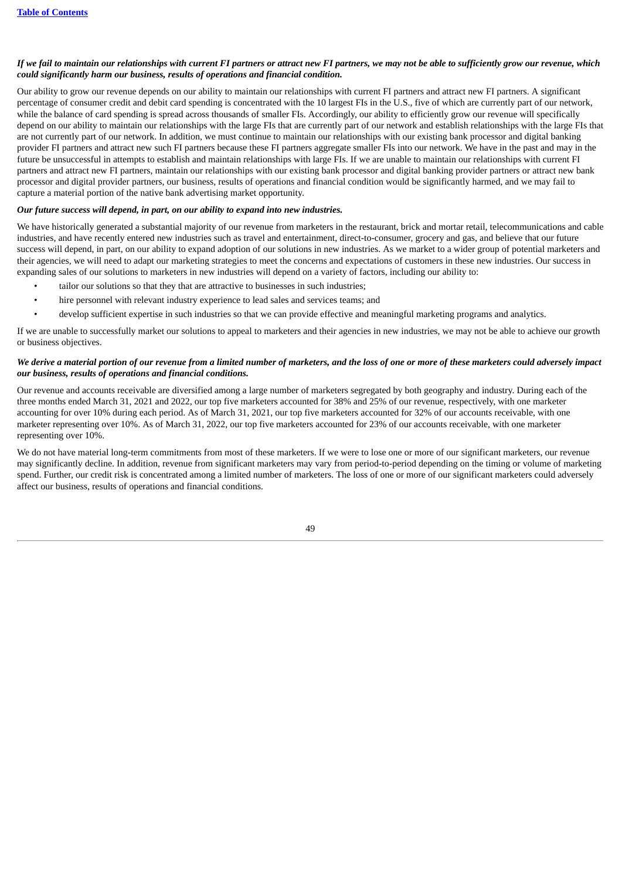***If we fail to maintain our relationships with current FI partners or attract new FI partners, we may not be able to sufficiently grow our revenue, which could significantly harm our business, results of operations and financial condition.***

Our ability to grow our revenue depends on our ability to maintain our relationships with current FI partners and attract new FI partners. A significant percentage of consumer credit and debit card spending is concentrated with the 10 largest FIs in the U.S., five of which are currently part of our network, while the balance of card spending is spread across thousands of smaller FIs. Accordingly, our ability to efficiently grow our revenue will specifically depend on our ability to maintain our relationships with the large FIs that are currently part of our network and establish relationships with the large FIs that are not currently part of our network. In addition, we must continue to maintain our relationships with our existing bank processor and digital banking provider FI partners and attract new such FI partners because these FI partners aggregate smaller FIs into our network. We have in the past and may in the future be unsuccessful in attempts to establish and maintain relationships with large FIs. If we are unable to maintain our relationships with current FI partners and attract new FI partners, maintain our relationships with our existing bank processor and digital banking provider partners or attract new bank processor and digital provider partners, our business, results of operations and financial condition would be significantly harmed, and we may fail to capture a material portion of the native bank advertising market opportunity.

***Our future success will depend, in part, on our ability to expand into new industries.***

We have historically generated a substantial majority of our revenue from marketers in the restaurant, brick and mortar retail, telecommunications and cable industries, and have recently entered new industries such as travel and entertainment, direct-to-consumer, grocery and gas, and believe that our future success will depend, in part, on our ability to expand adoption of our solutions in new industries. As we market to a wider group of potential marketers and their agencies, we will need to adapt our marketing strategies to meet the concerns and expectations of customers in these new industries. Our success in expanding sales of our solutions to marketers in new industries will depend on a variety of factors, including our ability to:

- tailor our solutions so that they that are attractive to businesses in such industries;
- hire personnel with relevant industry experience to lead sales and services teams; and
- develop sufficient expertise in such industries so that we can provide effective and meaningful marketing programs and analytics.

If we are unable to successfully market our solutions to appeal to marketers and their agencies in new industries, we may not be able to achieve our growth or business objectives.

***We derive a material portion of our revenue from a limited number of marketers, and the loss of one or more of these marketers could adversely impact our business, results of operations and financial conditions.***

Our revenue and accounts receivable are diversified among a large number of marketers segregated by both geography and industry. During each of the three months ended March 31, 2021 and 2022, our top five marketers accounted for 38% and 25% of our revenue, respectively, with one marketer accounting for over 10% during each period. As of March 31, 2021, our top five marketers accounted for 32% of our accounts receivable, with one marketer representing over 10%. As of March 31, 2022, our top five marketers accounted for 23% of our accounts receivable, with one marketer representing over 10%.

We do not have material long-term commitments from most of these marketers. If we were to lose one or more of our significant marketers, our revenue may significantly decline. In addition, revenue from significant marketers may vary from period-to-period depending on the timing or volume of marketing spend. Further, our credit risk is concentrated among a limited number of marketers. The loss of one or more of our significant marketers could adversely affect our business, results of operations and financial conditions.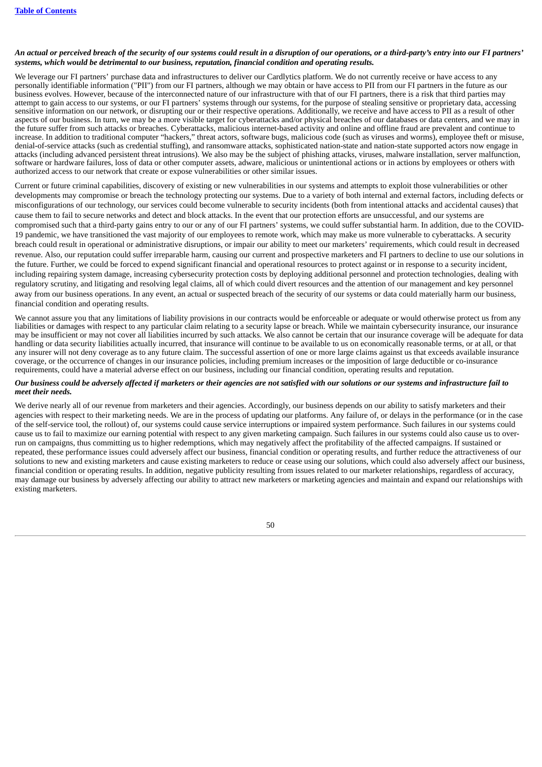***An actual or perceived breach of the security of our systems could result in a disruption of our operations, or a third-party's entry into our FI partners' systems, which would be detrimental to our business, reputation, financial condition and operating results.***

We leverage our FI partners' purchase data and infrastructures to deliver our Cardlytics platform. We do not currently receive or have access to any personally identifiable information ("PII") from our FI partners, although we may obtain or have access to PII from our FI partners in the future as our business evolves. However, because of the interconnected nature of our infrastructure with that of our FI partners, there is a risk that third parties may attempt to gain access to our systems, or our FI partners' systems through our systems, for the purpose of stealing sensitive or proprietary data, accessing sensitive information on our network, or disrupting our or their respective operations. Additionally, we receive and have access to PII as a result of other aspects of our business. In turn, we may be a more visible target for cyberattacks and/or physical breaches of our databases or data centers, and we may in the future suffer from such attacks or breaches. Cyberattacks, malicious internet-based activity and online and offline fraud are prevalent and continue to increase. In addition to traditional computer "hackers," threat actors, software bugs, malicious code (such as viruses and worms), employee theft or misuse, denial-of-service attacks (such as credential stuffing), and ransomware attacks, sophisticated nation-state and nation-state supported actors now engage in attacks (including advanced persistent threat intrusions). We also may be the subject of phishing attacks, viruses, malware installation, server malfunction, software or hardware failures, loss of data or other computer assets, adware, malicious or unintentional actions or in actions by employees or others with authorized access to our network that create or expose vulnerabilities or other similar issues.

Current or future criminal capabilities, discovery of existing or new vulnerabilities in our systems and attempts to exploit those vulnerabilities or other developments may compromise or breach the technology protecting our systems. Due to a variety of both internal and external factors, including defects or misconfigurations of our technology, our services could become vulnerable to security incidents (both from intentional attacks and accidental causes) that cause them to fail to secure networks and detect and block attacks. In the event that our protection efforts are unsuccessful, and our systems are compromised such that a third-party gains entry to our or any of our FI partners' systems, we could suffer substantial harm. In addition, due to the COVID-19 pandemic, we have transitioned the vast majority of our employees to remote work, which may make us more vulnerable to cyberattacks. A security breach could result in operational or administrative disruptions, or impair our ability to meet our marketers' requirements, which could result in decreased revenue. Also, our reputation could suffer irreparable harm, causing our current and prospective marketers and FI partners to decline to use our solutions in the future. Further, we could be forced to expend significant financial and operational resources to protect against or in response to a security incident, including repairing system damage, increasing cybersecurity protection costs by deploying additional personnel and protection technologies, dealing with regulatory scrutiny, and litigating and resolving legal claims, all of which could divert resources and the attention of our management and key personnel away from our business operations. In any event, an actual or suspected breach of the security of our systems or data could materially harm our business, financial condition and operating results.

We cannot assure you that any limitations of liability provisions in our contracts would be enforceable or adequate or would otherwise protect us from any liabilities or damages with respect to any particular claim relating to a security lapse or breach. While we maintain cybersecurity insurance, our insurance may be insufficient or may not cover all liabilities incurred by such attacks. We also cannot be certain that our insurance coverage will be adequate for data handling or data security liabilities actually incurred, that insurance will continue to be available to us on economically reasonable terms, or at all, or that any insurer will not deny coverage as to any future claim. The successful assertion of one or more large claims against us that exceeds available insurance coverage, or the occurrence of changes in our insurance policies, including premium increases or the imposition of large deductible or co-insurance requirements, could have a material adverse effect on our business, including our financial condition, operating results and reputation.

***Our business could be adversely affected if marketers or their agencies are not satisfied with our solutions or our systems and infrastructure fail to meet their needs.***

We derive nearly all of our revenue from marketers and their agencies. Accordingly, our business depends on our ability to satisfy marketers and their agencies with respect to their marketing needs. We are in the process of updating our platforms. Any failure of, or delays in the performance (or in the case of the self-service tool, the rollout) of, our systems could cause service interruptions or impaired system performance. Such failures in our systems could cause us to fail to maximize our earning potential with respect to any given marketing campaign. Such failures in our systems could also cause us to over-run on campaigns, thus committing us to higher redemptions, which may negatively affect the profitability of the affected campaigns. If sustained or repeated, these performance issues could adversely affect our business, financial condition or operating results, and further reduce the attractiveness of our solutions to new and existing marketers and cause existing marketers to reduce or cease using our solutions, which could also adversely affect our business, financial condition or operating results. In addition, negative publicity resulting from issues related to our marketer relationships, regardless of accuracy, may damage our business by adversely affecting our ability to attract new marketers or marketing agencies and maintain and expand our relationships with existing marketers.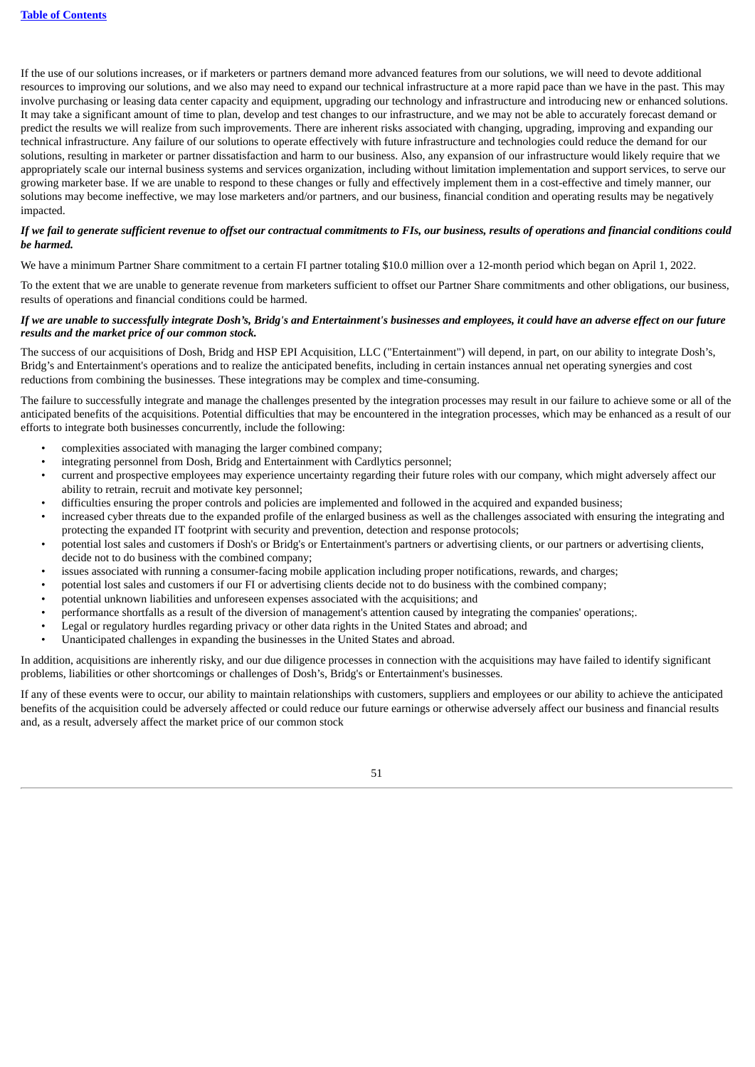If the use of our solutions increases, or if marketers or partners demand more advanced features from our solutions, we will need to devote additional resources to improving our solutions, and we also may need to expand our technical infrastructure at a more rapid pace than we have in the past. This may involve purchasing or leasing data center capacity and equipment, upgrading our technology and infrastructure and introducing new or enhanced solutions. It may take a significant amount of time to plan, develop and test changes to our infrastructure, and we may not be able to accurately forecast demand or predict the results we will realize from such improvements. There are inherent risks associated with changing, upgrading, improving and expanding our technical infrastructure. Any failure of our solutions to operate effectively with future infrastructure and technologies could reduce the demand for our solutions, resulting in marketer or partner dissatisfaction and harm to our business. Also, any expansion of our infrastructure would likely require that we appropriately scale our internal business systems and services organization, including without limitation implementation and support services, to serve our growing marketer base. If we are unable to respond to these changes or fully and effectively implement them in a cost-effective and timely manner, our solutions may become ineffective, we may lose marketers and/or partners, and our business, financial condition and operating results may be negatively impacted.

***If we fail to generate sufficient revenue to offset our contractual commitments to FIs, our business, results of operations and financial conditions could be harmed.***

We have a minimum Partner Share commitment to a certain FI partner totaling $10.0 million over a 12-month period which began on April 1, 2022.

To the extent that we are unable to generate revenue from marketers sufficient to offset our Partner Share commitments and other obligations, our business, results of operations and financial conditions could be harmed.

***If we are unable to successfully integrate Dosh's, Bridg's and Entertainment's businesses and employees, it could have an adverse effect on our future results and the market price of our common stock.***

The success of our acquisitions of Dosh, Bridg and HSP EPI Acquisition, LLC ("Entertainment") will depend, in part, on our ability to integrate Dosh's, Bridg's and Entertainment's operations and to realize the anticipated benefits, including in certain instances annual net operating synergies and cost reductions from combining the businesses. These integrations may be complex and time-consuming.

The failure to successfully integrate and manage the challenges presented by the integration processes may result in our failure to achieve some or all of the anticipated benefits of the acquisitions. Potential difficulties that may be encountered in the integration processes, which may be enhanced as a result of our efforts to integrate both businesses concurrently, include the following:

- complexities associated with managing the larger combined company;
- integrating personnel from Dosh, Bridg and Entertainment with Cardlytics personnel;
- current and prospective employees may experience uncertainty regarding their future roles with our company, which might adversely affect our ability to retrain, recruit and motivate key personnel;
- difficulties ensuring the proper controls and policies are implemented and followed in the acquired and expanded business;
- increased cyber threats due to the expanded profile of the enlarged business as well as the challenges associated with ensuring the integrating and protecting the expanded IT footprint with security and prevention, detection and response protocols;
- potential lost sales and customers if Dosh's or Bridg's or Entertainment's partners or advertising clients, or our partners or advertising clients, decide not to do business with the combined company;
- issues associated with running a consumer-facing mobile application including proper notifications, rewards, and charges;
- potential lost sales and customers if our FI or advertising clients decide not to do business with the combined company;
- potential unknown liabilities and unforeseen expenses associated with the acquisitions; and
- performance shortfalls as a result of the diversion of management's attention caused by integrating the companies' operations;.
- Legal or regulatory hurdles regarding privacy or other data rights in the United States and abroad; and
- Unanticipated challenges in expanding the businesses in the United States and abroad.

In addition, acquisitions are inherently risky, and our due diligence processes in connection with the acquisitions may have failed to identify significant problems, liabilities or other shortcomings or challenges of Dosh's, Bridg's or Entertainment's businesses.

If any of these events were to occur, our ability to maintain relationships with customers, suppliers and employees or our ability to achieve the anticipated benefits of the acquisition could be adversely affected or could reduce our future earnings or otherwise adversely affect our business and financial results and, as a result, adversely affect the market price of our common stock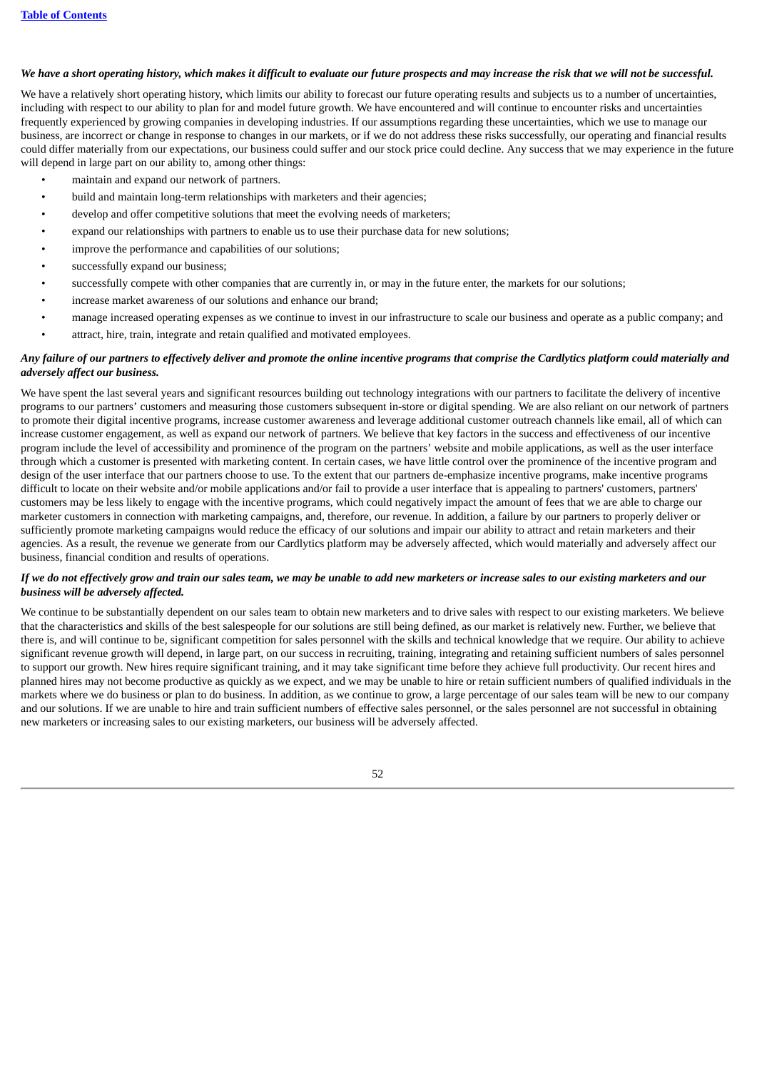*We have a short operating history, which makes it difficult to evaluate our future prospects and may increase the risk that we will not be successful.*

We have a relatively short operating history, which limits our ability to forecast our future operating results and subjects us to a number of uncertainties, including with respect to our ability to plan for and model future growth. We have encountered and will continue to encounter risks and uncertainties frequently experienced by growing companies in developing industries. If our assumptions regarding these uncertainties, which we use to manage our business, are incorrect or change in response to changes in our markets, or if we do not address these risks successfully, our operating and financial results could differ materially from our expectations, our business could suffer and our stock price could decline. Any success that we may experience in the future will depend in large part on our ability to, among other things:

- maintain and expand our network of partners.
- build and maintain long-term relationships with marketers and their agencies;
- develop and offer competitive solutions that meet the evolving needs of marketers;
- expand our relationships with partners to enable us to use their purchase data for new solutions;
- improve the performance and capabilities of our solutions;
- successfully expand our business;
- successfully compete with other companies that are currently in, or may in the future enter, the markets for our solutions;
- increase market awareness of our solutions and enhance our brand;
- manage increased operating expenses as we continue to invest in our infrastructure to scale our business and operate as a public company; and
- attract, hire, train, integrate and retain qualified and motivated employees.

***Any failure of our partners to effectively deliver and promote the online incentive programs that comprise the Cardlytics platform could materially and adversely affect our business.***

We have spent the last several years and significant resources building out technology integrations with our partners to facilitate the delivery of incentive programs to our partners' customers and measuring those customers subsequent in-store or digital spending. We are also reliant on our network of partners to promote their digital incentive programs, increase customer awareness and leverage additional customer outreach channels like email, all of which can increase customer engagement, as well as expand our network of partners. We believe that key factors in the success and effectiveness of our incentive program include the level of accessibility and prominence of the program on the partners' website and mobile applications, as well as the user interface through which a customer is presented with marketing content. In certain cases, we have little control over the prominence of the incentive program and design of the user interface that our partners choose to use. To the extent that our partners de-emphasize incentive programs, make incentive programs difficult to locate on their website and/or mobile applications and/or fail to provide a user interface that is appealing to partners' customers, partners' customers may be less likely to engage with the incentive programs, which could negatively impact the amount of fees that we are able to charge our marketer customers in connection with marketing campaigns, and, therefore, our revenue. In addition, a failure by our partners to properly deliver or sufficiently promote marketing campaigns would reduce the efficacy of our solutions and impair our ability to attract and retain marketers and their agencies. As a result, the revenue we generate from our Cardlytics platform may be adversely affected, which would materially and adversely affect our business, financial condition and results of operations.

***If we do not effectively grow and train our sales team, we may be unable to add new marketers or increase sales to our existing marketers and our business will be adversely affected.***

We continue to be substantially dependent on our sales team to obtain new marketers and to drive sales with respect to our existing marketers. We believe that the characteristics and skills of the best salespeople for our solutions are still being defined, as our market is relatively new. Further, we believe that there is, and will continue to be, significant competition for sales personnel with the skills and technical knowledge that we require. Our ability to achieve significant revenue growth will depend, in large part, on our success in recruiting, training, integrating and retaining sufficient numbers of sales personnel to support our growth. New hires require significant training, and it may take significant time before they achieve full productivity. Our recent hires and planned hires may not become productive as quickly as we expect, and we may be unable to hire or retain sufficient numbers of qualified individuals in the markets where we do business or plan to do business. In addition, as we continue to grow, a large percentage of our sales team will be new to our company and our solutions. If we are unable to hire and train sufficient numbers of effective sales personnel, or the sales personnel are not successful in obtaining new marketers or increasing sales to our existing marketers, our business will be adversely affected.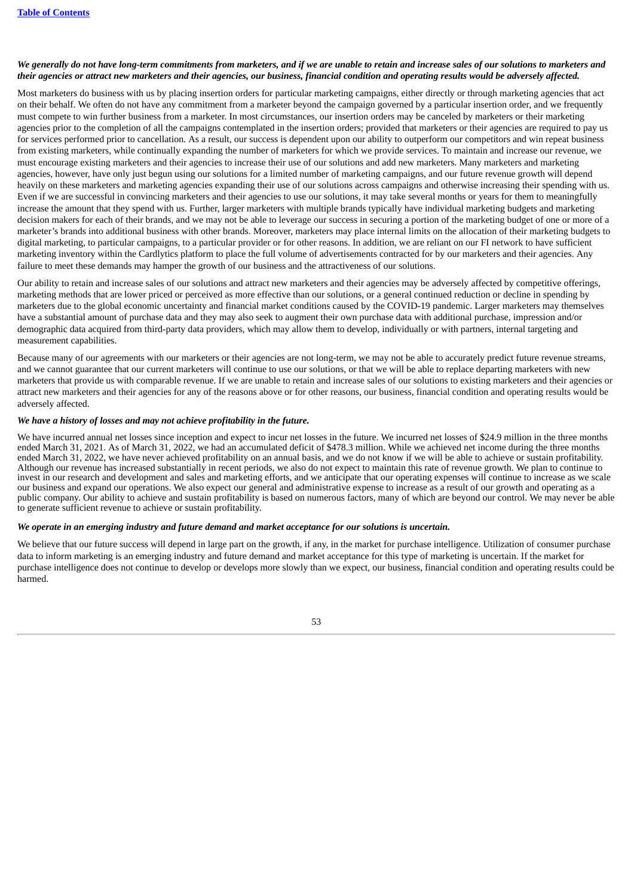***We generally do not have long-term commitments from marketers, and if we are unable to retain and increase sales of our solutions to marketers and their agencies or attract new marketers and their agencies, our business, financial condition and operating results would be adversely affected.***

Most marketers do business with us by placing insertion orders for particular marketing campaigns, either directly or through marketing agencies that act on their behalf. We often do not have any commitment from a marketer beyond the campaign governed by a particular insertion order, and we frequently must compete to win further business from a marketer. In most circumstances, our insertion orders may be canceled by marketers or their marketing agencies prior to the completion of all the campaigns contemplated in the insertion orders; provided that marketers or their agencies are required to pay us for services performed prior to cancellation. As a result, our success is dependent upon our ability to outperform our competitors and win repeat business from existing marketers, while continually expanding the number of marketers for which we provide services. To maintain and increase our revenue, we must encourage existing marketers and their agencies to increase their use of our solutions and add new marketers. Many marketers and marketing agencies, however, have only just begun using our solutions for a limited number of marketing campaigns, and our future revenue growth will depend heavily on these marketers and marketing agencies expanding their use of our solutions across campaigns and otherwise increasing their spending with us. Even if we are successful in convincing marketers and their agencies to use our solutions, it may take several months or years for them to meaningfully increase the amount that they spend with us. Further, larger marketers with multiple brands typically have individual marketing budgets and marketing decision makers for each of their brands, and we may not be able to leverage our success in securing a portion of the marketing budget of one or more of a marketer's brands into additional business with other brands. Moreover, marketers may place internal limits on the allocation of their marketing budgets to digital marketing, to particular campaigns, to a particular provider or for other reasons. In addition, we are reliant on our FI network to have sufficient marketing inventory within the Cardlytics platform to place the full volume of advertisements contracted for by our marketers and their agencies. Any failure to meet these demands may hamper the growth of our business and the attractiveness of our solutions.

Our ability to retain and increase sales of our solutions and attract new marketers and their agencies may be adversely affected by competitive offerings, marketing methods that are lower priced or perceived as more effective than our solutions, or a general continued reduction or decline in spending by marketers due to the global economic uncertainty and financial market conditions caused by the COVID-19 pandemic. Larger marketers may themselves have a substantial amount of purchase data and they may also seek to augment their own purchase data with additional purchase, impression and/or demographic data acquired from third-party data providers, which may allow them to develop, individually or with partners, internal targeting and measurement capabilities.

Because many of our agreements with our marketers or their agencies are not long-term, we may not be able to accurately predict future revenue streams, and we cannot guarantee that our current marketers will continue to use our solutions, or that we will be able to replace departing marketers with new marketers that provide us with comparable revenue. If we are unable to retain and increase sales of our solutions to existing marketers and their agencies or attract new marketers and their agencies for any of the reasons above or for other reasons, our business, financial condition and operating results would be adversely affected.

***We have a history of losses and may not achieve profitability in the future.***

We have incurred annual net losses since inception and expect to incur net losses in the future. We incurred net losses of $24.9 million in the three months ended March 31, 2021. As of March 31, 2022, we had an accumulated deficit of $478.3 million. While we achieved net income during the three months ended March 31, 2022, we have never achieved profitability on an annual basis, and we do not know if we will be able to achieve or sustain profitability. Although our revenue has increased substantially in recent periods, we also do not expect to maintain this rate of revenue growth. We plan to continue to invest in our research and development and sales and marketing efforts, and we anticipate that our operating expenses will continue to increase as we scale our business and expand our operations. We also expect our general and administrative expense to increase as a result of our growth and operating as a public company. Our ability to achieve and sustain profitability is based on numerous factors, many of which are beyond our control. We may never be able to generate sufficient revenue to achieve or sustain profitability.

***We operate in an emerging industry and future demand and market acceptance for our solutions is uncertain.***

We believe that our future success will depend in large part on the growth, if any, in the market for purchase intelligence. Utilization of consumer purchase data to inform marketing is an emerging industry and future demand and market acceptance for this type of marketing is uncertain. If the market for purchase intelligence does not continue to develop or develops more slowly than we expect, our business, financial condition and operating results could be harmed.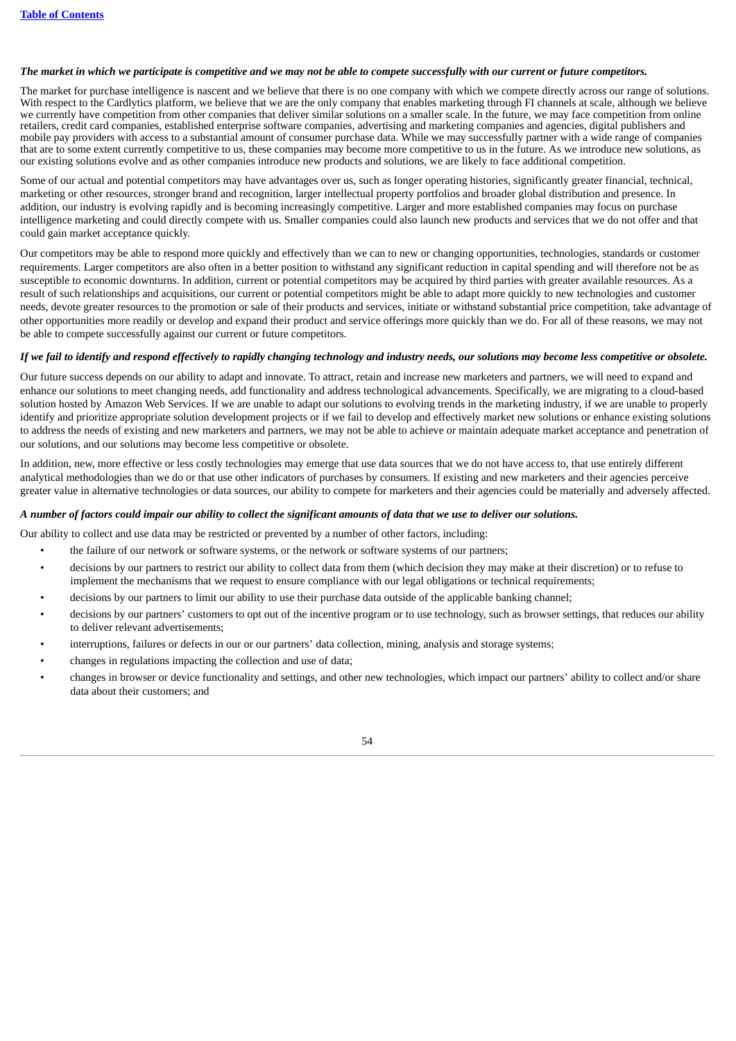***The market in which we participate is competitive and we may not be able to compete successfully with our current or future competitors.***

The market for purchase intelligence is nascent and we believe that there is no one company with which we compete directly across our range of solutions. With respect to the Cardlytics platform, we believe that we are the only company that enables marketing through FI channels at scale, although we believe we currently have competition from other companies that deliver similar solutions on a smaller scale. In the future, we may face competition from online retailers, credit card companies, established enterprise software companies, advertising and marketing companies and agencies, digital publishers and mobile pay providers with access to a substantial amount of consumer purchase data. While we may successfully partner with a wide range of companies that are to some extent currently competitive to us, these companies may become more competitive to us in the future. As we introduce new solutions, as our existing solutions evolve and as other companies introduce new products and solutions, we are likely to face additional competition.

Some of our actual and potential competitors may have advantages over us, such as longer operating histories, significantly greater financial, technical, marketing or other resources, stronger brand and recognition, larger intellectual property portfolios and broader global distribution and presence. In addition, our industry is evolving rapidly and is becoming increasingly competitive. Larger and more established companies may focus on purchase intelligence marketing and could directly compete with us. Smaller companies could also launch new products and services that we do not offer and that could gain market acceptance quickly.

Our competitors may be able to respond more quickly and effectively than we can to new or changing opportunities, technologies, standards or customer requirements. Larger competitors are also often in a better position to withstand any significant reduction in capital spending and will therefore not be as susceptible to economic downturns. In addition, current or potential competitors may be acquired by third parties with greater available resources. As a result of such relationships and acquisitions, our current or potential competitors might be able to adapt more quickly to new technologies and customer needs, devote greater resources to the promotion or sale of their products and services, initiate or withstand substantial price competition, take advantage of other opportunities more readily or develop and expand their product and service offerings more quickly than we do. For all of these reasons, we may not be able to compete successfully against our current or future competitors.

***If we fail to identify and respond effectively to rapidly changing technology and industry needs, our solutions may become less competitive or obsolete.***

Our future success depends on our ability to adapt and innovate. To attract, retain and increase new marketers and partners, we will need to expand and enhance our solutions to meet changing needs, add functionality and address technological advancements. Specifically, we are migrating to a cloud-based solution hosted by Amazon Web Services. If we are unable to adapt our solutions to evolving trends in the marketing industry, if we are unable to properly identify and prioritize appropriate solution development projects or if we fail to develop and effectively market new solutions or enhance existing solutions to address the needs of existing and new marketers and partners, we may not be able to achieve or maintain adequate market acceptance and penetration of our solutions, and our solutions may become less competitive or obsolete.

In addition, new, more effective or less costly technologies may emerge that use data sources that we do not have access to, that use entirely different analytical methodologies than we do or that use other indicators of purchases by consumers. If existing and new marketers and their agencies perceive greater value in alternative technologies or data sources, our ability to compete for marketers and their agencies could be materially and adversely affected.

***A number of factors could impair our ability to collect the significant amounts of data that we use to deliver our solutions.***

Our ability to collect and use data may be restricted or prevented by a number of other factors, including:

- the failure of our network or software systems, or the network or software systems of our partners;
- decisions by our partners to restrict our ability to collect data from them (which decision they may make at their discretion) or to refuse to implement the mechanisms that we request to ensure compliance with our legal obligations or technical requirements;
- decisions by our partners to limit our ability to use their purchase data outside of the applicable banking channel;
- decisions by our partners' customers to opt out of the incentive program or to use technology, such as browser settings, that reduces our ability to deliver relevant advertisements;
- interruptions, failures or defects in our or our partners' data collection, mining, analysis and storage systems;
- changes in regulations impacting the collection and use of data;
- changes in browser or device functionality and settings, and other new technologies, which impact our partners' ability to collect and/or share data about their customers; and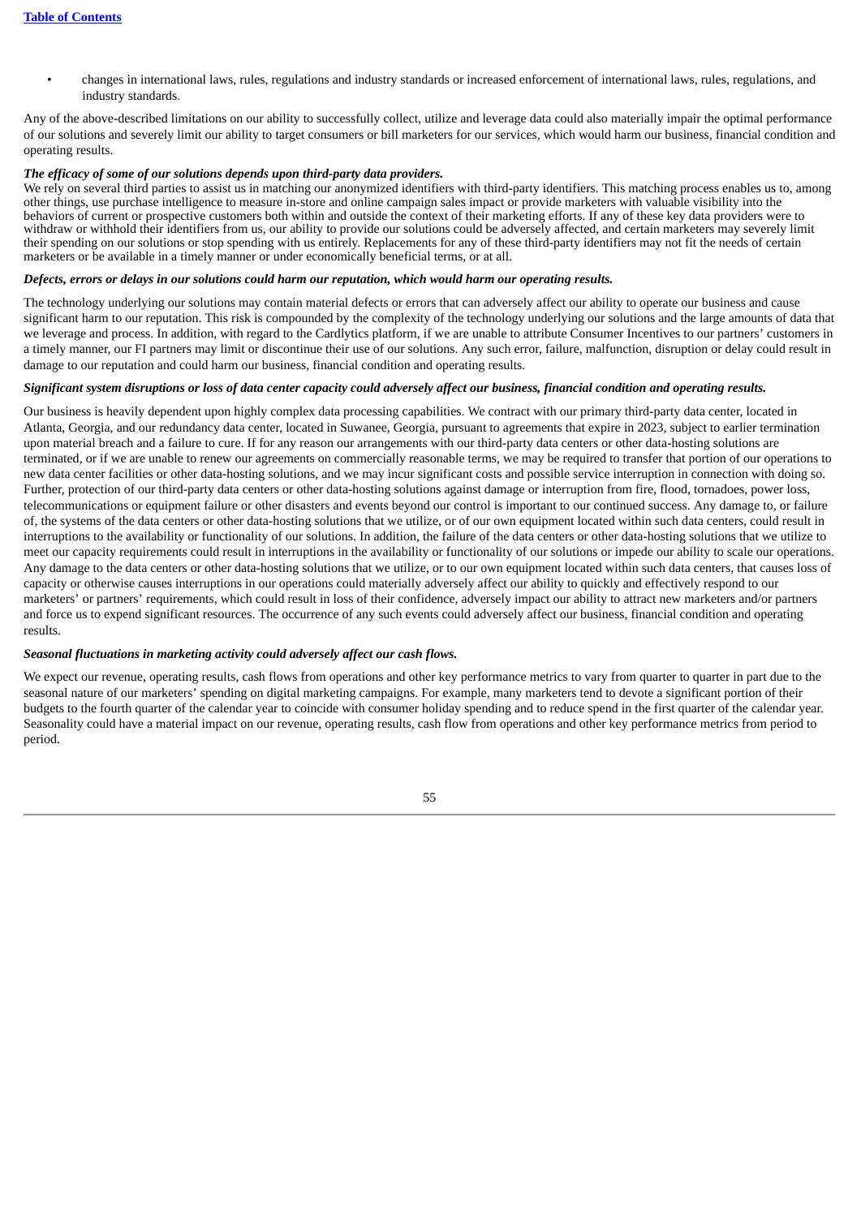- changes in international laws, rules, regulations and industry standards or increased enforcement of international laws, rules, regulations, and industry standards.

Any of the above-described limitations on our ability to successfully collect, utilize and leverage data could also materially impair the optimal performance of our solutions and severely limit our ability to target consumers or bill marketers for our services, which would harm our business, financial condition and operating results.

***The efficacy of some of our solutions depends upon third-party data providers.***

We rely on several third parties to assist us in matching our anonymized identifiers with third-party identifiers. This matching process enables us to, among other things, use purchase intelligence to measure in-store and online campaign sales impact or provide marketers with valuable visibility into the behaviors of current or prospective customers both within and outside the context of their marketing efforts. If any of these key data providers were to withdraw or withhold their identifiers from us, our ability to provide our solutions could be adversely affected, and certain marketers may severely limit their spending on our solutions or stop spending with us entirely. Replacements for any of these third-party identifiers may not fit the needs of certain marketers or be available in a timely manner or under economically beneficial terms, or at all.

***Defects, errors or delays in our solutions could harm our reputation, which would harm our operating results.***

The technology underlying our solutions may contain material defects or errors that can adversely affect our ability to operate our business and cause significant harm to our reputation. This risk is compounded by the complexity of the technology underlying our solutions and the large amounts of data that we leverage and process. In addition, with regard to the Cardlytics platform, if we are unable to attribute Consumer Incentives to our partners' customers in a timely manner, our FI partners may limit or discontinue their use of our solutions. Any such error, failure, malfunction, disruption or delay could result in damage to our reputation and could harm our business, financial condition and operating results.

***Significant system disruptions or loss of data center capacity could adversely affect our business, financial condition and operating results.***

Our business is heavily dependent upon highly complex data processing capabilities. We contract with our primary third-party data center, located in Atlanta, Georgia, and our redundancy data center, located in Suwanee, Georgia, pursuant to agreements that expire in 2023, subject to earlier termination upon material breach and a failure to cure. If for any reason our arrangements with our third-party data centers or other data-hosting solutions are terminated, or if we are unable to renew our agreements on commercially reasonable terms, we may be required to transfer that portion of our operations to new data center facilities or other data-hosting solutions, and we may incur significant costs and possible service interruption in connection with doing so. Further, protection of our third-party data centers or other data-hosting solutions against damage or interruption from fire, flood, tornadoes, power loss, telecommunications or equipment failure or other disasters and events beyond our control is important to our continued success. Any damage to, or failure of, the systems of the data centers or other data-hosting solutions that we utilize, or of our own equipment located within such data centers, could result in interruptions to the availability or functionality of our solutions. In addition, the failure of the data centers or other data-hosting solutions that we utilize to meet our capacity requirements could result in interruptions in the availability or functionality of our solutions or impede our ability to scale our operations. Any damage to the data centers or other data-hosting solutions that we utilize, or to our own equipment located within such data centers, that causes loss of capacity or otherwise causes interruptions in our operations could materially adversely affect our ability to quickly and effectively respond to our marketers' or partners' requirements, which could result in loss of their confidence, adversely impact our ability to attract new marketers and/or partners and force us to expend significant resources. The occurrence of any such events could adversely affect our business, financial condition and operating results.

***Seasonal fluctuations in marketing activity could adversely affect our cash flows.***

We expect our revenue, operating results, cash flows from operations and other key performance metrics to vary from quarter to quarter in part due to the seasonal nature of our marketers' spending on digital marketing campaigns. For example, many marketers tend to devote a significant portion of their budgets to the fourth quarter of the calendar year to coincide with consumer holiday spending and to reduce spend in the first quarter of the calendar year. Seasonality could have a material impact on our revenue, operating results, cash flow from operations and other key performance metrics from period to period.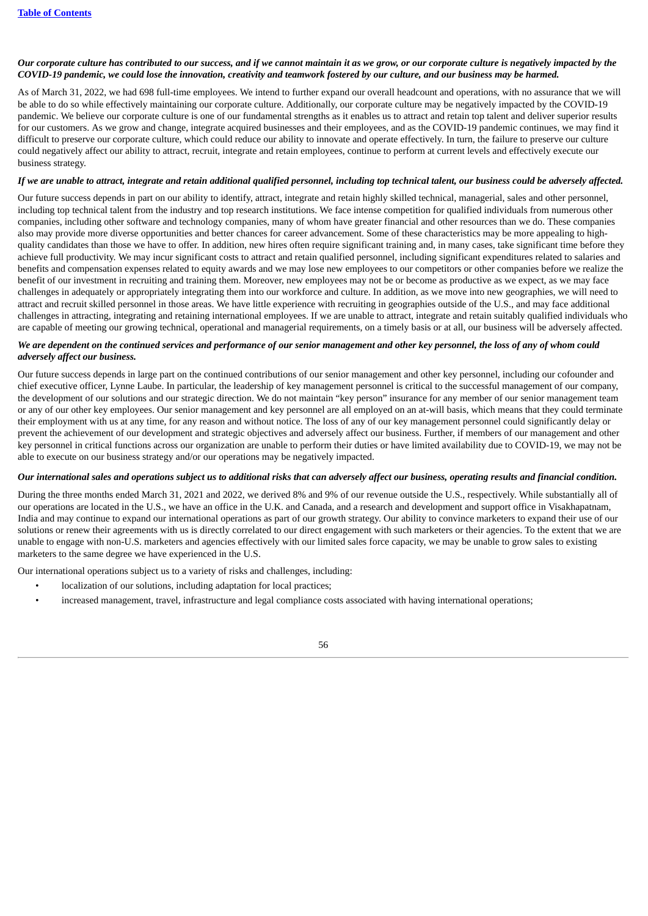***Our corporate culture has contributed to our success, and if we cannot maintain it as we grow, or our corporate culture is negatively impacted by the COVID-19 pandemic, we could lose the innovation, creativity and teamwork fostered by our culture, and our business may be harmed.***

As of March 31, 2022, we had 698 full-time employees. We intend to further expand our overall headcount and operations, with no assurance that we will be able to do so while effectively maintaining our corporate culture. Additionally, our corporate culture may be negatively impacted by the COVID-19 pandemic. We believe our corporate culture is one of our fundamental strengths as it enables us to attract and retain top talent and deliver superior results for our customers. As we grow and change, integrate acquired businesses and their employees, and as the COVID-19 pandemic continues, we may find it difficult to preserve our corporate culture, which could reduce our ability to innovate and operate effectively. In turn, the failure to preserve our culture could negatively affect our ability to attract, recruit, integrate and retain employees, continue to perform at current levels and effectively execute our business strategy.

***If we are unable to attract, integrate and retain additional qualified personnel, including top technical talent, our business could be adversely affected.***

Our future success depends in part on our ability to identify, attract, integrate and retain highly skilled technical, managerial, sales and other personnel, including top technical talent from the industry and top research institutions. We face intense competition for qualified individuals from numerous other companies, including other software and technology companies, many of whom have greater financial and other resources than we do. These companies also may provide more diverse opportunities and better chances for career advancement. Some of these characteristics may be more appealing to high-quality candidates than those we have to offer. In addition, new hires often require significant training and, in many cases, take significant time before they achieve full productivity. We may incur significant costs to attract and retain qualified personnel, including significant expenditures related to salaries and benefits and compensation expenses related to equity awards and we may lose new employees to our competitors or other companies before we realize the benefit of our investment in recruiting and training them. Moreover, new employees may not be or become as productive as we expect, as we may face challenges in adequately or appropriately integrating them into our workforce and culture. In addition, as we move into new geographies, we will need to attract and recruit skilled personnel in those areas. We have little experience with recruiting in geographies outside of the U.S., and may face additional challenges in attracting, integrating and retaining international employees. If we are unable to attract, integrate and retain suitably qualified individuals who are capable of meeting our growing technical, operational and managerial requirements, on a timely basis or at all, our business will be adversely affected.

***We are dependent on the continued services and performance of our senior management and other key personnel, the loss of any of whom could adversely affect our business.***

Our future success depends in large part on the continued contributions of our senior management and other key personnel, including our cofounder and chief executive officer, Lynne Laube. In particular, the leadership of key management personnel is critical to the successful management of our company, the development of our solutions and our strategic direction. We do not maintain "key person" insurance for any member of our senior management team or any of our other key employees. Our senior management and key personnel are all employed on an at-will basis, which means that they could terminate their employment with us at any time, for any reason and without notice. The loss of any of our key management personnel could significantly delay or prevent the achievement of our development and strategic objectives and adversely affect our business. Further, if members of our management and other key personnel in critical functions across our organization are unable to perform their duties or have limited availability due to COVID-19, we may not be able to execute on our business strategy and/or our operations may be negatively impacted.

***Our international sales and operations subject us to additional risks that can adversely affect our business, operating results and financial condition.***

During the three months ended March 31, 2021 and 2022, we derived 8% and 9% of our revenue outside the U.S., respectively. While substantially all of our operations are located in the U.S., we have an office in the U.K. and Canada, and a research and development and support office in Visakhapatnam, India and may continue to expand our international operations as part of our growth strategy. Our ability to convince marketers to expand their use of our solutions or renew their agreements with us is directly correlated to our direct engagement with such marketers or their agencies. To the extent that we are unable to engage with non-U.S. marketers and agencies effectively with our limited sales force capacity, we may be unable to grow sales to existing marketers to the same degree we have experienced in the U.S.

Our international operations subject us to a variety of risks and challenges, including:

- localization of our solutions, including adaptation for local practices;
- increased management, travel, infrastructure and legal compliance costs associated with having international operations;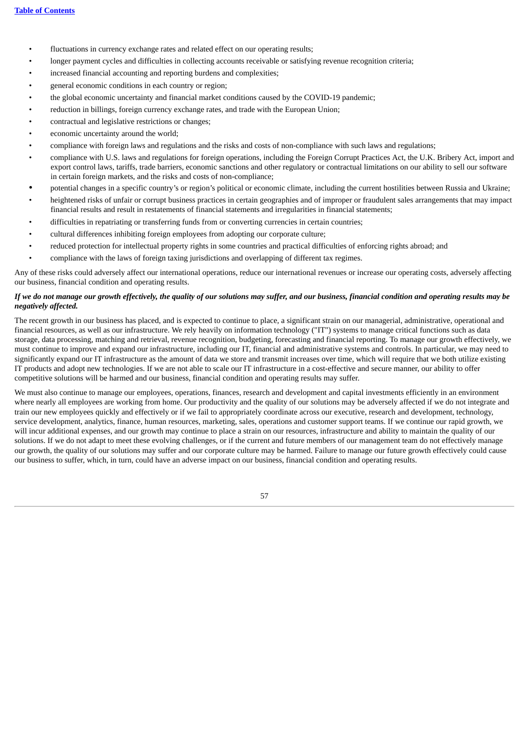- fluctuations in currency exchange rates and related effect on our operating results;
- longer payment cycles and difficulties in collecting accounts receivable or satisfying revenue recognition criteria;
- increased financial accounting and reporting burdens and complexities;
- general economic conditions in each country or region;
- the global economic uncertainty and financial market conditions caused by the COVID-19 pandemic;
- reduction in billings, foreign currency exchange rates, and trade with the European Union;
- contractual and legislative restrictions or changes;
- economic uncertainty around the world;
- compliance with foreign laws and regulations and the risks and costs of non-compliance with such laws and regulations;
- compliance with U.S. laws and regulations for foreign operations, including the Foreign Corrupt Practices Act, the U.K. Bribery Act, import and export control laws, tariffs, trade barriers, economic sanctions and other regulatory or contractual limitations on our ability to sell our software in certain foreign markets, and the risks and costs of non-compliance;
- potential changes in a specific country's or region's political or economic climate, including the current hostilities between Russia and Ukraine;
- heightened risks of unfair or corrupt business practices in certain geographies and of improper or fraudulent sales arrangements that may impact financial results and result in restatements of financial statements and irregularities in financial statements;
- difficulties in repatriating or transferring funds from or converting currencies in certain countries;
- cultural differences inhibiting foreign employees from adopting our corporate culture;
- reduced protection for intellectual property rights in some countries and practical difficulties of enforcing rights abroad; and
- compliance with the laws of foreign taxing jurisdictions and overlapping of different tax regimes.

Any of these risks could adversely affect our international operations, reduce our international revenues or increase our operating costs, adversely affecting our business, financial condition and operating results.

***If we do not manage our growth effectively, the quality of our solutions may suffer, and our business, financial condition and operating results may be negatively affected.***

The recent growth in our business has placed, and is expected to continue to place, a significant strain on our managerial, administrative, operational and financial resources, as well as our infrastructure. We rely heavily on information technology ("IT") systems to manage critical functions such as data storage, data processing, matching and retrieval, revenue recognition, budgeting, forecasting and financial reporting. To manage our growth effectively, we must continue to improve and expand our infrastructure, including our IT, financial and administrative systems and controls. In particular, we may need to significantly expand our IT infrastructure as the amount of data we store and transmit increases over time, which will require that we both utilize existing IT products and adopt new technologies. If we are not able to scale our IT infrastructure in a cost-effective and secure manner, our ability to offer competitive solutions will be harmed and our business, financial condition and operating results may suffer.

We must also continue to manage our employees, operations, finances, research and development and capital investments efficiently in an environment where nearly all employees are working from home. Our productivity and the quality of our solutions may be adversely affected if we do not integrate and train our new employees quickly and effectively or if we fail to appropriately coordinate across our executive, research and development, technology, service development, analytics, finance, human resources, marketing, sales, operations and customer support teams. If we continue our rapid growth, we will incur additional expenses, and our growth may continue to place a strain on our resources, infrastructure and ability to maintain the quality of our solutions. If we do not adapt to meet these evolving challenges, or if the current and future members of our management team do not effectively manage our growth, the quality of our solutions may suffer and our corporate culture may be harmed. Failure to manage our future growth effectively could cause our business to suffer, which, in turn, could have an adverse impact on our business, financial condition and operating results.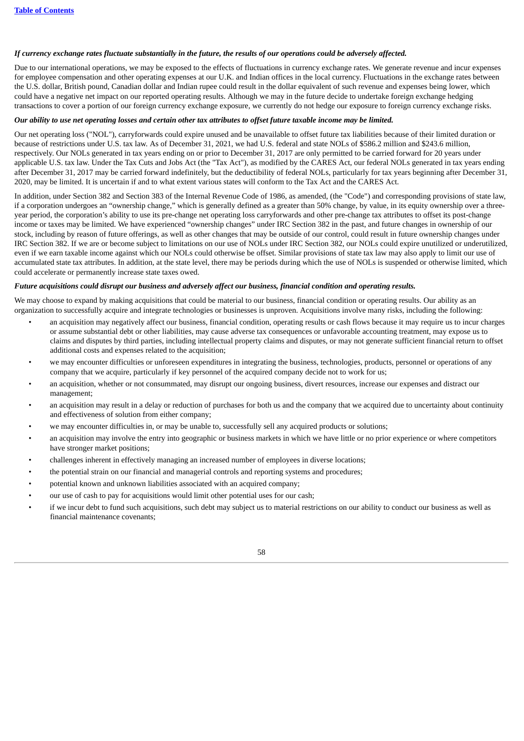***If currency exchange rates fluctuate substantially in the future, the results of our operations could be adversely affected.***

Due to our international operations, we may be exposed to the effects of fluctuations in currency exchange rates. We generate revenue and incur expenses for employee compensation and other operating expenses at our U.K. and Indian offices in the local currency. Fluctuations in the exchange rates between the U.S. dollar, British pound, Canadian dollar and Indian rupee could result in the dollar equivalent of such revenue and expenses being lower, which could have a negative net impact on our reported operating results. Although we may in the future decide to undertake foreign exchange hedging transactions to cover a portion of our foreign currency exchange exposure, we currently do not hedge our exposure to foreign currency exchange risks.

***Our ability to use net operating losses and certain other tax attributes to offset future taxable income may be limited.***

Our net operating loss ("NOL"), carryforwards could expire unused and be unavailable to offset future tax liabilities because of their limited duration or because of restrictions under U.S. tax law. As of December 31, 2021, we had U.S. federal and state NOLs of $586.2 million and $243.6 million, respectively. Our NOLs generated in tax years ending on or prior to December 31, 2017 are only permitted to be carried forward for 20 years under applicable U.S. tax law. Under the Tax Cuts and Jobs Act (the "Tax Act"), as modified by the CARES Act, our federal NOLs generated in tax years ending after December 31, 2017 may be carried forward indefinitely, but the deductibility of federal NOLs, particularly for tax years beginning after December 31, 2020, may be limited. It is uncertain if and to what extent various states will conform to the Tax Act and the CARES Act.

In addition, under Section 382 and Section 383 of the Internal Revenue Code of 1986, as amended, (the "Code") and corresponding provisions of state law, if a corporation undergoes an "ownership change," which is generally defined as a greater than 50% change, by value, in its equity ownership over a three-year period, the corporation's ability to use its pre-change net operating loss carryforwards and other pre-change tax attributes to offset its post-change income or taxes may be limited. We have experienced "ownership changes" under IRC Section 382 in the past, and future changes in ownership of our stock, including by reason of future offerings, as well as other changes that may be outside of our control, could result in future ownership changes under IRC Section 382. If we are or become subject to limitations on our use of NOLs under IRC Section 382, our NOLs could expire unutilized or underutilized, even if we earn taxable income against which our NOLs could otherwise be offset. Similar provisions of state tax law may also apply to limit our use of accumulated state tax attributes. In addition, at the state level, there may be periods during which the use of NOLs is suspended or otherwise limited, which could accelerate or permanently increase state taxes owed.

***Future acquisitions could disrupt our business and adversely affect our business, financial condition and operating results.***

We may choose to expand by making acquisitions that could be material to our business, financial condition or operating results. Our ability as an organization to successfully acquire and integrate technologies or businesses is unproven. Acquisitions involve many risks, including the following:

- an acquisition may negatively affect our business, financial condition, operating results or cash flows because it may require us to incur charges or assume substantial debt or other liabilities, may cause adverse tax consequences or unfavorable accounting treatment, may expose us to claims and disputes by third parties, including intellectual property claims and disputes, or may not generate sufficient financial return to offset additional costs and expenses related to the acquisition;
- we may encounter difficulties or unforeseen expenditures in integrating the business, technologies, products, personnel or operations of any company that we acquire, particularly if key personnel of the acquired company decide not to work for us;
- an acquisition, whether or not consummated, may disrupt our ongoing business, divert resources, increase our expenses and distract our management;
- an acquisition may result in a delay or reduction of purchases for both us and the company that we acquired due to uncertainty about continuity and effectiveness of solution from either company;
- we may encounter difficulties in, or may be unable to, successfully sell any acquired products or solutions;
- an acquisition may involve the entry into geographic or business markets in which we have little or no prior experience or where competitors have stronger market positions;
- challenges inherent in effectively managing an increased number of employees in diverse locations;
- the potential strain on our financial and managerial controls and reporting systems and procedures;
- potential known and unknown liabilities associated with an acquired company;
- our use of cash to pay for acquisitions would limit other potential uses for our cash;
- if we incur debt to fund such acquisitions, such debt may subject us to material restrictions on our ability to conduct our business as well as financial maintenance covenants;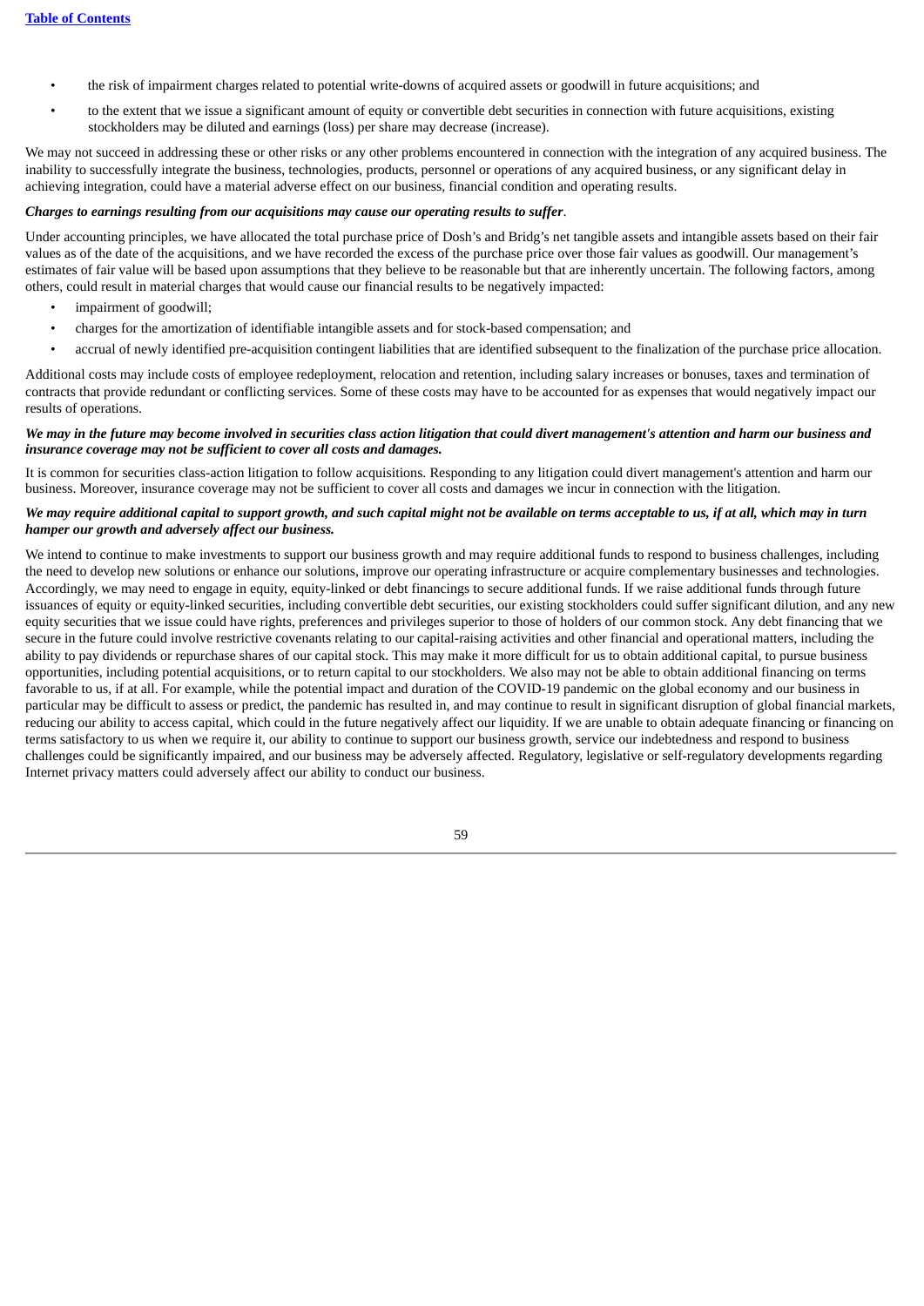- the risk of impairment charges related to potential write-downs of acquired assets or goodwill in future acquisitions; and
- to the extent that we issue a significant amount of equity or convertible debt securities in connection with future acquisitions, existing stockholders may be diluted and earnings (loss) per share may decrease (increase).

We may not succeed in addressing these or other risks or any other problems encountered in connection with the integration of any acquired business. The inability to successfully integrate the business, technologies, products, personnel or operations of any acquired business, or any significant delay in achieving integration, could have a material adverse effect on our business, financial condition and operating results.

***Charges to earnings resulting from our acquisitions may cause our operating results to suffer***.

Under accounting principles, we have allocated the total purchase price of Dosh's and Bridg's net tangible assets and intangible assets based on their fair values as of the date of the acquisitions, and we have recorded the excess of the purchase price over those fair values as goodwill. Our management's estimates of fair value will be based upon assumptions that they believe to be reasonable but that are inherently uncertain. The following factors, among others, could result in material charges that would cause our financial results to be negatively impacted:

- impairment of goodwill;
- charges for the amortization of identifiable intangible assets and for stock-based compensation; and
- accrual of newly identified pre-acquisition contingent liabilities that are identified subsequent to the finalization of the purchase price allocation.

Additional costs may include costs of employee redeployment, relocation and retention, including salary increases or bonuses, taxes and termination of contracts that provide redundant or conflicting services. Some of these costs may have to be accounted for as expenses that would negatively impact our results of operations.

***We may in the future may become involved in securities class action litigation that could divert management's attention and harm our business and insurance coverage may not be sufficient to cover all costs and damages.***

It is common for securities class-action litigation to follow acquisitions. Responding to any litigation could divert management's attention and harm our business. Moreover, insurance coverage may not be sufficient to cover all costs and damages we incur in connection with the litigation.

***We may require additional capital to support growth, and such capital might not be available on terms acceptable to us, if at all, which may in turn hamper our growth and adversely affect our business.***

We intend to continue to make investments to support our business growth and may require additional funds to respond to business challenges, including the need to develop new solutions or enhance our solutions, improve our operating infrastructure or acquire complementary businesses and technologies. Accordingly, we may need to engage in equity, equity-linked or debt financings to secure additional funds. If we raise additional funds through future issuances of equity or equity-linked securities, including convertible debt securities, our existing stockholders could suffer significant dilution, and any new equity securities that we issue could have rights, preferences and privileges superior to those of holders of our common stock. Any debt financing that we secure in the future could involve restrictive covenants relating to our capital-raising activities and other financial and operational matters, including the ability to pay dividends or repurchase shares of our capital stock. This may make it more difficult for us to obtain additional capital, to pursue business opportunities, including potential acquisitions, or to return capital to our stockholders. We also may not be able to obtain additional financing on terms favorable to us, if at all. For example, while the potential impact and duration of the COVID-19 pandemic on the global economy and our business in particular may be difficult to assess or predict, the pandemic has resulted in, and may continue to result in significant disruption of global financial markets, reducing our ability to access capital, which could in the future negatively affect our liquidity. If we are unable to obtain adequate financing or financing on terms satisfactory to us when we require it, our ability to continue to support our business growth, service our indebtedness and respond to business challenges could be significantly impaired, and our business may be adversely affected. Regulatory, legislative or self-regulatory developments regarding Internet privacy matters could adversely affect our ability to conduct our business.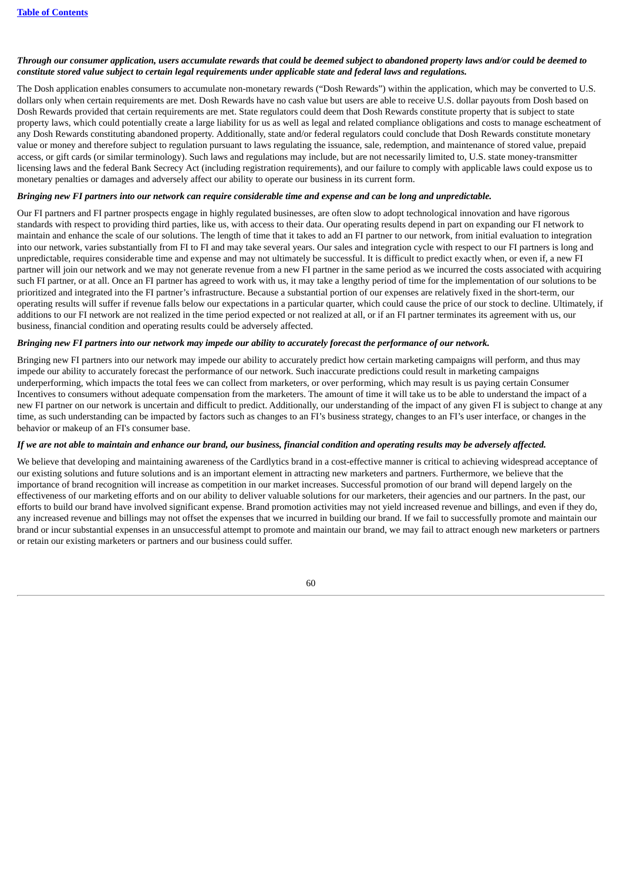***Through our consumer application, users accumulate rewards that could be deemed subject to abandoned property laws and/or could be deemed to constitute stored value subject to certain legal requirements under applicable state and federal laws and regulations.***

The Dosh application enables consumers to accumulate non-monetary rewards ("Dosh Rewards") within the application, which may be converted to U.S. dollars only when certain requirements are met. Dosh Rewards have no cash value but users are able to receive U.S. dollar payouts from Dosh based on Dosh Rewards provided that certain requirements are met. State regulators could deem that Dosh Rewards constitute property that is subject to state property laws, which could potentially create a large liability for us as well as legal and related compliance obligations and costs to manage escheatment of any Dosh Rewards constituting abandoned property. Additionally, state and/or federal regulators could conclude that Dosh Rewards constitute monetary value or money and therefore subject to regulation pursuant to laws regulating the issuance, sale, redemption, and maintenance of stored value, prepaid access, or gift cards (or similar terminology). Such laws and regulations may include, but are not necessarily limited to, U.S. state money-transmitter licensing laws and the federal Bank Secrecy Act (including registration requirements), and our failure to comply with applicable laws could expose us to monetary penalties or damages and adversely affect our ability to operate our business in its current form.

***Bringing new FI partners into our network can require considerable time and expense and can be long and unpredictable.***

Our FI partners and FI partner prospects engage in highly regulated businesses, are often slow to adopt technological innovation and have rigorous standards with respect to providing third parties, like us, with access to their data. Our operating results depend in part on expanding our FI network to maintain and enhance the scale of our solutions. The length of time that it takes to add an FI partner to our network, from initial evaluation to integration into our network, varies substantially from FI to FI and may take several years. Our sales and integration cycle with respect to our FI partners is long and unpredictable, requires considerable time and expense and may not ultimately be successful. It is difficult to predict exactly when, or even if, a new FI partner will join our network and we may not generate revenue from a new FI partner in the same period as we incurred the costs associated with acquiring such FI partner, or at all. Once an FI partner has agreed to work with us, it may take a lengthy period of time for the implementation of our solutions to be prioritized and integrated into the FI partner's infrastructure. Because a substantial portion of our expenses are relatively fixed in the short-term, our operating results will suffer if revenue falls below our expectations in a particular quarter, which could cause the price of our stock to decline. Ultimately, if additions to our FI network are not realized in the time period expected or not realized at all, or if an FI partner terminates its agreement with us, our business, financial condition and operating results could be adversely affected.

***Bringing new FI partners into our network may impede our ability to accurately forecast the performance of our network.***

Bringing new FI partners into our network may impede our ability to accurately predict how certain marketing campaigns will perform, and thus may impede our ability to accurately forecast the performance of our network. Such inaccurate predictions could result in marketing campaigns underperforming, which impacts the total fees we can collect from marketers, or over performing, which may result is us paying certain Consumer Incentives to consumers without adequate compensation from the marketers. The amount of time it will take us to be able to understand the impact of a new FI partner on our network is uncertain and difficult to predict. Additionally, our understanding of the impact of any given FI is subject to change at any time, as such understanding can be impacted by factors such as changes to an FI's business strategy, changes to an FI's user interface, or changes in the behavior or makeup of an FI's consumer base.

***If we are not able to maintain and enhance our brand, our business, financial condition and operating results may be adversely affected.***

We believe that developing and maintaining awareness of the Cardlytics brand in a cost-effective manner is critical to achieving widespread acceptance of our existing solutions and future solutions and is an important element in attracting new marketers and partners. Furthermore, we believe that the importance of brand recognition will increase as competition in our market increases. Successful promotion of our brand will depend largely on the effectiveness of our marketing efforts and on our ability to deliver valuable solutions for our marketers, their agencies and our partners. In the past, our efforts to build our brand have involved significant expense. Brand promotion activities may not yield increased revenue and billings, and even if they do, any increased revenue and billings may not offset the expenses that we incurred in building our brand. If we fail to successfully promote and maintain our brand or incur substantial expenses in an unsuccessful attempt to promote and maintain our brand, we may fail to attract enough new marketers or partners or retain our existing marketers or partners and our business could suffer.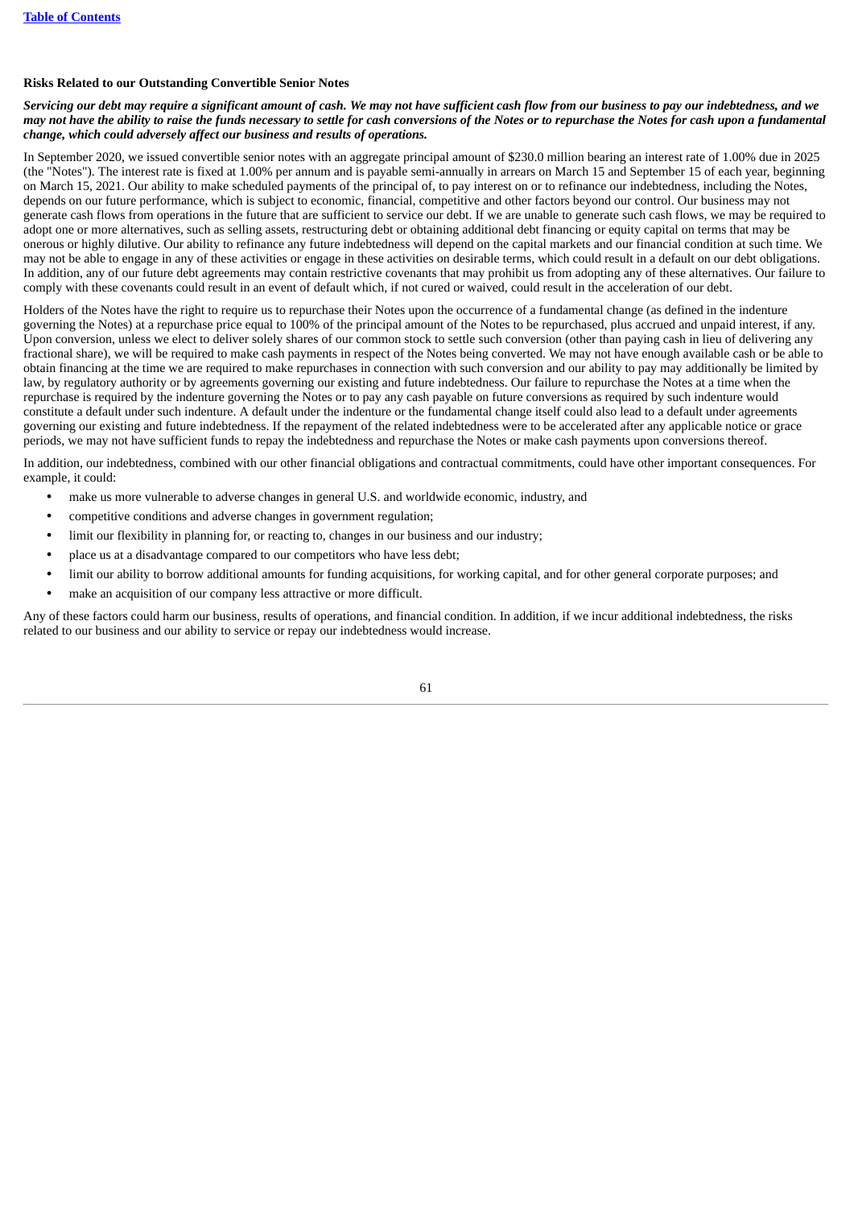### Risks Related to our Outstanding Convertible Senior Notes

***Servicing our debt may require a significant amount of cash. We may not have sufficient cash flow from our business to pay our indebtedness, and we may not have the ability to raise the funds necessary to settle for cash conversions of the Notes or to repurchase the Notes for cash upon a fundamental change, which could adversely affect our business and results of operations.***

In September 2020, we issued convertible senior notes with an aggregate principal amount of $230.0 million bearing an interest rate of 1.00% due in 2025 (the "Notes"). The interest rate is fixed at 1.00% per annum and is payable semi-annually in arrears on March 15 and September 15 of each year, beginning on March 15, 2021. Our ability to make scheduled payments of the principal of, to pay interest on or to refinance our indebtedness, including the Notes, depends on our future performance, which is subject to economic, financial, competitive and other factors beyond our control. Our business may not generate cash flows from operations in the future that are sufficient to service our debt. If we are unable to generate such cash flows, we may be required to adopt one or more alternatives, such as selling assets, restructuring debt or obtaining additional debt financing or equity capital on terms that may be onerous or highly dilutive. Our ability to refinance any future indebtedness will depend on the capital markets and our financial condition at such time. We may not be able to engage in any of these activities or engage in these activities on desirable terms, which could result in a default on our debt obligations. In addition, any of our future debt agreements may contain restrictive covenants that may prohibit us from adopting any of these alternatives. Our failure to comply with these covenants could result in an event of default which, if not cured or waived, could result in the acceleration of our debt.

Holders of the Notes have the right to require us to repurchase their Notes upon the occurrence of a fundamental change (as defined in the indenture governing the Notes) at a repurchase price equal to 100% of the principal amount of the Notes to be repurchased, plus accrued and unpaid interest, if any. Upon conversion, unless we elect to deliver solely shares of our common stock to settle such conversion (other than paying cash in lieu of delivering any fractional share), we will be required to make cash payments in respect of the Notes being converted. We may not have enough available cash or be able to obtain financing at the time we are required to make repurchases in connection with such conversion and our ability to pay may additionally be limited by law, by regulatory authority or by agreements governing our existing and future indebtedness. Our failure to repurchase the Notes at a time when the repurchase is required by the indenture governing the Notes or to pay any cash payable on future conversions as required by such indenture would constitute a default under such indenture. A default under the indenture or the fundamental change itself could also lead to a default under agreements governing our existing and future indebtedness. If the repayment of the related indebtedness were to be accelerated after any applicable notice or grace periods, we may not have sufficient funds to repay the indebtedness and repurchase the Notes or make cash payments upon conversions thereof.

In addition, our indebtedness, combined with our other financial obligations and contractual commitments, could have other important consequences. For example, it could:

- make us more vulnerable to adverse changes in general U.S. and worldwide economic, industry, and
- competitive conditions and adverse changes in government regulation;
- limit our flexibility in planning for, or reacting to, changes in our business and our industry;
- place us at a disadvantage compared to our competitors who have less debt;
- limit our ability to borrow additional amounts for funding acquisitions, for working capital, and for other general corporate purposes; and
- make an acquisition of our company less attractive or more difficult.

Any of these factors could harm our business, results of operations, and financial condition. In addition, if we incur additional indebtedness, the risks related to our business and our ability to service or repay our indebtedness would increase.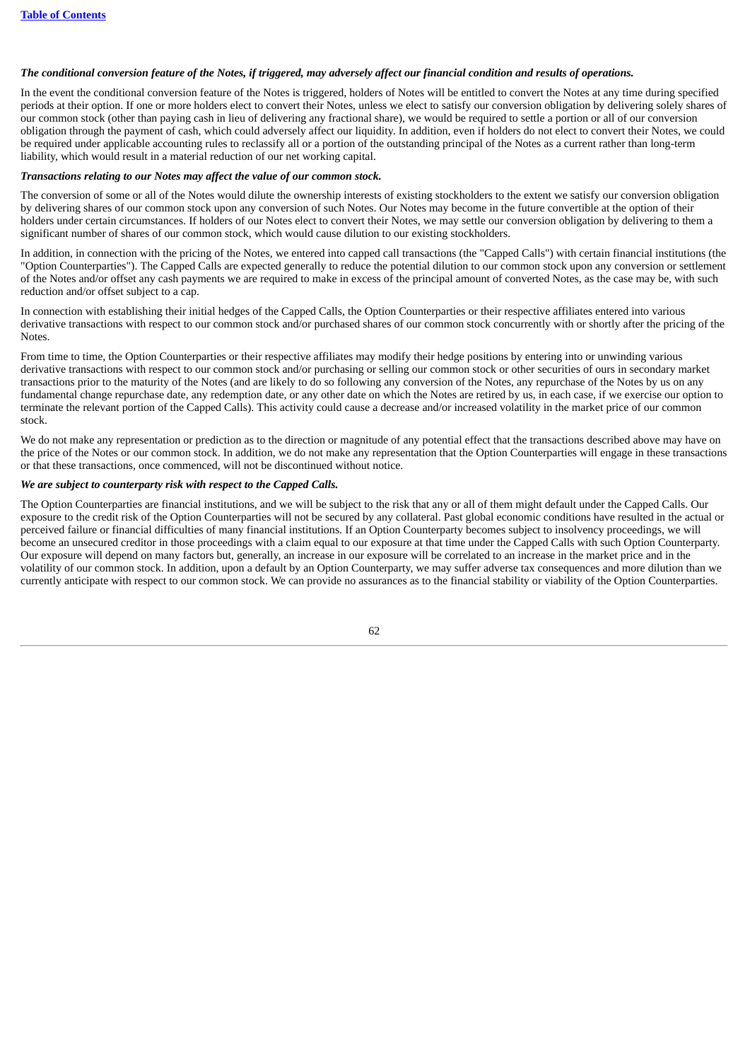***The conditional conversion feature of the Notes, if triggered, may adversely affect our financial condition and results of operations.***

In the event the conditional conversion feature of the Notes is triggered, holders of Notes will be entitled to convert the Notes at any time during specified periods at their option. If one or more holders elect to convert their Notes, unless we elect to satisfy our conversion obligation by delivering solely shares of our common stock (other than paying cash in lieu of delivering any fractional share), we would be required to settle a portion or all of our conversion obligation through the payment of cash, which could adversely affect our liquidity. In addition, even if holders do not elect to convert their Notes, we could be required under applicable accounting rules to reclassify all or a portion of the outstanding principal of the Notes as a current rather than long-term liability, which would result in a material reduction of our net working capital.

***Transactions relating to our Notes may affect the value of our common stock.***

The conversion of some or all of the Notes would dilute the ownership interests of existing stockholders to the extent we satisfy our conversion obligation by delivering shares of our common stock upon any conversion of such Notes. Our Notes may become in the future convertible at the option of their holders under certain circumstances. If holders of our Notes elect to convert their Notes, we may settle our conversion obligation by delivering to them a significant number of shares of our common stock, which would cause dilution to our existing stockholders.

In addition, in connection with the pricing of the Notes, we entered into capped call transactions (the "Capped Calls") with certain financial institutions (the "Option Counterparties"). The Capped Calls are expected generally to reduce the potential dilution to our common stock upon any conversion or settlement of the Notes and/or offset any cash payments we are required to make in excess of the principal amount of converted Notes, as the case may be, with such reduction and/or offset subject to a cap.

In connection with establishing their initial hedges of the Capped Calls, the Option Counterparties or their respective affiliates entered into various derivative transactions with respect to our common stock and/or purchased shares of our common stock concurrently with or shortly after the pricing of the Notes.

From time to time, the Option Counterparties or their respective affiliates may modify their hedge positions by entering into or unwinding various derivative transactions with respect to our common stock and/or purchasing or selling our common stock or other securities of ours in secondary market transactions prior to the maturity of the Notes (and are likely to do so following any conversion of the Notes, any repurchase of the Notes by us on any fundamental change repurchase date, any redemption date, or any other date on which the Notes are retired by us, in each case, if we exercise our option to terminate the relevant portion of the Capped Calls). This activity could cause a decrease and/or increased volatility in the market price of our common stock.

We do not make any representation or prediction as to the direction or magnitude of any potential effect that the transactions described above may have on the price of the Notes or our common stock. In addition, we do not make any representation that the Option Counterparties will engage in these transactions or that these transactions, once commenced, will not be discontinued without notice.

***We are subject to counterparty risk with respect to the Capped Calls.***

The Option Counterparties are financial institutions, and we will be subject to the risk that any or all of them might default under the Capped Calls. Our exposure to the credit risk of the Option Counterparties will not be secured by any collateral. Past global economic conditions have resulted in the actual or perceived failure or financial difficulties of many financial institutions. If an Option Counterparty becomes subject to insolvency proceedings, we will become an unsecured creditor in those proceedings with a claim equal to our exposure at that time under the Capped Calls with such Option Counterparty. Our exposure will depend on many factors but, generally, an increase in our exposure will be correlated to an increase in the market price and in the volatility of our common stock. In addition, upon a default by an Option Counterparty, we may suffer adverse tax consequences and more dilution than we currently anticipate with respect to our common stock. We can provide no assurances as to the financial stability or viability of the Option Counterparties.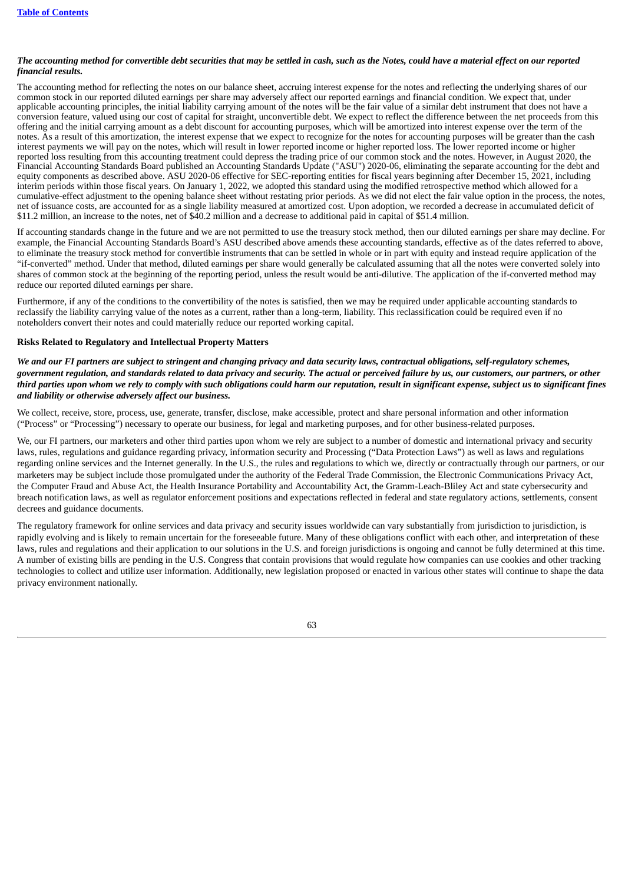*The accounting method for convertible debt securities that may be settled in cash, such as the Notes, could have a material effect on our reported financial results.*

The accounting method for reflecting the notes on our balance sheet, accruing interest expense for the notes and reflecting the underlying shares of our common stock in our reported diluted earnings per share may adversely affect our reported earnings and financial condition. We expect that, under applicable accounting principles, the initial liability carrying amount of the notes will be the fair value of a similar debt instrument that does not have a conversion feature, valued using our cost of capital for straight, unconvertible debt. We expect to reflect the difference between the net proceeds from this offering and the initial carrying amount as a debt discount for accounting purposes, which will be amortized into interest expense over the term of the notes. As a result of this amortization, the interest expense that we expect to recognize for the notes for accounting purposes will be greater than the cash interest payments we will pay on the notes, which will result in lower reported income or higher reported loss. The lower reported income or higher reported loss resulting from this accounting treatment could depress the trading price of our common stock and the notes. However, in August 2020, the Financial Accounting Standards Board published an Accounting Standards Update ("ASU") 2020-06, eliminating the separate accounting for the debt and equity components as described above. ASU 2020-06 effective for SEC-reporting entities for fiscal years beginning after December 15, 2021, including interim periods within those fiscal years. On January 1, 2022, we adopted this standard using the modified retrospective method which allowed for a cumulative-effect adjustment to the opening balance sheet without restating prior periods. As we did not elect the fair value option in the process, the notes, net of issuance costs, are accounted for as a single liability measured at amortized cost. Upon adoption, we recorded a decrease in accumulated deficit of $11.2 million, an increase to the notes, net of $40.2 million and a decrease to additional paid in capital of $51.4 million.

If accounting standards change in the future and we are not permitted to use the treasury stock method, then our diluted earnings per share may decline. For example, the Financial Accounting Standards Board's ASU described above amends these accounting standards, effective as of the dates referred to above, to eliminate the treasury stock method for convertible instruments that can be settled in whole or in part with equity and instead require application of the "if-converted" method. Under that method, diluted earnings per share would generally be calculated assuming that all the notes were converted solely into shares of common stock at the beginning of the reporting period, unless the result would be anti-dilutive. The application of the if-converted method may reduce our reported diluted earnings per share.

Furthermore, if any of the conditions to the convertibility of the notes is satisfied, then we may be required under applicable accounting standards to reclassify the liability carrying value of the notes as a current, rather than a long-term, liability. This reclassification could be required even if no noteholders convert their notes and could materially reduce our reported working capital.

**Risks Related to Regulatory and Intellectual Property Matters**

*We and our FI partners are subject to stringent and changing privacy and data security laws, contractual obligations, self-regulatory schemes, government regulation, and standards related to data privacy and security. The actual or perceived failure by us, our customers, our partners, or other third parties upon whom we rely to comply with such obligations could harm our reputation, result in significant expense, subject us to significant fines and liability or otherwise adversely affect our business.*

We collect, receive, store, process, use, generate, transfer, disclose, make accessible, protect and share personal information and other information ("Process" or "Processing") necessary to operate our business, for legal and marketing purposes, and for other business-related purposes.

We, our FI partners, our marketers and other third parties upon whom we rely are subject to a number of domestic and international privacy and security laws, rules, regulations and guidance regarding privacy, information security and Processing ("Data Protection Laws") as well as laws and regulations regarding online services and the Internet generally. In the U.S., the rules and regulations to which we, directly or contractually through our partners, or our marketers may be subject include those promulgated under the authority of the Federal Trade Commission, the Electronic Communications Privacy Act, the Computer Fraud and Abuse Act, the Health Insurance Portability and Accountability Act, the Gramm-Leach-Bliley Act and state cybersecurity and breach notification laws, as well as regulator enforcement positions and expectations reflected in federal and state regulatory actions, settlements, consent decrees and guidance documents.

The regulatory framework for online services and data privacy and security issues worldwide can vary substantially from jurisdiction to jurisdiction, is rapidly evolving and is likely to remain uncertain for the foreseeable future. Many of these obligations conflict with each other, and interpretation of these laws, rules and regulations and their application to our solutions in the U.S. and foreign jurisdictions is ongoing and cannot be fully determined at this time. A number of existing bills are pending in the U.S. Congress that contain provisions that would regulate how companies can use cookies and other tracking technologies to collect and utilize user information. Additionally, new legislation proposed or enacted in various other states will continue to shape the data privacy environment nationally.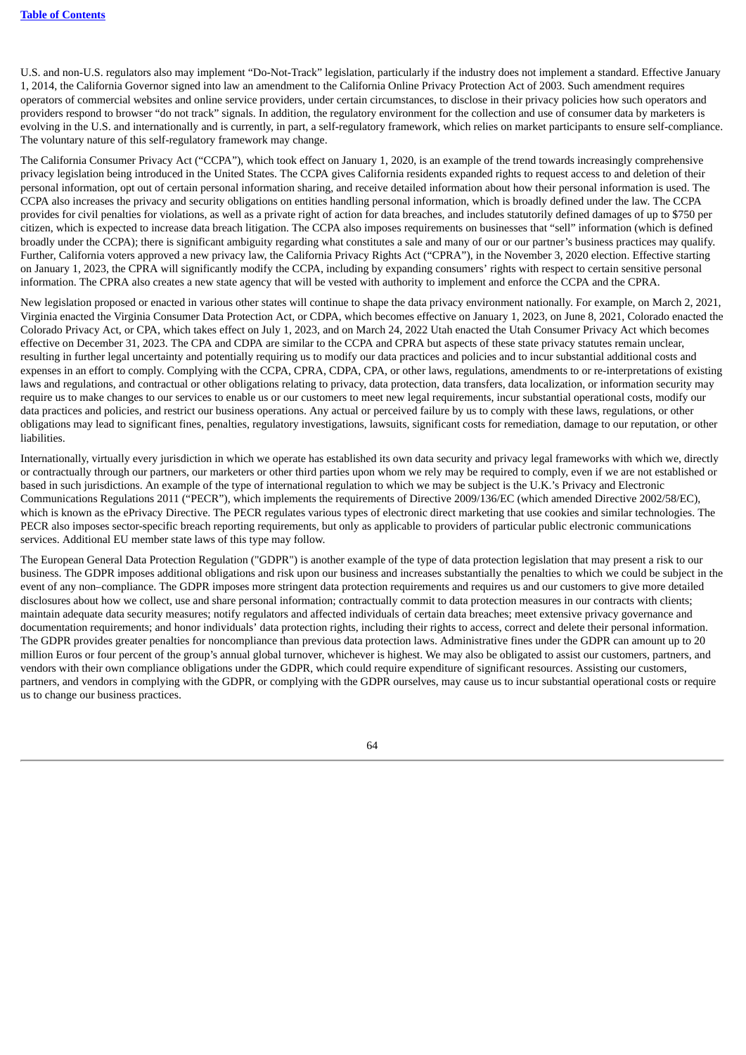U.S. and non-U.S. regulators also may implement "Do-Not-Track" legislation, particularly if the industry does not implement a standard. Effective January 1, 2014, the California Governor signed into law an amendment to the California Online Privacy Protection Act of 2003. Such amendment requires operators of commercial websites and online service providers, under certain circumstances, to disclose in their privacy policies how such operators and providers respond to browser "do not track" signals. In addition, the regulatory environment for the collection and use of consumer data by marketers is evolving in the U.S. and internationally and is currently, in part, a self-regulatory framework, which relies on market participants to ensure self-compliance. The voluntary nature of this self-regulatory framework may change.

The California Consumer Privacy Act ("CCPA"), which took effect on January 1, 2020, is an example of the trend towards increasingly comprehensive privacy legislation being introduced in the United States. The CCPA gives California residents expanded rights to request access to and deletion of their personal information, opt out of certain personal information sharing, and receive detailed information about how their personal information is used. The CCPA also increases the privacy and security obligations on entities handling personal information, which is broadly defined under the law. The CCPA provides for civil penalties for violations, as well as a private right of action for data breaches, and includes statutorily defined damages of up to $750 per citizen, which is expected to increase data breach litigation. The CCPA also imposes requirements on businesses that "sell" information (which is defined broadly under the CCPA); there is significant ambiguity regarding what constitutes a sale and many of our or our partner's business practices may qualify. Further, California voters approved a new privacy law, the California Privacy Rights Act ("CPRA"), in the November 3, 2020 election. Effective starting on January 1, 2023, the CPRA will significantly modify the CCPA, including by expanding consumers' rights with respect to certain sensitive personal information. The CPRA also creates a new state agency that will be vested with authority to implement and enforce the CCPA and the CPRA.

New legislation proposed or enacted in various other states will continue to shape the data privacy environment nationally. For example, on March 2, 2021, Virginia enacted the Virginia Consumer Data Protection Act, or CDPA, which becomes effective on January 1, 2023, on June 8, 2021, Colorado enacted the Colorado Privacy Act, or CPA, which takes effect on July 1, 2023, and on March 24, 2022 Utah enacted the Utah Consumer Privacy Act which becomes effective on December 31, 2023. The CPA and CDPA are similar to the CCPA and CPRA but aspects of these state privacy statutes remain unclear, resulting in further legal uncertainty and potentially requiring us to modify our data practices and policies and to incur substantial additional costs and expenses in an effort to comply. Complying with the CCPA, CPRA, CDPA, CPA, or other laws, regulations, amendments to or re-interpretations of existing laws and regulations, and contractual or other obligations relating to privacy, data protection, data transfers, data localization, or information security may require us to make changes to our services to enable us or our customers to meet new legal requirements, incur substantial operational costs, modify our data practices and policies, and restrict our business operations. Any actual or perceived failure by us to comply with these laws, regulations, or other obligations may lead to significant fines, penalties, regulatory investigations, lawsuits, significant costs for remediation, damage to our reputation, or other liabilities.

Internationally, virtually every jurisdiction in which we operate has established its own data security and privacy legal frameworks with which we, directly or contractually through our partners, our marketers or other third parties upon whom we rely may be required to comply, even if we are not established or based in such jurisdictions. An example of the type of international regulation to which we may be subject is the U.K.'s Privacy and Electronic Communications Regulations 2011 ("PECR"), which implements the requirements of Directive 2009/136/EC (which amended Directive 2002/58/EC), which is known as the ePrivacy Directive. The PECR regulates various types of electronic direct marketing that use cookies and similar technologies. The PECR also imposes sector-specific breach reporting requirements, but only as applicable to providers of particular public electronic communications services. Additional EU member state laws of this type may follow.

The European General Data Protection Regulation ("GDPR") is another example of the type of data protection legislation that may present a risk to our business. The GDPR imposes additional obligations and risk upon our business and increases substantially the penalties to which we could be subject in the event of any non–compliance. The GDPR imposes more stringent data protection requirements and requires us and our customers to give more detailed disclosures about how we collect, use and share personal information; contractually commit to data protection measures in our contracts with clients; maintain adequate data security measures; notify regulators and affected individuals of certain data breaches; meet extensive privacy governance and documentation requirements; and honor individuals' data protection rights, including their rights to access, correct and delete their personal information. The GDPR provides greater penalties for noncompliance than previous data protection laws. Administrative fines under the GDPR can amount up to 20 million Euros or four percent of the group's annual global turnover, whichever is highest. We may also be obligated to assist our customers, partners, and vendors with their own compliance obligations under the GDPR, which could require expenditure of significant resources. Assisting our customers, partners, and vendors in complying with the GDPR, or complying with the GDPR ourselves, may cause us to incur substantial operational costs or require us to change our business practices.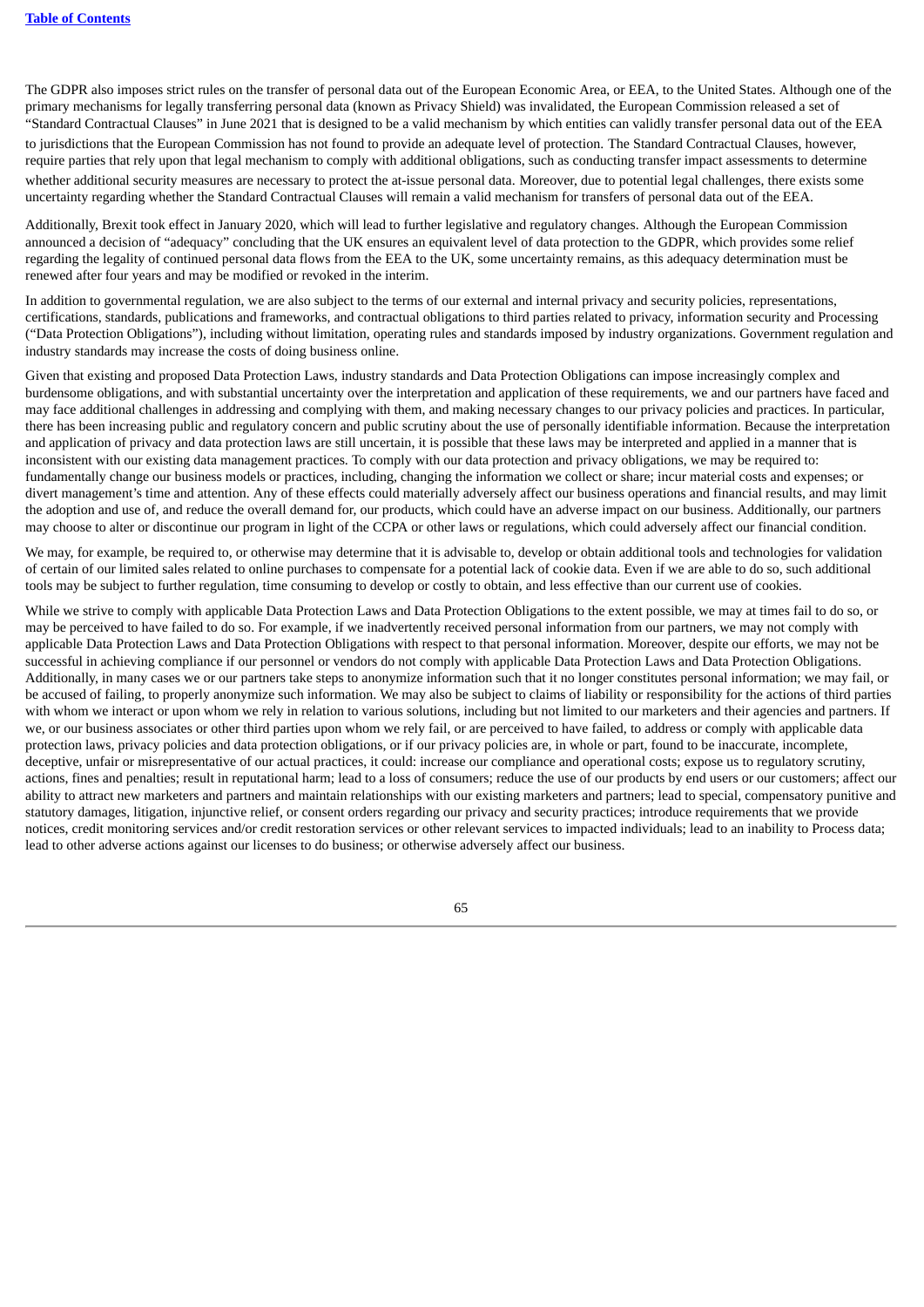The GDPR also imposes strict rules on the transfer of personal data out of the European Economic Area, or EEA, to the United States. Although one of the primary mechanisms for legally transferring personal data (known as Privacy Shield) was invalidated, the European Commission released a set of "Standard Contractual Clauses" in June 2021 that is designed to be a valid mechanism by which entities can validly transfer personal data out of the EEA to jurisdictions that the European Commission has not found to provide an adequate level of protection. The Standard Contractual Clauses, however, require parties that rely upon that legal mechanism to comply with additional obligations, such as conducting transfer impact assessments to determine whether additional security measures are necessary to protect the at-issue personal data. Moreover, due to potential legal challenges, there exists some uncertainty regarding whether the Standard Contractual Clauses will remain a valid mechanism for transfers of personal data out of the EEA.

Additionally, Brexit took effect in January 2020, which will lead to further legislative and regulatory changes. Although the European Commission announced a decision of "adequacy" concluding that the UK ensures an equivalent level of data protection to the GDPR, which provides some relief regarding the legality of continued personal data flows from the EEA to the UK, some uncertainty remains, as this adequacy determination must be renewed after four years and may be modified or revoked in the interim.

In addition to governmental regulation, we are also subject to the terms of our external and internal privacy and security policies, representations, certifications, standards, publications and frameworks, and contractual obligations to third parties related to privacy, information security and Processing ("Data Protection Obligations"), including without limitation, operating rules and standards imposed by industry organizations. Government regulation and industry standards may increase the costs of doing business online.

Given that existing and proposed Data Protection Laws, industry standards and Data Protection Obligations can impose increasingly complex and burdensome obligations, and with substantial uncertainty over the interpretation and application of these requirements, we and our partners have faced and may face additional challenges in addressing and complying with them, and making necessary changes to our privacy policies and practices. In particular, there has been increasing public and regulatory concern and public scrutiny about the use of personally identifiable information. Because the interpretation and application of privacy and data protection laws are still uncertain, it is possible that these laws may be interpreted and applied in a manner that is inconsistent with our existing data management practices. To comply with our data protection and privacy obligations, we may be required to: fundamentally change our business models or practices, including, changing the information we collect or share; incur material costs and expenses; or divert management's time and attention. Any of these effects could materially adversely affect our business operations and financial results, and may limit the adoption and use of, and reduce the overall demand for, our products, which could have an adverse impact on our business. Additionally, our partners may choose to alter or discontinue our program in light of the CCPA or other laws or regulations, which could adversely affect our financial condition.

We may, for example, be required to, or otherwise may determine that it is advisable to, develop or obtain additional tools and technologies for validation of certain of our limited sales related to online purchases to compensate for a potential lack of cookie data. Even if we are able to do so, such additional tools may be subject to further regulation, time consuming to develop or costly to obtain, and less effective than our current use of cookies.

While we strive to comply with applicable Data Protection Laws and Data Protection Obligations to the extent possible, we may at times fail to do so, or may be perceived to have failed to do so. For example, if we inadvertently received personal information from our partners, we may not comply with applicable Data Protection Laws and Data Protection Obligations with respect to that personal information. Moreover, despite our efforts, we may not be successful in achieving compliance if our personnel or vendors do not comply with applicable Data Protection Laws and Data Protection Obligations. Additionally, in many cases we or our partners take steps to anonymize information such that it no longer constitutes personal information; we may fail, or be accused of failing, to properly anonymize such information. We may also be subject to claims of liability or responsibility for the actions of third parties with whom we interact or upon whom we rely in relation to various solutions, including but not limited to our marketers and their agencies and partners. If we, or our business associates or other third parties upon whom we rely fail, or are perceived to have failed, to address or comply with applicable data protection laws, privacy policies and data protection obligations, or if our privacy policies are, in whole or part, found to be inaccurate, incomplete, deceptive, unfair or misrepresentative of our actual practices, it could: increase our compliance and operational costs; expose us to regulatory scrutiny, actions, fines and penalties; result in reputational harm; lead to a loss of consumers; reduce the use of our products by end users or our customers; affect our ability to attract new marketers and partners and maintain relationships with our existing marketers and partners; lead to special, compensatory punitive and statutory damages, litigation, injunctive relief, or consent orders regarding our privacy and security practices; introduce requirements that we provide notices, credit monitoring services and/or credit restoration services or other relevant services to impacted individuals; lead to an inability to Process data; lead to other adverse actions against our licenses to do business; or otherwise adversely affect our business.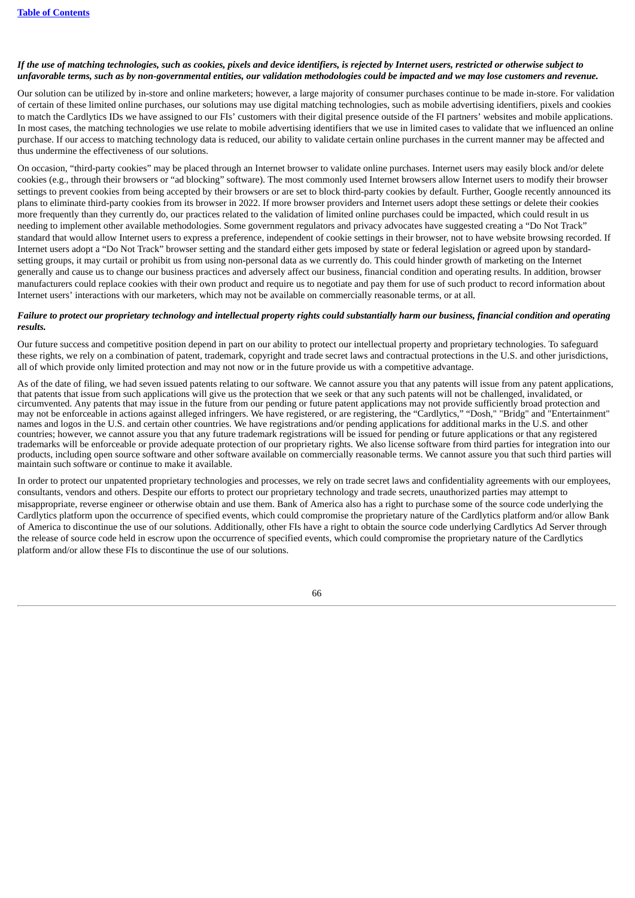***If the use of matching technologies, such as cookies, pixels and device identifiers, is rejected by Internet users, restricted or otherwise subject to unfavorable terms, such as by non-governmental entities, our validation methodologies could be impacted and we may lose customers and revenue.***

Our solution can be utilized by in-store and online marketers; however, a large majority of consumer purchases continue to be made in-store. For validation of certain of these limited online purchases, our solutions may use digital matching technologies, such as mobile advertising identifiers, pixels and cookies to match the Cardlytics IDs we have assigned to our FIs' customers with their digital presence outside of the FI partners' websites and mobile applications. In most cases, the matching technologies we use relate to mobile advertising identifiers that we use in limited cases to validate that we influenced an online purchase. If our access to matching technology data is reduced, our ability to validate certain online purchases in the current manner may be affected and thus undermine the effectiveness of our solutions.

On occasion, "third-party cookies" may be placed through an Internet browser to validate online purchases. Internet users may easily block and/or delete cookies (e.g., through their browsers or "ad blocking" software). The most commonly used Internet browsers allow Internet users to modify their browser settings to prevent cookies from being accepted by their browsers or are set to block third-party cookies by default. Further, Google recently announced its plans to eliminate third-party cookies from its browser in 2022. If more browser providers and Internet users adopt these settings or delete their cookies more frequently than they currently do, our practices related to the validation of limited online purchases could be impacted, which could result in us needing to implement other available methodologies. Some government regulators and privacy advocates have suggested creating a "Do Not Track" standard that would allow Internet users to express a preference, independent of cookie settings in their browser, not to have website browsing recorded. If Internet users adopt a "Do Not Track" browser setting and the standard either gets imposed by state or federal legislation or agreed upon by standard-setting groups, it may curtail or prohibit us from using non-personal data as we currently do. This could hinder growth of marketing on the Internet generally and cause us to change our business practices and adversely affect our business, financial condition and operating results. In addition, browser manufacturers could replace cookies with their own product and require us to negotiate and pay them for use of such product to record information about Internet users' interactions with our marketers, which may not be available on commercially reasonable terms, or at all.

***Failure to protect our proprietary technology and intellectual property rights could substantially harm our business, financial condition and operating results.***

Our future success and competitive position depend in part on our ability to protect our intellectual property and proprietary technologies. To safeguard these rights, we rely on a combination of patent, trademark, copyright and trade secret laws and contractual protections in the U.S. and other jurisdictions, all of which provide only limited protection and may not now or in the future provide us with a competitive advantage.

As of the date of filing, we had seven issued patents relating to our software. We cannot assure you that any patents will issue from any patent applications, that patents that issue from such applications will give us the protection that we seek or that any such patents will not be challenged, invalidated, or circumvented. Any patents that may issue in the future from our pending or future patent applications may not provide sufficiently broad protection and may not be enforceable in actions against alleged infringers. We have registered, or are registering, the "Cardlytics," "Dosh," "Bridg" and "Entertainment" names and logos in the U.S. and certain other countries. We have registrations and/or pending applications for additional marks in the U.S. and other countries; however, we cannot assure you that any future trademark registrations will be issued for pending or future applications or that any registered trademarks will be enforceable or provide adequate protection of our proprietary rights. We also license software from third parties for integration into our products, including open source software and other software available on commercially reasonable terms. We cannot assure you that such third parties will maintain such software or continue to make it available.

In order to protect our unpatented proprietary technologies and processes, we rely on trade secret laws and confidentiality agreements with our employees, consultants, vendors and others. Despite our efforts to protect our proprietary technology and trade secrets, unauthorized parties may attempt to misappropriate, reverse engineer or otherwise obtain and use them. Bank of America also has a right to purchase some of the source code underlying the Cardlytics platform upon the occurrence of specified events, which could compromise the proprietary nature of the Cardlytics platform and/or allow Bank of America to discontinue the use of our solutions. Additionally, other FIs have a right to obtain the source code underlying Cardlytics Ad Server through the release of source code held in escrow upon the occurrence of specified events, which could compromise the proprietary nature of the Cardlytics platform and/or allow these FIs to discontinue the use of our solutions.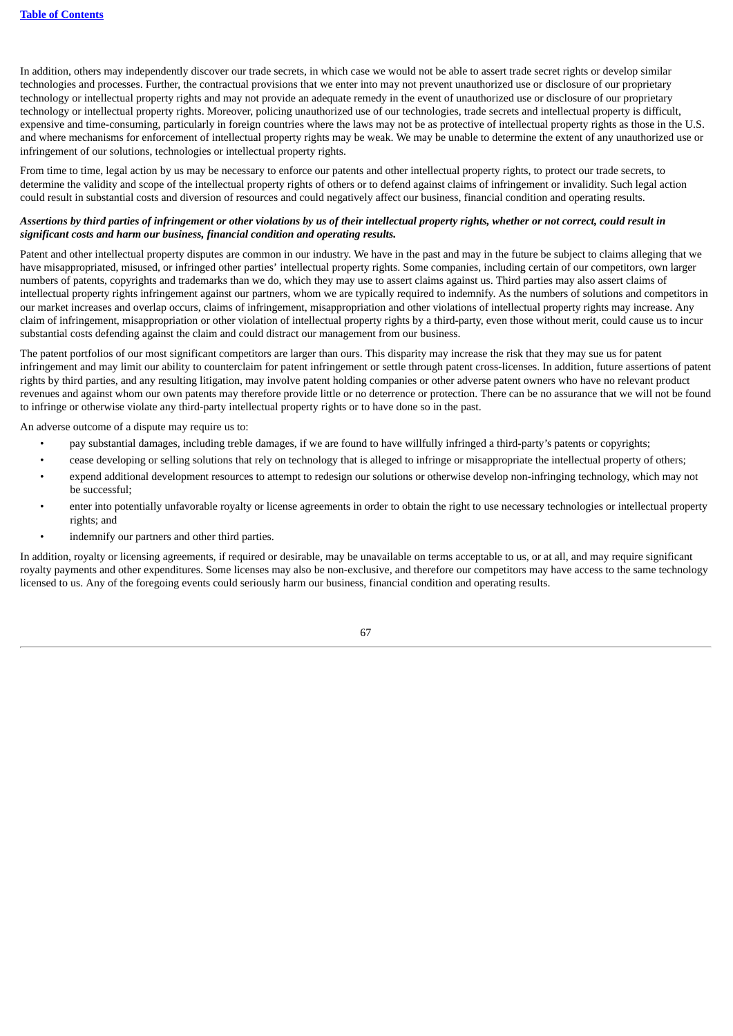In addition, others may independently discover our trade secrets, in which case we would not be able to assert trade secret rights or develop similar technologies and processes. Further, the contractual provisions that we enter into may not prevent unauthorized use or disclosure of our proprietary technology or intellectual property rights and may not provide an adequate remedy in the event of unauthorized use or disclosure of our proprietary technology or intellectual property rights. Moreover, policing unauthorized use of our technologies, trade secrets and intellectual property is difficult, expensive and time-consuming, particularly in foreign countries where the laws may not be as protective of intellectual property rights as those in the U.S. and where mechanisms for enforcement of intellectual property rights may be weak. We may be unable to determine the extent of any unauthorized use or infringement of our solutions, technologies or intellectual property rights.

From time to time, legal action by us may be necessary to enforce our patents and other intellectual property rights, to protect our trade secrets, to determine the validity and scope of the intellectual property rights of others or to defend against claims of infringement or invalidity. Such legal action could result in substantial costs and diversion of resources and could negatively affect our business, financial condition and operating results.

***Assertions by third parties of infringement or other violations by us of their intellectual property rights, whether or not correct, could result in significant costs and harm our business, financial condition and operating results.***

Patent and other intellectual property disputes are common in our industry. We have in the past and may in the future be subject to claims alleging that we have misappropriated, misused, or infringed other parties' intellectual property rights. Some companies, including certain of our competitors, own larger numbers of patents, copyrights and trademarks than we do, which they may use to assert claims against us. Third parties may also assert claims of intellectual property rights infringement against our partners, whom we are typically required to indemnify. As the numbers of solutions and competitors in our market increases and overlap occurs, claims of infringement, misappropriation and other violations of intellectual property rights may increase. Any claim of infringement, misappropriation or other violation of intellectual property rights by a third-party, even those without merit, could cause us to incur substantial costs defending against the claim and could distract our management from our business.

The patent portfolios of our most significant competitors are larger than ours. This disparity may increase the risk that they may sue us for patent infringement and may limit our ability to counterclaim for patent infringement or settle through patent cross-licenses. In addition, future assertions of patent rights by third parties, and any resulting litigation, may involve patent holding companies or other adverse patent owners who have no relevant product revenues and against whom our own patents may therefore provide little or no deterrence or protection. There can be no assurance that we will not be found to infringe or otherwise violate any third-party intellectual property rights or to have done so in the past.

An adverse outcome of a dispute may require us to:

- pay substantial damages, including treble damages, if we are found to have willfully infringed a third-party's patents or copyrights;
- cease developing or selling solutions that rely on technology that is alleged to infringe or misappropriate the intellectual property of others;
- expend additional development resources to attempt to redesign our solutions or otherwise develop non-infringing technology, which may not be successful;
- enter into potentially unfavorable royalty or license agreements in order to obtain the right to use necessary technologies or intellectual property rights; and
- indemnify our partners and other third parties.

In addition, royalty or licensing agreements, if required or desirable, may be unavailable on terms acceptable to us, or at all, and may require significant royalty payments and other expenditures. Some licenses may also be non-exclusive, and therefore our competitors may have access to the same technology licensed to us. Any of the foregoing events could seriously harm our business, financial condition and operating results.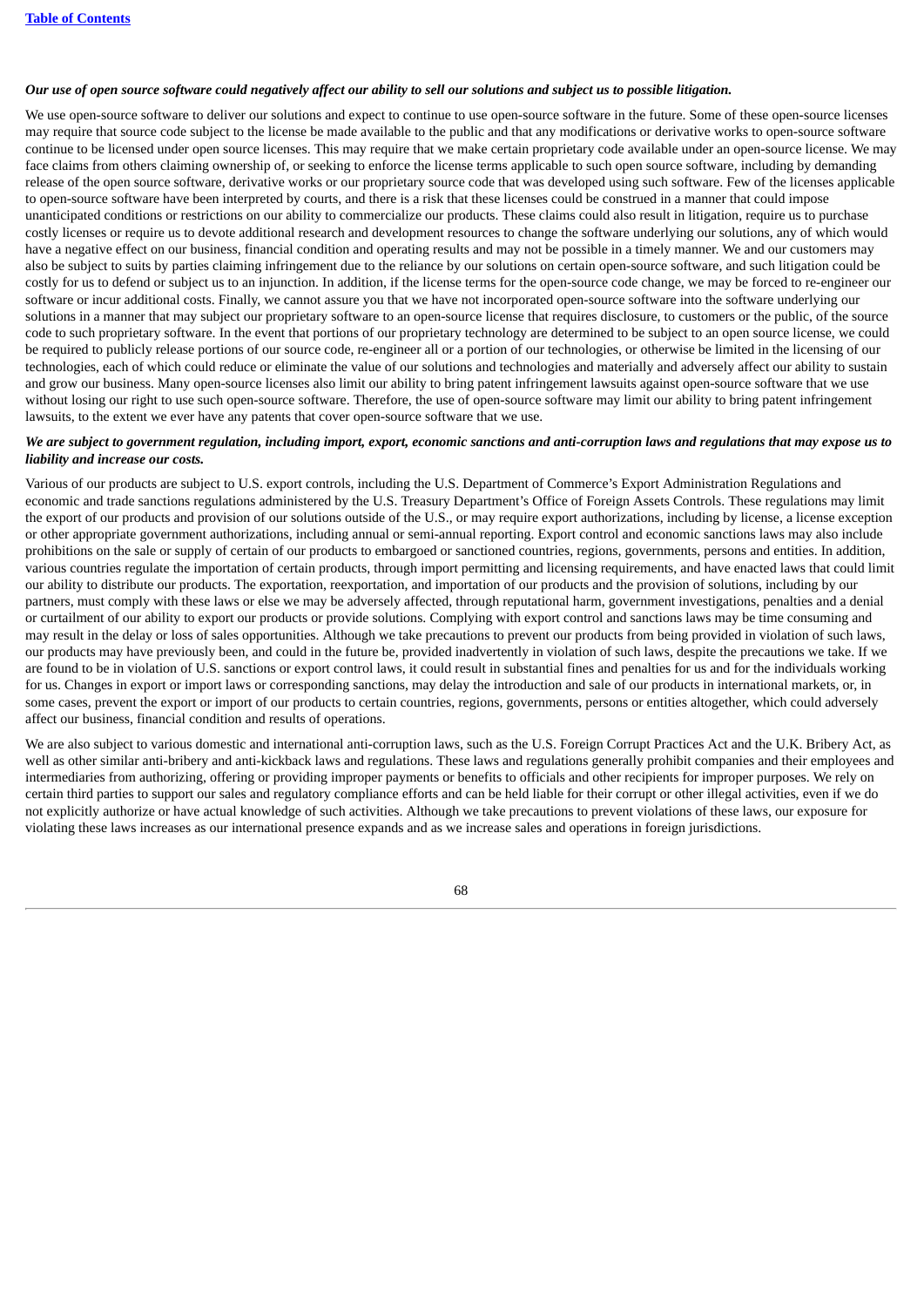***Our use of open source software could negatively affect our ability to sell our solutions and subject us to possible litigation.***

We use open-source software to deliver our solutions and expect to continue to use open-source software in the future. Some of these open-source licenses may require that source code subject to the license be made available to the public and that any modifications or derivative works to open-source software continue to be licensed under open source licenses. This may require that we make certain proprietary code available under an open-source license. We may face claims from others claiming ownership of, or seeking to enforce the license terms applicable to such open source software, including by demanding release of the open source software, derivative works or our proprietary source code that was developed using such software. Few of the licenses applicable to open-source software have been interpreted by courts, and there is a risk that these licenses could be construed in a manner that could impose unanticipated conditions or restrictions on our ability to commercialize our products. These claims could also result in litigation, require us to purchase costly licenses or require us to devote additional research and development resources to change the software underlying our solutions, any of which would have a negative effect on our business, financial condition and operating results and may not be possible in a timely manner. We and our customers may also be subject to suits by parties claiming infringement due to the reliance by our solutions on certain open-source software, and such litigation could be costly for us to defend or subject us to an injunction. In addition, if the license terms for the open-source code change, we may be forced to re-engineer our software or incur additional costs. Finally, we cannot assure you that we have not incorporated open-source software into the software underlying our solutions in a manner that may subject our proprietary software to an open-source license that requires disclosure, to customers or the public, of the source code to such proprietary software. In the event that portions of our proprietary technology are determined to be subject to an open source license, we could be required to publicly release portions of our source code, re-engineer all or a portion of our technologies, or otherwise be limited in the licensing of our technologies, each of which could reduce or eliminate the value of our solutions and technologies and materially and adversely affect our ability to sustain and grow our business. Many open-source licenses also limit our ability to bring patent infringement lawsuits against open-source software that we use without losing our right to use such open-source software. Therefore, the use of open-source software may limit our ability to bring patent infringement lawsuits, to the extent we ever have any patents that cover open-source software that we use.

***We are subject to government regulation, including import, export, economic sanctions and anti-corruption laws and regulations that may expose us to liability and increase our costs.***

Various of our products are subject to U.S. export controls, including the U.S. Department of Commerce's Export Administration Regulations and economic and trade sanctions regulations administered by the U.S. Treasury Department's Office of Foreign Assets Controls. These regulations may limit the export of our products and provision of our solutions outside of the U.S., or may require export authorizations, including by license, a license exception or other appropriate government authorizations, including annual or semi-annual reporting. Export control and economic sanctions laws may also include prohibitions on the sale or supply of certain of our products to embargoed or sanctioned countries, regions, governments, persons and entities. In addition, various countries regulate the importation of certain products, through import permitting and licensing requirements, and have enacted laws that could limit our ability to distribute our products. The exportation, reexportation, and importation of our products and the provision of solutions, including by our partners, must comply with these laws or else we may be adversely affected, through reputational harm, government investigations, penalties and a denial or curtailment of our ability to export our products or provide solutions. Complying with export control and sanctions laws may be time consuming and may result in the delay or loss of sales opportunities. Although we take precautions to prevent our products from being provided in violation of such laws, our products may have previously been, and could in the future be, provided inadvertently in violation of such laws, despite the precautions we take. If we are found to be in violation of U.S. sanctions or export control laws, it could result in substantial fines and penalties for us and for the individuals working for us. Changes in export or import laws or corresponding sanctions, may delay the introduction and sale of our products in international markets, or, in some cases, prevent the export or import of our products to certain countries, regions, governments, persons or entities altogether, which could adversely affect our business, financial condition and results of operations.

We are also subject to various domestic and international anti-corruption laws, such as the U.S. Foreign Corrupt Practices Act and the U.K. Bribery Act, as well as other similar anti-bribery and anti-kickback laws and regulations. These laws and regulations generally prohibit companies and their employees and intermediaries from authorizing, offering or providing improper payments or benefits to officials and other recipients for improper purposes. We rely on certain third parties to support our sales and regulatory compliance efforts and can be held liable for their corrupt or other illegal activities, even if we do not explicitly authorize or have actual knowledge of such activities. Although we take precautions to prevent violations of these laws, our exposure for violating these laws increases as our international presence expands and as we increase sales and operations in foreign jurisdictions.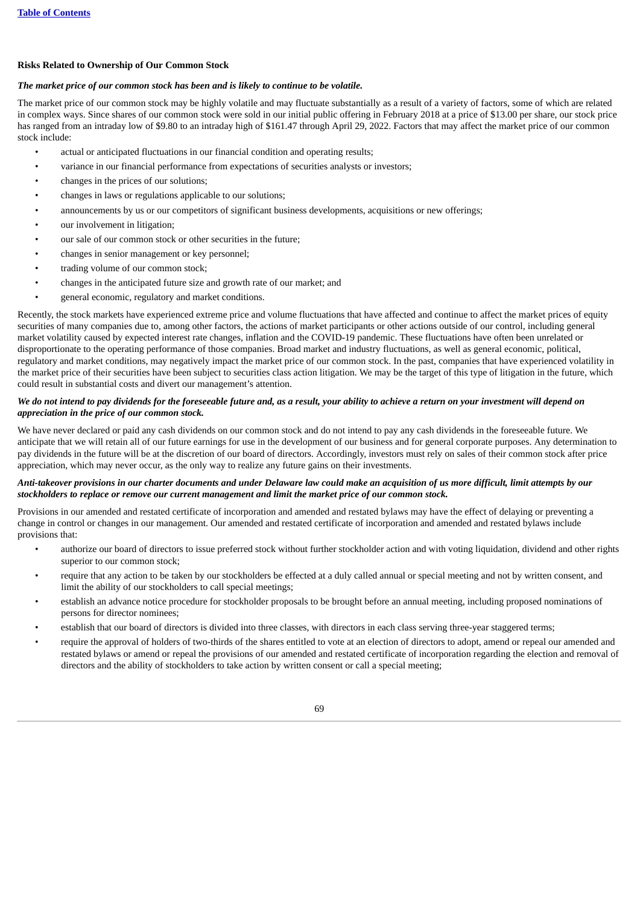### Risks Related to Ownership of Our Common Stock

***The market price of our common stock has been and is likely to continue to be volatile.***

The market price of our common stock may be highly volatile and may fluctuate substantially as a result of a variety of factors, some of which are related in complex ways. Since shares of our common stock were sold in our initial public offering in February 2018 at a price of $13.00 per share, our stock price has ranged from an intraday low of $9.80 to an intraday high of $161.47 through April 29, 2022. Factors that may affect the market price of our common stock include:

- actual or anticipated fluctuations in our financial condition and operating results;
- variance in our financial performance from expectations of securities analysts or investors;
- changes in the prices of our solutions;
- changes in laws or regulations applicable to our solutions;
- announcements by us or our competitors of significant business developments, acquisitions or new offerings;
- our involvement in litigation;
- our sale of our common stock or other securities in the future;
- changes in senior management or key personnel;
- trading volume of our common stock;
- changes in the anticipated future size and growth rate of our market; and
- general economic, regulatory and market conditions.

Recently, the stock markets have experienced extreme price and volume fluctuations that have affected and continue to affect the market prices of equity securities of many companies due to, among other factors, the actions of market participants or other actions outside of our control, including general market volatility caused by expected interest rate changes, inflation and the COVID-19 pandemic. These fluctuations have often been unrelated or disproportionate to the operating performance of those companies. Broad market and industry fluctuations, as well as general economic, political, regulatory and market conditions, may negatively impact the market price of our common stock. In the past, companies that have experienced volatility in the market price of their securities have been subject to securities class action litigation. We may be the target of this type of litigation in the future, which could result in substantial costs and divert our management's attention.

***We do not intend to pay dividends for the foreseeable future and, as a result, your ability to achieve a return on your investment will depend on appreciation in the price of our common stock.***

We have never declared or paid any cash dividends on our common stock and do not intend to pay any cash dividends in the foreseeable future. We anticipate that we will retain all of our future earnings for use in the development of our business and for general corporate purposes. Any determination to pay dividends in the future will be at the discretion of our board of directors. Accordingly, investors must rely on sales of their common stock after price appreciation, which may never occur, as the only way to realize any future gains on their investments.

***Anti-takeover provisions in our charter documents and under Delaware law could make an acquisition of us more difficult, limit attempts by our stockholders to replace or remove our current management and limit the market price of our common stock.***

Provisions in our amended and restated certificate of incorporation and amended and restated bylaws may have the effect of delaying or preventing a change in control or changes in our management. Our amended and restated certificate of incorporation and amended and restated bylaws include provisions that:

- authorize our board of directors to issue preferred stock without further stockholder action and with voting liquidation, dividend and other rights superior to our common stock;
- require that any action to be taken by our stockholders be effected at a duly called annual or special meeting and not by written consent, and limit the ability of our stockholders to call special meetings;
- establish an advance notice procedure for stockholder proposals to be brought before an annual meeting, including proposed nominations of persons for director nominees;
- establish that our board of directors is divided into three classes, with directors in each class serving three-year staggered terms;
- require the approval of holders of two-thirds of the shares entitled to vote at an election of directors to adopt, amend or repeal our amended and restated bylaws or amend or repeal the provisions of our amended and restated certificate of incorporation regarding the election and removal of directors and the ability of stockholders to take action by written consent or call a special meeting;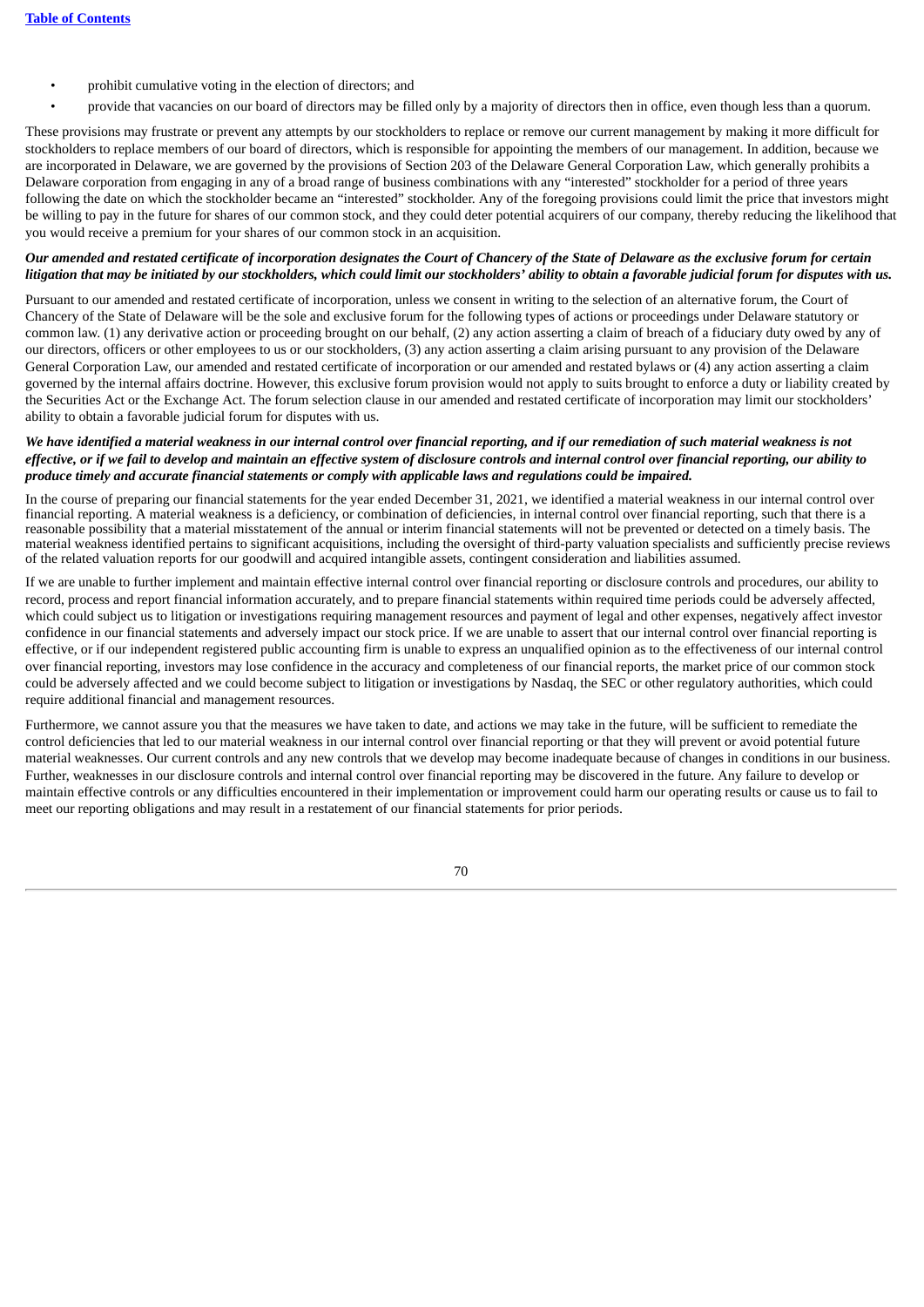- prohibit cumulative voting in the election of directors; and
- provide that vacancies on our board of directors may be filled only by a majority of directors then in office, even though less than a quorum.

These provisions may frustrate or prevent any attempts by our stockholders to replace or remove our current management by making it more difficult for stockholders to replace members of our board of directors, which is responsible for appointing the members of our management. In addition, because we are incorporated in Delaware, we are governed by the provisions of Section 203 of the Delaware General Corporation Law, which generally prohibits a Delaware corporation from engaging in any of a broad range of business combinations with any "interested" stockholder for a period of three years following the date on which the stockholder became an "interested" stockholder. Any of the foregoing provisions could limit the price that investors might be willing to pay in the future for shares of our common stock, and they could deter potential acquirers of our company, thereby reducing the likelihood that you would receive a premium for your shares of our common stock in an acquisition.

***Our amended and restated certificate of incorporation designates the Court of Chancery of the State of Delaware as the exclusive forum for certain litigation that may be initiated by our stockholders, which could limit our stockholders' ability to obtain a favorable judicial forum for disputes with us.***

Pursuant to our amended and restated certificate of incorporation, unless we consent in writing to the selection of an alternative forum, the Court of Chancery of the State of Delaware will be the sole and exclusive forum for the following types of actions or proceedings under Delaware statutory or common law. (1) any derivative action or proceeding brought on our behalf, (2) any action asserting a claim of breach of a fiduciary duty owed by any of our directors, officers or other employees to us or our stockholders, (3) any action asserting a claim arising pursuant to any provision of the Delaware General Corporation Law, our amended and restated certificate of incorporation or our amended and restated bylaws or (4) any action asserting a claim governed by the internal affairs doctrine. However, this exclusive forum provision would not apply to suits brought to enforce a duty or liability created by the Securities Act or the Exchange Act. The forum selection clause in our amended and restated certificate of incorporation may limit our stockholders' ability to obtain a favorable judicial forum for disputes with us.

***We have identified a material weakness in our internal control over financial reporting, and if our remediation of such material weakness is not effective, or if we fail to develop and maintain an effective system of disclosure controls and internal control over financial reporting, our ability to produce timely and accurate financial statements or comply with applicable laws and regulations could be impaired.***

In the course of preparing our financial statements for the year ended December 31, 2021, we identified a material weakness in our internal control over financial reporting. A material weakness is a deficiency, or combination of deficiencies, in internal control over financial reporting, such that there is a reasonable possibility that a material misstatement of the annual or interim financial statements will not be prevented or detected on a timely basis. The material weakness identified pertains to significant acquisitions, including the oversight of third-party valuation specialists and sufficiently precise reviews of the related valuation reports for our goodwill and acquired intangible assets, contingent consideration and liabilities assumed.

If we are unable to further implement and maintain effective internal control over financial reporting or disclosure controls and procedures, our ability to record, process and report financial information accurately, and to prepare financial statements within required time periods could be adversely affected, which could subject us to litigation or investigations requiring management resources and payment of legal and other expenses, negatively affect investor confidence in our financial statements and adversely impact our stock price. If we are unable to assert that our internal control over financial reporting is effective, or if our independent registered public accounting firm is unable to express an unqualified opinion as to the effectiveness of our internal control over financial reporting, investors may lose confidence in the accuracy and completeness of our financial reports, the market price of our common stock could be adversely affected and we could become subject to litigation or investigations by Nasdaq, the SEC or other regulatory authorities, which could require additional financial and management resources.

Furthermore, we cannot assure you that the measures we have taken to date, and actions we may take in the future, will be sufficient to remediate the control deficiencies that led to our material weakness in our internal control over financial reporting or that they will prevent or avoid potential future material weaknesses. Our current controls and any new controls that we develop may become inadequate because of changes in conditions in our business. Further, weaknesses in our disclosure controls and internal control over financial reporting may be discovered in the future. Any failure to develop or maintain effective controls or any difficulties encountered in their implementation or improvement could harm our operating results or cause us to fail to meet our reporting obligations and may result in a restatement of our financial statements for prior periods.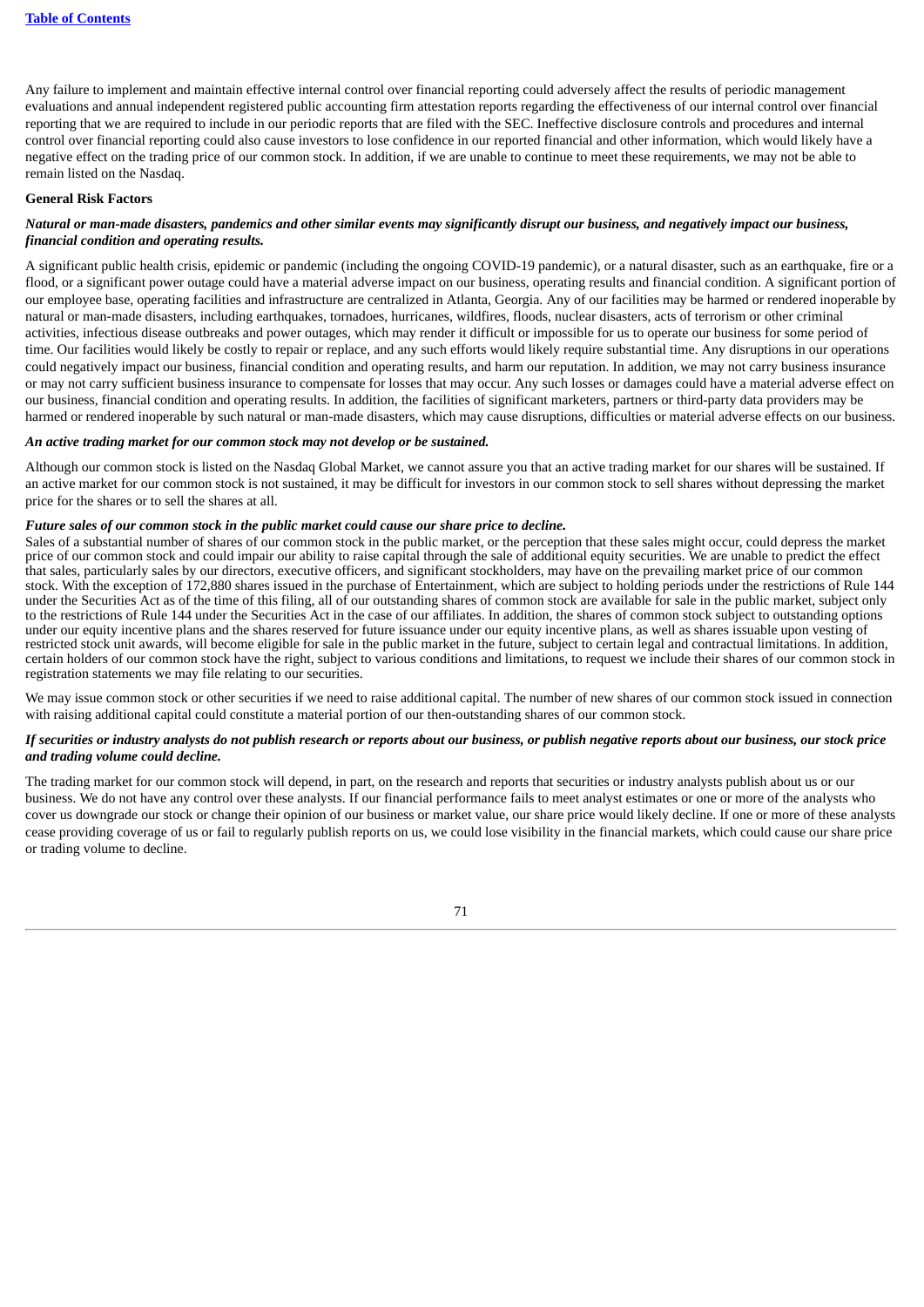Any failure to implement and maintain effective internal control over financial reporting could adversely affect the results of periodic management evaluations and annual independent registered public accounting firm attestation reports regarding the effectiveness of our internal control over financial reporting that we are required to include in our periodic reports that are filed with the SEC. Ineffective disclosure controls and procedures and internal control over financial reporting could also cause investors to lose confidence in our reported financial and other information, which would likely have a negative effect on the trading price of our common stock. In addition, if we are unable to continue to meet these requirements, we may not be able to remain listed on the Nasdaq.

**General Risk Factors**

***Natural or man-made disasters, pandemics and other similar events may significantly disrupt our business, and negatively impact our business, financial condition and operating results.***

A significant public health crisis, epidemic or pandemic (including the ongoing COVID-19 pandemic), or a natural disaster, such as an earthquake, fire or a flood, or a significant power outage could have a material adverse impact on our business, operating results and financial condition. A significant portion of our employee base, operating facilities and infrastructure are centralized in Atlanta, Georgia. Any of our facilities may be harmed or rendered inoperable by natural or man-made disasters, including earthquakes, tornadoes, hurricanes, wildfires, floods, nuclear disasters, acts of terrorism or other criminal activities, infectious disease outbreaks and power outages, which may render it difficult or impossible for us to operate our business for some period of time. Our facilities would likely be costly to repair or replace, and any such efforts would likely require substantial time. Any disruptions in our operations could negatively impact our business, financial condition and operating results, and harm our reputation. In addition, we may not carry business insurance or may not carry sufficient business insurance to compensate for losses that may occur. Any such losses or damages could have a material adverse effect on our business, financial condition and operating results. In addition, the facilities of significant marketers, partners or third-party data providers may be harmed or rendered inoperable by such natural or man-made disasters, which may cause disruptions, difficulties or material adverse effects on our business.

***An active trading market for our common stock may not develop or be sustained.***

Although our common stock is listed on the Nasdaq Global Market, we cannot assure you that an active trading market for our shares will be sustained. If an active market for our common stock is not sustained, it may be difficult for investors in our common stock to sell shares without depressing the market price for the shares or to sell the shares at all.

***Future sales of our common stock in the public market could cause our share price to decline.***

Sales of a substantial number of shares of our common stock in the public market, or the perception that these sales might occur, could depress the market price of our common stock and could impair our ability to raise capital through the sale of additional equity securities. We are unable to predict the effect that sales, particularly sales by our directors, executive officers, and significant stockholders, may have on the prevailing market price of our common stock. With the exception of 172,880 shares issued in the purchase of Entertainment, which are subject to holding periods under the restrictions of Rule 144 under the Securities Act as of the time of this filing, all of our outstanding shares of common stock are available for sale in the public market, subject only to the restrictions of Rule 144 under the Securities Act in the case of our affiliates. In addition, the shares of common stock subject to outstanding options under our equity incentive plans and the shares reserved for future issuance under our equity incentive plans, as well as shares issuable upon vesting of restricted stock unit awards, will become eligible for sale in the public market in the future, subject to certain legal and contractual limitations. In addition, certain holders of our common stock have the right, subject to various conditions and limitations, to request we include their shares of our common stock in registration statements we may file relating to our securities.

We may issue common stock or other securities if we need to raise additional capital. The number of new shares of our common stock issued in connection with raising additional capital could constitute a material portion of our then-outstanding shares of our common stock.

***If securities or industry analysts do not publish research or reports about our business, or publish negative reports about our business, our stock price and trading volume could decline.***

The trading market for our common stock will depend, in part, on the research and reports that securities or industry analysts publish about us or our business. We do not have any control over these analysts. If our financial performance fails to meet analyst estimates or one or more of the analysts who cover us downgrade our stock or change their opinion of our business or market value, our share price would likely decline. If one or more of these analysts cease providing coverage of us or fail to regularly publish reports on us, we could lose visibility in the financial markets, which could cause our share price or trading volume to decline.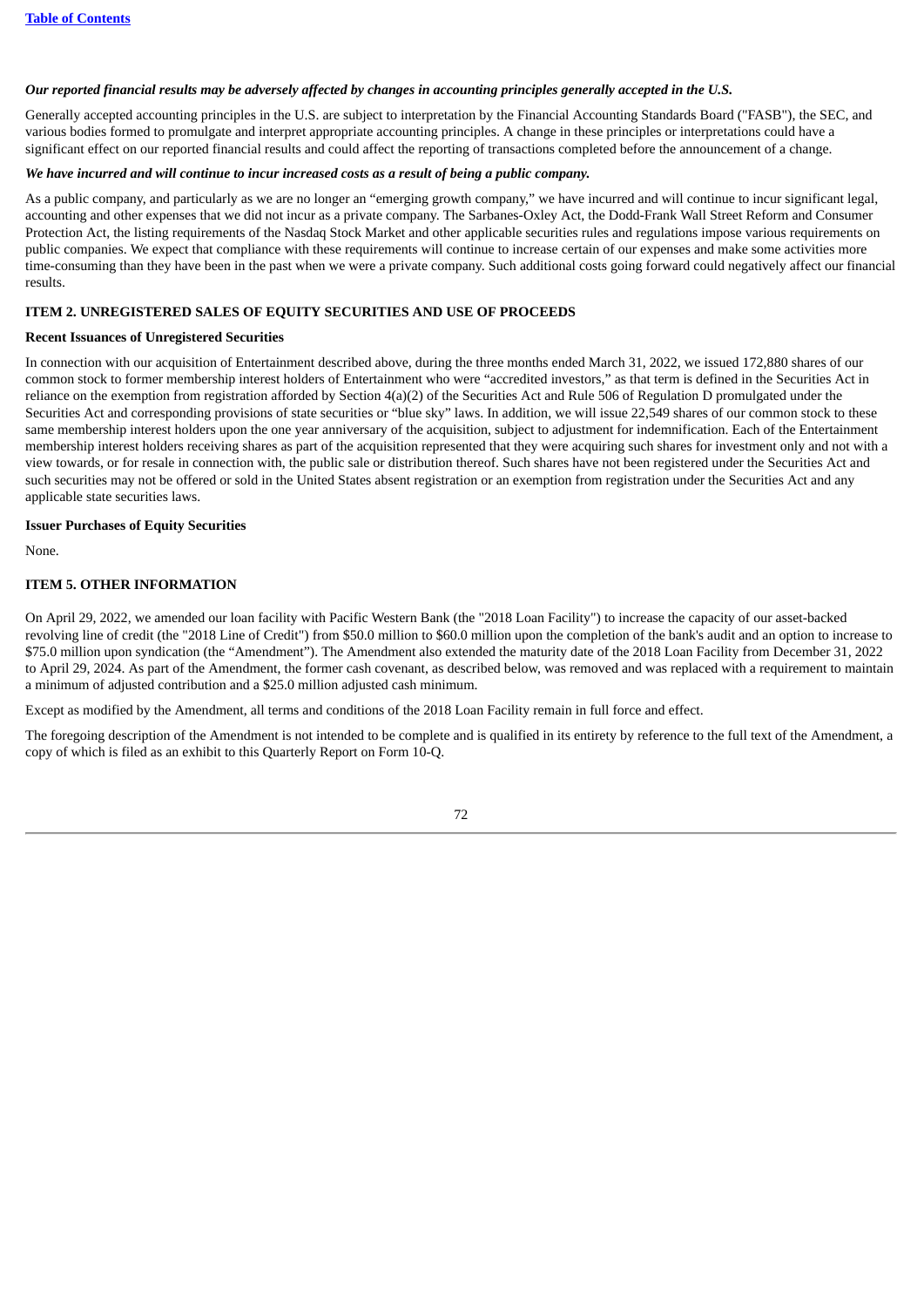*Our reported financial results may be adversely affected by changes in accounting principles generally accepted in the U.S.*

Generally accepted accounting principles in the U.S. are subject to interpretation by the Financial Accounting Standards Board ("FASB"), the SEC, and various bodies formed to promulgate and interpret appropriate accounting principles. A change in these principles or interpretations could have a significant effect on our reported financial results and could affect the reporting of transactions completed before the announcement of a change.

*We have incurred and will continue to incur increased costs as a result of being a public company.*

As a public company, and particularly as we are no longer an "emerging growth company," we have incurred and will continue to incur significant legal, accounting and other expenses that we did not incur as a private company. The Sarbanes-Oxley Act, the Dodd-Frank Wall Street Reform and Consumer Protection Act, the listing requirements of the Nasdaq Stock Market and other applicable securities rules and regulations impose various requirements on public companies. We expect that compliance with these requirements will continue to increase certain of our expenses and make some activities more time-consuming than they have been in the past when we were a private company. Such additional costs going forward could negatively affect our financial results.

## ITEM 2. UNREGISTERED SALES OF EQUITY SECURITIES AND USE OF PROCEEDS

**Recent Issuances of Unregistered Securities**

In connection with our acquisition of Entertainment described above, during the three months ended March 31, 2022, we issued 172,880 shares of our common stock to former membership interest holders of Entertainment who were "accredited investors," as that term is defined in the Securities Act in reliance on the exemption from registration afforded by Section 4(a)(2) of the Securities Act and Rule 506 of Regulation D promulgated under the Securities Act and corresponding provisions of state securities or "blue sky" laws. In addition, we will issue 22,549 shares of our common stock to these same membership interest holders upon the one year anniversary of the acquisition, subject to adjustment for indemnification. Each of the Entertainment membership interest holders receiving shares as part of the acquisition represented that they were acquiring such shares for investment only and not with a view towards, or for resale in connection with, the public sale or distribution thereof. Such shares have not been registered under the Securities Act and such securities may not be offered or sold in the United States absent registration or an exemption from registration under the Securities Act and any applicable state securities laws.

**Issuer Purchases of Equity Securities**

None.

## ITEM 5. OTHER INFORMATION

On April 29, 2022, we amended our loan facility with Pacific Western Bank (the "2018 Loan Facility") to increase the capacity of our asset-backed revolving line of credit (the "2018 Line of Credit") from $50.0 million to $60.0 million upon the completion of the bank's audit and an option to increase to $75.0 million upon syndication (the "Amendment"). The Amendment also extended the maturity date of the 2018 Loan Facility from December 31, 2022 to April 29, 2024. As part of the Amendment, the former cash covenant, as described below, was removed and was replaced with a requirement to maintain a minimum of adjusted contribution and a $25.0 million adjusted cash minimum.

Except as modified by the Amendment, all terms and conditions of the 2018 Loan Facility remain in full force and effect.

The foregoing description of the Amendment is not intended to be complete and is qualified in its entirety by reference to the full text of the Amendment, a copy of which is filed as an exhibit to this Quarterly Report on Form 10-Q.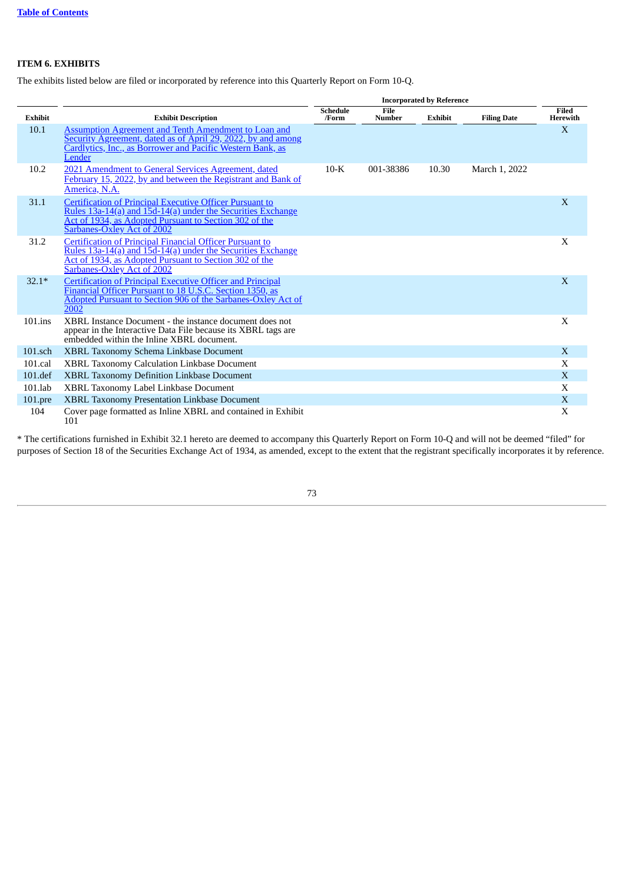### ITEM 6. EXHIBITS

The exhibits listed below are filed or incorporated by reference into this Quarterly Report on Form 10-Q.

| | | Incorporated by Reference | | | | |
|---|---|---|---|---|---|---|
| Exhibit | Exhibit Description | Schedule /Form | File Number | Exhibit | Filing Date | Filed Herewith |
| 10.1 | Assumption Agreement and Tenth Amendment to Loan and Security Agreement, dated as of April 29, 2022, by and among Cardlytics, Inc., as Borrower and Pacific Western Bank, as Lender | | | | | X |
| 10.2 | 2021 Amendment to General Services Agreement, dated February 15, 2022, by and between the Registrant and Bank of America, N.A. | 10-K | 001-38386 | 10.30 | March 1, 2022 | |
| 31.1 | Certification of Principal Executive Officer Pursuant to Rules 13a-14(a) and 15d-14(a) under the Securities Exchange Act of 1934, as Adopted Pursuant to Section 302 of the Sarbanes-Oxley Act of 2002 | | | | | X |
| 31.2 | Certification of Principal Financial Officer Pursuant to Rules 13a-14(a) and 15d-14(a) under the Securities Exchange Act of 1934, as Adopted Pursuant to Section 302 of the Sarbanes-Oxley Act of 2002 | | | | | X |
| 32.1* | Certification of Principal Executive Officer and Principal Financial Officer Pursuant to 18 U.S.C. Section 1350, as Adopted Pursuant to Section 906 of the Sarbanes-Oxley Act of 2002 | | | | | X |
| 101.ins | XBRL Instance Document - the instance document does not appear in the Interactive Data File because its XBRL tags are embedded within the Inline XBRL document. | | | | | X |
| 101.sch | XBRL Taxonomy Schema Linkbase Document | | | | | X |
| 101.cal | XBRL Taxonomy Calculation Linkbase Document | | | | | X |
| 101.def | XBRL Taxonomy Definition Linkbase Document | | | | | X |
| 101.lab | XBRL Taxonomy Label Linkbase Document | | | | | X |
| 101.pre | XBRL Taxonomy Presentation Linkbase Document | | | | | X |
| 104 | Cover page formatted as Inline XBRL and contained in Exhibit 101 | | | | | X |

* The certifications furnished in Exhibit 32.1 hereto are deemed to accompany this Quarterly Report on Form 10-Q and will not be deemed “filed” for purposes of Section 18 of the Securities Exchange Act of 1934, as amended, except to the extent that the registrant specifically incorporates it by reference.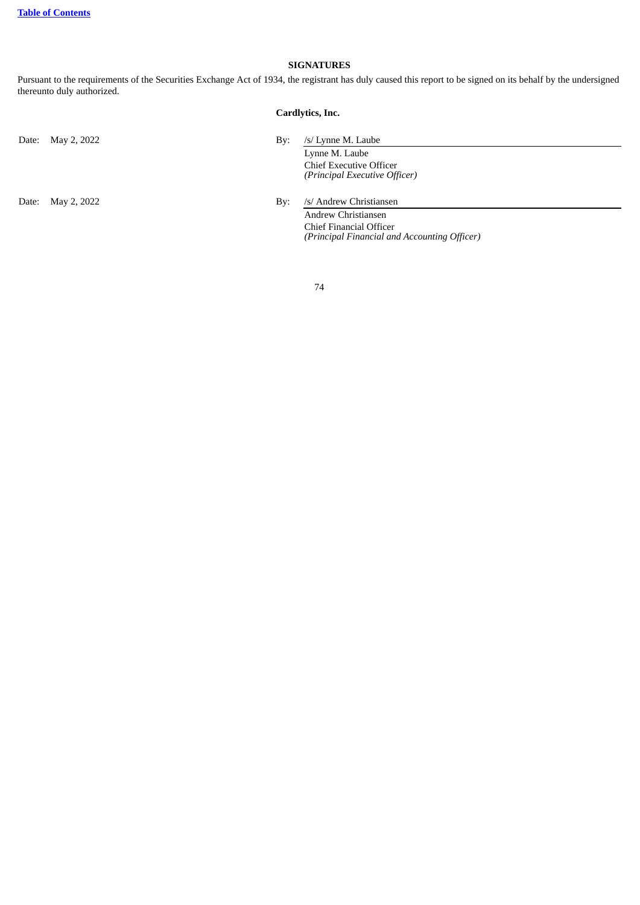## SIGNATURES

Pursuant to the requirements of the Securities Exchange Act of 1934, the registrant has duly caused this report to be signed on its behalf by the undersigned thereunto duly authorized.

**Cardlytics, Inc.**

| | | | |
|---|---|---|---|
| Date: | May 2, 2022 | By: | /s/ Lynne M. Laube |
| | | | Lynne M. Laube<br>Chief Executive Officer<br>*(Principal Executive Officer)* |
| Date: | May 2, 2022 | By: | /s/ Andrew Christiansen |
| | | | Andrew Christiansen<br>Chief Financial Officer<br>*(Principal Financial and Accounting Officer)* |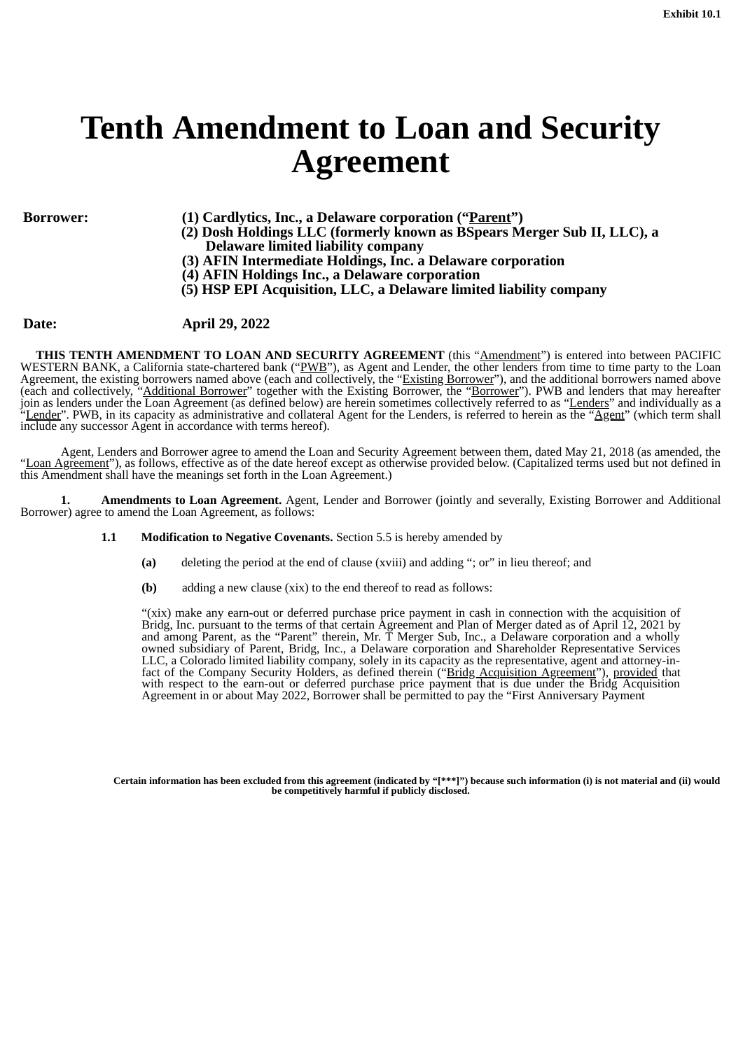Exhibit 10.1

# Tenth Amendment to Loan and Security Agreement

**Borrower:** **(1) Cardlytics, Inc., a Delaware corporation ("<u>Parent</u>")**
**(2) Dosh Holdings LLC (formerly known as BSpears Merger Sub II, LLC), a Delaware limited liability company**
**(3) AFIN Intermediate Holdings, Inc. a Delaware corporation**
**(4) AFIN Holdings Inc., a Delaware corporation**
**(5) HSP EPI Acquisition, LLC, a Delaware limited liability company**

**Date:** **April 29, 2022**

**THIS TENTH AMENDMENT TO LOAN AND SECURITY AGREEMENT** (this "<u>Amendment</u>") is entered into between PACIFIC WESTERN BANK, a California state-chartered bank ("<u>PWB</u>"), as Agent and Lender, the other lenders from time to time party to the Loan Agreement, the existing borrowers named above (each and collectively, the "<u>Existing Borrower</u>"), and the additional borrowers named above (each and collectively, "<u>Additional Borrower</u>" together with the Existing Borrower, the "<u>Borrower</u>"). PWB and lenders that may hereafter join as lenders under the Loan Agreement (as defined below) are herein sometimes collectively referred to as "<u>Lenders</u>" and individually as a "<u>Lender</u>". PWB, in its capacity as administrative and collateral Agent for the Lenders, is referred to herein as the "<u>Agent</u>" (which term shall include any successor Agent in accordance with terms hereof).

Agent, Lenders and Borrower agree to amend the Loan and Security Agreement between them, dated May 21, 2018 (as amended, the "<u>Loan Agreement</u>"), as follows, effective as of the date hereof except as otherwise provided below. (Capitalized terms used but not defined in this Amendment shall have the meanings set forth in the Loan Agreement.)

**1. Amendments to Loan Agreement.** Agent, Lender and Borrower (jointly and severally, Existing Borrower and Additional Borrower) agree to amend the Loan Agreement, as follows:

**1.1 Modification to Negative Covenants.** Section 5.5 is hereby amended by

**(a)** deleting the period at the end of clause (xviii) and adding "; or" in lieu thereof; and

**(b)** adding a new clause (xix) to the end thereof to read as follows:

"(xix) make any earn-out or deferred purchase price payment in cash in connection with the acquisition of Bridg, Inc. pursuant to the terms of that certain Agreement and Plan of Merger dated as of April 12, 2021 by and among Parent, as the "Parent" therein, Mr. T Merger Sub, Inc., a Delaware corporation and a wholly owned subsidiary of Parent, Bridg, Inc., a Delaware corporation and Shareholder Representative Services LLC, a Colorado limited liability company, solely in its capacity as the representative, agent and attorney-in-fact of the Company Security Holders, as defined therein ("<u>Bridg Acquisition Agreement</u>"), <u>provided</u> that with respect to the earn-out or deferred purchase price payment that is due under the Bridg Acquisition Agreement in or about May 2022, Borrower shall be permitted to pay the "First Anniversary Payment

**Certain information has been excluded from this agreement (indicated by "[***]") because such information (i) is not material and (ii) would be competitively harmful if publicly disclosed.**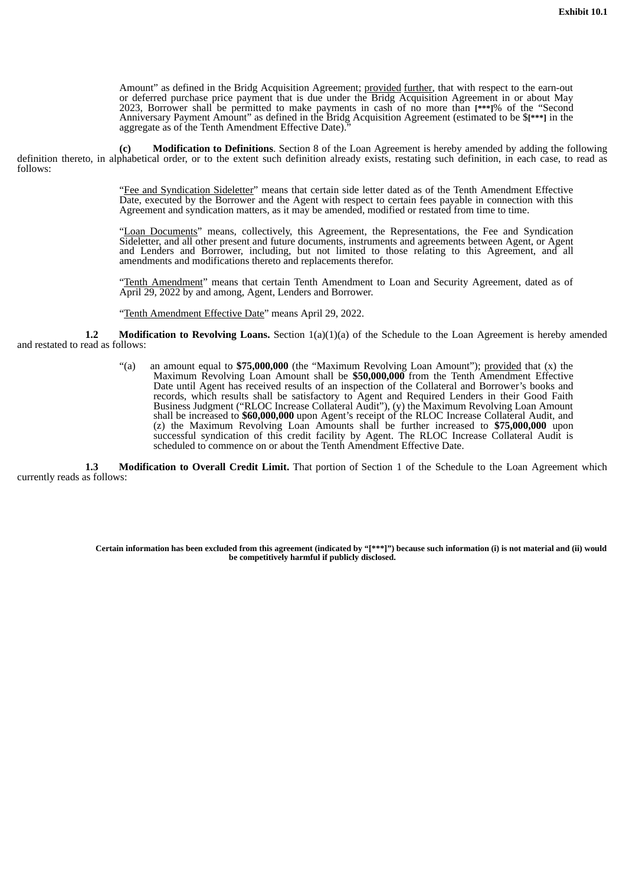Amount" as defined in the Bridg Acquisition Agreement; provided further, that with respect to the earn-out or deferred purchase price payment that is due under the Bridg Acquisition Agreement in or about May 2023, Borrower shall be permitted to make payments in cash of no more than [***]% of the "Second Anniversary Payment Amount" as defined in the Bridg Acquisition Agreement (estimated to be $[***] in the aggregate as of the Tenth Amendment Effective Date)."

**(c) Modification to Definitions**. Section 8 of the Loan Agreement is hereby amended by adding the following definition thereto, in alphabetical order, or to the extent such definition already exists, restating such definition, in each case, to read as follows:

> "Fee and Syndication Sideletter" means that certain side letter dated as of the Tenth Amendment Effective Date, executed by the Borrower and the Agent with respect to certain fees payable in connection with this Agreement and syndication matters, as it may be amended, modified or restated from time to time.
>
> "Loan Documents" means, collectively, this Agreement, the Representations, the Fee and Syndication Sideletter, and all other present and future documents, instruments and agreements between Agent, or Agent and Lenders and Borrower, including, but not limited to those relating to this Agreement, and all amendments and modifications thereto and replacements therefor.
>
> "Tenth Amendment" means that certain Tenth Amendment to Loan and Security Agreement, dated as of April 29, 2022 by and among, Agent, Lenders and Borrower.
>
> "Tenth Amendment Effective Date" means April 29, 2022.

**1.2 Modification to Revolving Loans.** Section 1(a)(1)(a) of the Schedule to the Loan Agreement is hereby amended and restated to read as follows:

> "(a) an amount equal to **$75,000,000** (the "Maximum Revolving Loan Amount"); provided that (x) the Maximum Revolving Loan Amount shall be **$50,000,000** from the Tenth Amendment Effective Date until Agent has received results of an inspection of the Collateral and Borrower's books and records, which results shall be satisfactory to Agent and Required Lenders in their Good Faith Business Judgment ("RLOC Increase Collateral Audit"), (y) the Maximum Revolving Loan Amount shall be increased to **$60,000,000** upon Agent's receipt of the RLOC Increase Collateral Audit, and (z) the Maximum Revolving Loan Amounts shall be further increased to **$75,000,000** upon successful syndication of this credit facility by Agent. The RLOC Increase Collateral Audit is scheduled to commence on or about the Tenth Amendment Effective Date.

**1.3 Modification to Overall Credit Limit.** That portion of Section 1 of the Schedule to the Loan Agreement which currently reads as follows:

**Certain information has been excluded from this agreement (indicated by "[***]") because such information (i) is not material and (ii) would be competitively harmful if publicly disclosed.**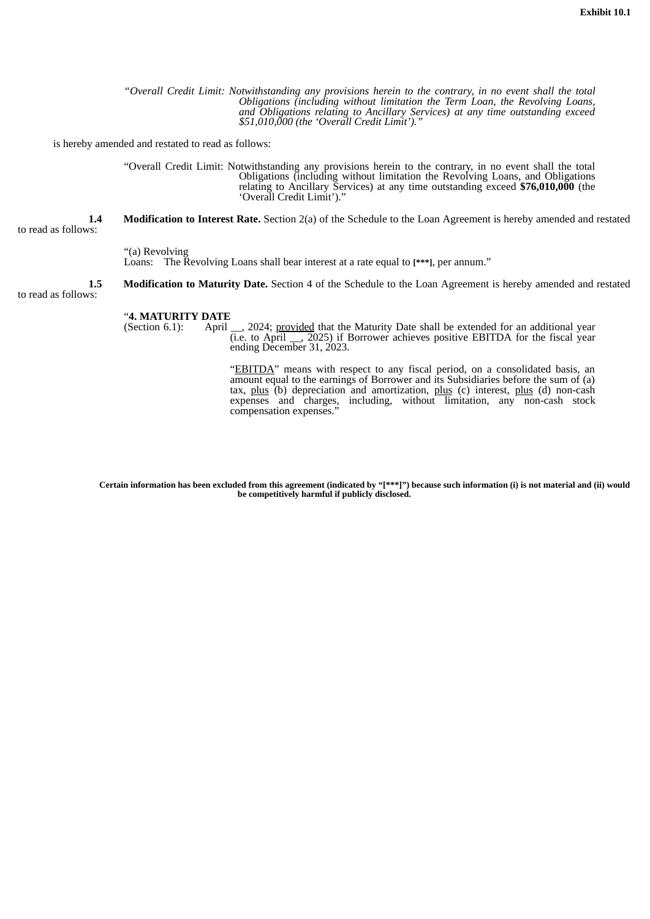Exhibit 10.1

> *"Overall Credit Limit: Notwithstanding any provisions herein to the contrary, in no event shall the total Obligations (including without limitation the Term Loan, the Revolving Loans, and Obligations relating to Ancillary Services) at any time outstanding exceed $51,010,000 (the 'Overall Credit Limit')."*

is hereby amended and restated to read as follows:

> "Overall Credit Limit: Notwithstanding any provisions herein to the contrary, in no event shall the total Obligations (including without limitation the Revolving Loans, and Obligations relating to Ancillary Services) at any time outstanding exceed **$76,010,000** (the 'Overall Credit Limit')."

**1.4 Modification to Interest Rate.** Section 2(a) of the Schedule to the Loan Agreement is hereby amended and restated to read as follows:

> "(a) Revolving Loans: The Revolving Loans shall bear interest at a rate equal to [***], per annum."

**1.5 Modification to Maturity Date.** Section 4 of the Schedule to the Loan Agreement is hereby amended and restated to read as follows:

> "**4. MATURITY DATE**
> (Section 6.1): April __, 2024; provided that the Maturity Date shall be extended for an additional year (i.e. to April __, 2025) if Borrower achieves positive EBITDA for the fiscal year ending December 31, 2023.
>
> "EBITDA" means with respect to any fiscal period, on a consolidated basis, an amount equal to the earnings of Borrower and its Subsidiaries before the sum of (a) tax, plus (b) depreciation and amortization, plus (c) interest, plus (d) non-cash expenses and charges, including, without limitation, any non-cash stock compensation expenses."

**Certain information has been excluded from this agreement (indicated by "[***]") because such information (i) is not material and (ii) would be competitively harmful if publicly disclosed.**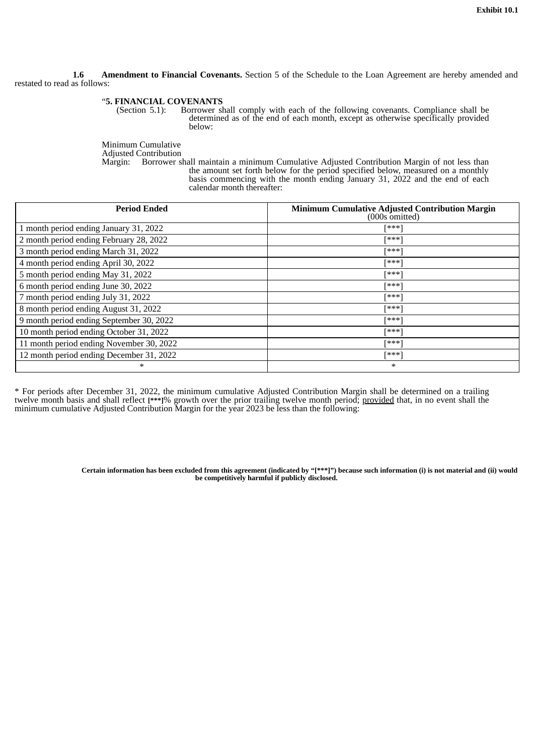**1.6 Amendment to Financial Covenants.** Section 5 of the Schedule to the Loan Agreement are hereby amended and restated to read as follows:

"**5. FINANCIAL COVENANTS**
(Section 5.1): Borrower shall comply with each of the following covenants. Compliance shall be determined as of the end of each month, except as otherwise specifically provided below:

Minimum Cumulative Adjusted Contribution Margin: Borrower shall maintain a minimum Cumulative Adjusted Contribution Margin of not less than the amount set forth below for the period specified below, measured on a monthly basis commencing with the month ending January 31, 2022 and the end of each calendar month thereafter:

| **Period Ended** | **Minimum Cumulative Adjusted Contribution Margin** (000s omitted) |
|---|---|
| 1 month period ending January 31, 2022 | [***] |
| 2 month period ending February 28, 2022 | [***] |
| 3 month period ending March 31, 2022 | [***] |
| 4 month period ending April 30, 2022 | [***] |
| 5 month period ending May 31, 2022 | [***] |
| 6 month period ending June 30, 2022 | [***] |
| 7 month period ending July 31, 2022 | [***] |
| 8 month period ending August 31, 2022 | [***] |
| 9 month period ending September 30, 2022 | [***] |
| 10 month period ending October 31, 2022 | [***] |
| 11 month period ending November 30, 2022 | [***] |
| 12 month period ending December 31, 2022 | [***] |
| * | * |

* For periods after December 31, 2022, the minimum cumulative Adjusted Contribution Margin shall be determined on a trailing twelve month basis and shall reflect [***]% growth over the prior trailing twelve month period; provided that, in no event shall the minimum cumulative Adjusted Contribution Margin for the year 2023 be less than the following:

**Certain information has been excluded from this agreement (indicated by "[***]") because such information (i) is not material and (ii) would be competitively harmful if publicly disclosed.**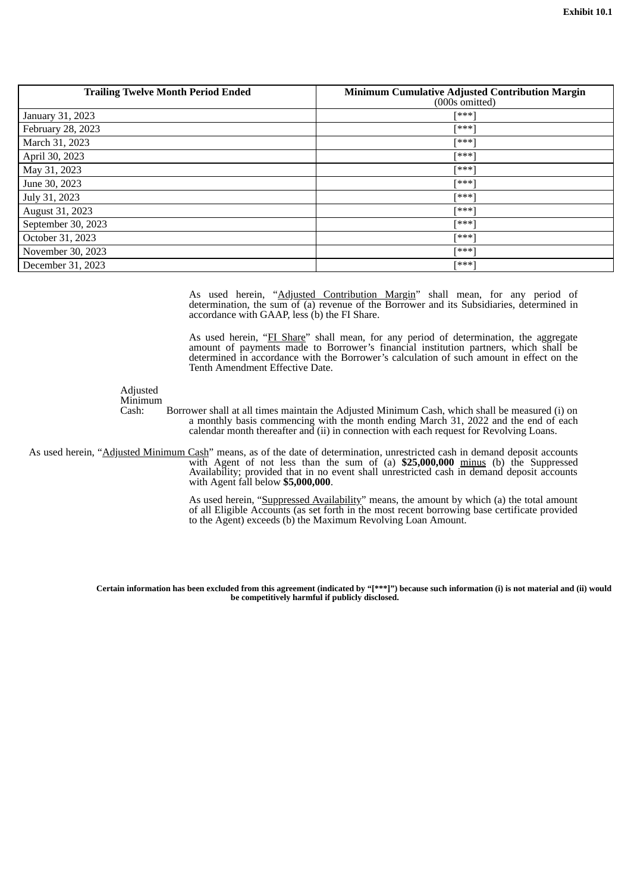**Exhibit 10.1**

| Trailing Twelve Month Period Ended | Minimum Cumulative Adjusted Contribution Margin (000s omitted) |
|---|---|
| January 31, 2023 | [***] |
| February 28, 2023 | [***] |
| March 31, 2023 | [***] |
| April 30, 2023 | [***] |
| May 31, 2023 | [***] |
| June 30, 2023 | [***] |
| July 31, 2023 | [***] |
| August 31, 2023 | [***] |
| September 30, 2023 | [***] |
| October 31, 2023 | [***] |
| November 30, 2023 | [***] |
| December 31, 2023 | [***] |

As used herein, "Adjusted Contribution Margin" shall mean, for any period of determination, the sum of (a) revenue of the Borrower and its Subsidiaries, determined in accordance with GAAP, less (b) the FI Share.

As used herein, "FI Share" shall mean, for any period of determination, the aggregate amount of payments made to Borrower's financial institution partners, which shall be determined in accordance with the Borrower's calculation of such amount in effect on the Tenth Amendment Effective Date.

Adjusted Minimum Cash: Borrower shall at all times maintain the Adjusted Minimum Cash, which shall be measured (i) on a monthly basis commencing with the month ending March 31, 2022 and the end of each calendar month thereafter and (ii) in connection with each request for Revolving Loans.

As used herein, "Adjusted Minimum Cash" means, as of the date of determination, unrestricted cash in demand deposit accounts with Agent of not less than the sum of (a) **$25,000,000** minus (b) the Suppressed Availability; provided that in no event shall unrestricted cash in demand deposit accounts with Agent fall below **$5,000,000**.

As used herein, "Suppressed Availability" means, the amount by which (a) the total amount of all Eligible Accounts (as set forth in the most recent borrowing base certificate provided to the Agent) exceeds (b) the Maximum Revolving Loan Amount.

**Certain information has been excluded from this agreement (indicated by "[***]") because such information (i) is not material and (ii) would be competitively harmful if publicly disclosed.**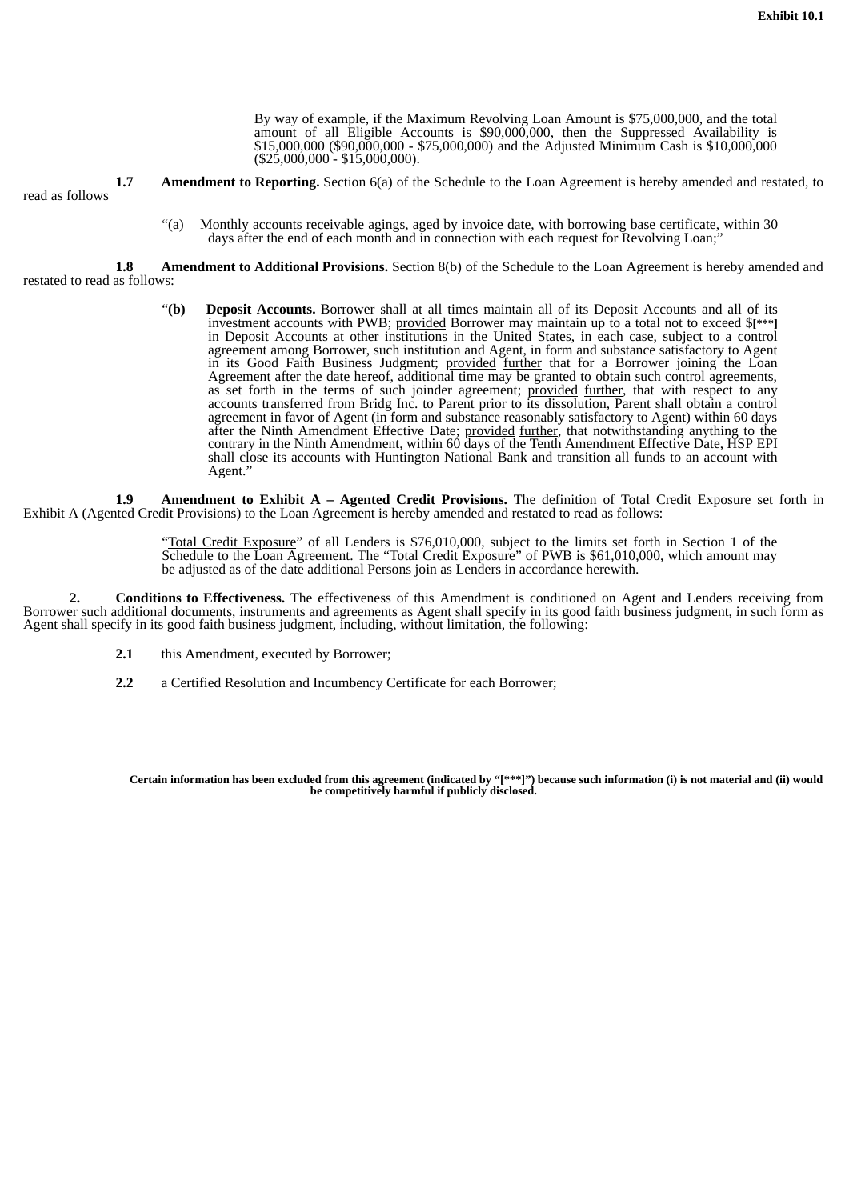By way of example, if the Maximum Revolving Loan Amount is $75,000,000, and the total amount of all Eligible Accounts is $90,000,000, then the Suppressed Availability is $15,000,000 ($90,000,000 - $75,000,000) and the Adjusted Minimum Cash is $10,000,000 ($25,000,000 - $15,000,000).

**1.7 Amendment to Reporting.** Section 6(a) of the Schedule to the Loan Agreement is hereby amended and restated, to read as follows

"(a) Monthly accounts receivable agings, aged by invoice date, with borrowing base certificate, within 30 days after the end of each month and in connection with each request for Revolving Loan;"

**1.8 Amendment to Additional Provisions.** Section 8(b) of the Schedule to the Loan Agreement is hereby amended and restated to read as follows:

"**(b) Deposit Accounts.** Borrower shall at all times maintain all of its Deposit Accounts and all of its investment accounts with PWB; provided Borrower may maintain up to a total not to exceed $**[***]** in Deposit Accounts at other institutions in the United States, in each case, subject to a control agreement among Borrower, such institution and Agent, in form and substance satisfactory to Agent in its Good Faith Business Judgment; provided further that for a Borrower joining the Loan Agreement after the date hereof, additional time may be granted to obtain such control agreements, as set forth in the terms of such joinder agreement; provided further, that with respect to any accounts transferred from Bridg Inc. to Parent prior to its dissolution, Parent shall obtain a control agreement in favor of Agent (in form and substance reasonably satisfactory to Agent) within 60 days after the Ninth Amendment Effective Date; provided further, that notwithstanding anything to the contrary in the Ninth Amendment, within 60 days of the Tenth Amendment Effective Date, HSP EPI shall close its accounts with Huntington National Bank and transition all funds to an account with Agent."

**1.9 Amendment to Exhibit A – Agented Credit Provisions.** The definition of Total Credit Exposure set forth in Exhibit A (Agented Credit Provisions) to the Loan Agreement is hereby amended and restated to read as follows:

"Total Credit Exposure" of all Lenders is $76,010,000, subject to the limits set forth in Section 1 of the Schedule to the Loan Agreement. The "Total Credit Exposure" of PWB is $61,010,000, which amount may be adjusted as of the date additional Persons join as Lenders in accordance herewith.

**2. Conditions to Effectiveness.** The effectiveness of this Amendment is conditioned on Agent and Lenders receiving from Borrower such additional documents, instruments and agreements as Agent shall specify in its good faith business judgment, in such form as Agent shall specify in its good faith business judgment, including, without limitation, the following:

**2.1** this Amendment, executed by Borrower;

**2.2** a Certified Resolution and Incumbency Certificate for each Borrower;

**Certain information has been excluded from this agreement (indicated by "[***]") because such information (i) is not material and (ii) would be competitively harmful if publicly disclosed.**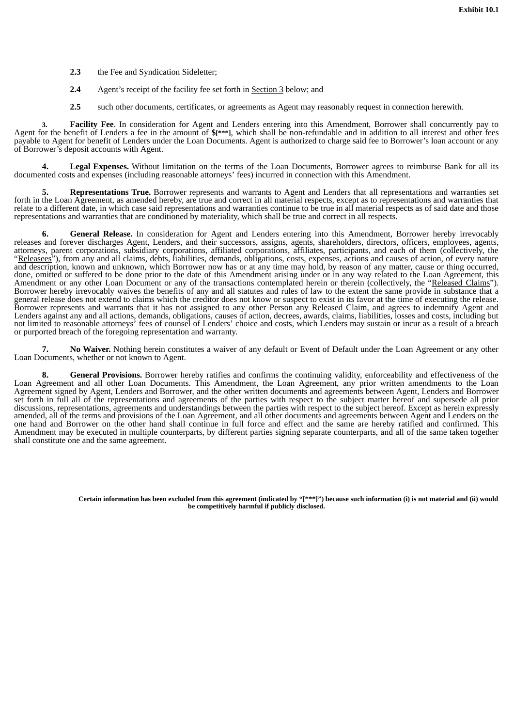**2.3** the Fee and Syndication Sideletter;

**2.4** Agent's receipt of the facility fee set forth in Section 3 below; and

**2.5** such other documents, certificates, or agreements as Agent may reasonably request in connection herewith.

**3. Facility Fee**. In consideration for Agent and Lenders entering into this Amendment, Borrower shall concurrently pay to Agent for the benefit of Lenders a fee in the amount of **$[***]**, which shall be non-refundable and in addition to all interest and other fees payable to Agent for benefit of Lenders under the Loan Documents. Agent is authorized to charge said fee to Borrower's loan account or any of Borrower's deposit accounts with Agent.

**4. Legal Expenses.** Without limitation on the terms of the Loan Documents, Borrower agrees to reimburse Bank for all its documented costs and expenses (including reasonable attorneys' fees) incurred in connection with this Amendment.

**5. Representations True.** Borrower represents and warrants to Agent and Lenders that all representations and warranties set forth in the Loan Agreement, as amended hereby, are true and correct in all material respects, except as to representations and warranties that relate to a different date, in which case said representations and warranties continue to be true in all material respects as of said date and those representations and warranties that are conditioned by materiality, which shall be true and correct in all respects.

**6. General Release.** In consideration for Agent and Lenders entering into this Amendment, Borrower hereby irrevocably releases and forever discharges Agent, Lenders, and their successors, assigns, agents, shareholders, directors, officers, employees, agents, attorneys, parent corporations, subsidiary corporations, affiliated corporations, affiliates, participants, and each of them (collectively, the "Releasees"), from any and all claims, debts, liabilities, demands, obligations, costs, expenses, actions and causes of action, of every nature and description, known and unknown, which Borrower now has or at any time may hold, by reason of any matter, cause or thing occurred, done, omitted or suffered to be done prior to the date of this Amendment arising under or in any way related to the Loan Agreement, this Amendment or any other Loan Document or any of the transactions contemplated herein or therein (collectively, the "Released Claims"). Borrower hereby irrevocably waives the benefits of any and all statutes and rules of law to the extent the same provide in substance that a general release does not extend to claims which the creditor does not know or suspect to exist in its favor at the time of executing the release. Borrower represents and warrants that it has not assigned to any other Person any Released Claim, and agrees to indemnify Agent and Lenders against any and all actions, demands, obligations, causes of action, decrees, awards, claims, liabilities, losses and costs, including but not limited to reasonable attorneys' fees of counsel of Lenders' choice and costs, which Lenders may sustain or incur as a result of a breach or purported breach of the foregoing representation and warranty.

**7. No Waiver.** Nothing herein constitutes a waiver of any default or Event of Default under the Loan Agreement or any other Loan Documents, whether or not known to Agent.

**8. General Provisions.** Borrower hereby ratifies and confirms the continuing validity, enforceability and effectiveness of the Loan Agreement and all other Loan Documents. This Amendment, the Loan Agreement, any prior written amendments to the Loan Agreement signed by Agent, Lenders and Borrower, and the other written documents and agreements between Agent, Lenders and Borrower set forth in full all of the representations and agreements of the parties with respect to the subject matter hereof and supersede all prior discussions, representations, agreements and understandings between the parties with respect to the subject hereof. Except as herein expressly amended, all of the terms and provisions of the Loan Agreement, and all other documents and agreements between Agent and Lenders on the one hand and Borrower on the other hand shall continue in full force and effect and the same are hereby ratified and confirmed. This Amendment may be executed in multiple counterparts, by different parties signing separate counterparts, and all of the same taken together shall constitute one and the same agreement.

**Certain information has been excluded from this agreement (indicated by "[***]") because such information (i) is not material and (ii) would be competitively harmful if publicly disclosed.**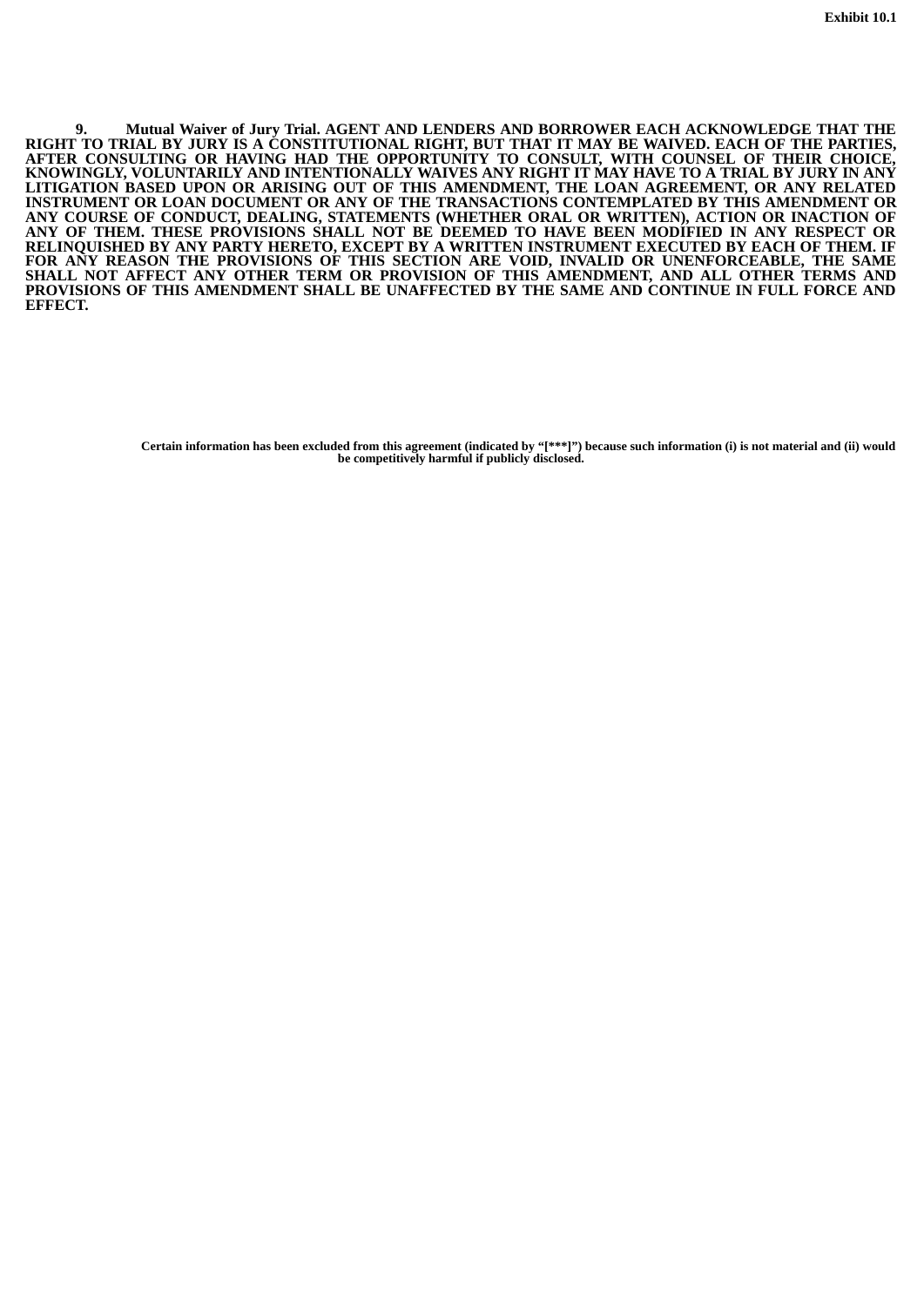**9. Mutual Waiver of Jury Trial. AGENT AND LENDERS AND BORROWER EACH ACKNOWLEDGE THAT THE RIGHT TO TRIAL BY JURY IS A CONSTITUTIONAL RIGHT, BUT THAT IT MAY BE WAIVED. EACH OF THE PARTIES, AFTER CONSULTING OR HAVING HAD THE OPPORTUNITY TO CONSULT, WITH COUNSEL OF THEIR CHOICE, KNOWINGLY, VOLUNTARILY AND INTENTIONALLY WAIVES ANY RIGHT IT MAY HAVE TO A TRIAL BY JURY IN ANY LITIGATION BASED UPON OR ARISING OUT OF THIS AMENDMENT, THE LOAN AGREEMENT, OR ANY RELATED INSTRUMENT OR LOAN DOCUMENT OR ANY OF THE TRANSACTIONS CONTEMPLATED BY THIS AMENDMENT OR ANY COURSE OF CONDUCT, DEALING, STATEMENTS (WHETHER ORAL OR WRITTEN), ACTION OR INACTION OF ANY OF THEM. THESE PROVISIONS SHALL NOT BE DEEMED TO HAVE BEEN MODIFIED IN ANY RESPECT OR RELINQUISHED BY ANY PARTY HERETO, EXCEPT BY A WRITTEN INSTRUMENT EXECUTED BY EACH OF THEM. IF FOR ANY REASON THE PROVISIONS OF THIS SECTION ARE VOID, INVALID OR UNENFORCEABLE, THE SAME SHALL NOT AFFECT ANY OTHER TERM OR PROVISION OF THIS AMENDMENT, AND ALL OTHER TERMS AND PROVISIONS OF THIS AMENDMENT SHALL BE UNAFFECTED BY THE SAME AND CONTINUE IN FULL FORCE AND EFFECT.**

**Certain information has been excluded from this agreement (indicated by "[***]") because such information (i) is not material and (ii) would be competitively harmful if publicly disclosed.**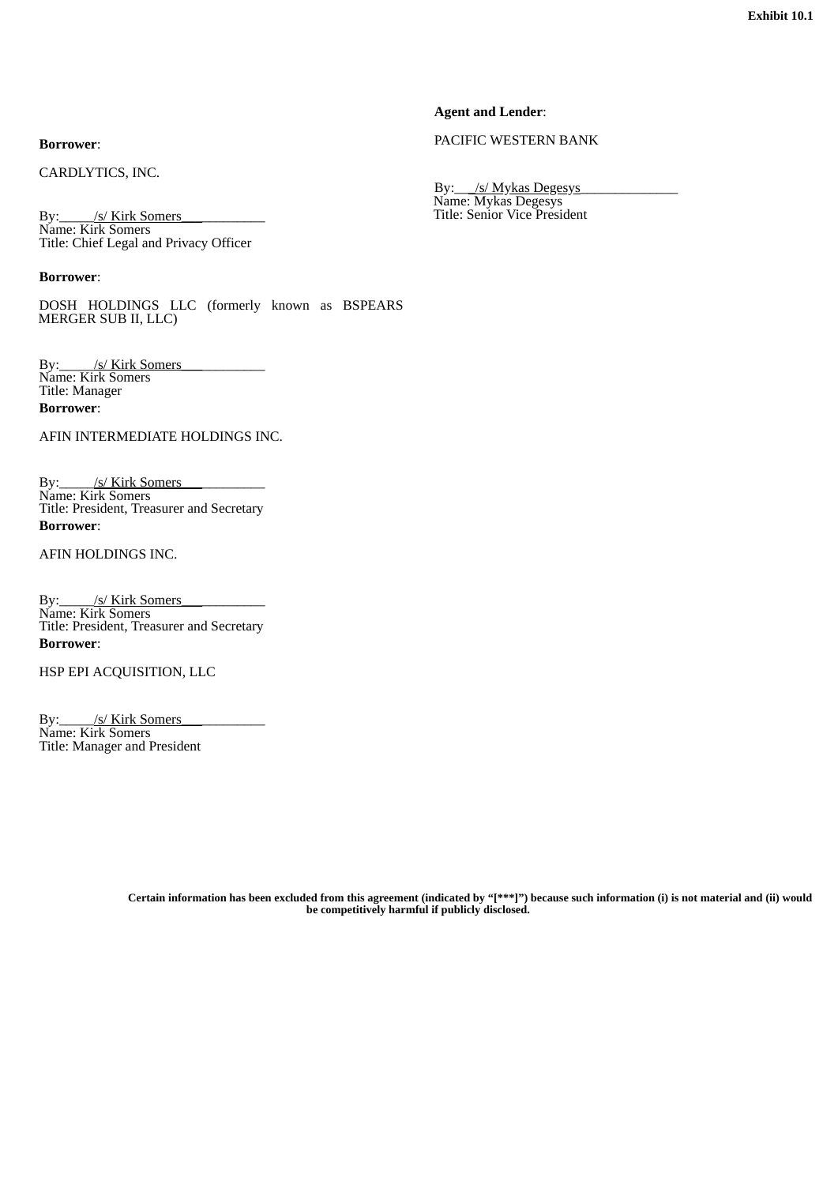Exhibit 10.1

**Borrower**:

CARDLYTICS, INC.

By:_____/s/ Kirk Somers____________
Name: Kirk Somers
Title: Chief Legal and Privacy Officer

**Borrower**:

DOSH HOLDINGS LLC (formerly known as BSPEARS MERGER SUB II, LLC)

By:_____/s/ Kirk Somers____________
Name: Kirk Somers
Title: Manager

**Borrower**:

AFIN INTERMEDIATE HOLDINGS INC.

By:_____/s/ Kirk Somers ____________
Name: Kirk Somers
Title: President, Treasurer and Secretary

**Borrower**:

AFIN HOLDINGS INC.

By:_____/s/ Kirk Somers____________
Name: Kirk Somers
Title: President, Treasurer and Secretary

**Borrower**:

HSP EPI ACQUISITION, LLC

By:_____/s/ Kirk Somers____________
Name: Kirk Somers
Title: Manager and President

**Agent and Lender**:

PACIFIC WESTERN BANK

By:___/s/ Mykas Degesys______________
Name: Mykas Degesys
Title: Senior Vice President

**Certain information has been excluded from this agreement (indicated by "[***]") because such information (i) is not material and (ii) would be competitively harmful if publicly disclosed.**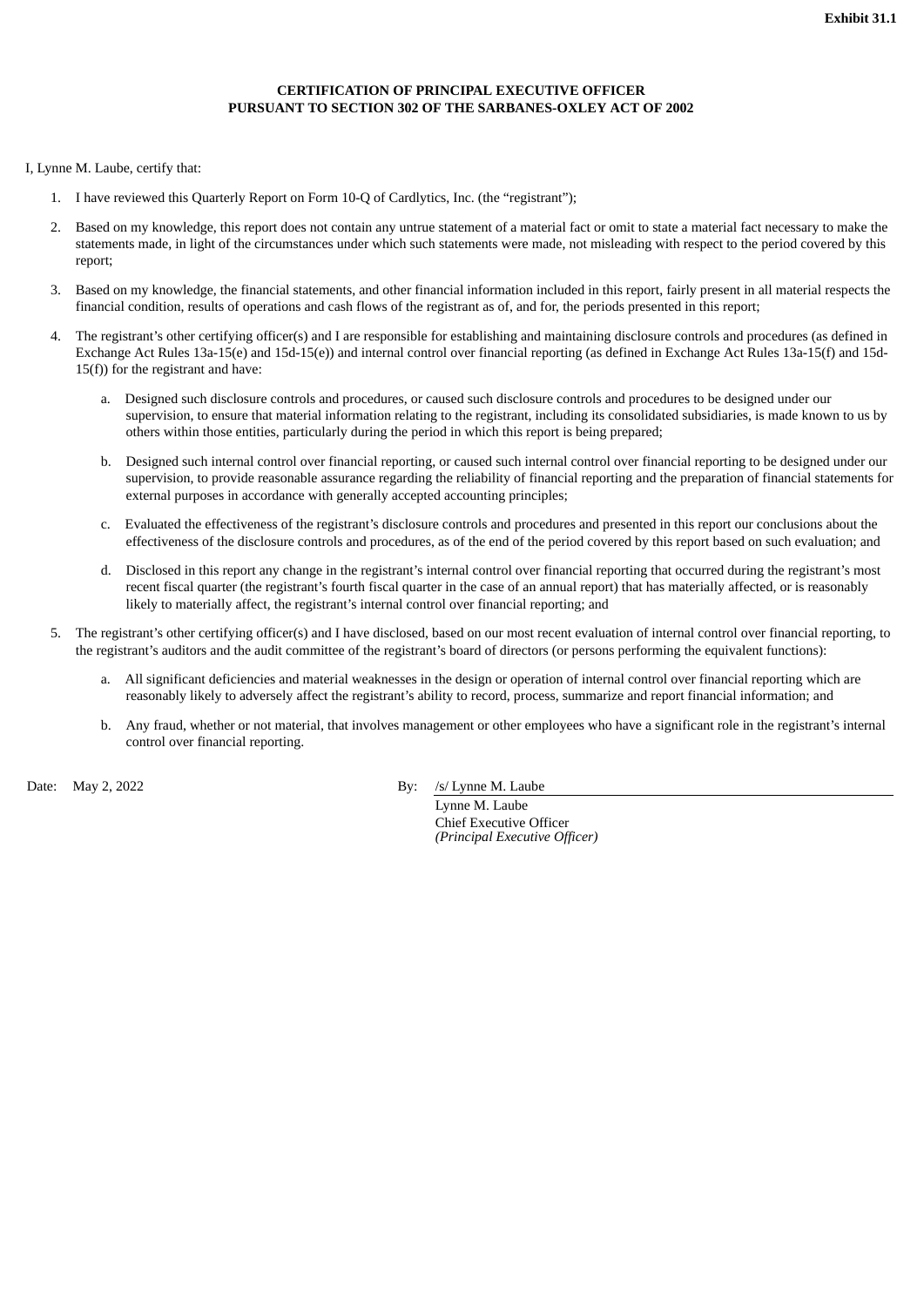**Exhibit 31.1**

**CERTIFICATION OF PRINCIPAL EXECUTIVE OFFICER**
**PURSUANT TO SECTION 302 OF THE SARBANES-OXLEY ACT OF 2002**

I, Lynne M. Laube, certify that:

1. I have reviewed this Quarterly Report on Form 10-Q of Cardlytics, Inc. (the "registrant");

2. Based on my knowledge, this report does not contain any untrue statement of a material fact or omit to state a material fact necessary to make the statements made, in light of the circumstances under which such statements were made, not misleading with respect to the period covered by this report;

3. Based on my knowledge, the financial statements, and other financial information included in this report, fairly present in all material respects the financial condition, results of operations and cash flows of the registrant as of, and for, the periods presented in this report;

4. The registrant's other certifying officer(s) and I are responsible for establishing and maintaining disclosure controls and procedures (as defined in Exchange Act Rules 13a-15(e) and 15d-15(e)) and internal control over financial reporting (as defined in Exchange Act Rules 13a-15(f) and 15d-15(f)) for the registrant and have:

   a. Designed such disclosure controls and procedures, or caused such disclosure controls and procedures to be designed under our supervision, to ensure that material information relating to the registrant, including its consolidated subsidiaries, is made known to us by others within those entities, particularly during the period in which this report is being prepared;

   b. Designed such internal control over financial reporting, or caused such internal control over financial reporting to be designed under our supervision, to provide reasonable assurance regarding the reliability of financial reporting and the preparation of financial statements for external purposes in accordance with generally accepted accounting principles;

   c. Evaluated the effectiveness of the registrant's disclosure controls and procedures and presented in this report our conclusions about the effectiveness of the disclosure controls and procedures, as of the end of the period covered by this report based on such evaluation; and

   d. Disclosed in this report any change in the registrant's internal control over financial reporting that occurred during the registrant's most recent fiscal quarter (the registrant's fourth fiscal quarter in the case of an annual report) that has materially affected, or is reasonably likely to materially affect, the registrant's internal control over financial reporting; and

5. The registrant's other certifying officer(s) and I have disclosed, based on our most recent evaluation of internal control over financial reporting, to the registrant's auditors and the audit committee of the registrant's board of directors (or persons performing the equivalent functions):

   a. All significant deficiencies and material weaknesses in the design or operation of internal control over financial reporting which are reasonably likely to adversely affect the registrant's ability to record, process, summarize and report financial information; and

   b. Any fraud, whether or not material, that involves management or other employees who have a significant role in the registrant's internal control over financial reporting.

Date: May 2, 2022

By: /s/ Lynne M. Laube
Lynne M. Laube
Chief Executive Officer
*(Principal Executive Officer)*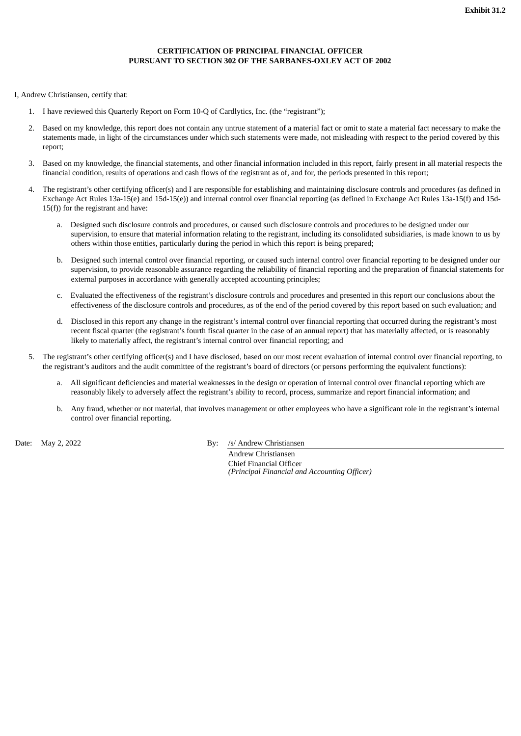**Exhibit 31.2**

**CERTIFICATION OF PRINCIPAL FINANCIAL OFFICER**
**PURSUANT TO SECTION 302 OF THE SARBANES-OXLEY ACT OF 2002**

I, Andrew Christiansen, certify that:

1. I have reviewed this Quarterly Report on Form 10-Q of Cardlytics, Inc. (the "registrant");

2. Based on my knowledge, this report does not contain any untrue statement of a material fact or omit to state a material fact necessary to make the statements made, in light of the circumstances under which such statements were made, not misleading with respect to the period covered by this report;

3. Based on my knowledge, the financial statements, and other financial information included in this report, fairly present in all material respects the financial condition, results of operations and cash flows of the registrant as of, and for, the periods presented in this report;

4. The registrant's other certifying officer(s) and I are responsible for establishing and maintaining disclosure controls and procedures (as defined in Exchange Act Rules 13a-15(e) and 15d-15(e)) and internal control over financial reporting (as defined in Exchange Act Rules 13a-15(f) and 15d-15(f)) for the registrant and have:

   a. Designed such disclosure controls and procedures, or caused such disclosure controls and procedures to be designed under our supervision, to ensure that material information relating to the registrant, including its consolidated subsidiaries, is made known to us by others within those entities, particularly during the period in which this report is being prepared;

   b. Designed such internal control over financial reporting, or caused such internal control over financial reporting to be designed under our supervision, to provide reasonable assurance regarding the reliability of financial reporting and the preparation of financial statements for external purposes in accordance with generally accepted accounting principles;

   c. Evaluated the effectiveness of the registrant's disclosure controls and procedures and presented in this report our conclusions about the effectiveness of the disclosure controls and procedures, as of the end of the period covered by this report based on such evaluation; and

   d. Disclosed in this report any change in the registrant's internal control over financial reporting that occurred during the registrant's most recent fiscal quarter (the registrant's fourth fiscal quarter in the case of an annual report) that has materially affected, or is reasonably likely to materially affect, the registrant's internal control over financial reporting; and

5. The registrant's other certifying officer(s) and I have disclosed, based on our most recent evaluation of internal control over financial reporting, to the registrant's auditors and the audit committee of the registrant's board of directors (or persons performing the equivalent functions):

   a. All significant deficiencies and material weaknesses in the design or operation of internal control over financial reporting which are reasonably likely to adversely affect the registrant's ability to record, process, summarize and report financial information; and

   b. Any fraud, whether or not material, that involves management or other employees who have a significant role in the registrant's internal control over financial reporting.

Date: May 2, 2022

By: /s/ Andrew Christiansen
Andrew Christiansen
Chief Financial Officer
*(Principal Financial and Accounting Officer)*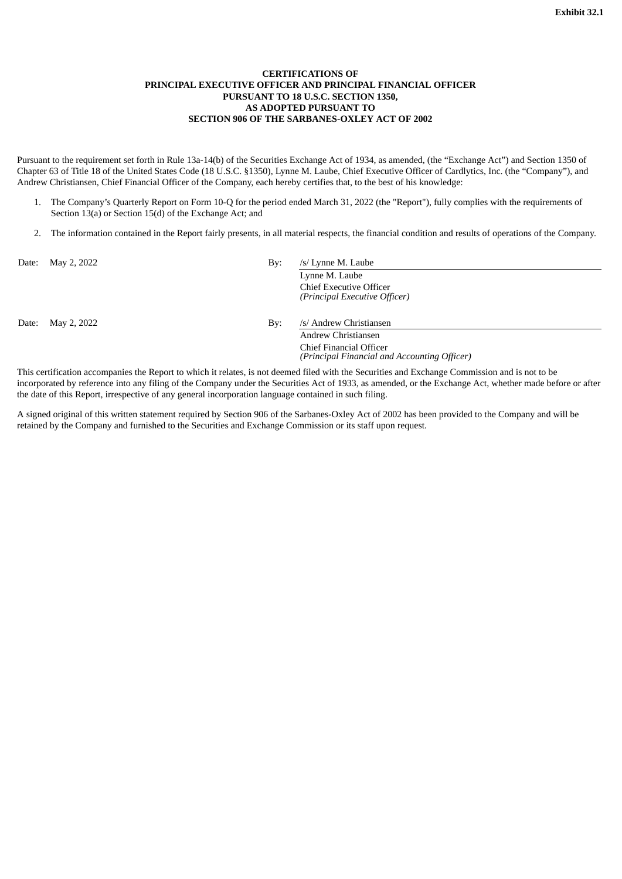**Exhibit 32.1**

**CERTIFICATIONS OF**
**PRINCIPAL EXECUTIVE OFFICER AND PRINCIPAL FINANCIAL OFFICER**
**PURSUANT TO 18 U.S.C. SECTION 1350,**
**AS ADOPTED PURSUANT TO**
**SECTION 906 OF THE SARBANES-OXLEY ACT OF 2002**

Pursuant to the requirement set forth in Rule 13a-14(b) of the Securities Exchange Act of 1934, as amended, (the “Exchange Act”) and Section 1350 of Chapter 63 of Title 18 of the United States Code (18 U.S.C. §1350), Lynne M. Laube, Chief Executive Officer of Cardlytics, Inc. (the “Company”), and Andrew Christiansen, Chief Financial Officer of the Company, each hereby certifies that, to the best of his knowledge:

1. The Company’s Quarterly Report on Form 10-Q for the period ended March 31, 2022 (the "Report"), fully complies with the requirements of Section 13(a) or Section 15(d) of the Exchange Act; and
2. The information contained in the Report fairly presents, in all material respects, the financial condition and results of operations of the Company.

| | | | |
|---|---|---|---|
| Date: | May 2, 2022 | By: | /s/ Lynne M. Laube |
| | | | Lynne M. Laube |
| | | | Chief Executive Officer<br>*(Principal Executive Officer)* |
| Date: | May 2, 2022 | By: | /s/ Andrew Christiansen |
| | | | Andrew Christiansen |
| | | | Chief Financial Officer<br>*(Principal Financial and Accounting Officer)* |

This certification accompanies the Report to which it relates, is not deemed filed with the Securities and Exchange Commission and is not to be incorporated by reference into any filing of the Company under the Securities Act of 1933, as amended, or the Exchange Act, whether made before or after the date of this Report, irrespective of any general incorporation language contained in such filing.

A signed original of this written statement required by Section 906 of the Sarbanes-Oxley Act of 2002 has been provided to the Company and will be retained by the Company and furnished to the Securities and Exchange Commission or its staff upon request.